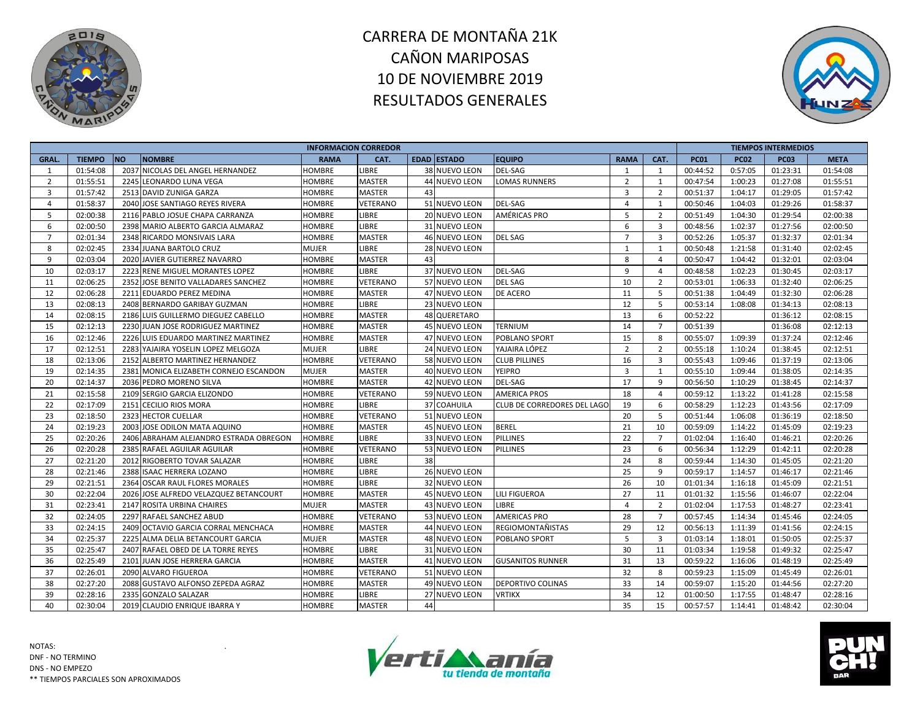# CARRERA DE MONTAÑA 21K
# CAÑON MARIPOSAS
# 10 DE NOVIEMBRE 2019
# RESULTADOS GENERALES

| INFORMACION CORREDOR | | | | | | | | | | | TIEMPOS INTERMEDIOS | | | |
|---|---|---|---|---|---|---|---|---|---|---|---|---|---|---|
| GRAL. | TIEMPO | NO | NOMBRE | RAMA | CAT. | EDAD | ESTADO | EQUIPO | RAMA | CAT. | PC01 | PC02 | PC03 | META |
| 1 | 01:54:08 | 2037 | NICOLAS DEL ANGEL HERNANDEZ | HOMBRE | LIBRE | 38 | NUEVO LEON | DEL-SAG | 1 | 1 | 00:44:52 | 0:57:05 | 01:23:31 | 01:54:08 |
| 2 | 01:55:51 | 2245 | LEONARDO LUNA VEGA | HOMBRE | MASTER | 44 | NUEVO LEON | LOMAS RUNNERS | 2 | 1 | 00:47:54 | 1:00:23 | 01:27:08 | 01:55:51 |
| 3 | 01:57:42 | 2513 | DAVID ZUNIGA GARZA | HOMBRE | MASTER | 43 | | | 3 | 2 | 00:51:37 | 1:04:17 | 01:29:05 | 01:57:42 |
| 4 | 01:58:37 | 2040 | JOSE SANTIAGO REYES RIVERA | HOMBRE | VETERANO | 51 | NUEVO LEON | DEL-SAG | 4 | 1 | 00:50:46 | 1:04:03 | 01:29:26 | 01:58:37 |
| 5 | 02:00:38 | 2116 | PABLO JOSUE CHAPA CARRANZA | HOMBRE | LIBRE | 20 | NUEVO LEON | AMÉRICAS PRO | 5 | 2 | 00:51:49 | 1:04:30 | 01:29:54 | 02:00:38 |
| 6 | 02:00:50 | 2398 | MARIO ALBERTO GARCIA ALMARAZ | HOMBRE | LIBRE | 31 | NUEVO LEON | | 6 | 3 | 00:48:56 | 1:02:37 | 01:27:56 | 02:00:50 |
| 7 | 02:01:34 | 2348 | RICARDO MONSIVAIS LARA | HOMBRE | MASTER | 46 | NUEVO LEON | DEL SAG | 7 | 3 | 00:52:26 | 1:05:37 | 01:32:37 | 02:01:34 |
| 8 | 02:02:45 | 2334 | JUANA BARTOLO CRUZ | MUJER | LIBRE | 28 | NUEVO LEON | | 1 | 1 | 00:50:48 | 1:21:58 | 01:31:40 | 02:02:45 |
| 9 | 02:03:04 | 2020 | JAVIER GUTIERREZ NAVARRO | HOMBRE | MASTER | 43 | | | 8 | 4 | 00:50:47 | 1:04:42 | 01:32:01 | 02:03:04 |
| 10 | 02:03:17 | 2223 | RENE MIGUEL MORANTES LOPEZ | HOMBRE | LIBRE | 37 | NUEVO LEON | DEL-SAG | 9 | 4 | 00:48:58 | 1:02:23 | 01:30:45 | 02:03:17 |
| 11 | 02:06:25 | 2352 | JOSE BENITO VALLADARES SANCHEZ | HOMBRE | VETERANO | 57 | NUEVO LEON | DEL SAG | 10 | 2 | 00:53:01 | 1:06:33 | 01:32:40 | 02:06:25 |
| 12 | 02:06:28 | 2211 | EDUARDO PEREZ MEDINA | HOMBRE | MASTER | 47 | NUEVO LEON | DE ACERO | 11 | 5 | 00:51:38 | 1:04:49 | 01:32:30 | 02:06:28 |
| 13 | 02:08:13 | 2408 | BERNARDO GARIBAY GUZMAN | HOMBRE | LIBRE | 23 | NUEVO LEON | | 12 | 5 | 00:53:14 | 1:08:08 | 01:34:13 | 02:08:13 |
| 14 | 02:08:15 | 2186 | LUIS GUILLERMO DIEGUEZ CABELLO | HOMBRE | MASTER | 48 | QUERETARO | | 13 | 6 | 00:52:22 | | 01:36:12 | 02:08:15 |
| 15 | 02:12:13 | 2230 | JUAN JOSE RODRIGUEZ MARTINEZ | HOMBRE | MASTER | 45 | NUEVO LEON | TERNIUM | 14 | 7 | 00:51:39 | | 01:36:08 | 02:12:13 |
| 16 | 02:12:46 | 2226 | LUIS EDUARDO MARTINEZ MARTINEZ | HOMBRE | MASTER | 47 | NUEVO LEON | POBLANO SPORT | 15 | 8 | 00:55:07 | 1:09:39 | 01:37:24 | 02:12:46 |
| 17 | 02:12:51 | 2283 | YAJAIRA YOSELIN LOPEZ MELGOZA | MUJER | LIBRE | 24 | NUEVO LEON | YAJAIRA LÓPEZ | 2 | 2 | 00:55:18 | 1:10:24 | 01:38:45 | 02:12:51 |
| 18 | 02:13:06 | 2152 | ALBERTO MARTINEZ HERNANDEZ | HOMBRE | VETERANO | 58 | NUEVO LEON | CLUB PILLINES | 16 | 3 | 00:55:43 | 1:09:46 | 01:37:19 | 02:13:06 |
| 19 | 02:14:35 | 2381 | MONICA ELIZABETH CORNEJO ESCANDON | MUJER | MASTER | 40 | NUEVO LEON | YEIPRO | 3 | 1 | 00:55:10 | 1:09:44 | 01:38:05 | 02:14:35 |
| 20 | 02:14:37 | 2036 | PEDRO MORENO SILVA | HOMBRE | MASTER | 42 | NUEVO LEON | DEL-SAG | 17 | 9 | 00:56:50 | 1:10:29 | 01:38:45 | 02:14:37 |
| 21 | 02:15:58 | 2109 | SERGIO GARCIA ELIZONDO | HOMBRE | VETERANO | 59 | NUEVO LEON | AMERICA PROS | 18 | 4 | 00:59:12 | 1:13:22 | 01:41:28 | 02:15:58 |
| 22 | 02:17:09 | 2151 | CECILIO RIOS MORA | HOMBRE | LIBRE | 37 | COAHUILA | CLUB DE CORREDORES DEL LAGO | 19 | 6 | 00:58:29 | 1:12:23 | 01:43:56 | 02:17:09 |
| 23 | 02:18:50 | 2323 | HECTOR CUELLAR | HOMBRE | VETERANO | 51 | NUEVO LEON | | 20 | 5 | 00:51:44 | 1:06:08 | 01:36:19 | 02:18:50 |
| 24 | 02:19:23 | 2003 | JOSE ODILON MATA AQUINO | HOMBRE | MASTER | 45 | NUEVO LEON | BEREL | 21 | 10 | 00:59:09 | 1:14:22 | 01:45:09 | 02:19:23 |
| 25 | 02:20:26 | 2406 | ABRAHAM ALEJANDRO ESTRADA OBREGON | HOMBRE | LIBRE | 33 | NUEVO LEON | PILLINES | 22 | 7 | 01:02:04 | 1:16:40 | 01:46:21 | 02:20:26 |
| 26 | 02:20:28 | 2385 | RAFAEL AGUILAR AGUILAR | HOMBRE | VETERANO | 53 | NUEVO LEON | PILLINES | 23 | 6 | 00:56:34 | 1:12:29 | 01:42:11 | 02:20:28 |
| 27 | 02:21:20 | 2012 | RIGOBERTO TOVAR SALAZAR | HOMBRE | LIBRE | 38 | | | 24 | 8 | 00:59:44 | 1:14:30 | 01:45:05 | 02:21:20 |
| 28 | 02:21:46 | 2388 | ISAAC HERRERA LOZANO | HOMBRE | LIBRE | 26 | NUEVO LEON | | 25 | 9 | 00:59:17 | 1:14:57 | 01:46:17 | 02:21:46 |
| 29 | 02:21:51 | 2364 | OSCAR RAUL FLORES MORALES | HOMBRE | LIBRE | 32 | NUEVO LEON | | 26 | 10 | 01:01:34 | 1:16:18 | 01:45:09 | 02:21:51 |
| 30 | 02:22:04 | 2026 | JOSE ALFREDO VELAZQUEZ BETANCOURT | HOMBRE | MASTER | 45 | NUEVO LEON | LILI FIGUEROA | 27 | 11 | 01:01:32 | 1:15:56 | 01:46:07 | 02:22:04 |
| 31 | 02:23:41 | 2147 | ROSITA URBINA CHAIRES | MUJER | MASTER | 43 | NUEVO LEON | LIBRE | 4 | 2 | 01:02:04 | 1:17:53 | 01:48:27 | 02:23:41 |
| 32 | 02:24:05 | 2297 | RAFAEL SANCHEZ ABUD | HOMBRE | VETERANO | 53 | NUEVO LEON | AMERICAS PRO | 28 | 7 | 00:57:45 | 1:14:34 | 01:45:46 | 02:24:05 |
| 33 | 02:24:15 | 2409 | OCTAVIO GARCIA CORRAL MENCHACA | HOMBRE | MASTER | 44 | NUEVO LEON | REGIOMONTAÑISTAS | 29 | 12 | 00:56:13 | 1:11:39 | 01:41:56 | 02:24:15 |
| 34 | 02:25:37 | 2225 | ALMA DELIA BETANCOURT GARCIA | MUJER | MASTER | 48 | NUEVO LEON | POBLANO SPORT | 5 | 3 | 01:03:14 | 1:18:01 | 01:50:05 | 02:25:37 |
| 35 | 02:25:47 | 2407 | RAFAEL OBED DE LA TORRE REYES | HOMBRE | LIBRE | 31 | NUEVO LEON | | 30 | 11 | 01:03:34 | 1:19:58 | 01:49:32 | 02:25:47 |
| 36 | 02:25:49 | 2101 | JUAN JOSE HERRERA GARCIA | HOMBRE | MASTER | 41 | NUEVO LEON | GUSANITOS RUNNER | 31 | 13 | 00:59:22 | 1:16:06 | 01:48:19 | 02:25:49 |
| 37 | 02:26:01 | 2090 | ALVARO FIGUEROA | HOMBRE | VETERANO | 51 | NUEVO LEON | | 32 | 8 | 00:59:23 | 1:15:09 | 01:45:49 | 02:26:01 |
| 38 | 02:27:20 | 2088 | GUSTAVO ALFONSO ZEPEDA AGRAZ | HOMBRE | MASTER | 49 | NUEVO LEON | DEPORTIVO COLINAS | 33 | 14 | 00:59:07 | 1:15:20 | 01:44:56 | 02:27:20 |
| 39 | 02:28:16 | 2335 | GONZALO SALAZAR | HOMBRE | LIBRE | 27 | NUEVO LEON | VRTIKX | 34 | 12 | 01:00:50 | 1:17:55 | 01:48:47 | 02:28:16 |
| 40 | 02:30:04 | 2019 | CLAUDIO ENRIQUE IBARRA Y | HOMBRE | MASTER | 44 | | | 35 | 15 | 00:57:57 | 1:14:41 | 01:48:42 | 02:30:04 |

NOTAS:
DNF - NO TERMINO
DNS - NO EMPEZO
** TIEMPOS PARCIALES SON APROXIMADOS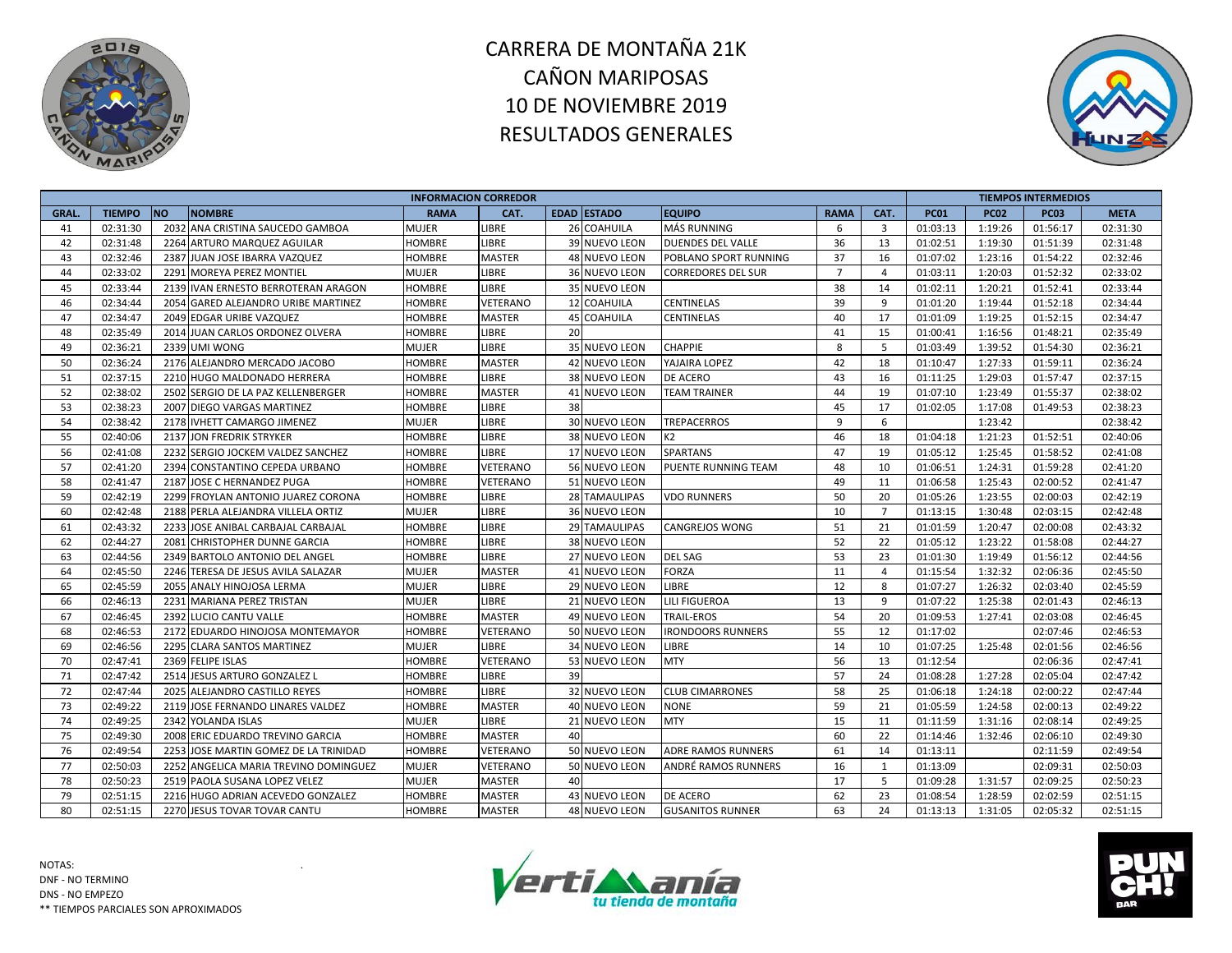# CARRERA DE MONTAÑA 21K
# CAÑON MARIPOSAS
# 10 DE NOVIEMBRE 2019
# RESULTADOS GENERALES

| INFORMACION CORREDOR | | | | | | | | | | | TIEMPOS INTERMEDIOS | | | |
|---|---|---|---|---|---|---|---|---|---|---|---|---|---|---|
| GRAL. | TIEMPO | NO | NOMBRE | RAMA | CAT. | EDAD | ESTADO | EQUIPO | RAMA | CAT. | PC01 | PC02 | PC03 | META |
| 41 | 02:31:30 | 2032 | ANA CRISTINA SAUCEDO GAMBOA | MUJER | LIBRE | 26 | COAHUILA | MÁS RUNNING | 6 | 3 | 01:03:13 | 1:19:26 | 01:56:17 | 02:31:30 |
| 42 | 02:31:48 | 2264 | ARTURO MARQUEZ AGUILAR | HOMBRE | LIBRE | 39 | NUEVO LEON | DUENDES DEL VALLE | 36 | 13 | 01:02:51 | 1:19:30 | 01:51:39 | 02:31:48 |
| 43 | 02:32:46 | 2387 | JUAN JOSE IBARRA VAZQUEZ | HOMBRE | MASTER | 48 | NUEVO LEON | POBLANO SPORT RUNNING | 37 | 16 | 01:07:02 | 1:23:16 | 01:54:22 | 02:32:46 |
| 44 | 02:33:02 | 2291 | MOREYA PEREZ MONTIEL | MUJER | LIBRE | 36 | NUEVO LEON | CORREDORES DEL SUR | 7 | 4 | 01:03:11 | 1:20:03 | 01:52:32 | 02:33:02 |
| 45 | 02:33:44 | 2139 | IVAN ERNESTO BERROTERAN ARAGON | HOMBRE | LIBRE | 35 | NUEVO LEON | | 38 | 14 | 01:02:11 | 1:20:21 | 01:52:41 | 02:33:44 |
| 46 | 02:34:44 | 2054 | GARED ALEJANDRO URIBE MARTINEZ | HOMBRE | VETERANO | 12 | COAHUILA | CENTINELAS | 39 | 9 | 01:01:20 | 1:19:44 | 01:52:18 | 02:34:44 |
| 47 | 02:34:47 | 2049 | EDGAR URIBE VAZQUEZ | HOMBRE | MASTER | 45 | COAHUILA | CENTINELAS | 40 | 17 | 01:01:09 | 1:19:25 | 01:52:15 | 02:34:47 |
| 48 | 02:35:49 | 2014 | JUAN CARLOS ORDONEZ OLVERA | HOMBRE | LIBRE | 20 | | | 41 | 15 | 01:00:41 | 1:16:56 | 01:48:21 | 02:35:49 |
| 49 | 02:36:21 | 2339 | UMI WONG | MUJER | LIBRE | 35 | NUEVO LEON | CHAPPIE | 8 | 5 | 01:03:49 | 1:39:52 | 01:54:30 | 02:36:21 |
| 50 | 02:36:24 | 2176 | ALEJANDRO MERCADO JACOBO | HOMBRE | MASTER | 42 | NUEVO LEON | YAJAIRA LOPEZ | 42 | 18 | 01:10:47 | 1:27:33 | 01:59:11 | 02:36:24 |
| 51 | 02:37:15 | 2210 | HUGO MALDONADO HERRERA | HOMBRE | LIBRE | 38 | NUEVO LEON | DE ACERO | 43 | 16 | 01:11:25 | 1:29:03 | 01:57:47 | 02:37:15 |
| 52 | 02:38:02 | 2502 | SERGIO DE LA PAZ KELLENBERGER | HOMBRE | MASTER | 41 | NUEVO LEON | TEAM TRAINER | 44 | 19 | 01:07:10 | 1:23:49 | 01:55:37 | 02:38:02 |
| 53 | 02:38:23 | 2007 | DIEGO VARGAS MARTINEZ | HOMBRE | LIBRE | 38 | | | 45 | 17 | 01:02:05 | 1:17:08 | 01:49:53 | 02:38:23 |
| 54 | 02:38:42 | 2178 | IVHETT CAMARGO JIMENEZ | MUJER | LIBRE | 30 | NUEVO LEON | TREPACERROS | 9 | 6 | | 1:23:42 | | 02:38:42 |
| 55 | 02:40:06 | 2137 | JON FREDRIK STRYKER | HOMBRE | LIBRE | 38 | NUEVO LEON | K2 | 46 | 18 | 01:04:18 | 1:21:23 | 01:52:51 | 02:40:06 |
| 56 | 02:41:08 | 2232 | SERGIO JOCKEM VALDEZ SANCHEZ | HOMBRE | LIBRE | 17 | NUEVO LEON | SPARTANS | 47 | 19 | 01:05:12 | 1:25:45 | 01:58:52 | 02:41:08 |
| 57 | 02:41:20 | 2394 | CONSTANTINO CEPEDA URBANO | HOMBRE | VETERANO | 56 | NUEVO LEON | PUENTE RUNNING TEAM | 48 | 10 | 01:06:51 | 1:24:31 | 01:59:28 | 02:41:20 |
| 58 | 02:41:47 | 2187 | JOSE C HERNANDEZ PUGA | HOMBRE | VETERANO | 51 | NUEVO LEON | | 49 | 11 | 01:06:58 | 1:25:43 | 02:00:52 | 02:41:47 |
| 59 | 02:42:19 | 2299 | FROYLAN ANTONIO JUAREZ CORONA | HOMBRE | LIBRE | 28 | TAMAULIPAS | VDO RUNNERS | 50 | 20 | 01:05:26 | 1:23:55 | 02:00:03 | 02:42:19 |
| 60 | 02:42:48 | 2188 | PERLA ALEJANDRA VILLELA ORTIZ | MUJER | LIBRE | 36 | NUEVO LEON | | 10 | 7 | 01:13:15 | 1:30:48 | 02:03:15 | 02:42:48 |
| 61 | 02:43:32 | 2233 | JOSE ANIBAL CARBAJAL CARBAJAL | HOMBRE | LIBRE | 29 | TAMAULIPAS | CANGREJOS WONG | 51 | 21 | 01:01:59 | 1:20:47 | 02:00:08 | 02:43:32 |
| 62 | 02:44:27 | 2081 | CHRISTOPHER DUNNE GARCIA | HOMBRE | LIBRE | 38 | NUEVO LEON | | 52 | 22 | 01:05:12 | 1:23:22 | 01:58:08 | 02:44:27 |
| 63 | 02:44:56 | 2349 | BARTOLO ANTONIO DEL ANGEL | HOMBRE | LIBRE | 27 | NUEVO LEON | DEL SAG | 53 | 23 | 01:01:30 | 1:19:49 | 01:56:12 | 02:44:56 |
| 64 | 02:45:50 | 2246 | TERESA DE JESUS AVILA SALAZAR | MUJER | MASTER | 41 | NUEVO LEON | FORZA | 11 | 4 | 01:15:54 | 1:32:32 | 02:06:36 | 02:45:50 |
| 65 | 02:45:59 | 2055 | ANALY HINOJOSA LERMA | MUJER | LIBRE | 29 | NUEVO LEON | LIBRE | 12 | 8 | 01:07:27 | 1:26:32 | 02:03:40 | 02:45:59 |
| 66 | 02:46:13 | 2231 | MARIANA PEREZ TRISTAN | MUJER | LIBRE | 21 | NUEVO LEON | LILI FIGUEROA | 13 | 9 | 01:07:22 | 1:25:38 | 02:01:43 | 02:46:13 |
| 67 | 02:46:45 | 2392 | LUCIO CANTU VALLE | HOMBRE | MASTER | 49 | NUEVO LEON | TRAIL-EROS | 54 | 20 | 01:09:53 | 1:27:41 | 02:03:08 | 02:46:45 |
| 68 | 02:46:53 | 2172 | EDUARDO HINOJOSA MONTEMAYOR | HOMBRE | VETERANO | 50 | NUEVO LEON | IRONDOORS RUNNERS | 55 | 12 | 01:17:02 | | 02:07:46 | 02:46:53 |
| 69 | 02:46:56 | 2295 | CLARA SANTOS MARTINEZ | MUJER | LIBRE | 34 | NUEVO LEON | LIBRE | 14 | 10 | 01:07:25 | 1:25:48 | 02:01:56 | 02:46:56 |
| 70 | 02:47:41 | 2369 | FELIPE ISLAS | HOMBRE | VETERANO | 53 | NUEVO LEON | MTY | 56 | 13 | 01:12:54 | | 02:06:36 | 02:47:41 |
| 71 | 02:47:42 | 2514 | JESUS ARTURO GONZALEZ L | HOMBRE | LIBRE | 39 | | | 57 | 24 | 01:08:28 | 1:27:28 | 02:05:04 | 02:47:42 |
| 72 | 02:47:44 | 2025 | ALEJANDRO CASTILLO REYES | HOMBRE | LIBRE | 32 | NUEVO LEON | CLUB CIMARRONES | 58 | 25 | 01:06:18 | 1:24:18 | 02:00:22 | 02:47:44 |
| 73 | 02:49:22 | 2119 | JOSE FERNANDO LINARES VALDEZ | HOMBRE | MASTER | 40 | NUEVO LEON | NONE | 59 | 21 | 01:05:59 | 1:24:58 | 02:00:13 | 02:49:22 |
| 74 | 02:49:25 | 2342 | YOLANDA ISLAS | MUJER | LIBRE | 21 | NUEVO LEON | MTY | 15 | 11 | 01:11:59 | 1:31:16 | 02:08:14 | 02:49:25 |
| 75 | 02:49:30 | 2008 | ERIC EDUARDO TREVINO GARCIA | HOMBRE | MASTER | 40 | | | 60 | 22 | 01:14:46 | 1:32:46 | 02:06:10 | 02:49:30 |
| 76 | 02:49:54 | 2253 | JOSE MARTIN GOMEZ DE LA TRINIDAD | HOMBRE | VETERANO | 50 | NUEVO LEON | ADRE RAMOS RUNNERS | 61 | 14 | 01:13:11 | | 02:11:59 | 02:49:54 |
| 77 | 02:50:03 | 2252 | ANGELICA MARIA TREVINO DOMINGUEZ | MUJER | VETERANO | 50 | NUEVO LEON | ANDRÉ RAMOS RUNNERS | 16 | 1 | 01:13:09 | | 02:09:31 | 02:50:03 |
| 78 | 02:50:23 | 2519 | PAOLA SUSANA LOPEZ VELEZ | MUJER | MASTER | 40 | | | 17 | 5 | 01:09:28 | 1:31:57 | 02:09:25 | 02:50:23 |
| 79 | 02:51:15 | 2216 | HUGO ADRIAN ACEVEDO GONZALEZ | HOMBRE | MASTER | 43 | NUEVO LEON | DE ACERO | 62 | 23 | 01:08:54 | 1:28:59 | 02:02:59 | 02:51:15 |
| 80 | 02:51:15 | 2270 | JESUS TOVAR TOVAR CANTU | HOMBRE | MASTER | 48 | NUEVO LEON | GUSANITOS RUNNER | 63 | 24 | 01:13:13 | 1:31:05 | 02:05:32 | 02:51:15 |

NOTAS:
DNF - NO TERMINO
DNS - NO EMPEZO
** TIEMPOS PARCIALES SON APROXIMADOS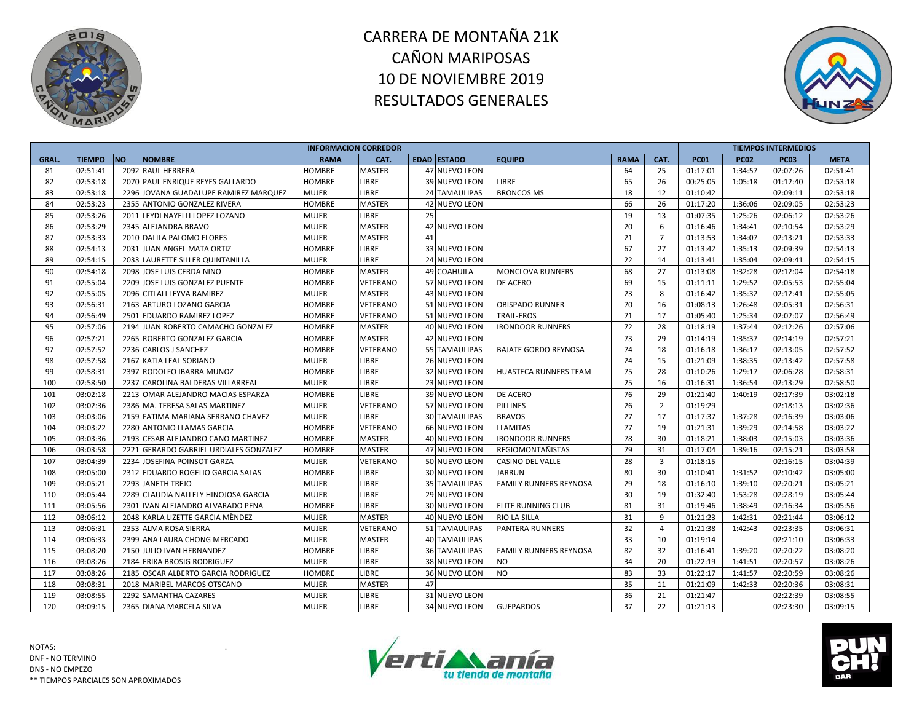# CARRERA DE MONTAÑA 21K
# CAÑON MARIPOSAS
# 10 DE NOVIEMBRE 2019
# RESULTADOS GENERALES

| INFORMACION CORREDOR | | | | | | | | | | | TIEMPOS INTERMEDIOS | | | |
|---|---|---|---|---|---|---|---|---|---|---|---|---|---|---|
| GRAL. | TIEMPO | NO | NOMBRE | RAMA | CAT. | EDAD | ESTADO | EQUIPO | RAMA | CAT. | PC01 | PC02 | PC03 | META |
| 81 | 02:51:41 | 2092 | RAUL HERRERA | HOMBRE | MASTER | 47 | NUEVO LEON | | 64 | 25 | 01:17:01 | 1:34:57 | 02:07:26 | 02:51:41 |
| 82 | 02:53:18 | 2070 | PAUL ENRIQUE REYES GALLARDO | HOMBRE | LIBRE | 39 | NUEVO LEON | LIBRE | 65 | 26 | 00:25:05 | 1:05:18 | 01:12:40 | 02:53:18 |
| 83 | 02:53:18 | 2296 | JOVANA GUADALUPE RAMIREZ MARQUEZ | MUJER | LIBRE | 24 | TAMAULIPAS | BRONCOS MS | 18 | 12 | 01:10:42 | | 02:09:11 | 02:53:18 |
| 84 | 02:53:23 | 2355 | ANTONIO GONZALEZ RIVERA | HOMBRE | MASTER | 42 | NUEVO LEON | | 66 | 26 | 01:17:20 | 1:36:06 | 02:09:05 | 02:53:23 |
| 85 | 02:53:26 | 2011 | LEYDI NAYELLI LOPEZ LOZANO | MUJER | LIBRE | 25 | | | 19 | 13 | 01:07:35 | 1:25:26 | 02:06:12 | 02:53:26 |
| 86 | 02:53:29 | 2345 | ALEJANDRA BRAVO | MUJER | MASTER | 42 | NUEVO LEON | | 20 | 6 | 01:16:46 | 1:34:41 | 02:10:54 | 02:53:29 |
| 87 | 02:53:33 | 2010 | DALILA PALOMO FLORES | MUJER | MASTER | 41 | | | 21 | 7 | 01:13:53 | 1:34:07 | 02:13:21 | 02:53:33 |
| 88 | 02:54:13 | 2031 | JUAN ANGEL MATA ORTIZ | HOMBRE | LIBRE | 33 | NUEVO LEON | | 67 | 27 | 01:13:42 | 1:35:13 | 02:09:39 | 02:54:13 |
| 89 | 02:54:15 | 2033 | LAURETTE SILLER QUINTANILLA | MUJER | LIBRE | 24 | NUEVO LEON | | 22 | 14 | 01:13:41 | 1:35:04 | 02:09:41 | 02:54:15 |
| 90 | 02:54:18 | 2098 | JOSE LUIS CERDA NINO | HOMBRE | MASTER | 49 | COAHUILA | MONCLOVA RUNNERS | 68 | 27 | 01:13:08 | 1:32:28 | 02:12:04 | 02:54:18 |
| 91 | 02:55:04 | 2209 | JOSE LUIS GONZALEZ PUENTE | HOMBRE | VETERANO | 57 | NUEVO LEON | DE ACERO | 69 | 15 | 01:11:11 | 1:29:52 | 02:05:53 | 02:55:04 |
| 92 | 02:55:05 | 2096 | CITLALI LEYVA RAMIREZ | MUJER | MASTER | 43 | NUEVO LEON | | 23 | 8 | 01:16:42 | 1:35:32 | 02:12:41 | 02:55:05 |
| 93 | 02:56:31 | 2163 | ARTURO LOZANO GARCIA | HOMBRE | VETERANO | 51 | NUEVO LEON | OBISPADO RUNNER | 70 | 16 | 01:08:13 | 1:26:48 | 02:05:31 | 02:56:31 |
| 94 | 02:56:49 | 2501 | EDUARDO RAMIREZ LOPEZ | HOMBRE | VETERANO | 51 | NUEVO LEON | TRAIL-EROS | 71 | 17 | 01:05:40 | 1:25:34 | 02:02:07 | 02:56:49 |
| 95 | 02:57:06 | 2194 | JUAN ROBERTO CAMACHO GONZALEZ | HOMBRE | MASTER | 40 | NUEVO LEON | IRONDOOR RUNNERS | 72 | 28 | 01:18:19 | 1:37:44 | 02:12:26 | 02:57:06 |
| 96 | 02:57:21 | 2265 | ROBERTO GONZALEZ GARCIA | HOMBRE | MASTER | 42 | NUEVO LEON | | 73 | 29 | 01:14:19 | 1:35:37 | 02:14:19 | 02:57:21 |
| 97 | 02:57:52 | 2236 | CARLOS J SANCHEZ | HOMBRE | VETERANO | 55 | TAMAULIPAS | BAJATE GORDO REYNOSA | 74 | 18 | 01:16:18 | 1:36:17 | 02:13:05 | 02:57:52 |
| 98 | 02:57:58 | 2167 | KATIA LEAL SORIANO | MUJER | LIBRE | 26 | NUEVO LEON | | 24 | 15 | 01:21:09 | 1:38:35 | 02:13:42 | 02:57:58 |
| 99 | 02:58:31 | 2397 | RODOLFO IBARRA MUNOZ | HOMBRE | LIBRE | 32 | NUEVO LEON | HUASTECA RUNNERS TEAM | 75 | 28 | 01:10:26 | 1:29:17 | 02:06:28 | 02:58:31 |
| 100 | 02:58:50 | 2237 | CAROLINA BALDERAS VILLARREAL | MUJER | LIBRE | 23 | NUEVO LEON | | 25 | 16 | 01:16:31 | 1:36:54 | 02:13:29 | 02:58:50 |
| 101 | 03:02:18 | 2213 | OMAR ALEJANDRO MACIAS ESPARZA | HOMBRE | LIBRE | 39 | NUEVO LEON | DE ACERO | 76 | 29 | 01:21:40 | 1:40:19 | 02:17:39 | 03:02:18 |
| 102 | 03:02:36 | 2386 | MA. TERESA SALAS MARTINEZ | MUJER | VETERANO | 57 | NUEVO LEON | PILLINES | 26 | 2 | 01:19:29 | | 02:18:13 | 03:02:36 |
| 103 | 03:03:06 | 2159 | FATIMA MARIANA SERRANO CHAVEZ | MUJER | LIBRE | 30 | TAMAULIPAS | BRAVOS | 27 | 17 | 01:17:37 | 1:37:28 | 02:16:39 | 03:03:06 |
| 104 | 03:03:22 | 2280 | ANTONIO LLAMAS GARCIA | HOMBRE | VETERANO | 66 | NUEVO LEON | LLAMITAS | 77 | 19 | 01:21:31 | 1:39:29 | 02:14:58 | 03:03:22 |
| 105 | 03:03:36 | 2193 | CESAR ALEJANDRO CANO MARTINEZ | HOMBRE | MASTER | 40 | NUEVO LEON | IRONDOOR RUNNERS | 78 | 30 | 01:18:21 | 1:38:03 | 02:15:03 | 03:03:36 |
| 106 | 03:03:58 | 2221 | GERARDO GABRIEL URDIALES GONZALEZ | HOMBRE | MASTER | 47 | NUEVO LEON | REGIOMONTAÑISTAS | 79 | 31 | 01:17:04 | 1:39:16 | 02:15:21 | 03:03:58 |
| 107 | 03:04:39 | 2234 | JOSEFINA POINSOT GARZA | MUJER | VETERANO | 50 | NUEVO LEON | CASINO DEL VALLE | 28 | 3 | 01:18:15 | | 02:16:15 | 03:04:39 |
| 108 | 03:05:00 | 2312 | EDUARDO ROGELIO GARCIA SALAS | HOMBRE | LIBRE | 30 | NUEVO LEON | JARRUN | 80 | 30 | 01:10:41 | 1:31:52 | 02:10:42 | 03:05:00 |
| 109 | 03:05:21 | 2293 | JANETH TREJO | MUJER | LIBRE | 35 | TAMAULIPAS | FAMILY RUNNERS REYNOSA | 29 | 18 | 01:16:10 | 1:39:10 | 02:20:21 | 03:05:21 |
| 110 | 03:05:44 | 2289 | CLAUDIA NALLELY HINOJOSA GARCIA | MUJER | LIBRE | 29 | NUEVO LEON | | 30 | 19 | 01:32:40 | 1:53:28 | 02:28:19 | 03:05:44 |
| 111 | 03:05:56 | 2301 | IVAN ALEJANDRO ALVARADO PENA | HOMBRE | LIBRE | 30 | NUEVO LEON | ELITE RUNNING CLUB | 81 | 31 | 01:19:46 | 1:38:49 | 02:16:34 | 03:05:56 |
| 112 | 03:06:12 | 2048 | KARLA LIZETTE GARCIA MÈNDEZ | MUJER | MASTER | 40 | NUEVO LEON | RIO LA SILLA | 31 | 9 | 01:21:23 | 1:42:31 | 02:21:44 | 03:06:12 |
| 113 | 03:06:31 | 2353 | ALMA ROSA SIERRA | MUJER | VETERANO | 51 | TAMAULIPAS | PANTERA RUNNERS | 32 | 4 | 01:21:38 | 1:42:43 | 02:23:35 | 03:06:31 |
| 114 | 03:06:33 | 2399 | ANA LAURA CHONG MERCADO | MUJER | MASTER | 40 | TAMAULIPAS | | 33 | 10 | 01:19:14 | | 02:21:10 | 03:06:33 |
| 115 | 03:08:20 | 2150 | JULIO IVAN HERNANDEZ | HOMBRE | LIBRE | 36 | TAMAULIPAS | FAMILY RUNNERS REYNOSA | 82 | 32 | 01:16:41 | 1:39:20 | 02:20:22 | 03:08:20 |
| 116 | 03:08:26 | 2184 | ERIKA BROSIG RODRIGUEZ | MUJER | LIBRE | 38 | NUEVO LEON | NO | 34 | 20 | 01:22:19 | 1:41:51 | 02:20:57 | 03:08:26 |
| 117 | 03:08:26 | 2185 | OSCAR ALBERTO GARCIA RODRIGUEZ | HOMBRE | LIBRE | 36 | NUEVO LEON | NO | 83 | 33 | 01:22:17 | 1:41:57 | 02:20:59 | 03:08:26 |
| 118 | 03:08:31 | 2018 | MARIBEL MARCOS OTSCANO | MUJER | MASTER | 47 | | | 35 | 11 | 01:21:09 | 1:42:33 | 02:20:36 | 03:08:31 |
| 119 | 03:08:55 | 2292 | SAMANTHA CAZARES | MUJER | LIBRE | 31 | NUEVO LEON | | 36 | 21 | 01:21:47 | | 02:22:39 | 03:08:55 |
| 120 | 03:09:15 | 2365 | DIANA MARCELA SILVA | MUJER | LIBRE | 34 | NUEVO LEON | GUEPARDOS | 37 | 22 | 01:21:13 | | 02:23:30 | 03:09:15 |

NOTAS:
DNF - NO TERMINO
DNS - NO EMPEZO
** TIEMPOS PARCIALES SON APROXIMADOS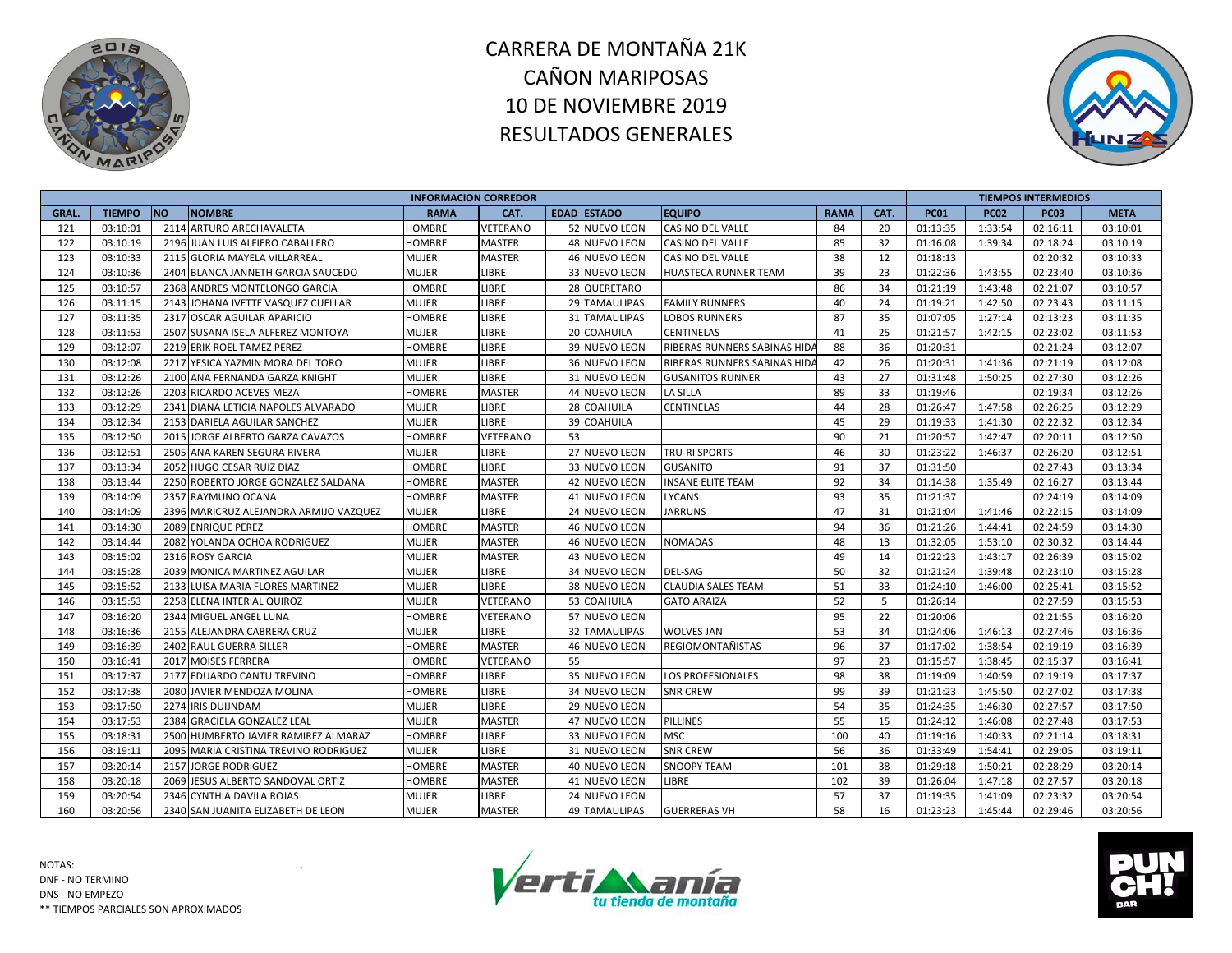# CARRERA DE MONTAÑA 21K
# CAÑON MARIPOSAS
# 10 DE NOVIEMBRE 2019
# RESULTADOS GENERALES

| INFORMACION CORREDOR | | | | | | | | | | | TIEMPOS INTERMEDIOS | | | |
|---|---|---|---|---|---|---|---|---|---|---|---|---|---|---|
| GRAL. | TIEMPO | NO | NOMBRE | RAMA | CAT. | EDAD | ESTADO | EQUIPO | RAMA | CAT. | PC01 | PC02 | PC03 | META |
| 121 | 03:10:01 | 2114 | ARTURO ARECHAVALETA | HOMBRE | VETERANO | 52 | NUEVO LEON | CASINO DEL VALLE | 84 | 20 | 01:13:35 | 1:33:54 | 02:16:11 | 03:10:01 |
| 122 | 03:10:19 | 2196 | JUAN LUIS ALFIERO CABALLERO | HOMBRE | MASTER | 48 | NUEVO LEON | CASINO DEL VALLE | 85 | 32 | 01:16:08 | 1:39:34 | 02:18:24 | 03:10:19 |
| 123 | 03:10:33 | 2115 | GLORIA MAYELA VILLARREAL | MUJER | MASTER | 46 | NUEVO LEON | CASINO DEL VALLE | 38 | 12 | 01:18:13 | | 02:20:32 | 03:10:33 |
| 124 | 03:10:36 | 2404 | BLANCA JANNETH GARCIA SAUCEDO | MUJER | LIBRE | 33 | NUEVO LEON | HUASTECA RUNNER TEAM | 39 | 23 | 01:22:36 | 1:43:55 | 02:23:40 | 03:10:36 |
| 125 | 03:10:57 | 2368 | ANDRES MONTELONGO GARCIA | HOMBRE | LIBRE | 28 | QUERETARO | | 86 | 34 | 01:21:19 | 1:43:48 | 02:21:07 | 03:10:57 |
| 126 | 03:11:15 | 2143 | JOHANA IVETTE VASQUEZ CUELLAR | MUJER | LIBRE | 29 | TAMAULIPAS | FAMILY RUNNERS | 40 | 24 | 01:19:21 | 1:42:50 | 02:23:43 | 03:11:15 |
| 127 | 03:11:35 | 2317 | OSCAR AGUILAR APARICIO | HOMBRE | LIBRE | 31 | TAMAULIPAS | LOBOS RUNNERS | 87 | 35 | 01:07:05 | 1:27:14 | 02:13:23 | 03:11:35 |
| 128 | 03:11:53 | 2507 | SUSANA ISELA ALFEREZ MONTOYA | MUJER | LIBRE | 20 | COAHUILA | CENTINELAS | 41 | 25 | 01:21:57 | 1:42:15 | 02:23:02 | 03:11:53 |
| 129 | 03:12:07 | 2219 | ERIK ROEL TAMEZ PEREZ | HOMBRE | LIBRE | 39 | NUEVO LEON | RIBERAS RUNNERS SABINAS HIDA | 88 | 36 | 01:20:31 | | 02:21:24 | 03:12:07 |
| 130 | 03:12:08 | 2217 | YESICA YAZMIN MORA DEL TORO | MUJER | LIBRE | 36 | NUEVO LEON | RIBERAS RUNNERS SABINAS HIDA | 42 | 26 | 01:20:31 | 1:41:36 | 02:21:19 | 03:12:08 |
| 131 | 03:12:26 | 2100 | ANA FERNANDA GARZA KNIGHT | MUJER | LIBRE | 31 | NUEVO LEON | GUSANITOS RUNNER | 43 | 27 | 01:31:48 | 1:50:25 | 02:27:30 | 03:12:26 |
| 132 | 03:12:26 | 2203 | RICARDO ACEVES MEZA | HOMBRE | MASTER | 44 | NUEVO LEON | LA SILLA | 89 | 33 | 01:19:46 | | 02:19:34 | 03:12:26 |
| 133 | 03:12:29 | 2341 | DIANA LETICIA NAPOLES ALVARADO | MUJER | LIBRE | 28 | COAHUILA | CENTINELAS | 44 | 28 | 01:26:47 | 1:47:58 | 02:26:25 | 03:12:29 |
| 134 | 03:12:34 | 2153 | DARIELA AGUILAR SANCHEZ | MUJER | LIBRE | 39 | COAHUILA | | 45 | 29 | 01:19:33 | 1:41:30 | 02:22:32 | 03:12:34 |
| 135 | 03:12:50 | 2015 | JORGE ALBERTO GARZA CAVAZOS | HOMBRE | VETERANO | 53 | | | 90 | 21 | 01:20:57 | 1:42:47 | 02:20:11 | 03:12:50 |
| 136 | 03:12:51 | 2505 | ANA KAREN SEGURA RIVERA | MUJER | LIBRE | 27 | NUEVO LEON | TRU-RI SPORTS | 46 | 30 | 01:23:22 | 1:46:37 | 02:26:20 | 03:12:51 |
| 137 | 03:13:34 | 2052 | HUGO CESAR RUIZ DIAZ | HOMBRE | LIBRE | 33 | NUEVO LEON | GUSANITO | 91 | 37 | 01:31:50 | | 02:27:43 | 03:13:34 |
| 138 | 03:13:44 | 2250 | ROBERTO JORGE GONZALEZ SALDANA | HOMBRE | MASTER | 42 | NUEVO LEON | INSANE ELITE TEAM | 92 | 34 | 01:14:38 | 1:35:49 | 02:16:27 | 03:13:44 |
| 139 | 03:14:09 | 2357 | RAYMUNO OCANA | HOMBRE | MASTER | 41 | NUEVO LEON | LYCANS | 93 | 35 | 01:21:37 | | 02:24:19 | 03:14:09 |
| 140 | 03:14:09 | 2396 | MARICRUZ ALEJANDRA ARMIJO VAZQUEZ | MUJER | LIBRE | 24 | NUEVO LEON | JARRUNS | 47 | 31 | 01:21:04 | 1:41:46 | 02:22:15 | 03:14:09 |
| 141 | 03:14:30 | 2089 | ENRIQUE PEREZ | HOMBRE | MASTER | 46 | NUEVO LEON | | 94 | 36 | 01:21:26 | 1:44:41 | 02:24:59 | 03:14:30 |
| 142 | 03:14:44 | 2082 | YOLANDA OCHOA RODRIGUEZ | MUJER | MASTER | 46 | NUEVO LEON | NOMADAS | 48 | 13 | 01:32:05 | 1:53:10 | 02:30:32 | 03:14:44 |
| 143 | 03:15:02 | 2316 | ROSY GARCIA | MUJER | MASTER | 43 | NUEVO LEON | | 49 | 14 | 01:22:23 | 1:43:17 | 02:26:39 | 03:15:02 |
| 144 | 03:15:28 | 2039 | MONICA MARTINEZ AGUILAR | MUJER | LIBRE | 34 | NUEVO LEON | DEL-SAG | 50 | 32 | 01:21:24 | 1:39:48 | 02:23:10 | 03:15:28 |
| 145 | 03:15:52 | 2133 | LUISA MARIA FLORES MARTINEZ | MUJER | LIBRE | 38 | NUEVO LEON | CLAUDIA SALES TEAM | 51 | 33 | 01:24:10 | 1:46:00 | 02:25:41 | 03:15:52 |
| 146 | 03:15:53 | 2258 | ELENA INTERIAL QUIROZ | MUJER | VETERANO | 53 | COAHUILA | GATO ARAIZA | 52 | 5 | 01:26:14 | | 02:27:59 | 03:15:53 |
| 147 | 03:16:20 | 2344 | MIGUEL ANGEL LUNA | HOMBRE | VETERANO | 57 | NUEVO LEON | | 95 | 22 | 01:20:06 | | 02:21:55 | 03:16:20 |
| 148 | 03:16:36 | 2155 | ALEJANDRA CABRERA CRUZ | MUJER | LIBRE | 32 | TAMAULIPAS | WOLVES JAN | 53 | 34 | 01:24:06 | 1:46:13 | 02:27:46 | 03:16:36 |
| 149 | 03:16:39 | 2402 | RAUL GUERRA SILLER | HOMBRE | MASTER | 46 | NUEVO LEON | REGIOMONTAÑISTAS | 96 | 37 | 01:17:02 | 1:38:54 | 02:19:19 | 03:16:39 |
| 150 | 03:16:41 | 2017 | MOISES FERRERA | HOMBRE | VETERANO | 55 | | | 97 | 23 | 01:15:57 | 1:38:45 | 02:15:37 | 03:16:41 |
| 151 | 03:17:37 | 2177 | EDUARDO CANTU TREVINO | HOMBRE | LIBRE | 35 | NUEVO LEON | LOS PROFESIONALES | 98 | 38 | 01:19:09 | 1:40:59 | 02:19:19 | 03:17:37 |
| 152 | 03:17:38 | 2080 | JAVIER MENDOZA MOLINA | HOMBRE | LIBRE | 34 | NUEVO LEON | SNR CREW | 99 | 39 | 01:21:23 | 1:45:50 | 02:27:02 | 03:17:38 |
| 153 | 03:17:50 | 2274 | IRIS DUIJNDAM | MUJER | LIBRE | 29 | NUEVO LEON | | 54 | 35 | 01:24:35 | 1:46:30 | 02:27:57 | 03:17:50 |
| 154 | 03:17:53 | 2384 | GRACIELA GONZALEZ LEAL | MUJER | MASTER | 47 | NUEVO LEON | PILLINES | 55 | 15 | 01:24:12 | 1:46:08 | 02:27:48 | 03:17:53 |
| 155 | 03:18:31 | 2500 | HUMBERTO JAVIER RAMIREZ ALMARAZ | HOMBRE | LIBRE | 33 | NUEVO LEON | MSC | 100 | 40 | 01:19:16 | 1:40:33 | 02:21:14 | 03:18:31 |
| 156 | 03:19:11 | 2095 | MARIA CRISTINA TREVINO RODRIGUEZ | MUJER | LIBRE | 31 | NUEVO LEON | SNR CREW | 56 | 36 | 01:33:49 | 1:54:41 | 02:29:05 | 03:19:11 |
| 157 | 03:20:14 | 2157 | JORGE RODRIGUEZ | HOMBRE | MASTER | 40 | NUEVO LEON | SNOOPY TEAM | 101 | 38 | 01:29:18 | 1:50:21 | 02:28:29 | 03:20:14 |
| 158 | 03:20:18 | 2069 | JESUS ALBERTO SANDOVAL ORTIZ | HOMBRE | MASTER | 41 | NUEVO LEON | LIBRE | 102 | 39 | 01:26:04 | 1:47:18 | 02:27:57 | 03:20:18 |
| 159 | 03:20:54 | 2346 | CYNTHIA DAVILA ROJAS | MUJER | LIBRE | 24 | NUEVO LEON | | 57 | 37 | 01:19:35 | 1:41:09 | 02:23:32 | 03:20:54 |
| 160 | 03:20:56 | 2340 | SAN JUANITA ELIZABETH DE LEON | MUJER | MASTER | 49 | TAMAULIPAS | GUERRERAS VH | 58 | 16 | 01:23:23 | 1:45:44 | 02:29:46 | 03:20:56 |

NOTAS:
DNF - NO TERMINO
DNS - NO EMPEZO
** TIEMPOS PARCIALES SON APROXIMADOS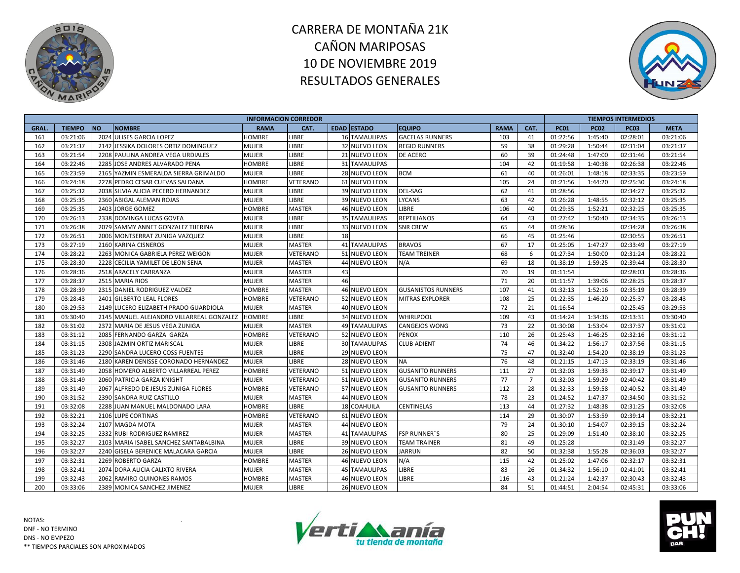# CARRERA DE MONTAÑA 21K
# CAÑON MARIPOSAS
# 10 DE NOVIEMBRE 2019
# RESULTADOS GENERALES

| INFORMACION CORREDOR | | | | | | | | | | | | TIEMPOS INTERMEDIOS | | | |
|---|---|---|---|---|---|---|---|---|---|---|---|---|---|---|---|
| GRAL. | TIEMPO | NO | NOMBRE | RAMA | CAT. | EDAD | ESTADO | EQUIPO | RAMA | CAT. | PC01 | PC02 | PC03 | META |
| 161 | 03:21:06 | 2024 | ULISES GARCIA LOPEZ | HOMBRE | LIBRE | 16 | TAMAULIPAS | GACELAS RUNNERS | 103 | 41 | 01:22:56 | 1:45:40 | 02:28:01 | 03:21:06 |
| 162 | 03:21:37 | 2142 | JESSIKA DOLORES ORTIZ DOMINGUEZ | MUJER | LIBRE | 32 | NUEVO LEON | REGIO RUNNERS | 59 | 38 | 01:29:28 | 1:50:44 | 02:31:04 | 03:21:37 |
| 163 | 03:21:54 | 2208 | PAULINA ANDREA VEGA URDIALES | MUJER | LIBRE | 21 | NUEVO LEON | DE ACERO | 60 | 39 | 01:24:48 | 1:47:00 | 02:31:46 | 03:21:54 |
| 164 | 03:22:46 | 2285 | JOSE ANDRES ALVARADO PENA | HOMBRE | LIBRE | 31 | TAMAULIPAS | | 104 | 42 | 01:19:58 | 1:40:38 | 02:26:38 | 03:22:46 |
| 165 | 03:23:59 | 2165 | YAZMIN ESMERALDA SIERRA GRIMALDO | MUJER | LIBRE | 28 | NUEVO LEON | BCM | 61 | 40 | 01:26:01 | 1:48:18 | 02:33:35 | 03:23:59 |
| 166 | 03:24:18 | 2278 | PEDRO CESAR CUEVAS SALDANA | HOMBRE | VETERANO | 61 | NUEVO LEON | | 105 | 24 | 01:21:56 | 1:44:20 | 02:25:30 | 03:24:18 |
| 167 | 03:25:32 | 2038 | SILVIA ALICIA PECERO HERNANDEZ | MUJER | LIBRE | 39 | NUEVO LEON | DEL-SAG | 62 | 41 | 01:28:56 | | 02:34:27 | 03:25:32 |
| 168 | 03:25:35 | 2360 | ABIGAL ALEMAN ROJAS | MUJER | LIBRE | 39 | NUEVO LEON | LYCANS | 63 | 42 | 01:26:28 | 1:48:55 | 02:32:12 | 03:25:35 |
| 169 | 03:25:35 | 2403 | JORGE GOMEZ | HOMBRE | MASTER | 46 | NUEVO LEON | LIBRE | 106 | 40 | 01:29:35 | 1:52:21 | 02:32:25 | 03:25:35 |
| 170 | 03:26:13 | 2338 | DOMINGA LUCAS GOVEA | MUJER | LIBRE | 35 | TAMAULIPAS | REPTILIANOS | 64 | 43 | 01:27:42 | 1:50:40 | 02:34:35 | 03:26:13 |
| 171 | 03:26:38 | 2079 | SAMMY ANNET GONZALEZ TIJERINA | MUJER | LIBRE | 33 | NUEVO LEON | SNR CREW | 65 | 44 | 01:28:36 | | 02:34:28 | 03:26:38 |
| 172 | 03:26:51 | 2006 | MONTSERRAT ZUNIGA VAZQUEZ | MUJER | LIBRE | 18 | | | 66 | 45 | 01:25:46 | | 02:30:55 | 03:26:51 |
| 173 | 03:27:19 | 2160 | KARINA CISNEROS | MUJER | MASTER | 41 | TAMAULIPAS | BRAVOS | 67 | 17 | 01:25:05 | 1:47:27 | 02:33:49 | 03:27:19 |
| 174 | 03:28:22 | 2263 | MONICA GABRIELA PEREZ WEIGON | MUJER | VETERANO | 51 | NUEVO LEON | TEAM TREINER | 68 | 6 | 01:27:34 | 1:50:00 | 02:31:24 | 03:28:22 |
| 175 | 03:28:30 | 2228 | CECILIA YAMILET DE LEON SENA | MUJER | MASTER | 44 | NUEVO LEON | N/A | 69 | 18 | 01:38:19 | 1:59:25 | 02:39:44 | 03:28:30 |
| 176 | 03:28:36 | 2518 | ARACELY CARRANZA | MUJER | MASTER | 43 | | | 70 | 19 | 01:11:54 | | 02:28:03 | 03:28:36 |
| 177 | 03:28:37 | 2515 | MARIA RIOS | MUJER | MASTER | 46 | | | 71 | 20 | 01:11:57 | 1:39:06 | 02:28:25 | 03:28:37 |
| 178 | 03:28:39 | 2315 | DANIEL RODRIGUEZ VALDEZ | HOMBRE | MASTER | 46 | NUEVO LEON | GUSANISTOS RUNNERS | 107 | 41 | 01:32:13 | 1:52:16 | 02:35:19 | 03:28:39 |
| 179 | 03:28:43 | 2401 | GILBERTO LEAL FLORES | HOMBRE | VETERANO | 52 | NUEVO LEON | MITRAS EXPLORER | 108 | 25 | 01:22:35 | 1:46:20 | 02:25:37 | 03:28:43 |
| 180 | 03:29:53 | 2149 | LUCERO ELIZABETH PRADO GUARDIOLA | MUJER | MASTER | 40 | NUEVO LEON | | 72 | 21 | 01:16:54 | | 02:25:45 | 03:29:53 |
| 181 | 03:30:40 | 2145 | MANUEL ALEJANDRO VILLARREAL GONZALEZ | HOMBRE | LIBRE | 34 | NUEVO LEON | WHIRLPOOL | 109 | 43 | 01:14:24 | 1:34:36 | 02:13:31 | 03:30:40 |
| 182 | 03:31:02 | 2372 | MARIA DE JESUS VEGA ZUNIGA | MUJER | MASTER | 49 | TAMAULIPAS | CANGEJOS WONG | 73 | 22 | 01:30:08 | 1:53:04 | 02:37:37 | 03:31:02 |
| 183 | 03:31:12 | 2085 | FERNANDO GARZA GARZA | HOMBRE | VETERANO | 52 | NUEVO LEON | PENOX | 110 | 26 | 01:25:43 | 1:46:25 | 02:32:16 | 03:31:12 |
| 184 | 03:31:15 | 2308 | JAZMIN ORTIZ MARISCAL | MUJER | LIBRE | 30 | TAMAULIPAS | CLUB ADIENT | 74 | 46 | 01:34:22 | 1:56:17 | 02:37:56 | 03:31:15 |
| 185 | 03:31:23 | 2290 | SANDRA LUCERO COSS FUENTES | MUJER | LIBRE | 29 | NUEVO LEON | | 75 | 47 | 01:32:40 | 1:54:20 | 02:38:19 | 03:31:23 |
| 186 | 03:31:46 | 2180 | KAREN DENISSE CORONADO HERNANDEZ | MUJER | LIBRE | 28 | NUEVO LEON | NA | 76 | 48 | 01:21:15 | 1:47:13 | 02:33:19 | 03:31:46 |
| 187 | 03:31:49 | 2058 | HOMERO ALBERTO VILLARREAL PEREZ | HOMBRE | VETERANO | 51 | NUEVO LEON | GUSANITO RUNNERS | 111 | 27 | 01:32:03 | 1:59:33 | 02:39:17 | 03:31:49 |
| 188 | 03:31:49 | 2060 | PATRICIA GARZA KNIGHT | MUJER | VETERANO | 51 | NUEVO LEON | GUSANITO RUNNERS | 77 | 7 | 01:32:03 | 1:59:29 | 02:40:42 | 03:31:49 |
| 189 | 03:31:49 | 2067 | ALFREDO DE JESUS ZUNIGA FLORES | HOMBRE | VETERANO | 57 | NUEVO LEON | GUSANITO RUNNERS | 112 | 28 | 01:32:33 | 1:59:58 | 02:40:52 | 03:31:49 |
| 190 | 03:31:52 | 2390 | SANDRA RUIZ CASTILLO | MUJER | MASTER | 44 | NUEVO LEON | | 78 | 23 | 01:24:52 | 1:47:37 | 02:34:50 | 03:31:52 |
| 191 | 03:32:08 | 2288 | JUAN MANUEL MALDONADO LARA | HOMBRE | LIBRE | 18 | COAHUILA | CENTINELAS | 113 | 44 | 01:27:32 | 1:48:38 | 02:31:25 | 03:32:08 |
| 192 | 03:32:21 | 2106 | LUPE CORTINAS | HOMBRE | VETERANO | 61 | NUEVO LEON | | 114 | 29 | 01:30:07 | 1:53:59 | 02:39:14 | 03:32:21 |
| 193 | 03:32:24 | 2107 | MAGDA MOTA | MUJER | MASTER | 44 | NUEVO LEON | | 79 | 24 | 01:30:10 | 1:54:07 | 02:39:15 | 03:32:24 |
| 194 | 03:32:25 | 2332 | RUBI RODRIGUEZ RAMIREZ | MUJER | MASTER | 41 | TAMAULIPAS | FSP RUNNER¨S | 80 | 25 | 01:29:09 | 1:51:40 | 02:38:10 | 03:32:25 |
| 195 | 03:32:27 | 2103 | MARIA ISABEL SANCHEZ SANTABALBINA | MUJER | LIBRE | 39 | NUEVO LEON | TEAM TRAINER | 81 | 49 | 01:25:28 | | 02:31:49 | 03:32:27 |
| 196 | 03:32:27 | 2240 | GISELA BERENICE MALACARA GARCIA | MUJER | LIBRE | 26 | NUEVO LEON | JARRUN | 82 | 50 | 01:32:38 | 1:55:28 | 02:36:03 | 03:32:27 |
| 197 | 03:32:31 | 2269 | ROBERTO GARZA | HOMBRE | MASTER | 46 | NUEVO LEON | N/A | 115 | 42 | 01:25:02 | 1:47:06 | 02:32:17 | 03:32:31 |
| 198 | 03:32:41 | 2074 | DORA ALICIA CALIXTO RIVERA | MUJER | MASTER | 45 | TAMAULIPAS | LIBRE | 83 | 26 | 01:34:32 | 1:56:10 | 02:41:01 | 03:32:41 |
| 199 | 03:32:43 | 2062 | RAMIRO QUINONES RAMOS | HOMBRE | MASTER | 46 | NUEVO LEON | LIBRE | 116 | 43 | 01:21:24 | 1:42:37 | 02:30:43 | 03:32:43 |
| 200 | 03:33:06 | 2389 | MONICA SANCHEZ JIMENEZ | MUJER | LIBRE | 26 | NUEVO LEON | | 84 | 51 | 01:44:51 | 2:04:54 | 02:45:31 | 03:33:06 |

NOTAS:
DNF - NO TERMINO
DNS - NO EMPEZO
** TIEMPOS PARCIALES SON APROXIMADOS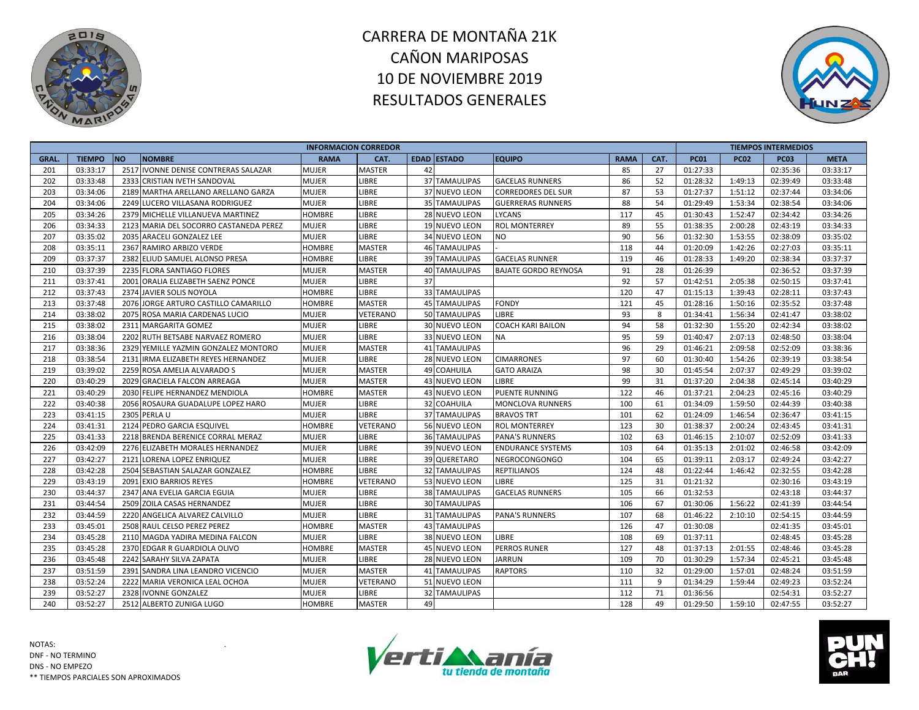# CARRERA DE MONTAÑA 21K
# CAÑON MARIPOSAS
# 10 DE NOVIEMBRE 2019
# RESULTADOS GENERALES

| INFORMACION CORREDOR | | | | | | | | | | | | TIEMPOS INTERMEDIOS | | | |
|---|---|---|---|---|---|---|---|---|---|---|---|---|---|---|---|
| GRAL. | TIEMPO | NO | NOMBRE | RAMA | CAT. | EDAD | ESTADO | EQUIPO | RAMA | CAT. | PC01 | PC02 | PC03 | META |
| 201 | 03:33:17 | 2517 | IVONNE DENISE CONTRERAS SALAZAR | MUJER | MASTER | 42 | | | 85 | 27 | 01:27:33 | | 02:35:36 | 03:33:17 |
| 202 | 03:33:48 | 2333 | CRISTIAN IVETH SANDOVAL | MUJER | LIBRE | 37 | TAMAULIPAS | GACELAS RUNNERS | 86 | 52 | 01:28:32 | 1:49:13 | 02:39:49 | 03:33:48 |
| 203 | 03:34:06 | 2189 | MARTHA ARELLANO ARELLANO GARZA | MUJER | LIBRE | 37 | NUEVO LEON | CORREDORES DEL SUR | 87 | 53 | 01:27:37 | 1:51:12 | 02:37:44 | 03:34:06 |
| 204 | 03:34:06 | 2249 | LUCERO VILLASANA RODRIGUEZ | MUJER | LIBRE | 35 | TAMAULIPAS | GUERRERAS RUNNERS | 88 | 54 | 01:29:49 | 1:53:34 | 02:38:54 | 03:34:06 |
| 205 | 03:34:26 | 2379 | MICHELLE VILLANUEVA MARTINEZ | HOMBRE | LIBRE | 28 | NUEVO LEON | LYCANS | 117 | 45 | 01:30:43 | 1:52:47 | 02:34:42 | 03:34:26 |
| 206 | 03:34:33 | 2123 | MARIA DEL SOCORRO CASTANEDA PEREZ | MUJER | LIBRE | 19 | NUEVO LEON | ROL MONTERREY | 89 | 55 | 01:38:35 | 2:00:28 | 02:43:19 | 03:34:33 |
| 207 | 03:35:02 | 2035 | ARACELI GONZALEZ LEE | MUJER | LIBRE | 34 | NUEVO LEON | NO | 90 | 56 | 01:32:30 | 1:53:55 | 02:38:09 | 03:35:02 |
| 208 | 03:35:11 | 2367 | RAMIRO ARBIZO VERDE | HOMBRE | MASTER | 46 | TAMAULIPAS | - | 118 | 44 | 01:20:09 | 1:42:26 | 02:27:03 | 03:35:11 |
| 209 | 03:37:37 | 2382 | ELIUD SAMUEL ALONSO PRESA | HOMBRE | LIBRE | 39 | TAMAULIPAS | GACELAS RUNNER | 119 | 46 | 01:28:33 | 1:49:20 | 02:38:34 | 03:37:37 |
| 210 | 03:37:39 | 2235 | FLORA SANTIAGO FLORES | MUJER | MASTER | 40 | TAMAULIPAS | BAJATE GORDO REYNOSA | 91 | 28 | 01:26:39 | | 02:36:52 | 03:37:39 |
| 211 | 03:37:41 | 2001 | ORALIA ELIZABETH SAENZ PONCE | MUJER | LIBRE | 37 | | | 92 | 57 | 01:42:51 | 2:05:38 | 02:50:15 | 03:37:41 |
| 212 | 03:37:43 | 2374 | JAVIER SOLIS NOYOLA | HOMBRE | LIBRE | 33 | TAMAULIPAS | | 120 | 47 | 01:15:13 | 1:39:43 | 02:28:11 | 03:37:43 |
| 213 | 03:37:48 | 2076 | JORGE ARTURO CASTILLO CAMARILLO | HOMBRE | MASTER | 45 | TAMAULIPAS | FONDY | 121 | 45 | 01:28:16 | 1:50:16 | 02:35:52 | 03:37:48 |
| 214 | 03:38:02 | 2075 | ROSA MARIA CARDENAS LUCIO | MUJER | VETERANO | 50 | TAMAULIPAS | LIBRE | 93 | 8 | 01:34:41 | 1:56:34 | 02:41:47 | 03:38:02 |
| 215 | 03:38:02 | 2311 | MARGARITA GOMEZ | MUJER | LIBRE | 30 | NUEVO LEON | COACH KARI BAILON | 94 | 58 | 01:32:30 | 1:55:20 | 02:42:34 | 03:38:02 |
| 216 | 03:38:04 | 2202 | RUTH BETSABE NARVAEZ ROMERO | MUJER | LIBRE | 33 | NUEVO LEON | NA | 95 | 59 | 01:40:47 | 2:07:13 | 02:48:50 | 03:38:04 |
| 217 | 03:38:36 | 2329 | YEMILLE YAZMIN GONZALEZ MONTORO | MUJER | MASTER | 41 | TAMAULIPAS | | 96 | 29 | 01:46:21 | 2:09:58 | 02:52:09 | 03:38:36 |
| 218 | 03:38:54 | 2131 | IRMA ELIZABETH REYES HERNANDEZ | MUJER | LIBRE | 28 | NUEVO LEON | CIMARRONES | 97 | 60 | 01:30:40 | 1:54:26 | 02:39:19 | 03:38:54 |
| 219 | 03:39:02 | 2259 | ROSA AMELIA ALVARADO S | MUJER | MASTER | 49 | COAHUILA | GATO ARAIZA | 98 | 30 | 01:45:54 | 2:07:37 | 02:49:29 | 03:39:02 |
| 220 | 03:40:29 | 2029 | GRACIELA FALCON ARREAGA | MUJER | MASTER | 43 | NUEVO LEON | LIBRE | 99 | 31 | 01:37:20 | 2:04:38 | 02:45:14 | 03:40:29 |
| 221 | 03:40:29 | 2030 | FELIPE HERNANDEZ MENDIOLA | HOMBRE | MASTER | 43 | NUEVO LEON | PUENTE RUNNING | 122 | 46 | 01:37:21 | 2:04:23 | 02:45:16 | 03:40:29 |
| 222 | 03:40:38 | 2056 | ROSAURA GUADALUPE LOPEZ HARO | MUJER | LIBRE | 32 | COAHUILA | MONCLOVA RUNNERS | 100 | 61 | 01:34:09 | 1:59:50 | 02:44:39 | 03:40:38 |
| 223 | 03:41:15 | 2305 | PERLA U | MUJER | LIBRE | 37 | TAMAULIPAS | BRAVOS TRT | 101 | 62 | 01:24:09 | 1:46:54 | 02:36:47 | 03:41:15 |
| 224 | 03:41:31 | 2124 | PEDRO GARCIA ESQUIVEL | HOMBRE | VETERANO | 56 | NUEVO LEON | ROL MONTERREY | 123 | 30 | 01:38:37 | 2:00:24 | 02:43:45 | 03:41:31 |
| 225 | 03:41:33 | 2218 | BRENDA BERENICE CORRAL MERAZ | MUJER | LIBRE | 36 | TAMAULIPAS | PANA'S RUNNERS | 102 | 63 | 01:46:15 | 2:10:07 | 02:52:09 | 03:41:33 |
| 226 | 03:42:09 | 2276 | ELIZABETH MORALES HERNANDEZ | MUJER | LIBRE | 39 | NUEVO LEON | ENDURANCE SYSTEMS | 103 | 64 | 01:35:13 | 2:01:02 | 02:46:58 | 03:42:09 |
| 227 | 03:42:27 | 2121 | LORENA LOPEZ ENRIQUEZ | MUJER | LIBRE | 39 | QUERETARO | NEGROCONGONGO | 104 | 65 | 01:39:11 | 2:03:17 | 02:49:24 | 03:42:27 |
| 228 | 03:42:28 | 2504 | SEBASTIAN SALAZAR GONZALEZ | HOMBRE | LIBRE | 32 | TAMAULIPAS | REPTILIANOS | 124 | 48 | 01:22:44 | 1:46:42 | 02:32:55 | 03:42:28 |
| 229 | 03:43:19 | 2091 | EXIO BARRIOS REYES | HOMBRE | VETERANO | 53 | NUEVO LEON | LIBRE | 125 | 31 | 01:21:32 | | 02:30:16 | 03:43:19 |
| 230 | 03:44:37 | 2347 | ANA EVELIA GARCIA EGUIA | MUJER | LIBRE | 38 | TAMAULIPAS | GACELAS RUNNERS | 105 | 66 | 01:32:53 | | 02:43:18 | 03:44:37 |
| 231 | 03:44:54 | 2509 | ZOILA CASAS HERNANDEZ | MUJER | LIBRE | 30 | TAMAULIPAS | | 106 | 67 | 01:30:06 | 1:56:22 | 02:41:39 | 03:44:54 |
| 232 | 03:44:59 | 2220 | ANGELICA ALVAREZ CALVILLO | MUJER | LIBRE | 31 | TAMAULIPAS | PANA'S RUNNERS | 107 | 68 | 01:46:22 | 2:10:10 | 02:54:15 | 03:44:59 |
| 233 | 03:45:01 | 2508 | RAUL CELSO PEREZ PEREZ | HOMBRE | MASTER | 43 | TAMAULIPAS | | 126 | 47 | 01:30:08 | | 02:41:35 | 03:45:01 |
| 234 | 03:45:28 | 2110 | MAGDA YADIRA MEDINA FALCON | MUJER | LIBRE | 38 | NUEVO LEON | LIBRE | 108 | 69 | 01:37:11 | | 02:48:45 | 03:45:28 |
| 235 | 03:45:28 | 2370 | EDGAR R GUARDIOLA OLIVO | HOMBRE | MASTER | 45 | NUEVO LEON | PERROS RUNER | 127 | 48 | 01:37:13 | 2:01:55 | 02:48:46 | 03:45:28 |
| 236 | 03:45:48 | 2242 | SARAHY SILVA ZAPATA | MUJER | LIBRE | 28 | NUEVO LEON | JARRUN | 109 | 70 | 01:30:29 | 1:57:34 | 02:45:21 | 03:45:48 |
| 237 | 03:51:59 | 2391 | SANDRA LINA LEANDRO VICENCIO | MUJER | MASTER | 41 | TAMAULIPAS | RAPTORS | 110 | 32 | 01:29:00 | 1:57:01 | 02:48:24 | 03:51:59 |
| 238 | 03:52:24 | 2222 | MARIA VERONICA LEAL OCHOA | MUJER | VETERANO | 51 | NUEVO LEON | | 111 | 9 | 01:34:29 | 1:59:44 | 02:49:23 | 03:52:24 |
| 239 | 03:52:27 | 2328 | IVONNE GONZALEZ | MUJER | LIBRE | 32 | TAMAULIPAS | | 112 | 71 | 01:36:56 | | 02:54:31 | 03:52:27 |
| 240 | 03:52:27 | 2512 | ALBERTO ZUNIGA LUGO | HOMBRE | MASTER | 49 | | | 128 | 49 | 01:29:50 | 1:59:10 | 02:47:55 | 03:52:27 |

NOTAS:
DNF - NO TERMINO
DNS - NO EMPEZO
** TIEMPOS PARCIALES SON APROXIMADOS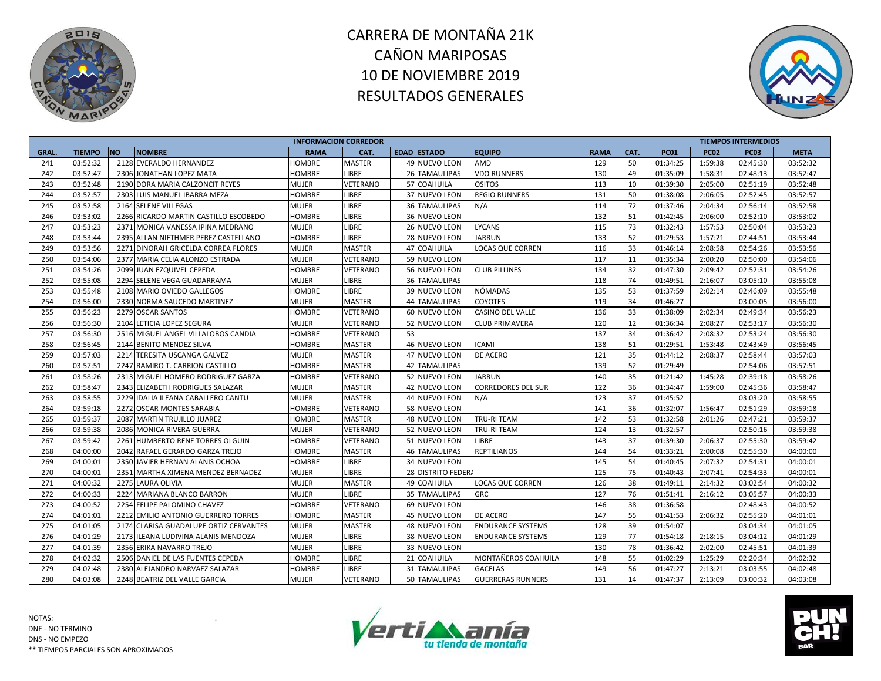# CARRERA DE MONTAÑA 21K
# CAÑON MARIPOSAS
# 10 DE NOVIEMBRE 2019
# RESULTADOS GENERALES

| INFORMACION CORREDOR | | | | | | | | | | | TIEMPOS INTERMEDIOS | | | |
|---|---|---|---|---|---|---|---|---|---|---|---|---|---|---|
| GRAL. | TIEMPO | NO | NOMBRE | RAMA | CAT. | EDAD | ESTADO | EQUIPO | RAMA | CAT. | PC01 | PC02 | PC03 | META |
| 241 | 03:52:32 | 2128 | EVERALDO HERNANDEZ | HOMBRE | MASTER | 49 | NUEVO LEON | AMD | 129 | 50 | 01:34:25 | 1:59:38 | 02:45:30 | 03:52:32 |
| 242 | 03:52:47 | 2306 | JONATHAN LOPEZ MATA | HOMBRE | LIBRE | 26 | TAMAULIPAS | VDO RUNNERS | 130 | 49 | 01:35:09 | 1:58:31 | 02:48:13 | 03:52:47 |
| 243 | 03:52:48 | 2190 | DORA MARIA CALZONCIT REYES | MUJER | VETERANO | 57 | COAHUILA | OSITOS | 113 | 10 | 01:39:30 | 2:05:00 | 02:51:19 | 03:52:48 |
| 244 | 03:52:57 | 2303 | LUIS MANUEL IBARRA MEZA | HOMBRE | LIBRE | 37 | NUEVO LEON | REGIO RUNNERS | 131 | 50 | 01:38:08 | 2:06:05 | 02:52:45 | 03:52:57 |
| 245 | 03:52:58 | 2164 | SELENE VILLEGAS | MUJER | LIBRE | 36 | TAMAULIPAS | N/A | 114 | 72 | 01:37:46 | 2:04:34 | 02:56:14 | 03:52:58 |
| 246 | 03:53:02 | 2266 | RICARDO MARTIN CASTILLO ESCOBEDO | HOMBRE | LIBRE | 36 | NUEVO LEON | | 132 | 51 | 01:42:45 | 2:06:00 | 02:52:10 | 03:53:02 |
| 247 | 03:53:23 | 2371 | MONICA VANESSA IPINA MEDRANO | MUJER | LIBRE | 26 | NUEVO LEON | LYCANS | 115 | 73 | 01:32:43 | 1:57:53 | 02:50:04 | 03:53:23 |
| 248 | 03:53:44 | 2395 | ALLAN NIETHMER PEREZ CASTELLANO | HOMBRE | LIBRE | 28 | NUEVO LEON | JARRUN | 133 | 52 | 01:29:53 | 1:57:21 | 02:44:51 | 03:53:44 |
| 249 | 03:53:56 | 2271 | DINORAH GRICELDA CORREA FLORES | MUJER | MASTER | 47 | COAHUILA | LOCAS QUE CORREN | 116 | 33 | 01:46:14 | 2:08:58 | 02:54:26 | 03:53:56 |
| 250 | 03:54:06 | 2377 | MARIA CELIA ALONZO ESTRADA | MUJER | VETERANO | 59 | NUEVO LEON | | 117 | 11 | 01:35:34 | 2:00:20 | 02:50:00 | 03:54:06 |
| 251 | 03:54:26 | 2099 | JUAN EZQUIVEL CEPEDA | HOMBRE | VETERANO | 56 | NUEVO LEON | CLUB PILLINES | 134 | 32 | 01:47:30 | 2:09:42 | 02:52:31 | 03:54:26 |
| 252 | 03:55:08 | 2294 | SELENE VEGA GUADARRAMA | MUJER | LIBRE | 36 | TAMAULIPAS | | 118 | 74 | 01:49:51 | 2:16:07 | 03:05:10 | 03:55:08 |
| 253 | 03:55:48 | 2108 | MARIO OVIEDO GALLEGOS | HOMBRE | LIBRE | 39 | NUEVO LEON | NÓMADAS | 135 | 53 | 01:37:59 | 2:02:14 | 02:46:09 | 03:55:48 |
| 254 | 03:56:00 | 2330 | NORMA SAUCEDO MARTINEZ | MUJER | MASTER | 44 | TAMAULIPAS | COYOTES | 119 | 34 | 01:46:27 | | 03:00:05 | 03:56:00 |
| 255 | 03:56:23 | 2279 | OSCAR SANTOS | HOMBRE | VETERANO | 60 | NUEVO LEON | CASINO DEL VALLE | 136 | 33 | 01:38:09 | 2:02:34 | 02:49:34 | 03:56:23 |
| 256 | 03:56:30 | 2104 | LETICIA LOPEZ SEGURA | MUJER | VETERANO | 52 | NUEVO LEON | CLUB PRIMAVERA | 120 | 12 | 01:36:34 | 2:08:27 | 02:53:17 | 03:56:30 |
| 257 | 03:56:30 | 2516 | MIGUEL ANGEL VILLALOBOS CANDIA | HOMBRE | VETERANO | 53 | | | 137 | 34 | 01:36:42 | 2:08:32 | 02:53:24 | 03:56:30 |
| 258 | 03:56:45 | 2144 | BENITO MENDEZ SILVA | HOMBRE | MASTER | 46 | NUEVO LEON | ICAMI | 138 | 51 | 01:29:51 | 1:53:48 | 02:43:49 | 03:56:45 |
| 259 | 03:57:03 | 2214 | TERESITA USCANGA GALVEZ | MUJER | MASTER | 47 | NUEVO LEON | DE ACERO | 121 | 35 | 01:44:12 | 2:08:37 | 02:58:44 | 03:57:03 |
| 260 | 03:57:51 | 2247 | RAMIRO T. CARRION CASTILLO | HOMBRE | MASTER | 42 | TAMAULIPAS | | 139 | 52 | 01:29:49 | | 02:54:06 | 03:57:51 |
| 261 | 03:58:26 | 2313 | MIGUEL HOMERO RODRIGUEZ GARZA | HOMBRE | VETERANO | 52 | NUEVO LEON | JARRUN | 140 | 35 | 01:21:42 | 1:45:28 | 02:39:18 | 03:58:26 |
| 262 | 03:58:47 | 2343 | ELIZABETH RODRIGUES SALAZAR | MUJER | MASTER | 42 | NUEVO LEON | CORREDORES DEL SUR | 122 | 36 | 01:34:47 | 1:59:00 | 02:45:36 | 03:58:47 |
| 263 | 03:58:55 | 2229 | IDALIA ILEANA CABALLERO CANTU | MUJER | MASTER | 44 | NUEVO LEON | N/A | 123 | 37 | 01:45:52 | | 03:03:20 | 03:58:55 |
| 264 | 03:59:18 | 2272 | OSCAR MONTES SARABIA | HOMBRE | VETERANO | 58 | NUEVO LEON | | 141 | 36 | 01:32:07 | 1:56:47 | 02:51:29 | 03:59:18 |
| 265 | 03:59:37 | 2087 | MARTIN TRUJILLO JUAREZ | HOMBRE | MASTER | 48 | NUEVO LEON | TRU-RI TEAM | 142 | 53 | 01:32:58 | 2:01:26 | 02:47:21 | 03:59:37 |
| 266 | 03:59:38 | 2086 | MONICA RIVERA GUERRA | MUJER | VETERANO | 52 | NUEVO LEON | TRU-RI TEAM | 124 | 13 | 01:32:57 | | 02:50:16 | 03:59:38 |
| 267 | 03:59:42 | 2261 | HUMBERTO RENE TORRES OLGUIN | HOMBRE | VETERANO | 51 | NUEVO LEON | LIBRE | 143 | 37 | 01:39:30 | 2:06:37 | 02:55:30 | 03:59:42 |
| 268 | 04:00:00 | 2042 | RAFAEL GERARDO GARZA TREJO | HOMBRE | MASTER | 46 | TAMAULIPAS | REPTILIANOS | 144 | 54 | 01:33:21 | 2:00:08 | 02:55:30 | 04:00:00 |
| 269 | 04:00:01 | 2350 | JAVIER HERNAN ALANIS OCHOA | HOMBRE | LIBRE | 34 | NUEVO LEON | | 145 | 54 | 01:40:45 | 2:07:32 | 02:54:31 | 04:00:01 |
| 270 | 04:00:01 | 2351 | MARTHA XIMENA MENDEZ BERNADEZ | MUJER | LIBRE | 28 | DISTRITO FEDERA | | 125 | 75 | 01:40:43 | 2:07:41 | 02:54:33 | 04:00:01 |
| 271 | 04:00:32 | 2275 | LAURA OLIVIA | MUJER | MASTER | 49 | COAHUILA | LOCAS QUE CORREN | 126 | 38 | 01:49:11 | 2:14:32 | 03:02:54 | 04:00:32 |
| 272 | 04:00:33 | 2224 | MARIANA BLANCO BARRON | MUJER | LIBRE | 35 | TAMAULIPAS | GRC | 127 | 76 | 01:51:41 | 2:16:12 | 03:05:57 | 04:00:33 |
| 273 | 04:00:52 | 2254 | FELIPE PALOMINO CHAVEZ | HOMBRE | VETERANO | 69 | NUEVO LEON | | 146 | 38 | 01:36:58 | | 02:48:43 | 04:00:52 |
| 274 | 04:01:01 | 2212 | EMILIO ANTONIO GUERRERO TORRES | HOMBRE | MASTER | 45 | NUEVO LEON | DE ACERO | 147 | 55 | 01:41:53 | 2:06:32 | 02:55:20 | 04:01:01 |
| 275 | 04:01:05 | 2174 | CLARISA GUADALUPE ORTIZ CERVANTES | MUJER | MASTER | 48 | NUEVO LEON | ENDURANCE SYSTEMS | 128 | 39 | 01:54:07 | | 03:04:34 | 04:01:05 |
| 276 | 04:01:29 | 2173 | ILEANA LUDIVINA ALANIS MENDOZA | MUJER | LIBRE | 38 | NUEVO LEON | ENDURANCE SYSTEMS | 129 | 77 | 01:54:18 | 2:18:15 | 03:04:12 | 04:01:29 |
| 277 | 04:01:39 | 2356 | ERIKA NAVARRO TREJO | MUJER | LIBRE | 33 | NUEVO LEON | | 130 | 78 | 01:36:42 | 2:02:00 | 02:45:51 | 04:01:39 |
| 278 | 04:02:32 | 2506 | DANIEL DE LAS FUENTES CEPEDA | HOMBRE | LIBRE | 21 | COAHUILA | MONTAÑEROS COAHUILA | 148 | 55 | 01:02:29 | 1:25:29 | 02:20:34 | 04:02:32 |
| 279 | 04:02:48 | 2380 | ALEJANDRO NARVAEZ SALAZAR | HOMBRE | LIBRE | 31 | TAMAULIPAS | GACELAS | 149 | 56 | 01:47:27 | 2:13:21 | 03:03:55 | 04:02:48 |
| 280 | 04:03:08 | 2248 | BEATRIZ DEL VALLE GARCIA | MUJER | VETERANO | 50 | TAMAULIPAS | GUERRERAS RUNNERS | 131 | 14 | 01:47:37 | 2:13:09 | 03:00:32 | 04:03:08 |

NOTAS:
DNF - NO TERMINO
DNS - NO EMPEZO
** TIEMPOS PARCIALES SON APROXIMADOS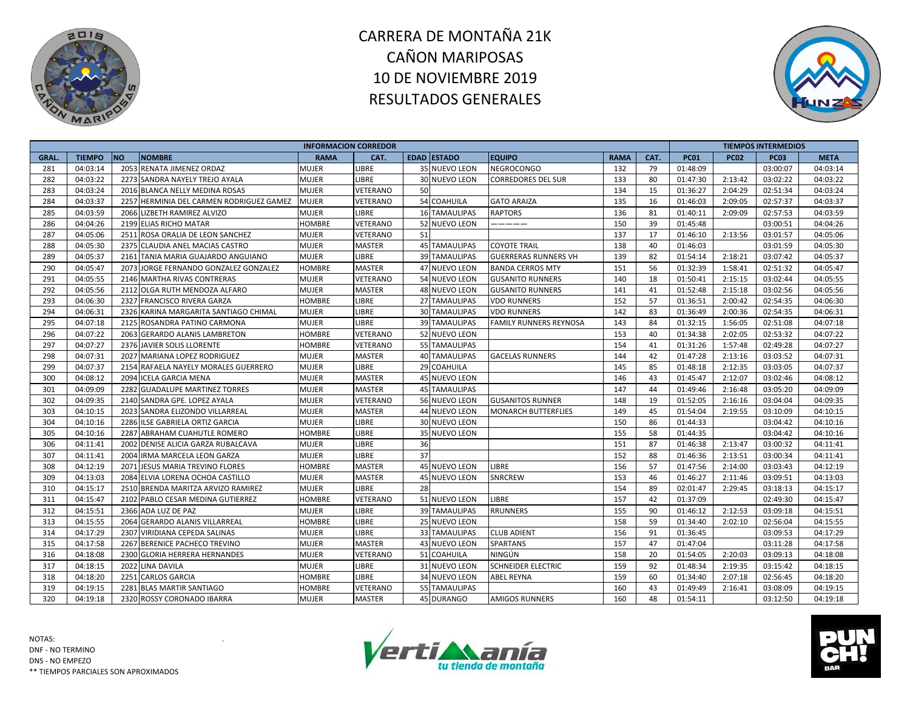# CARRERA DE MONTAÑA 21K
# CAÑON MARIPOSAS
# 10 DE NOVIEMBRE 2019
# RESULTADOS GENERALES

| INFORMACION CORREDOR | | | | | | | | | | | TIEMPOS INTERMEDIOS | | | |
|---|---|---|---|---|---|---|---|---|---|---|---|---|---|---|
| GRAL. | TIEMPO | NO | NOMBRE | RAMA | CAT. | EDAD | ESTADO | EQUIPO | RAMA | CAT. | PC01 | PC02 | PC03 | META |
| 281 | 04:03:14 | 2053 | RENATA JIMENEZ ORDAZ | MUJER | LIBRE | 35 | NUEVO LEON | NEGROCONGO | 132 | 79 | 01:48:09 | | 03:00:07 | 04:03:14 |
| 282 | 04:03:22 | 2273 | SANDRA NAYELY TREJO AYALA | MUJER | LIBRE | 30 | NUEVO LEON | CORREDORES DEL SUR | 133 | 80 | 01:47:30 | 2:13:42 | 03:02:22 | 04:03:22 |
| 283 | 04:03:24 | 2016 | BLANCA NELLY MEDINA ROSAS | MUJER | VETERANO | 50 | | | 134 | 15 | 01:36:27 | 2:04:29 | 02:51:34 | 04:03:24 |
| 284 | 04:03:37 | 2257 | HERMINIA DEL CARMEN RODRIGUEZ GAMEZ | MUJER | VETERANO | 54 | COAHUILA | GATO ARAIZA | 135 | 16 | 01:46:03 | 2:09:05 | 02:57:37 | 04:03:37 |
| 285 | 04:03:59 | 2066 | LIZBETH RAMIREZ ALVIZO | MUJER | LIBRE | 16 | TAMAULIPAS | RAPTORS | 136 | 81 | 01:40:11 | 2:09:09 | 02:57:53 | 04:03:59 |
| 286 | 04:04:26 | 2199 | ELIAS RICHO MATAR | HOMBRE | VETERANO | 52 | NUEVO LEON | ————— | 150 | 39 | 01:45:48 | | 03:00:51 | 04:04:26 |
| 287 | 04:05:06 | 2511 | ROSA ORALIA DE LEON SANCHEZ | MUJER | VETERANO | 51 | | | 137 | 17 | 01:46:10 | 2:13:56 | 03:01:57 | 04:05:06 |
| 288 | 04:05:30 | 2375 | CLAUDIA ANEL MACIAS CASTRO | MUJER | MASTER | 45 | TAMAULIPAS | COYOTE TRAIL | 138 | 40 | 01:46:03 | | 03:01:59 | 04:05:30 |
| 289 | 04:05:37 | 2161 | TANIA MARIA GUAJARDO ANGUIANO | MUJER | LIBRE | 39 | TAMAULIPAS | GUERRERAS RUNNERS VH | 139 | 82 | 01:54:14 | 2:18:21 | 03:07:42 | 04:05:37 |
| 290 | 04:05:47 | 2073 | JORGE FERNANDO GONZALEZ GONZALEZ | HOMBRE | MASTER | 47 | NUEVO LEON | BANDA CERROS MTY | 151 | 56 | 01:32:39 | 1:58:41 | 02:51:32 | 04:05:47 |
| 291 | 04:05:55 | 2146 | MARTHA RIVAS CONTRERAS | MUJER | VETERANO | 54 | NUEVO LEON | GUSANITO RUNNERS | 140 | 18 | 01:50:41 | 2:15:15 | 03:02:44 | 04:05:55 |
| 292 | 04:05:56 | 2112 | OLGA RUTH MENDOZA ALFARO | MUJER | MASTER | 48 | NUEVO LEON | GUSANITO RUNNERS | 141 | 41 | 01:52:48 | 2:15:18 | 03:02:56 | 04:05:56 |
| 293 | 04:06:30 | 2327 | FRANCISCO RIVERA GARZA | HOMBRE | LIBRE | 27 | TAMAULIPAS | VDO RUNNERS | 152 | 57 | 01:36:51 | 2:00:42 | 02:54:35 | 04:06:30 |
| 294 | 04:06:31 | 2326 | KARINA MARGARITA SANTIAGO CHIMAL | MUJER | LIBRE | 30 | TAMAULIPAS | VDO RUNNERS | 142 | 83 | 01:36:49 | 2:00:36 | 02:54:35 | 04:06:31 |
| 295 | 04:07:18 | 2125 | ROSANDRA PATINO CARMONA | MUJER | LIBRE | 39 | TAMAULIPAS | FAMILY RUNNERS REYNOSA | 143 | 84 | 01:32:15 | 1:56:05 | 02:51:08 | 04:07:18 |
| 296 | 04:07:22 | 2063 | GERARDO ALANIS LAMBRETON | HOMBRE | VETERANO | 52 | NUEVO LEON | | 153 | 40 | 01:34:38 | 2:02:05 | 02:53:32 | 04:07:22 |
| 297 | 04:07:27 | 2376 | JAVIER SOLIS LLORENTE | HOMBRE | VETERANO | 55 | TAMAULIPAS | | 154 | 41 | 01:31:26 | 1:57:48 | 02:49:28 | 04:07:27 |
| 298 | 04:07:31 | 2027 | MARIANA LOPEZ RODRIGUEZ | MUJER | MASTER | 40 | TAMAULIPAS | GACELAS RUNNERS | 144 | 42 | 01:47:28 | 2:13:16 | 03:03:52 | 04:07:31 |
| 299 | 04:07:37 | 2154 | RAFAELA NAYELY MORALES GUERRERO | MUJER | LIBRE | 29 | COAHUILA | | 145 | 85 | 01:48:18 | 2:12:35 | 03:03:05 | 04:07:37 |
| 300 | 04:08:12 | 2094 | ICELA GARCIA MENA | MUJER | MASTER | 45 | NUEVO LEON | | 146 | 43 | 01:45:47 | 2:12:07 | 03:02:46 | 04:08:12 |
| 301 | 04:09:09 | 2282 | GUADALUPE MARTINEZ TORRES | MUJER | MASTER | 45 | TAMAULIPAS | | 147 | 44 | 01:49:46 | 2:16:48 | 03:05:20 | 04:09:09 |
| 302 | 04:09:35 | 2140 | SANDRA GPE. LOPEZ AYALA | MUJER | VETERANO | 56 | NUEVO LEON | GUSANITOS RUNNER | 148 | 19 | 01:52:05 | 2:16:16 | 03:04:04 | 04:09:35 |
| 303 | 04:10:15 | 2023 | SANDRA ELIZONDO VILLARREAL | MUJER | MASTER | 44 | NUEVO LEON | MONARCH BUTTERFLIES | 149 | 45 | 01:54:04 | 2:19:55 | 03:10:09 | 04:10:15 |
| 304 | 04:10:16 | 2286 | ILSE GABRIELA ORTIZ GARCIA | MUJER | LIBRE | 30 | NUEVO LEON | | 150 | 86 | 01:44:33 | | 03:04:42 | 04:10:16 |
| 305 | 04:10:16 | 2287 | ABRAHAM CUAHUTLE ROMERO | HOMBRE | LIBRE | 35 | NUEVO LEON | | 155 | 58 | 01:44:35 | | 03:04:42 | 04:10:16 |
| 306 | 04:11:41 | 2002 | DENISE ALICIA GARZA RUBALCAVA | MUJER | LIBRE | 36 | | | 151 | 87 | 01:46:38 | 2:13:47 | 03:00:32 | 04:11:41 |
| 307 | 04:11:41 | 2004 | IRMA MARCELA LEON GARZA | MUJER | LIBRE | 37 | | | 152 | 88 | 01:46:36 | 2:13:51 | 03:00:34 | 04:11:41 |
| 308 | 04:12:19 | 2071 | JESUS MARIA TREVINO FLORES | HOMBRE | MASTER | 45 | NUEVO LEON | LIBRE | 156 | 57 | 01:47:56 | 2:14:00 | 03:03:43 | 04:12:19 |
| 309 | 04:13:03 | 2084 | ELVIA LORENA OCHOA CASTILLO | MUJER | MASTER | 45 | NUEVO LEON | SNRCREW | 153 | 46 | 01:46:27 | 2:11:46 | 03:09:51 | 04:13:03 |
| 310 | 04:15:17 | 2510 | BRENDA MARITZA ARVIZO RAMIREZ | MUJER | LIBRE | 28 | | | 154 | 89 | 02:01:47 | 2:29:45 | 03:18:13 | 04:15:17 |
| 311 | 04:15:47 | 2102 | PABLO CESAR MEDINA GUTIERREZ | HOMBRE | VETERANO | 51 | NUEVO LEON | LIBRE | 157 | 42 | 01:37:09 | | 02:49:30 | 04:15:47 |
| 312 | 04:15:51 | 2366 | ADA LUZ DE PAZ | MUJER | LIBRE | 39 | TAMAULIPAS | RRUNNERS | 155 | 90 | 01:46:12 | 2:12:53 | 03:09:18 | 04:15:51 |
| 313 | 04:15:55 | 2064 | GERARDO ALANIS VILLARREAL | HOMBRE | LIBRE | 25 | NUEVO LEON | | 158 | 59 | 01:34:40 | 2:02:10 | 02:56:04 | 04:15:55 |
| 314 | 04:17:29 | 2307 | VIRIDIANA CEPEDA SALINAS | MUJER | LIBRE | 33 | TAMAULIPAS | CLUB ADIENT | 156 | 91 | 01:36:45 | | 03:09:53 | 04:17:29 |
| 315 | 04:17:58 | 2267 | BERENICE PACHECO TREVINO | MUJER | MASTER | 43 | NUEVO LEON | SPARTANS | 157 | 47 | 01:47:04 | | 03:11:28 | 04:17:58 |
| 316 | 04:18:08 | 2300 | GLORIA HERRERA HERNANDES | MUJER | VETERANO | 51 | COAHUILA | NINGÚN | 158 | 20 | 01:54:05 | 2:20:03 | 03:09:13 | 04:18:08 |
| 317 | 04:18:15 | 2022 | LINA DAVILA | MUJER | LIBRE | 31 | NUEVO LEON | SCHNEIDER ELECTRIC | 159 | 92 | 01:48:34 | 2:19:35 | 03:15:42 | 04:18:15 |
| 318 | 04:18:20 | 2251 | CARLOS GARCIA | HOMBRE | LIBRE | 34 | NUEVO LEON | ABEL REYNA | 159 | 60 | 01:34:40 | 2:07:18 | 02:56:45 | 04:18:20 |
| 319 | 04:19:15 | 2281 | BLAS MARTIR SANTIAGO | HOMBRE | VETERANO | 55 | TAMAULIPAS | | 160 | 43 | 01:49:49 | 2:16:41 | 03:08:09 | 04:19:15 |
| 320 | 04:19:18 | 2320 | ROSSY CORONADO IBARRA | MUJER | MASTER | 45 | DURANGO | AMIGOS RUNNERS | 160 | 48 | 01:54:11 | | 03:12:50 | 04:19:18 |

NOTAS:
DNF - NO TERMINO
DNS - NO EMPEZO
** TIEMPOS PARCIALES SON APROXIMADOS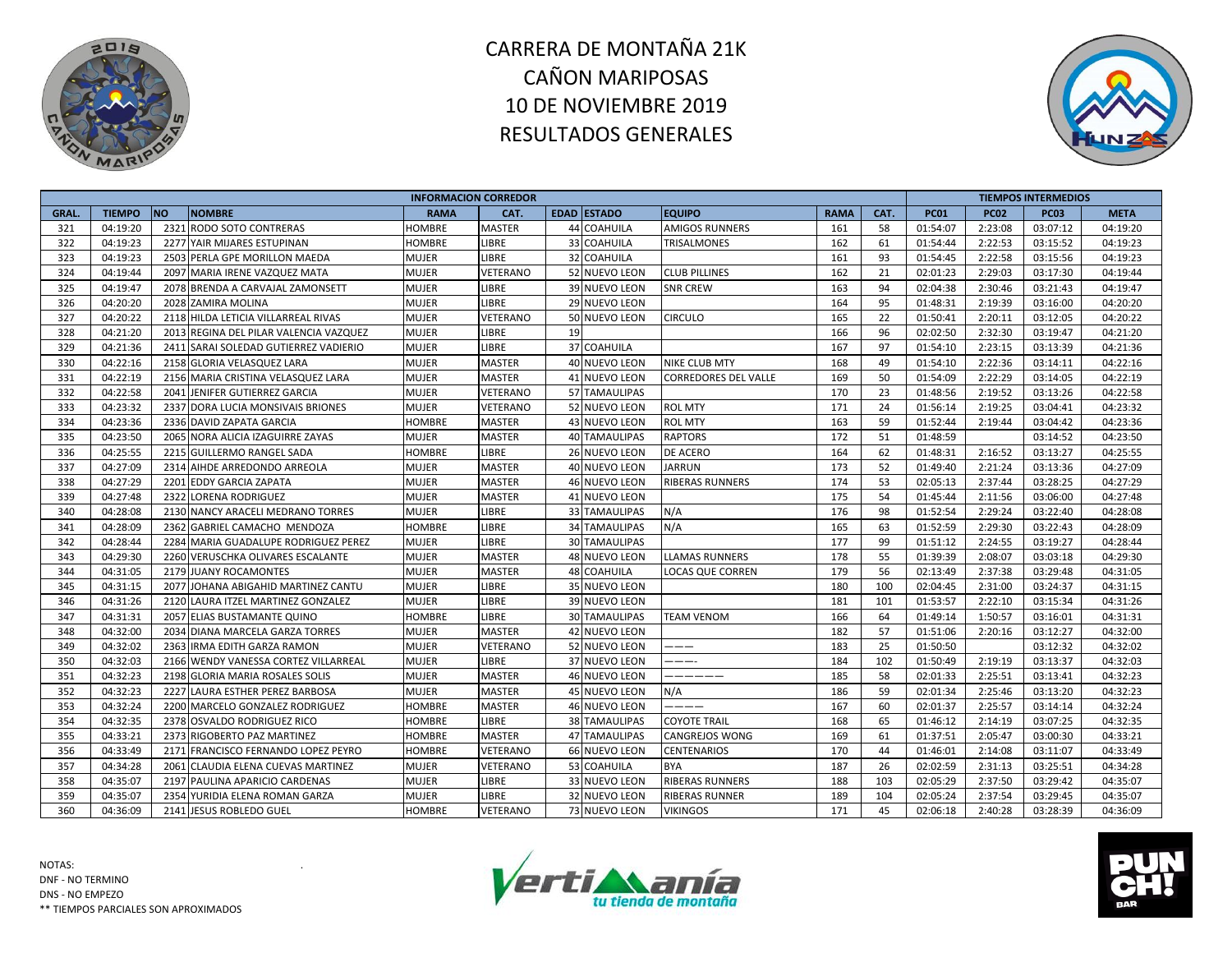# CARRERA DE MONTAÑA 21K
# CAÑON MARIPOSAS
# 10 DE NOVIEMBRE 2019
# RESULTADOS GENERALES

| INFORMACION CORREDOR | | | | | | | | | | | TIEMPOS INTERMEDIOS | | | |
|---|---|---|---|---|---|---|---|---|---|---|---|---|---|---|
| GRAL. | TIEMPO | NO | NOMBRE | RAMA | CAT. | EDAD | ESTADO | EQUIPO | RAMA | CAT. | PC01 | PC02 | PC03 | META |
| 321 | 04:19:20 | 2321 | RODO SOTO CONTRERAS | HOMBRE | MASTER | 44 | COAHUILA | AMIGOS RUNNERS | 161 | 58 | 01:54:07 | 2:23:08 | 03:07:12 | 04:19:20 |
| 322 | 04:19:23 | 2277 | YAIR MIJARES ESTUPINAN | HOMBRE | LIBRE | 33 | COAHUILA | TRISALMONES | 162 | 61 | 01:54:44 | 2:22:53 | 03:15:52 | 04:19:23 |
| 323 | 04:19:23 | 2503 | PERLA GPE MORILLON MAEDA | MUJER | LIBRE | 32 | COAHUILA | | 161 | 93 | 01:54:45 | 2:22:58 | 03:15:56 | 04:19:23 |
| 324 | 04:19:44 | 2097 | MARIA IRENE VAZQUEZ MATA | MUJER | VETERANO | 52 | NUEVO LEON | CLUB PILLINES | 162 | 21 | 02:01:23 | 2:29:03 | 03:17:30 | 04:19:44 |
| 325 | 04:19:47 | 2078 | BRENDA A CARVAJAL ZAMONSETT | MUJER | LIBRE | 39 | NUEVO LEON | SNR CREW | 163 | 94 | 02:04:38 | 2:30:46 | 03:21:43 | 04:19:47 |
| 326 | 04:20:20 | 2028 | ZAMIRA MOLINA | MUJER | LIBRE | 29 | NUEVO LEON | | 164 | 95 | 01:48:31 | 2:19:39 | 03:16:00 | 04:20:20 |
| 327 | 04:20:22 | 2118 | HILDA LETICIA VILLARREAL RIVAS | MUJER | VETERANO | 50 | NUEVO LEON | CIRCULO | 165 | 22 | 01:50:41 | 2:20:11 | 03:12:05 | 04:20:22 |
| 328 | 04:21:20 | 2013 | REGINA DEL PILAR VALENCIA VAZQUEZ | MUJER | LIBRE | 19 | | | 166 | 96 | 02:02:50 | 2:32:30 | 03:19:47 | 04:21:20 |
| 329 | 04:21:36 | 2411 | SARAI SOLEDAD GUTIERREZ VADIERIO | MUJER | LIBRE | 37 | COAHUILA | | 167 | 97 | 01:54:10 | 2:23:15 | 03:13:39 | 04:21:36 |
| 330 | 04:22:16 | 2158 | GLORIA VELASQUEZ LARA | MUJER | MASTER | 40 | NUEVO LEON | NIKE CLUB MTY | 168 | 49 | 01:54:10 | 2:22:36 | 03:14:11 | 04:22:16 |
| 331 | 04:22:19 | 2156 | MARIA CRISTINA VELASQUEZ LARA | MUJER | MASTER | 41 | NUEVO LEON | CORREDORES DEL VALLE | 169 | 50 | 01:54:09 | 2:22:29 | 03:14:05 | 04:22:19 |
| 332 | 04:22:58 | 2041 | JENIFER GUTIERREZ GARCIA | MUJER | VETERANO | 57 | TAMAULIPAS | | 170 | 23 | 01:48:56 | 2:19:52 | 03:13:26 | 04:22:58 |
| 333 | 04:23:32 | 2337 | DORA LUCIA MONSIVAIS BRIONES | MUJER | VETERANO | 52 | NUEVO LEON | ROL MTY | 171 | 24 | 01:56:14 | 2:19:25 | 03:04:41 | 04:23:32 |
| 334 | 04:23:36 | 2336 | DAVID ZAPATA GARCIA | HOMBRE | MASTER | 43 | NUEVO LEON | ROL MTY | 163 | 59 | 01:52:44 | 2:19:44 | 03:04:42 | 04:23:36 |
| 335 | 04:23:50 | 2065 | NORA ALICIA IZAGUIRRE ZAYAS | MUJER | MASTER | 40 | TAMAULIPAS | RAPTORS | 172 | 51 | 01:48:59 | | 03:14:52 | 04:23:50 |
| 336 | 04:25:55 | 2215 | GUILLERMO RANGEL SADA | HOMBRE | LIBRE | 26 | NUEVO LEON | DE ACERO | 164 | 62 | 01:48:31 | 2:16:52 | 03:13:27 | 04:25:55 |
| 337 | 04:27:09 | 2314 | AIHDE ARREDONDO ARREOLA | MUJER | MASTER | 40 | NUEVO LEON | JARRUN | 173 | 52 | 01:49:40 | 2:21:24 | 03:13:36 | 04:27:09 |
| 338 | 04:27:29 | 2201 | EDDY GARCIA ZAPATA | MUJER | MASTER | 46 | NUEVO LEON | RIBERAS RUNNERS | 174 | 53 | 02:05:13 | 2:37:44 | 03:28:25 | 04:27:29 |
| 339 | 04:27:48 | 2322 | LORENA RODRIGUEZ | MUJER | MASTER | 41 | NUEVO LEON | | 175 | 54 | 01:45:44 | 2:11:56 | 03:06:00 | 04:27:48 |
| 340 | 04:28:08 | 2130 | NANCY ARACELI MEDRANO TORRES | MUJER | LIBRE | 33 | TAMAULIPAS | N/A | 176 | 98 | 01:52:54 | 2:29:24 | 03:22:40 | 04:28:08 |
| 341 | 04:28:09 | 2362 | GABRIEL CAMACHO MENDOZA | HOMBRE | LIBRE | 34 | TAMAULIPAS | N/A | 165 | 63 | 01:52:59 | 2:29:30 | 03:22:43 | 04:28:09 |
| 342 | 04:28:44 | 2284 | MARIA GUADALUPE RODRIGUEZ PEREZ | MUJER | LIBRE | 30 | TAMAULIPAS | | 177 | 99 | 01:51:12 | 2:24:55 | 03:19:27 | 04:28:44 |
| 343 | 04:29:30 | 2260 | VERUSCHKA OLIVARES ESCALANTE | MUJER | MASTER | 48 | NUEVO LEON | LLAMAS RUNNERS | 178 | 55 | 01:39:39 | 2:08:07 | 03:03:18 | 04:29:30 |
| 344 | 04:31:05 | 2179 | JUANY ROCAMONTES | MUJER | MASTER | 48 | COAHUILA | LOCAS QUE CORREN | 179 | 56 | 02:13:49 | 2:37:38 | 03:29:48 | 04:31:05 |
| 345 | 04:31:15 | 2077 | JOHANA ABIGAHID MARTINEZ CANTU | MUJER | LIBRE | 35 | NUEVO LEON | | 180 | 100 | 02:04:45 | 2:31:00 | 03:24:37 | 04:31:15 |
| 346 | 04:31:26 | 2120 | LAURA ITZEL MARTINEZ GONZALEZ | MUJER | LIBRE | 39 | NUEVO LEON | | 181 | 101 | 01:53:57 | 2:22:10 | 03:15:34 | 04:31:26 |
| 347 | 04:31:31 | 2057 | ELIAS BUSTAMANTE QUINO | HOMBRE | LIBRE | 30 | TAMAULIPAS | TEAM VENOM | 166 | 64 | 01:49:14 | 1:50:57 | 03:16:01 | 04:31:31 |
| 348 | 04:32:00 | 2034 | DIANA MARCELA GARZA TORRES | MUJER | MASTER | 42 | NUEVO LEON | | 182 | 57 | 01:51:06 | 2:20:16 | 03:12:27 | 04:32:00 |
| 349 | 04:32:02 | 2363 | IRMA EDITH GARZA RAMON | MUJER | VETERANO | 52 | NUEVO LEON | ——— | 183 | 25 | 01:50:50 | | 03:12:32 | 04:32:02 |
| 350 | 04:32:03 | 2166 | WENDY VANESSA CORTEZ VILLARREAL | MUJER | LIBRE | 37 | NUEVO LEON | ———- | 184 | 102 | 01:50:49 | 2:19:19 | 03:13:37 | 04:32:03 |
| 351 | 04:32:23 | 2198 | GLORIA MARIA ROSALES SOLIS | MUJER | MASTER | 46 | NUEVO LEON | —————— | 185 | 58 | 02:01:33 | 2:25:51 | 03:13:41 | 04:32:23 |
| 352 | 04:32:23 | 2227 | LAURA ESTHER PEREZ BARBOSA | MUJER | MASTER | 45 | NUEVO LEON | N/A | 186 | 59 | 02:01:34 | 2:25:46 | 03:13:20 | 04:32:23 |
| 353 | 04:32:24 | 2200 | MARCELO GONZALEZ RODRIGUEZ | HOMBRE | MASTER | 46 | NUEVO LEON | ———— | 167 | 60 | 02:01:37 | 2:25:57 | 03:14:14 | 04:32:24 |
| 354 | 04:32:35 | 2378 | OSVALDO RODRIGUEZ RICO | HOMBRE | LIBRE | 38 | TAMAULIPAS | COYOTE TRAIL | 168 | 65 | 01:46:12 | 2:14:19 | 03:07:25 | 04:32:35 |
| 355 | 04:33:21 | 2373 | RIGOBERTO PAZ MARTINEZ | HOMBRE | MASTER | 47 | TAMAULIPAS | CANGREJOS WONG | 169 | 61 | 01:37:51 | 2:05:47 | 03:00:30 | 04:33:21 |
| 356 | 04:33:49 | 2171 | FRANCISCO FERNANDO LOPEZ PEYRO | HOMBRE | VETERANO | 66 | NUEVO LEON | CENTENARIOS | 170 | 44 | 01:46:01 | 2:14:08 | 03:11:07 | 04:33:49 |
| 357 | 04:34:28 | 2061 | CLAUDIA ELENA CUEVAS MARTINEZ | MUJER | VETERANO | 53 | COAHUILA | BYA | 187 | 26 | 02:02:59 | 2:31:13 | 03:25:51 | 04:34:28 |
| 358 | 04:35:07 | 2197 | PAULINA APARICIO CARDENAS | MUJER | LIBRE | 33 | NUEVO LEON | RIBERAS RUNNERS | 188 | 103 | 02:05:29 | 2:37:50 | 03:29:42 | 04:35:07 |
| 359 | 04:35:07 | 2354 | YURIDIA ELENA ROMAN GARZA | MUJER | LIBRE | 32 | NUEVO LEON | RIBERAS RUNNER | 189 | 104 | 02:05:24 | 2:37:54 | 03:29:45 | 04:35:07 |
| 360 | 04:36:09 | 2141 | JESUS ROBLEDO GUEL | HOMBRE | VETERANO | 73 | NUEVO LEON | VIKINGOS | 171 | 45 | 02:06:18 | 2:40:28 | 03:28:39 | 04:36:09 |

NOTAS:
DNF - NO TERMINO
DNS - NO EMPEZO
** TIEMPOS PARCIALES SON APROXIMADOS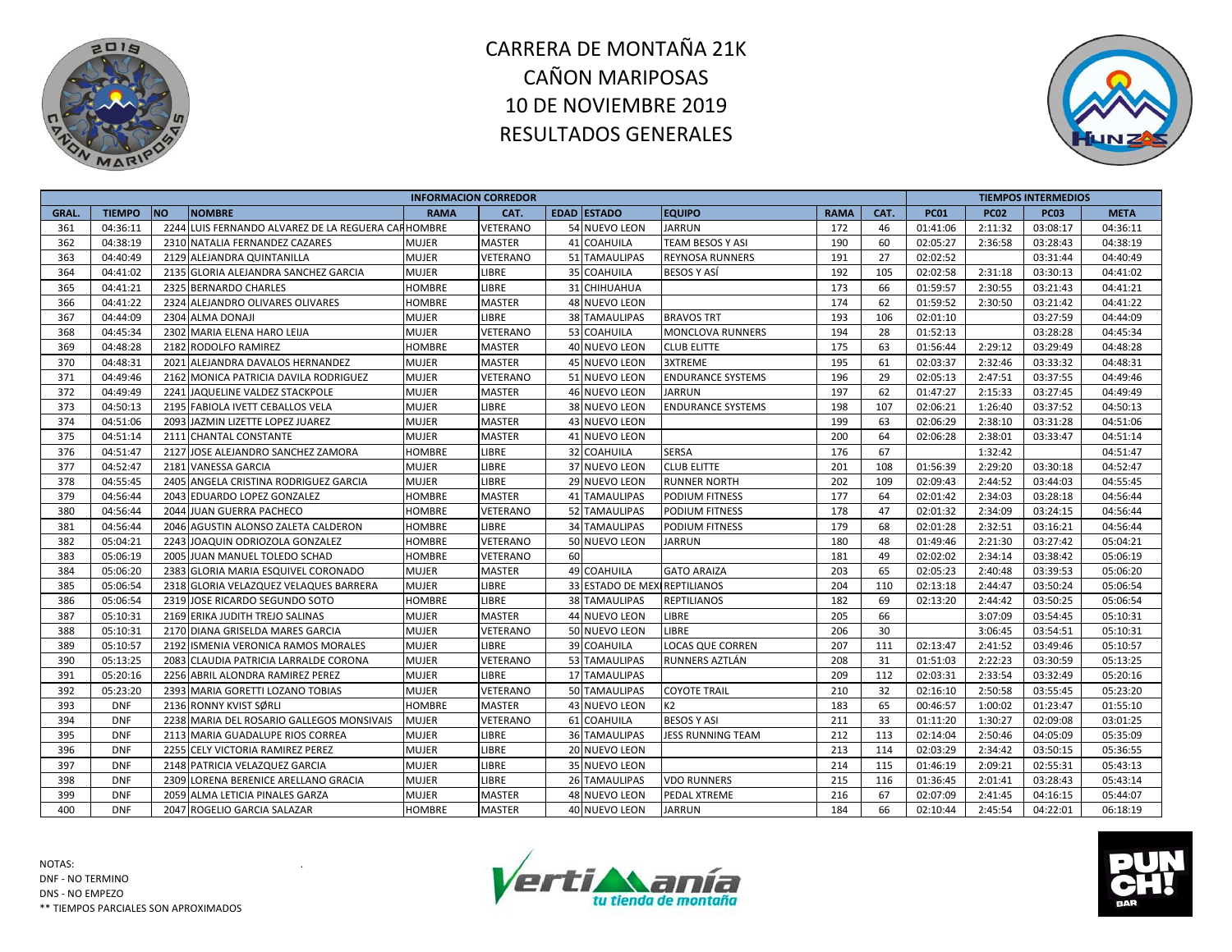# CARRERA DE MONTAÑA 21K
# CAÑON MARIPOSAS
# 10 DE NOVIEMBRE 2019
# RESULTADOS GENERALES

| INFORMACION CORREDOR | | | | | | | | | | | | TIEMPOS INTERMEDIOS | | | |
|---|---|---|---|---|---|---|---|---|---|---|---|---|---|---|---|
| GRAL. | TIEMPO | NO | NOMBRE | RAMA | CAT. | EDAD | ESTADO | EQUIPO | RAMA | CAT. | PC01 | PC02 | PC03 | META |
| 361 | 04:36:11 | 2244 | LUIS FERNANDO ALVAREZ DE LA REGUERA CAR | HOMBRE | VETERANO | 54 | NUEVO LEON | JARRUN | 172 | 46 | 01:41:06 | 2:11:32 | 03:08:17 | 04:36:11 |
| 362 | 04:38:19 | 2310 | NATALIA FERNANDEZ CAZARES | MUJER | MASTER | 41 | COAHUILA | TEAM BESOS Y ASI | 190 | 60 | 02:05:27 | 2:36:58 | 03:28:43 | 04:38:19 |
| 363 | 04:40:49 | 2129 | ALEJANDRA QUINTANILLA | MUJER | VETERANO | 51 | TAMAULIPAS | REYNOSA RUNNERS | 191 | 27 | 02:02:52 | | 03:31:44 | 04:40:49 |
| 364 | 04:41:02 | 2135 | GLORIA ALEJANDRA SANCHEZ GARCIA | MUJER | LIBRE | 35 | COAHUILA | BESOS Y ASÍ | 192 | 105 | 02:02:58 | 2:31:18 | 03:30:13 | 04:41:02 |
| 365 | 04:41:21 | 2325 | BERNARDO CHARLES | HOMBRE | LIBRE | 31 | CHIHUAHUA | | 173 | 66 | 01:59:57 | 2:30:55 | 03:21:43 | 04:41:21 |
| 366 | 04:41:22 | 2324 | ALEJANDRO OLIVARES OLIVARES | HOMBRE | MASTER | 48 | NUEVO LEON | | 174 | 62 | 01:59:52 | 2:30:50 | 03:21:42 | 04:41:22 |
| 367 | 04:44:09 | 2304 | ALMA DONAJI | MUJER | LIBRE | 38 | TAMAULIPAS | BRAVOS TRT | 193 | 106 | 02:01:10 | | 03:27:59 | 04:44:09 |
| 368 | 04:45:34 | 2302 | MARIA ELENA HARO LEIJA | MUJER | VETERANO | 53 | COAHUILA | MONCLOVA RUNNERS | 194 | 28 | 01:52:13 | | 03:28:28 | 04:45:34 |
| 369 | 04:48:28 | 2182 | RODOLFO RAMIREZ | HOMBRE | MASTER | 40 | NUEVO LEON | CLUB ELITTE | 175 | 63 | 01:56:44 | 2:29:12 | 03:29:49 | 04:48:28 |
| 370 | 04:48:31 | 2021 | ALEJANDRA DAVALOS HERNANDEZ | MUJER | MASTER | 45 | NUEVO LEON | 3XTREME | 195 | 61 | 02:03:37 | 2:32:46 | 03:33:32 | 04:48:31 |
| 371 | 04:49:46 | 2162 | MONICA PATRICIA DAVILA RODRIGUEZ | MUJER | VETERANO | 51 | NUEVO LEON | ENDURANCE SYSTEMS | 196 | 29 | 02:05:13 | 2:47:51 | 03:37:55 | 04:49:46 |
| 372 | 04:49:49 | 2241 | JAQUELINE VALDEZ STACKPOLE | MUJER | MASTER | 46 | NUEVO LEON | JARRUN | 197 | 62 | 01:47:27 | 2:15:33 | 03:27:45 | 04:49:49 |
| 373 | 04:50:13 | 2195 | FABIOLA IVETT CEBALLOS VELA | MUJER | LIBRE | 38 | NUEVO LEON | ENDURANCE SYSTEMS | 198 | 107 | 02:06:21 | 1:26:40 | 03:37:52 | 04:50:13 |
| 374 | 04:51:06 | 2093 | JAZMIN LIZETTE LOPEZ JUAREZ | MUJER | MASTER | 43 | NUEVO LEON | | 199 | 63 | 02:06:29 | 2:38:10 | 03:31:28 | 04:51:06 |
| 375 | 04:51:14 | 2111 | CHANTAL CONSTANTE | MUJER | MASTER | 41 | NUEVO LEON | | 200 | 64 | 02:06:28 | 2:38:01 | 03:33:47 | 04:51:14 |
| 376 | 04:51:47 | 2127 | JOSE ALEJANDRO SANCHEZ ZAMORA | HOMBRE | LIBRE | 32 | COAHUILA | SERSA | 176 | 67 | | 1:32:42 | | 04:51:47 |
| 377 | 04:52:47 | 2181 | VANESSA GARCIA | MUJER | LIBRE | 37 | NUEVO LEON | CLUB ELITTE | 201 | 108 | 01:56:39 | 2:29:20 | 03:30:18 | 04:52:47 |
| 378 | 04:55:45 | 2405 | ANGELA CRISTINA RODRIGUEZ GARCIA | MUJER | LIBRE | 29 | NUEVO LEON | RUNNER NORTH | 202 | 109 | 02:09:43 | 2:44:52 | 03:44:03 | 04:55:45 |
| 379 | 04:56:44 | 2043 | EDUARDO LOPEZ GONZALEZ | HOMBRE | MASTER | 41 | TAMAULIPAS | PODIUM FITNESS | 177 | 64 | 02:01:42 | 2:34:03 | 03:28:18 | 04:56:44 |
| 380 | 04:56:44 | 2044 | JUAN GUERRA PACHECO | HOMBRE | VETERANO | 52 | TAMAULIPAS | PODIUM FITNESS | 178 | 47 | 02:01:32 | 2:34:09 | 03:24:15 | 04:56:44 |
| 381 | 04:56:44 | 2046 | AGUSTIN ALONSO ZALETA CALDERON | HOMBRE | LIBRE | 34 | TAMAULIPAS | PODIUM FITNESS | 179 | 68 | 02:01:28 | 2:32:51 | 03:16:21 | 04:56:44 |
| 382 | 05:04:21 | 2243 | JOAQUIN ODRIOZOLA GONZALEZ | HOMBRE | VETERANO | 50 | NUEVO LEON | JARRUN | 180 | 48 | 01:49:46 | 2:21:30 | 03:27:42 | 05:04:21 |
| 383 | 05:06:19 | 2005 | JUAN MANUEL TOLEDO SCHAD | HOMBRE | VETERANO | 60 | | | 181 | 49 | 02:02:02 | 2:34:14 | 03:38:42 | 05:06:19 |
| 384 | 05:06:20 | 2383 | GLORIA MARIA ESQUIVEL CORONADO | MUJER | MASTER | 49 | COAHUILA | GATO ARAIZA | 203 | 65 | 02:05:23 | 2:40:48 | 03:39:53 | 05:06:20 |
| 385 | 05:06:54 | 2318 | GLORIA VELAZQUEZ VELAQUES BARRERA | MUJER | LIBRE | 33 | ESTADO DE MEX | REPTILIANOS | 204 | 110 | 02:13:18 | 2:44:47 | 03:50:24 | 05:06:54 |
| 386 | 05:06:54 | 2319 | JOSE RICARDO SEGUNDO SOTO | HOMBRE | LIBRE | 38 | TAMAULIPAS | REPTILIANOS | 182 | 69 | 02:13:20 | 2:44:42 | 03:50:25 | 05:06:54 |
| 387 | 05:10:31 | 2169 | ERIKA JUDITH TREJO SALINAS | MUJER | MASTER | 44 | NUEVO LEON | LIBRE | 205 | 66 | | 3:07:09 | 03:54:45 | 05:10:31 |
| 388 | 05:10:31 | 2170 | DIANA GRISELDA MARES GARCIA | MUJER | VETERANO | 50 | NUEVO LEON | LIBRE | 206 | 30 | | 3:06:45 | 03:54:51 | 05:10:31 |
| 389 | 05:10:57 | 2192 | ISMENIA VERONICA RAMOS MORALES | MUJER | LIBRE | 39 | COAHUILA | LOCAS QUE CORREN | 207 | 111 | 02:13:47 | 2:41:52 | 03:49:46 | 05:10:57 |
| 390 | 05:13:25 | 2083 | CLAUDIA PATRICIA LARRALDE CORONA | MUJER | VETERANO | 53 | TAMAULIPAS | RUNNERS AZTLÁN | 208 | 31 | 01:51:03 | 2:22:23 | 03:30:59 | 05:13:25 |
| 391 | 05:20:16 | 2256 | ABRIL ALONDRA RAMIREZ PEREZ | MUJER | LIBRE | 17 | TAMAULIPAS | | 209 | 112 | 02:03:31 | 2:33:54 | 03:32:49 | 05:20:16 |
| 392 | 05:23:20 | 2393 | MARIA GORETTI LOZANO TOBIAS | MUJER | VETERANO | 50 | TAMAULIPAS | COYOTE TRAIL | 210 | 32 | 02:16:10 | 2:50:58 | 03:55:45 | 05:23:20 |
| 393 | DNF | 2136 | RONNY KVIST SØRLI | HOMBRE | MASTER | 43 | NUEVO LEON | K2 | 183 | 65 | 00:46:57 | 1:00:02 | 01:23:47 | 01:55:10 |
| 394 | DNF | 2238 | MARIA DEL ROSARIO GALLEGOS MONSIVAIS | MUJER | VETERANO | 61 | COAHUILA | BESOS Y ASI | 211 | 33 | 01:11:20 | 1:30:27 | 02:09:08 | 03:01:25 |
| 395 | DNF | 2113 | MARIA GUADALUPE RIOS CORREA | MUJER | LIBRE | 36 | TAMAULIPAS | JESS RUNNING TEAM | 212 | 113 | 02:14:04 | 2:50:46 | 04:05:09 | 05:35:09 |
| 396 | DNF | 2255 | CELY VICTORIA RAMIREZ PEREZ | MUJER | LIBRE | 20 | NUEVO LEON | | 213 | 114 | 02:03:29 | 2:34:42 | 03:50:15 | 05:36:55 |
| 397 | DNF | 2148 | PATRICIA VELAZQUEZ GARCIA | MUJER | LIBRE | 35 | NUEVO LEON | | 214 | 115 | 01:46:19 | 2:09:21 | 02:55:31 | 05:43:13 |
| 398 | DNF | 2309 | LORENA BERENICE ARELLANO GRACIA | MUJER | LIBRE | 26 | TAMAULIPAS | VDO RUNNERS | 215 | 116 | 01:36:45 | 2:01:41 | 03:28:43 | 05:43:14 |
| 399 | DNF | 2059 | ALMA LETICIA PINALES GARZA | MUJER | MASTER | 48 | NUEVO LEON | PEDAL XTREME | 216 | 67 | 02:07:09 | 2:41:45 | 04:16:15 | 05:44:07 |
| 400 | DNF | 2047 | ROGELIO GARCIA SALAZAR | HOMBRE | MASTER | 40 | NUEVO LEON | JARRUN | 184 | 66 | 02:10:44 | 2:45:54 | 04:22:01 | 06:18:19 |

NOTAS:
DNF - NO TERMINO
DNS - NO EMPEZO
** TIEMPOS PARCIALES SON APROXIMADOS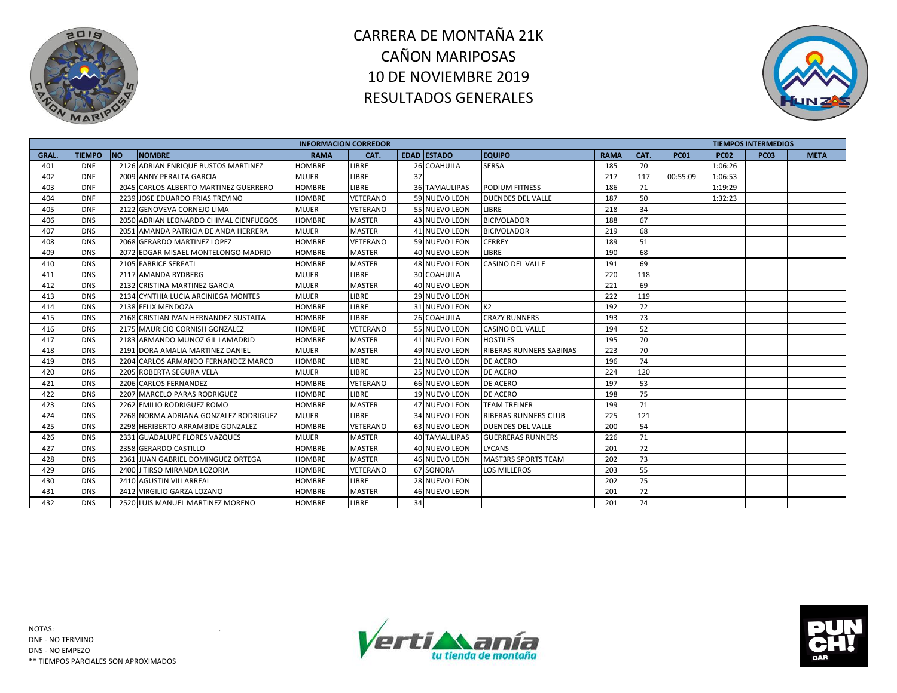# CARRERA DE MONTAÑA 21K
# CAÑON MARIPOSAS
# 10 DE NOVIEMBRE 2019
# RESULTADOS GENERALES

| INFORMACION CORREDOR | | | | | | | | | | | TIEMPOS INTERMEDIOS | | | |
|---|---|---|---|---|---|---|---|---|---|---|---|---|---|---|
| GRAL. | TIEMPO | NO | NOMBRE | RAMA | CAT. | EDAD | ESTADO | EQUIPO | RAMA | CAT. | PC01 | PC02 | PC03 | META |
| 401 | DNF | 2126 | ADRIAN ENRIQUE BUSTOS MARTINEZ | HOMBRE | LIBRE | 26 | COAHUILA | SERSA | 185 | 70 | | 1:06:26 | | |
| 402 | DNF | 2009 | ANNY PERALTA GARCIA | MUJER | LIBRE | 37 | | | 217 | 117 | 00:55:09 | 1:06:53 | | |
| 403 | DNF | 2045 | CARLOS ALBERTO MARTINEZ GUERRERO | HOMBRE | LIBRE | 36 | TAMAULIPAS | PODIUM FITNESS | 186 | 71 | | 1:19:29 | | |
| 404 | DNF | 2239 | JOSE EDUARDO FRIAS TREVINO | HOMBRE | VETERANO | 59 | NUEVO LEON | DUENDES DEL VALLE | 187 | 50 | | 1:32:23 | | |
| 405 | DNF | 2122 | GENOVEVA CORNEJO LIMA | MUJER | VETERANO | 55 | NUEVO LEON | LIBRE | 218 | 34 | | | | |
| 406 | DNS | 2050 | ADRIAN LEONARDO CHIMAL CIENFUEGOS | HOMBRE | MASTER | 43 | NUEVO LEON | BICIVOLADOR | 188 | 67 | | | | |
| 407 | DNS | 2051 | AMANDA PATRICIA DE ANDA HERRERA | MUJER | MASTER | 41 | NUEVO LEON | BICIVOLADOR | 219 | 68 | | | | |
| 408 | DNS | 2068 | GERARDO MARTINEZ LOPEZ | HOMBRE | VETERANO | 59 | NUEVO LEON | CERREY | 189 | 51 | | | | |
| 409 | DNS | 2072 | EDGAR MISAEL MONTELONGO MADRID | HOMBRE | MASTER | 40 | NUEVO LEON | LIBRE | 190 | 68 | | | | |
| 410 | DNS | 2105 | FABRICE SERFATI | HOMBRE | MASTER | 48 | NUEVO LEON | CASINO DEL VALLE | 191 | 69 | | | | |
| 411 | DNS | 2117 | AMANDA RYDBERG | MUJER | LIBRE | 30 | COAHUILA | | 220 | 118 | | | | |
| 412 | DNS | 2132 | CRISTINA MARTINEZ GARCIA | MUJER | MASTER | 40 | NUEVO LEON | | 221 | 69 | | | | |
| 413 | DNS | 2134 | CYNTHIA LUCIA ARCINIEGA MONTES | MUJER | LIBRE | 29 | NUEVO LEON | | 222 | 119 | | | | |
| 414 | DNS | 2138 | FELIX MENDOZA | HOMBRE | LIBRE | 31 | NUEVO LEON | K2 | 192 | 72 | | | | |
| 415 | DNS | 2168 | CRISTIAN IVAN HERNANDEZ SUSTAITA | HOMBRE | LIBRE | 26 | COAHUILA | CRAZY RUNNERS | 193 | 73 | | | | |
| 416 | DNS | 2175 | MAURICIO CORNISH GONZALEZ | HOMBRE | VETERANO | 55 | NUEVO LEON | CASINO DEL VALLE | 194 | 52 | | | | |
| 417 | DNS | 2183 | ARMANDO MUNOZ GIL LAMADRID | HOMBRE | MASTER | 41 | NUEVO LEON | HOSTILES | 195 | 70 | | | | |
| 418 | DNS | 2191 | DORA AMALIA MARTINEZ DANIEL | MUJER | MASTER | 49 | NUEVO LEON | RIBERAS RUNNERS SABINAS | 223 | 70 | | | | |
| 419 | DNS | 2204 | CARLOS ARMANDO FERNANDEZ MARCO | HOMBRE | LIBRE | 21 | NUEVO LEON | DE ACERO | 196 | 74 | | | | |
| 420 | DNS | 2205 | ROBERTA SEGURA VELA | MUJER | LIBRE | 25 | NUEVO LEON | DE ACERO | 224 | 120 | | | | |
| 421 | DNS | 2206 | CARLOS FERNANDEZ | HOMBRE | VETERANO | 66 | NUEVO LEON | DE ACERO | 197 | 53 | | | | |
| 422 | DNS | 2207 | MARCELO PARAS RODRIGUEZ | HOMBRE | LIBRE | 19 | NUEVO LEON | DE ACERO | 198 | 75 | | | | |
| 423 | DNS | 2262 | EMILIO RODRIGUEZ ROMO | HOMBRE | MASTER | 47 | NUEVO LEON | TEAM TREINER | 199 | 71 | | | | |
| 424 | DNS | 2268 | NORMA ADRIANA GONZALEZ RODRIGUEZ | MUJER | LIBRE | 34 | NUEVO LEON | RIBERAS RUNNERS CLUB | 225 | 121 | | | | |
| 425 | DNS | 2298 | HERIBERTO ARRAMBIDE GONZALEZ | HOMBRE | VETERANO | 63 | NUEVO LEON | DUENDES DEL VALLE | 200 | 54 | | | | |
| 426 | DNS | 2331 | GUADALUPE FLORES VAZQUES | MUJER | MASTER | 40 | TAMAULIPAS | GUERRERAS RUNNERS | 226 | 71 | | | | |
| 427 | DNS | 2358 | GERARDO CASTILLO | HOMBRE | MASTER | 40 | NUEVO LEON | LYCANS | 201 | 72 | | | | |
| 428 | DNS | 2361 | JUAN GABRIEL DOMINGUEZ ORTEGA | HOMBRE | MASTER | 46 | NUEVO LEON | MAST3RS SPORTS TEAM | 202 | 73 | | | | |
| 429 | DNS | 2400 | J TIRSO MIRANDA LOZORIA | HOMBRE | VETERANO | 67 | SONORA | LOS MILLEROS | 203 | 55 | | | | |
| 430 | DNS | 2410 | AGUSTIN VILLARREAL | HOMBRE | LIBRE | 28 | NUEVO LEON | | 202 | 75 | | | | |
| 431 | DNS | 2412 | VIRGILIO GARZA LOZANO | HOMBRE | MASTER | 46 | NUEVO LEON | | 201 | 72 | | | | |
| 432 | DNS | 2520 | LUIS MANUEL MARTINEZ MORENO | HOMBRE | LIBRE | 34 | | | 201 | 74 | | | | |

NOTAS:
DNF - NO TERMINO
DNS - NO EMPEZO
** TIEMPOS PARCIALES SON APROXIMADOS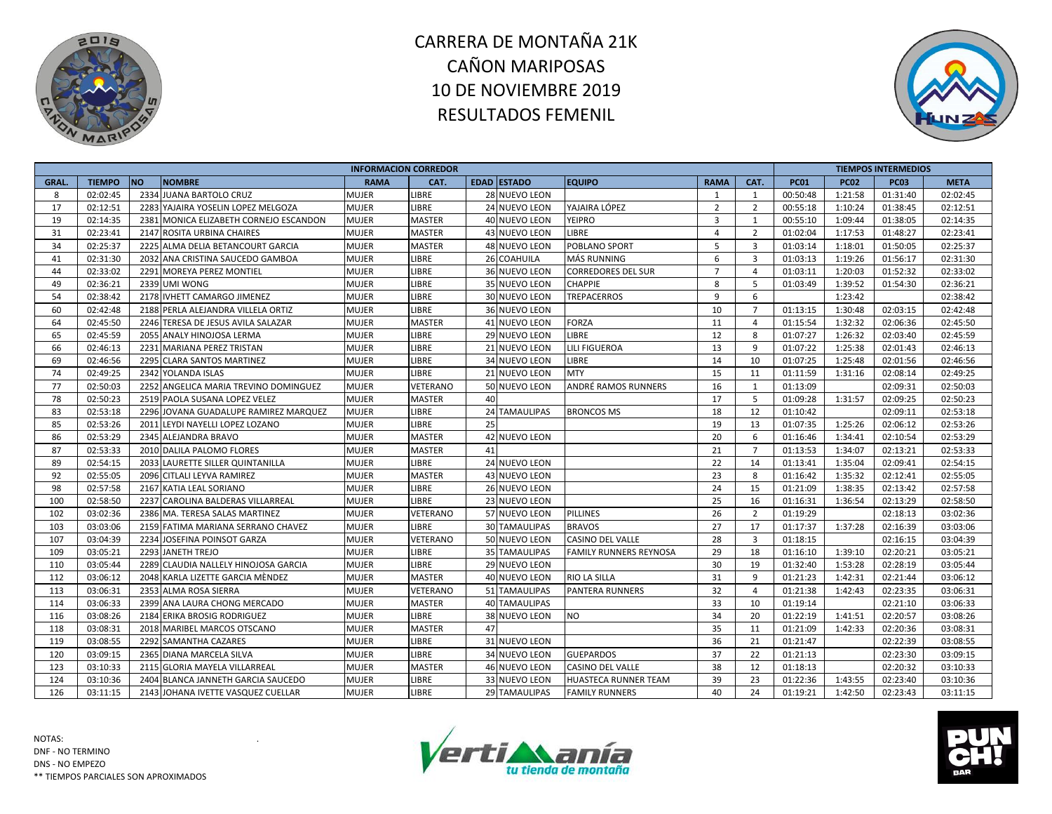# CARRERA DE MONTAÑA 21K
# CAÑON MARIPOSAS
# 10 DE NOVIEMBRE 2019
# RESULTADOS FEMENIL

| INFORMACION CORREDOR | | | | | | | | | | | TIEMPOS INTERMEDIOS | | | |
|---|---|---|---|---|---|---|---|---|---|---|---|---|---|---|
| GRAL. | TIEMPO | NO | NOMBRE | RAMA | CAT. | EDAD | ESTADO | EQUIPO | RAMA | CAT. | PC01 | PC02 | PC03 | META |
| 8 | 02:02:45 | 2334 | JUANA BARTOLO CRUZ | MUJER | LIBRE | 28 | NUEVO LEON | | 1 | 1 | 00:50:48 | 1:21:58 | 01:31:40 | 02:02:45 |
| 17 | 02:12:51 | 2283 | YAJAIRA YOSELIN LOPEZ MELGOZA | MUJER | LIBRE | 24 | NUEVO LEON | YAJAIRA LÓPEZ | 2 | 2 | 00:55:18 | 1:10:24 | 01:38:45 | 02:12:51 |
| 19 | 02:14:35 | 2381 | MONICA ELIZABETH CORNEJO ESCANDON | MUJER | MASTER | 40 | NUEVO LEON | YEIPRO | 3 | 1 | 00:55:10 | 1:09:44 | 01:38:05 | 02:14:35 |
| 31 | 02:23:41 | 2147 | ROSITA URBINA CHAIRES | MUJER | MASTER | 43 | NUEVO LEON | LIBRE | 4 | 2 | 01:02:04 | 1:17:53 | 01:48:27 | 02:23:41 |
| 34 | 02:25:37 | 2225 | ALMA DELIA BETANCOURT GARCIA | MUJER | MASTER | 48 | NUEVO LEON | POBLANO SPORT | 5 | 3 | 01:03:14 | 1:18:01 | 01:50:05 | 02:25:37 |
| 41 | 02:31:30 | 2032 | ANA CRISTINA SAUCEDO GAMBOA | MUJER | LIBRE | 26 | COAHUILA | MÁS RUNNING | 6 | 3 | 01:03:13 | 1:19:26 | 01:56:17 | 02:31:30 |
| 44 | 02:33:02 | 2291 | MOREYA PEREZ MONTIEL | MUJER | LIBRE | 36 | NUEVO LEON | CORREDORES DEL SUR | 7 | 4 | 01:03:11 | 1:20:03 | 01:52:32 | 02:33:02 |
| 49 | 02:36:21 | 2339 | UMI WONG | MUJER | LIBRE | 35 | NUEVO LEON | CHAPPIE | 8 | 5 | 01:03:49 | 1:39:52 | 01:54:30 | 02:36:21 |
| 54 | 02:38:42 | 2178 | IVHETT CAMARGO JIMENEZ | MUJER | LIBRE | 30 | NUEVO LEON | TREPACERROS | 9 | 6 | | 1:23:42 | | 02:38:42 |
| 60 | 02:42:48 | 2188 | PERLA ALEJANDRA VILLELA ORTIZ | MUJER | LIBRE | 36 | NUEVO LEON | | 10 | 7 | 01:13:15 | 1:30:48 | 02:03:15 | 02:42:48 |
| 64 | 02:45:50 | 2246 | TERESA DE JESUS AVILA SALAZAR | MUJER | MASTER | 41 | NUEVO LEON | FORZA | 11 | 4 | 01:15:54 | 1:32:32 | 02:06:36 | 02:45:50 |
| 65 | 02:45:59 | 2055 | ANALY HINOJOSA LERMA | MUJER | LIBRE | 29 | NUEVO LEON | LIBRE | 12 | 8 | 01:07:27 | 1:26:32 | 02:03:40 | 02:45:59 |
| 66 | 02:46:13 | 2231 | MARIANA PEREZ TRISTAN | MUJER | LIBRE | 21 | NUEVO LEON | LILI FIGUEROA | 13 | 9 | 01:07:22 | 1:25:38 | 02:01:43 | 02:46:13 |
| 69 | 02:46:56 | 2295 | CLARA SANTOS MARTINEZ | MUJER | LIBRE | 34 | NUEVO LEON | LIBRE | 14 | 10 | 01:07:25 | 1:25:48 | 02:01:56 | 02:46:56 |
| 74 | 02:49:25 | 2342 | YOLANDA ISLAS | MUJER | LIBRE | 21 | NUEVO LEON | MTY | 15 | 11 | 01:11:59 | 1:31:16 | 02:08:14 | 02:49:25 |
| 77 | 02:50:03 | 2252 | ANGELICA MARIA TREVINO DOMINGUEZ | MUJER | VETERANO | 50 | NUEVO LEON | ANDRÉ RAMOS RUNNERS | 16 | 1 | 01:13:09 | | 02:09:31 | 02:50:03 |
| 78 | 02:50:23 | 2519 | PAOLA SUSANA LOPEZ VELEZ | MUJER | MASTER | 40 | | | 17 | 5 | 01:09:28 | 1:31:57 | 02:09:25 | 02:50:23 |
| 83 | 02:53:18 | 2296 | JOVANA GUADALUPE RAMIREZ MARQUEZ | MUJER | LIBRE | 24 | TAMAULIPAS | BRONCOS MS | 18 | 12 | 01:10:42 | | 02:09:11 | 02:53:18 |
| 85 | 02:53:26 | 2011 | LEYDI NAYELLI LOPEZ LOZANO | MUJER | LIBRE | 25 | | | 19 | 13 | 01:07:35 | 1:25:26 | 02:06:12 | 02:53:26 |
| 86 | 02:53:29 | 2345 | ALEJANDRA BRAVO | MUJER | MASTER | 42 | NUEVO LEON | | 20 | 6 | 01:16:46 | 1:34:41 | 02:10:54 | 02:53:29 |
| 87 | 02:53:33 | 2010 | DALILA PALOMO FLORES | MUJER | MASTER | 41 | | | 21 | 7 | 01:13:53 | 1:34:07 | 02:13:21 | 02:53:33 |
| 89 | 02:54:15 | 2033 | LAURETTE SILLER QUINTANILLA | MUJER | LIBRE | 24 | NUEVO LEON | | 22 | 14 | 01:13:41 | 1:35:04 | 02:09:41 | 02:54:15 |
| 92 | 02:55:05 | 2096 | CITLALI LEYVA RAMIREZ | MUJER | MASTER | 43 | NUEVO LEON | | 23 | 8 | 01:16:42 | 1:35:32 | 02:12:41 | 02:55:05 |
| 98 | 02:57:58 | 2167 | KATIA LEAL SORIANO | MUJER | LIBRE | 26 | NUEVO LEON | | 24 | 15 | 01:21:09 | 1:38:35 | 02:13:42 | 02:57:58 |
| 100 | 02:58:50 | 2237 | CAROLINA BALDERAS VILLARREAL | MUJER | LIBRE | 23 | NUEVO LEON | | 25 | 16 | 01:16:31 | 1:36:54 | 02:13:29 | 02:58:50 |
| 102 | 03:02:36 | 2386 | MA. TERESA SALAS MARTINEZ | MUJER | VETERANO | 57 | NUEVO LEON | PILLINES | 26 | 2 | 01:19:29 | | 02:18:13 | 03:02:36 |
| 103 | 03:03:06 | 2159 | FATIMA MARIANA SERRANO CHAVEZ | MUJER | LIBRE | 30 | TAMAULIPAS | BRAVOS | 27 | 17 | 01:17:37 | 1:37:28 | 02:16:39 | 03:03:06 |
| 107 | 03:04:39 | 2234 | JOSEFINA POINSOT GARZA | MUJER | VETERANO | 50 | NUEVO LEON | CASINO DEL VALLE | 28 | 3 | 01:18:15 | | 02:16:15 | 03:04:39 |
| 109 | 03:05:21 | 2293 | JANETH TREJO | MUJER | LIBRE | 35 | TAMAULIPAS | FAMILY RUNNERS REYNOSA | 29 | 18 | 01:16:10 | 1:39:10 | 02:20:21 | 03:05:21 |
| 110 | 03:05:44 | 2289 | CLAUDIA NALLELY HINOJOSA GARCIA | MUJER | LIBRE | 29 | NUEVO LEON | | 30 | 19 | 01:32:40 | 1:53:28 | 02:28:19 | 03:05:44 |
| 112 | 03:06:12 | 2048 | KARLA LIZETTE GARCIA MÈNDEZ | MUJER | MASTER | 40 | NUEVO LEON | RIO LA SILLA | 31 | 9 | 01:21:23 | 1:42:31 | 02:21:44 | 03:06:12 |
| 113 | 03:06:31 | 2353 | ALMA ROSA SIERRA | MUJER | VETERANO | 51 | TAMAULIPAS | PANTERA RUNNERS | 32 | 4 | 01:21:38 | 1:42:43 | 02:23:35 | 03:06:31 |
| 114 | 03:06:33 | 2399 | ANA LAURA CHONG MERCADO | MUJER | MASTER | 40 | TAMAULIPAS | | 33 | 10 | 01:19:14 | | 02:21:10 | 03:06:33 |
| 116 | 03:08:26 | 2184 | ERIKA BROSIG RODRIGUEZ | MUJER | LIBRE | 38 | NUEVO LEON | NO | 34 | 20 | 01:22:19 | 1:41:51 | 02:20:57 | 03:08:26 |
| 118 | 03:08:31 | 2018 | MARIBEL MARCOS OTSCANO | MUJER | MASTER | 47 | | | 35 | 11 | 01:21:09 | 1:42:33 | 02:20:36 | 03:08:31 |
| 119 | 03:08:55 | 2292 | SAMANTHA CAZARES | MUJER | LIBRE | 31 | NUEVO LEON | | 36 | 21 | 01:21:47 | | 02:22:39 | 03:08:55 |
| 120 | 03:09:15 | 2365 | DIANA MARCELA SILVA | MUJER | LIBRE | 34 | NUEVO LEON | GUEPARDOS | 37 | 22 | 01:21:13 | | 02:23:30 | 03:09:15 |
| 123 | 03:10:33 | 2115 | GLORIA MAYELA VILLARREAL | MUJER | MASTER | 46 | NUEVO LEON | CASINO DEL VALLE | 38 | 12 | 01:18:13 | | 02:20:32 | 03:10:33 |
| 124 | 03:10:36 | 2404 | BLANCA JANNETH GARCIA SAUCEDO | MUJER | LIBRE | 33 | NUEVO LEON | HUASTECA RUNNER TEAM | 39 | 23 | 01:22:36 | 1:43:55 | 02:23:40 | 03:10:36 |
| 126 | 03:11:15 | 2143 | JOHANA IVETTE VASQUEZ CUELLAR | MUJER | LIBRE | 29 | TAMAULIPAS | FAMILY RUNNERS | 40 | 24 | 01:19:21 | 1:42:50 | 02:23:43 | 03:11:15 |

NOTAS:
DNF - NO TERMINO
DNS - NO EMPEZO
** TIEMPOS PARCIALES SON APROXIMADOS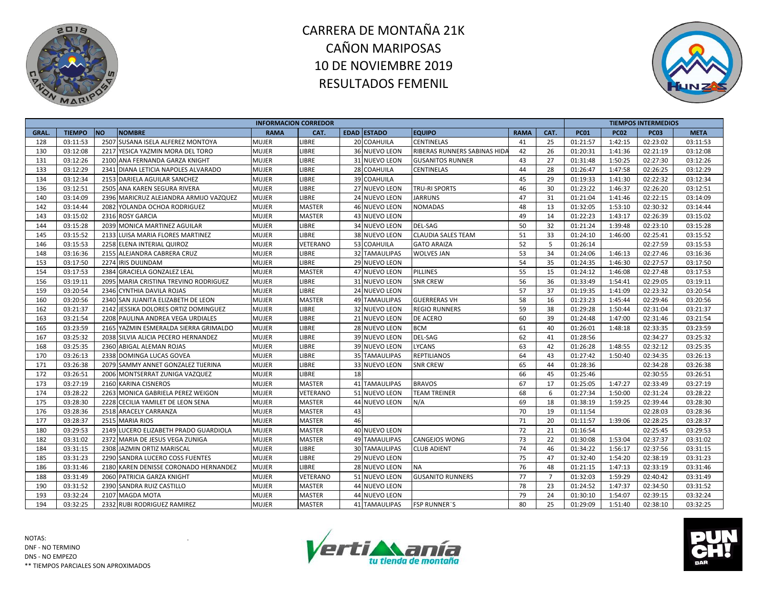# CARRERA DE MONTAÑA 21K
# CAÑON MARIPOSAS
# 10 DE NOVIEMBRE 2019
# RESULTADOS FEMENIL

| INFORMACION CORREDOR | | | | | | | | | | | TIEMPOS INTERMEDIOS | | | |
|---|---|---|---|---|---|---|---|---|---|---|---|---|---|---|
| GRAL. | TIEMPO | NO | NOMBRE | RAMA | CAT. | EDAD | ESTADO | EQUIPO | RAMA | CAT. | PC01 | PC02 | PC03 | META |
| 128 | 03:11:53 | 2507 | SUSANA ISELA ALFEREZ MONTOYA | MUJER | LIBRE | 20 | COAHUILA | CENTINELAS | 41 | 25 | 01:21:57 | 1:42:15 | 02:23:02 | 03:11:53 |
| 130 | 03:12:08 | 2217 | YESICA YAZMIN MORA DEL TORO | MUJER | LIBRE | 36 | NUEVO LEON | RIBERAS RUNNERS SABINAS HIDA | 42 | 26 | 01:20:31 | 1:41:36 | 02:21:19 | 03:12:08 |
| 131 | 03:12:26 | 2100 | ANA FERNANDA GARZA KNIGHT | MUJER | LIBRE | 31 | NUEVO LEON | GUSANITOS RUNNER | 43 | 27 | 01:31:48 | 1:50:25 | 02:27:30 | 03:12:26 |
| 133 | 03:12:29 | 2341 | DIANA LETICIA NAPOLES ALVARADO | MUJER | LIBRE | 28 | COAHUILA | CENTINELAS | 44 | 28 | 01:26:47 | 1:47:58 | 02:26:25 | 03:12:29 |
| 134 | 03:12:34 | 2153 | DARIELA AGUILAR SANCHEZ | MUJER | LIBRE | 39 | COAHUILA | | 45 | 29 | 01:19:33 | 1:41:30 | 02:22:32 | 03:12:34 |
| 136 | 03:12:51 | 2505 | ANA KAREN SEGURA RIVERA | MUJER | LIBRE | 27 | NUEVO LEON | TRU-RI SPORTS | 46 | 30 | 01:23:22 | 1:46:37 | 02:26:20 | 03:12:51 |
| 140 | 03:14:09 | 2396 | MARICRUZ ALEJANDRA ARMIJO VAZQUEZ | MUJER | LIBRE | 24 | NUEVO LEON | JARRUNS | 47 | 31 | 01:21:04 | 1:41:46 | 02:22:15 | 03:14:09 |
| 142 | 03:14:44 | 2082 | YOLANDA OCHOA RODRIGUEZ | MUJER | MASTER | 46 | NUEVO LEON | NOMADAS | 48 | 13 | 01:32:05 | 1:53:10 | 02:30:32 | 03:14:44 |
| 143 | 03:15:02 | 2316 | ROSY GARCIA | MUJER | MASTER | 43 | NUEVO LEON | | 49 | 14 | 01:22:23 | 1:43:17 | 02:26:39 | 03:15:02 |
| 144 | 03:15:28 | 2039 | MONICA MARTINEZ AGUILAR | MUJER | LIBRE | 34 | NUEVO LEON | DEL-SAG | 50 | 32 | 01:21:24 | 1:39:48 | 02:23:10 | 03:15:28 |
| 145 | 03:15:52 | 2133 | LUISA MARIA FLORES MARTINEZ | MUJER | LIBRE | 38 | NUEVO LEON | CLAUDIA SALES TEAM | 51 | 33 | 01:24:10 | 1:46:00 | 02:25:41 | 03:15:52 |
| 146 | 03:15:53 | 2258 | ELENA INTERIAL QUIROZ | MUJER | VETERANO | 53 | COAHUILA | GATO ARAIZA | 52 | 5 | 01:26:14 | | 02:27:59 | 03:15:53 |
| 148 | 03:16:36 | 2155 | ALEJANDRA CABRERA CRUZ | MUJER | LIBRE | 32 | TAMAULIPAS | WOLVES JAN | 53 | 34 | 01:24:06 | 1:46:13 | 02:27:46 | 03:16:36 |
| 153 | 03:17:50 | 2274 | IRIS DUIJNDAM | MUJER | LIBRE | 29 | NUEVO LEON | | 54 | 35 | 01:24:35 | 1:46:30 | 02:27:57 | 03:17:50 |
| 154 | 03:17:53 | 2384 | GRACIELA GONZALEZ LEAL | MUJER | MASTER | 47 | NUEVO LEON | PILLINES | 55 | 15 | 01:24:12 | 1:46:08 | 02:27:48 | 03:17:53 |
| 156 | 03:19:11 | 2095 | MARIA CRISTINA TREVINO RODRIGUEZ | MUJER | LIBRE | 31 | NUEVO LEON | SNR CREW | 56 | 36 | 01:33:49 | 1:54:41 | 02:29:05 | 03:19:11 |
| 159 | 03:20:54 | 2346 | CYNTHIA DAVILA ROJAS | MUJER | LIBRE | 24 | NUEVO LEON | | 57 | 37 | 01:19:35 | 1:41:09 | 02:23:32 | 03:20:54 |
| 160 | 03:20:56 | 2340 | SAN JUANITA ELIZABETH DE LEON | MUJER | MASTER | 49 | TAMAULIPAS | GUERRERAS VH | 58 | 16 | 01:23:23 | 1:45:44 | 02:29:46 | 03:20:56 |
| 162 | 03:21:37 | 2142 | JESSIKA DOLORES ORTIZ DOMINGUEZ | MUJER | LIBRE | 32 | NUEVO LEON | REGIO RUNNERS | 59 | 38 | 01:29:28 | 1:50:44 | 02:31:04 | 03:21:37 |
| 163 | 03:21:54 | 2208 | PAULINA ANDREA VEGA URDIALES | MUJER | LIBRE | 21 | NUEVO LEON | DE ACERO | 60 | 39 | 01:24:48 | 1:47:00 | 02:31:46 | 03:21:54 |
| 165 | 03:23:59 | 2165 | YAZMIN ESMERALDA SIERRA GRIMALDO | MUJER | LIBRE | 28 | NUEVO LEON | BCM | 61 | 40 | 01:26:01 | 1:48:18 | 02:33:35 | 03:23:59 |
| 167 | 03:25:32 | 2038 | SILVIA ALICIA PECERO HERNANDEZ | MUJER | LIBRE | 39 | NUEVO LEON | DEL-SAG | 62 | 41 | 01:28:56 | | 02:34:27 | 03:25:32 |
| 168 | 03:25:35 | 2360 | ABIGAL ALEMAN ROJAS | MUJER | LIBRE | 39 | NUEVO LEON | LYCANS | 63 | 42 | 01:26:28 | 1:48:55 | 02:32:12 | 03:25:35 |
| 170 | 03:26:13 | 2338 | DOMINGA LUCAS GOVEA | MUJER | LIBRE | 35 | TAMAULIPAS | REPTILIANOS | 64 | 43 | 01:27:42 | 1:50:40 | 02:34:35 | 03:26:13 |
| 171 | 03:26:38 | 2079 | SAMMY ANNET GONZALEZ TIJERINA | MUJER | LIBRE | 33 | NUEVO LEON | SNR CREW | 65 | 44 | 01:28:36 | | 02:34:28 | 03:26:38 |
| 172 | 03:26:51 | 2006 | MONTSERRAT ZUNIGA VAZQUEZ | MUJER | LIBRE | 18 | | | 66 | 45 | 01:25:46 | | 02:30:55 | 03:26:51 |
| 173 | 03:27:19 | 2160 | KARINA CISNEROS | MUJER | MASTER | 41 | TAMAULIPAS | BRAVOS | 67 | 17 | 01:25:05 | 1:47:27 | 02:33:49 | 03:27:19 |
| 174 | 03:28:22 | 2263 | MONICA GABRIELA PEREZ WEIGON | MUJER | VETERANO | 51 | NUEVO LEON | TEAM TREINER | 68 | 6 | 01:27:34 | 1:50:00 | 02:31:24 | 03:28:22 |
| 175 | 03:28:30 | 2228 | CECILIA YAMILET DE LEON SENA | MUJER | MASTER | 44 | NUEVO LEON | N/A | 69 | 18 | 01:38:19 | 1:59:25 | 02:39:44 | 03:28:30 |
| 176 | 03:28:36 | 2518 | ARACELY CARRANZA | MUJER | MASTER | 43 | | | 70 | 19 | 01:11:54 | | 02:28:03 | 03:28:36 |
| 177 | 03:28:37 | 2515 | MARIA RIOS | MUJER | MASTER | 46 | | | 71 | 20 | 01:11:57 | 1:39:06 | 02:28:25 | 03:28:37 |
| 180 | 03:29:53 | 2149 | LUCERO ELIZABETH PRADO GUARDIOLA | MUJER | MASTER | 40 | NUEVO LEON | | 72 | 21 | 01:16:54 | | 02:25:45 | 03:29:53 |
| 182 | 03:31:02 | 2372 | MARIA DE JESUS VEGA ZUNIGA | MUJER | MASTER | 49 | TAMAULIPAS | CANGEJOS WONG | 73 | 22 | 01:30:08 | 1:53:04 | 02:37:37 | 03:31:02 |
| 184 | 03:31:15 | 2308 | JAZMIN ORTIZ MARISCAL | MUJER | LIBRE | 30 | TAMAULIPAS | CLUB ADIENT | 74 | 46 | 01:34:22 | 1:56:17 | 02:37:56 | 03:31:15 |
| 185 | 03:31:23 | 2290 | SANDRA LUCERO COSS FUENTES | MUJER | LIBRE | 29 | NUEVO LEON | | 75 | 47 | 01:32:40 | 1:54:20 | 02:38:19 | 03:31:23 |
| 186 | 03:31:46 | 2180 | KAREN DENISSE CORONADO HERNANDEZ | MUJER | LIBRE | 28 | NUEVO LEON | NA | 76 | 48 | 01:21:15 | 1:47:13 | 02:33:19 | 03:31:46 |
| 188 | 03:31:49 | 2060 | PATRICIA GARZA KNIGHT | MUJER | VETERANO | 51 | NUEVO LEON | GUSANITO RUNNERS | 77 | 7 | 01:32:03 | 1:59:29 | 02:40:42 | 03:31:49 |
| 190 | 03:31:52 | 2390 | SANDRA RUIZ CASTILLO | MUJER | MASTER | 44 | NUEVO LEON | | 78 | 23 | 01:24:52 | 1:47:37 | 02:34:50 | 03:31:52 |
| 193 | 03:32:24 | 2107 | MAGDA MOTA | MUJER | MASTER | 44 | NUEVO LEON | | 79 | 24 | 01:30:10 | 1:54:07 | 02:39:15 | 03:32:24 |
| 194 | 03:32:25 | 2332 | RUBI RODRIGUEZ RAMIREZ | MUJER | MASTER | 41 | TAMAULIPAS | FSP RUNNER´S | 80 | 25 | 01:29:09 | 1:51:40 | 02:38:10 | 03:32:25 |

NOTAS:
DNF - NO TERMINO
DNS - NO EMPEZO
** TIEMPOS PARCIALES SON APROXIMADOS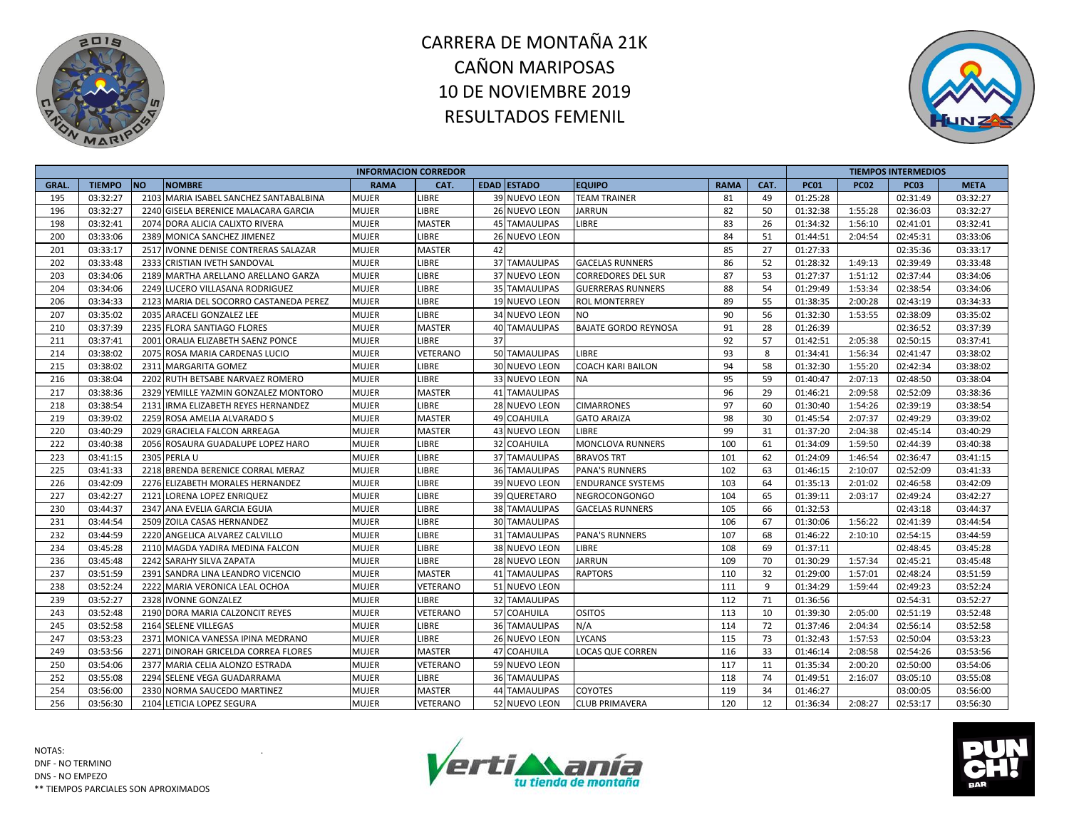# CARRERA DE MONTAÑA 21K
# CAÑON MARIPOSAS
# 10 DE NOVIEMBRE 2019
# RESULTADOS FEMENIL

| INFORMACION CORREDOR | | | | | | | | | | | TIEMPOS INTERMEDIOS | | | |
|---|---|---|---|---|---|---|---|---|---|---|---|---|---|---|
| GRAL. | TIEMPO | NO | NOMBRE | RAMA | CAT. | EDAD | ESTADO | EQUIPO | RAMA | CAT. | PC01 | PC02 | PC03 | META |
| 195 | 03:32:27 | 2103 | MARIA ISABEL SANCHEZ SANTABALBINA | MUJER | LIBRE | 39 | NUEVO LEON | TEAM TRAINER | 81 | 49 | 01:25:28 | | 02:31:49 | 03:32:27 |
| 196 | 03:32:27 | 2240 | GISELA BERENICE MALACARA GARCIA | MUJER | LIBRE | 26 | NUEVO LEON | JARRUN | 82 | 50 | 01:32:38 | 1:55:28 | 02:36:03 | 03:32:27 |
| 198 | 03:32:41 | 2074 | DORA ALICIA CALIXTO RIVERA | MUJER | MASTER | 45 | TAMAULIPAS | LIBRE | 83 | 26 | 01:34:32 | 1:56:10 | 02:41:01 | 03:32:41 |
| 200 | 03:33:06 | 2389 | MONICA SANCHEZ JIMENEZ | MUJER | LIBRE | 26 | NUEVO LEON | | 84 | 51 | 01:44:51 | 2:04:54 | 02:45:31 | 03:33:06 |
| 201 | 03:33:17 | 2517 | IVONNE DENISE CONTRERAS SALAZAR | MUJER | MASTER | 42 | | | 85 | 27 | 01:27:33 | | 02:35:36 | 03:33:17 |
| 202 | 03:33:48 | 2333 | CRISTIAN IVETH SANDOVAL | MUJER | LIBRE | 37 | TAMAULIPAS | GACELAS RUNNERS | 86 | 52 | 01:28:32 | 1:49:13 | 02:39:49 | 03:33:48 |
| 203 | 03:34:06 | 2189 | MARTHA ARELLANO ARELLANO GARZA | MUJER | LIBRE | 37 | NUEVO LEON | CORREDORES DEL SUR | 87 | 53 | 01:27:37 | 1:51:12 | 02:37:44 | 03:34:06 |
| 204 | 03:34:06 | 2249 | LUCERO VILLASANA RODRIGUEZ | MUJER | LIBRE | 35 | TAMAULIPAS | GUERRERAS RUNNERS | 88 | 54 | 01:29:49 | 1:53:34 | 02:38:54 | 03:34:06 |
| 206 | 03:34:33 | 2123 | MARIA DEL SOCORRO CASTANEDA PEREZ | MUJER | LIBRE | 19 | NUEVO LEON | ROL MONTERREY | 89 | 55 | 01:38:35 | 2:00:28 | 02:43:19 | 03:34:33 |
| 207 | 03:35:02 | 2035 | ARACELI GONZALEZ LEE | MUJER | LIBRE | 34 | NUEVO LEON | NO | 90 | 56 | 01:32:30 | 1:53:55 | 02:38:09 | 03:35:02 |
| 210 | 03:37:39 | 2235 | FLORA SANTIAGO FLORES | MUJER | MASTER | 40 | TAMAULIPAS | BAJATE GORDO REYNOSA | 91 | 28 | 01:26:39 | | 02:36:52 | 03:37:39 |
| 211 | 03:37:41 | 2001 | ORALIA ELIZABETH SAENZ PONCE | MUJER | LIBRE | 37 | | | 92 | 57 | 01:42:51 | 2:05:38 | 02:50:15 | 03:37:41 |
| 214 | 03:38:02 | 2075 | ROSA MARIA CARDENAS LUCIO | MUJER | VETERANO | 50 | TAMAULIPAS | LIBRE | 93 | 8 | 01:34:41 | 1:56:34 | 02:41:47 | 03:38:02 |
| 215 | 03:38:02 | 2311 | MARGARITA GOMEZ | MUJER | LIBRE | 30 | NUEVO LEON | COACH KARI BAILON | 94 | 58 | 01:32:30 | 1:55:20 | 02:42:34 | 03:38:02 |
| 216 | 03:38:04 | 2202 | RUTH BETSABE NARVAEZ ROMERO | MUJER | LIBRE | 33 | NUEVO LEON | NA | 95 | 59 | 01:40:47 | 2:07:13 | 02:48:50 | 03:38:04 |
| 217 | 03:38:36 | 2329 | YEMILLE YAZMIN GONZALEZ MONTORO | MUJER | MASTER | 41 | TAMAULIPAS | | 96 | 29 | 01:46:21 | 2:09:58 | 02:52:09 | 03:38:36 |
| 218 | 03:38:54 | 2131 | IRMA ELIZABETH REYES HERNANDEZ | MUJER | LIBRE | 28 | NUEVO LEON | CIMARRONES | 97 | 60 | 01:30:40 | 1:54:26 | 02:39:19 | 03:38:54 |
| 219 | 03:39:02 | 2259 | ROSA AMELIA ALVARADO S | MUJER | MASTER | 49 | COAHUILA | GATO ARAIZA | 98 | 30 | 01:45:54 | 2:07:37 | 02:49:29 | 03:39:02 |
| 220 | 03:40:29 | 2029 | GRACIELA FALCON ARREAGA | MUJER | MASTER | 43 | NUEVO LEON | LIBRE | 99 | 31 | 01:37:20 | 2:04:38 | 02:45:14 | 03:40:29 |
| 222 | 03:40:38 | 2056 | ROSAURA GUADALUPE LOPEZ HARO | MUJER | LIBRE | 32 | COAHUILA | MONCLOVA RUNNERS | 100 | 61 | 01:34:09 | 1:59:50 | 02:44:39 | 03:40:38 |
| 223 | 03:41:15 | 2305 | PERLA U | MUJER | LIBRE | 37 | TAMAULIPAS | BRAVOS TRT | 101 | 62 | 01:24:09 | 1:46:54 | 02:36:47 | 03:41:15 |
| 225 | 03:41:33 | 2218 | BRENDA BERENICE CORRAL MERAZ | MUJER | LIBRE | 36 | TAMAULIPAS | PANA'S RUNNERS | 102 | 63 | 01:46:15 | 2:10:07 | 02:52:09 | 03:41:33 |
| 226 | 03:42:09 | 2276 | ELIZABETH MORALES HERNANDEZ | MUJER | LIBRE | 39 | NUEVO LEON | ENDURANCE SYSTEMS | 103 | 64 | 01:35:13 | 2:01:02 | 02:46:58 | 03:42:09 |
| 227 | 03:42:27 | 2121 | LORENA LOPEZ ENRIQUEZ | MUJER | LIBRE | 39 | QUERETARO | NEGROCONGONGO | 104 | 65 | 01:39:11 | 2:03:17 | 02:49:24 | 03:42:27 |
| 230 | 03:44:37 | 2347 | ANA EVELIA GARCIA EGUIA | MUJER | LIBRE | 38 | TAMAULIPAS | GACELAS RUNNERS | 105 | 66 | 01:32:53 | | 02:43:18 | 03:44:37 |
| 231 | 03:44:54 | 2509 | ZOILA CASAS HERNANDEZ | MUJER | LIBRE | 30 | TAMAULIPAS | | 106 | 67 | 01:30:06 | 1:56:22 | 02:41:39 | 03:44:54 |
| 232 | 03:44:59 | 2220 | ANGELICA ALVAREZ CALVILLO | MUJER | LIBRE | 31 | TAMAULIPAS | PANA'S RUNNERS | 107 | 68 | 01:46:22 | 2:10:10 | 02:54:15 | 03:44:59 |
| 234 | 03:45:28 | 2110 | MAGDA YADIRA MEDINA FALCON | MUJER | LIBRE | 38 | NUEVO LEON | LIBRE | 108 | 69 | 01:37:11 | | 02:48:45 | 03:45:28 |
| 236 | 03:45:48 | 2242 | SARAHY SILVA ZAPATA | MUJER | LIBRE | 28 | NUEVO LEON | JARRUN | 109 | 70 | 01:30:29 | 1:57:34 | 02:45:21 | 03:45:48 |
| 237 | 03:51:59 | 2391 | SANDRA LINA LEANDRO VICENCIO | MUJER | MASTER | 41 | TAMAULIPAS | RAPTORS | 110 | 32 | 01:29:00 | 1:57:01 | 02:48:24 | 03:51:59 |
| 238 | 03:52:24 | 2222 | MARIA VERONICA LEAL OCHOA | MUJER | VETERANO | 51 | NUEVO LEON | | 111 | 9 | 01:34:29 | 1:59:44 | 02:49:23 | 03:52:24 |
| 239 | 03:52:27 | 2328 | IVONNE GONZALEZ | MUJER | LIBRE | 32 | TAMAULIPAS | | 112 | 71 | 01:36:56 | | 02:54:31 | 03:52:27 |
| 243 | 03:52:48 | 2190 | DORA MARIA CALZONCIT REYES | MUJER | VETERANO | 57 | COAHUILA | OSITOS | 113 | 10 | 01:39:30 | 2:05:00 | 02:51:19 | 03:52:48 |
| 245 | 03:52:58 | 2164 | SELENE VILLEGAS | MUJER | LIBRE | 36 | TAMAULIPAS | N/A | 114 | 72 | 01:37:46 | 2:04:34 | 02:56:14 | 03:52:58 |
| 247 | 03:53:23 | 2371 | MONICA VANESSA IPINA MEDRANO | MUJER | LIBRE | 26 | NUEVO LEON | LYCANS | 115 | 73 | 01:32:43 | 1:57:53 | 02:50:04 | 03:53:23 |
| 249 | 03:53:56 | 2271 | DINORAH GRICELDA CORREA FLORES | MUJER | MASTER | 47 | COAHUILA | LOCAS QUE CORREN | 116 | 33 | 01:46:14 | 2:08:58 | 02:54:26 | 03:53:56 |
| 250 | 03:54:06 | 2377 | MARIA CELIA ALONZO ESTRADA | MUJER | VETERANO | 59 | NUEVO LEON | | 117 | 11 | 01:35:34 | 2:00:20 | 02:50:00 | 03:54:06 |
| 252 | 03:55:08 | 2294 | SELENE VEGA GUADARRAMA | MUJER | LIBRE | 36 | TAMAULIPAS | | 118 | 74 | 01:49:51 | 2:16:07 | 03:05:10 | 03:55:08 |
| 254 | 03:56:00 | 2330 | NORMA SAUCEDO MARTINEZ | MUJER | MASTER | 44 | TAMAULIPAS | COYOTES | 119 | 34 | 01:46:27 | | 03:00:05 | 03:56:00 |
| 256 | 03:56:30 | 2104 | LETICIA LOPEZ SEGURA | MUJER | VETERANO | 52 | NUEVO LEON | CLUB PRIMAVERA | 120 | 12 | 01:36:34 | 2:08:27 | 02:53:17 | 03:56:30 |

NOTAS:
DNF - NO TERMINO
DNS - NO EMPEZO
** TIEMPOS PARCIALES SON APROXIMADOS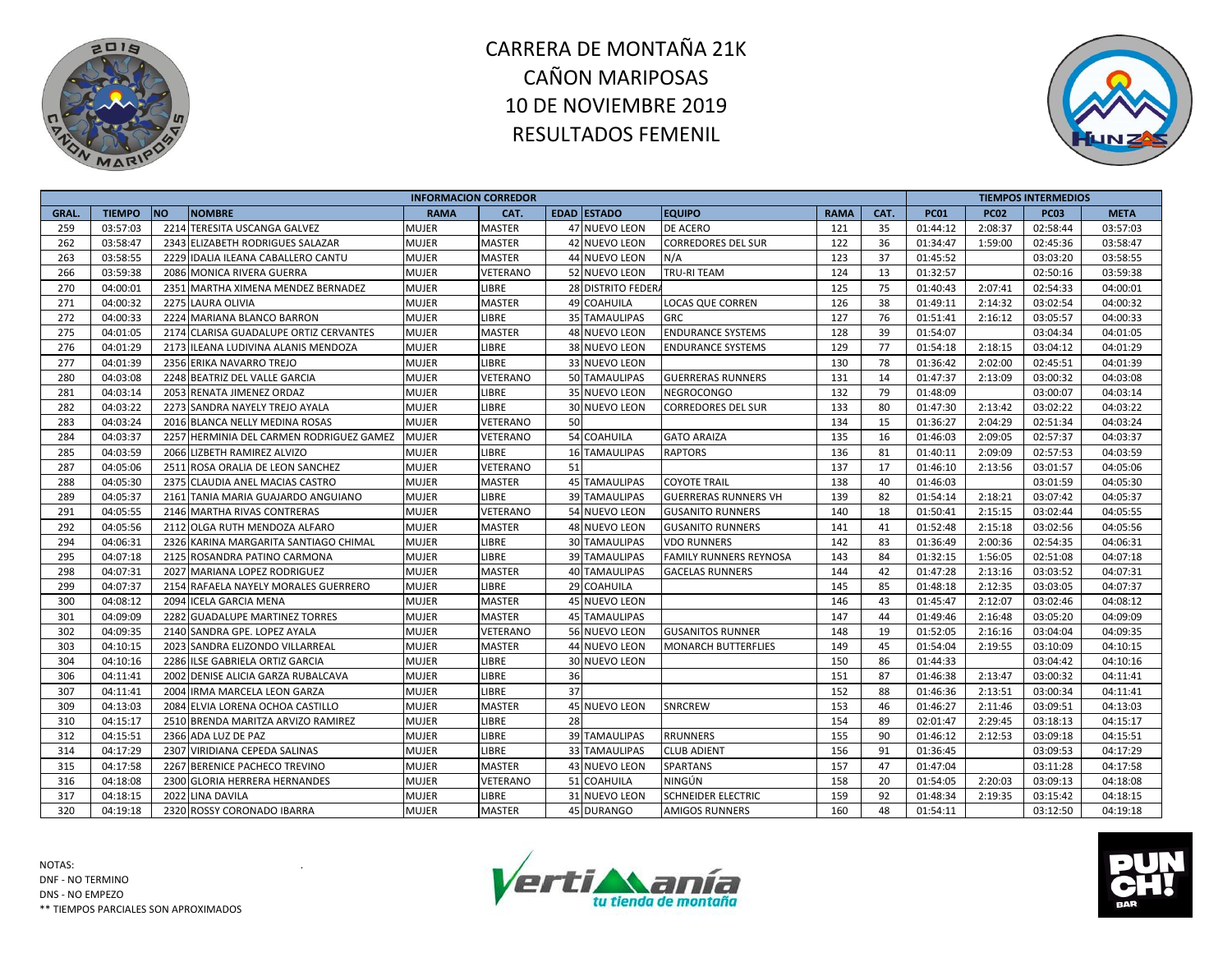# CARRERA DE MONTAÑA 21K
# CAÑON MARIPOSAS
# 10 DE NOVIEMBRE 2019
# RESULTADOS FEMENIL

| INFORMACION CORREDOR | | | | | | | | | | | | TIEMPOS INTERMEDIOS | | | |
|---|---|---|---|---|---|---|---|---|---|---|---|---|---|---|---|
| GRAL. | TIEMPO | NO | NOMBRE | RAMA | CAT. | EDAD | ESTADO | EQUIPO | RAMA | CAT. | PC01 | PC02 | PC03 | META |
| 259 | 03:57:03 | 2214 | TERESITA USCANGA GALVEZ | MUJER | MASTER | 47 | NUEVO LEON | DE ACERO | 121 | 35 | 01:44:12 | 2:08:37 | 02:58:44 | 03:57:03 |
| 262 | 03:58:47 | 2343 | ELIZABETH RODRIGUES SALAZAR | MUJER | MASTER | 42 | NUEVO LEON | CORREDORES DEL SUR | 122 | 36 | 01:34:47 | 1:59:00 | 02:45:36 | 03:58:47 |
| 263 | 03:58:55 | 2229 | IDALIA ILEANA CABALLERO CANTU | MUJER | MASTER | 44 | NUEVO LEON | N/A | 123 | 37 | 01:45:52 | | 03:03:20 | 03:58:55 |
| 266 | 03:59:38 | 2086 | MONICA RIVERA GUERRA | MUJER | VETERANO | 52 | NUEVO LEON | TRU-RI TEAM | 124 | 13 | 01:32:57 | | 02:50:16 | 03:59:38 |
| 270 | 04:00:01 | 2351 | MARTHA XIMENA MENDEZ BERNADEZ | MUJER | LIBRE | 28 | DISTRITO FEDERA | | 125 | 75 | 01:40:43 | 2:07:41 | 02:54:33 | 04:00:01 |
| 271 | 04:00:32 | 2275 | LAURA OLIVIA | MUJER | MASTER | 49 | COAHUILA | LOCAS QUE CORREN | 126 | 38 | 01:49:11 | 2:14:32 | 03:02:54 | 04:00:32 |
| 272 | 04:00:33 | 2224 | MARIANA BLANCO BARRON | MUJER | LIBRE | 35 | TAMAULIPAS | GRC | 127 | 76 | 01:51:41 | 2:16:12 | 03:05:57 | 04:00:33 |
| 275 | 04:01:05 | 2174 | CLARISA GUADALUPE ORTIZ CERVANTES | MUJER | MASTER | 48 | NUEVO LEON | ENDURANCE SYSTEMS | 128 | 39 | 01:54:07 | | 03:04:34 | 04:01:05 |
| 276 | 04:01:29 | 2173 | ILEANA LUDIVINA ALANIS MENDOZA | MUJER | LIBRE | 38 | NUEVO LEON | ENDURANCE SYSTEMS | 129 | 77 | 01:54:18 | 2:18:15 | 03:04:12 | 04:01:29 |
| 277 | 04:01:39 | 2356 | ERIKA NAVARRO TREJO | MUJER | LIBRE | 33 | NUEVO LEON | | 130 | 78 | 01:36:42 | 2:02:00 | 02:45:51 | 04:01:39 |
| 280 | 04:03:08 | 2248 | BEATRIZ DEL VALLE GARCIA | MUJER | VETERANO | 50 | TAMAULIPAS | GUERRERAS RUNNERS | 131 | 14 | 01:47:37 | 2:13:09 | 03:00:32 | 04:03:08 |
| 281 | 04:03:14 | 2053 | RENATA JIMENEZ ORDAZ | MUJER | LIBRE | 35 | NUEVO LEON | NEGROCONGO | 132 | 79 | 01:48:09 | | 03:00:07 | 04:03:14 |
| 282 | 04:03:22 | 2273 | SANDRA NAYELY TREJO AYALA | MUJER | LIBRE | 30 | NUEVO LEON | CORREDORES DEL SUR | 133 | 80 | 01:47:30 | 2:13:42 | 03:02:22 | 04:03:22 |
| 283 | 04:03:24 | 2016 | BLANCA NELLY MEDINA ROSAS | MUJER | VETERANO | 50 | | | 134 | 15 | 01:36:27 | 2:04:29 | 02:51:34 | 04:03:24 |
| 284 | 04:03:37 | 2257 | HERMINIA DEL CARMEN RODRIGUEZ GAMEZ | MUJER | VETERANO | 54 | COAHUILA | GATO ARAIZA | 135 | 16 | 01:46:03 | 2:09:05 | 02:57:37 | 04:03:37 |
| 285 | 04:03:59 | 2066 | LIZBETH RAMIREZ ALVIZO | MUJER | LIBRE | 16 | TAMAULIPAS | RAPTORS | 136 | 81 | 01:40:11 | 2:09:09 | 02:57:53 | 04:03:59 |
| 287 | 04:05:06 | 2511 | ROSA ORALIA DE LEON SANCHEZ | MUJER | VETERANO | 51 | | | 137 | 17 | 01:46:10 | 2:13:56 | 03:01:57 | 04:05:06 |
| 288 | 04:05:30 | 2375 | CLAUDIA ANEL MACIAS CASTRO | MUJER | MASTER | 45 | TAMAULIPAS | COYOTE TRAIL | 138 | 40 | 01:46:03 | | 03:01:59 | 04:05:30 |
| 289 | 04:05:37 | 2161 | TANIA MARIA GUAJARDO ANGUIANO | MUJER | LIBRE | 39 | TAMAULIPAS | GUERRERAS RUNNERS VH | 139 | 82 | 01:54:14 | 2:18:21 | 03:07:42 | 04:05:37 |
| 291 | 04:05:55 | 2146 | MARTHA RIVAS CONTRERAS | MUJER | VETERANO | 54 | NUEVO LEON | GUSANITO RUNNERS | 140 | 18 | 01:50:41 | 2:15:15 | 03:02:44 | 04:05:55 |
| 292 | 04:05:56 | 2112 | OLGA RUTH MENDOZA ALFARO | MUJER | MASTER | 48 | NUEVO LEON | GUSANITO RUNNERS | 141 | 41 | 01:52:48 | 2:15:18 | 03:02:56 | 04:05:56 |
| 294 | 04:06:31 | 2326 | KARINA MARGARITA SANTIAGO CHIMAL | MUJER | LIBRE | 30 | TAMAULIPAS | VDO RUNNERS | 142 | 83 | 01:36:49 | 2:00:36 | 02:54:35 | 04:06:31 |
| 295 | 04:07:18 | 2125 | ROSANDRA PATINO CARMONA | MUJER | LIBRE | 39 | TAMAULIPAS | FAMILY RUNNERS REYNOSA | 143 | 84 | 01:32:15 | 1:56:05 | 02:51:08 | 04:07:18 |
| 298 | 04:07:31 | 2027 | MARIANA LOPEZ RODRIGUEZ | MUJER | MASTER | 40 | TAMAULIPAS | GACELAS RUNNERS | 144 | 42 | 01:47:28 | 2:13:16 | 03:03:52 | 04:07:31 |
| 299 | 04:07:37 | 2154 | RAFAELA NAYELY MORALES GUERRERO | MUJER | LIBRE | 29 | COAHUILA | | 145 | 85 | 01:48:18 | 2:12:35 | 03:03:05 | 04:07:37 |
| 300 | 04:08:12 | 2094 | ICELA GARCIA MENA | MUJER | MASTER | 45 | NUEVO LEON | | 146 | 43 | 01:45:47 | 2:12:07 | 03:02:46 | 04:08:12 |
| 301 | 04:09:09 | 2282 | GUADALUPE MARTINEZ TORRES | MUJER | MASTER | 45 | TAMAULIPAS | | 147 | 44 | 01:49:46 | 2:16:48 | 03:05:20 | 04:09:09 |
| 302 | 04:09:35 | 2140 | SANDRA GPE. LOPEZ AYALA | MUJER | VETERANO | 56 | NUEVO LEON | GUSANITOS RUNNER | 148 | 19 | 01:52:05 | 2:16:16 | 03:04:04 | 04:09:35 |
| 303 | 04:10:15 | 2023 | SANDRA ELIZONDO VILLARREAL | MUJER | MASTER | 44 | NUEVO LEON | MONARCH BUTTERFLIES | 149 | 45 | 01:54:04 | 2:19:55 | 03:10:09 | 04:10:15 |
| 304 | 04:10:16 | 2286 | ILSE GABRIELA ORTIZ GARCIA | MUJER | LIBRE | 30 | NUEVO LEON | | 150 | 86 | 01:44:33 | | 03:04:42 | 04:10:16 |
| 306 | 04:11:41 | 2002 | DENISE ALICIA GARZA RUBALCAVA | MUJER | LIBRE | 36 | | | 151 | 87 | 01:46:38 | 2:13:47 | 03:00:32 | 04:11:41 |
| 307 | 04:11:41 | 2004 | IRMA MARCELA LEON GARZA | MUJER | LIBRE | 37 | | | 152 | 88 | 01:46:36 | 2:13:51 | 03:00:34 | 04:11:41 |
| 309 | 04:13:03 | 2084 | ELVIA LORENA OCHOA CASTILLO | MUJER | MASTER | 45 | NUEVO LEON | SNRCREW | 153 | 46 | 01:46:27 | 2:11:46 | 03:09:51 | 04:13:03 |
| 310 | 04:15:17 | 2510 | BRENDA MARITZA ARVIZO RAMIREZ | MUJER | LIBRE | 28 | | | 154 | 89 | 02:01:47 | 2:29:45 | 03:18:13 | 04:15:17 |
| 312 | 04:15:51 | 2366 | ADA LUZ DE PAZ | MUJER | LIBRE | 39 | TAMAULIPAS | RRUNNERS | 155 | 90 | 01:46:12 | 2:12:53 | 03:09:18 | 04:15:51 |
| 314 | 04:17:29 | 2307 | VIRIDIANA CEPEDA SALINAS | MUJER | LIBRE | 33 | TAMAULIPAS | CLUB ADIENT | 156 | 91 | 01:36:45 | | 03:09:53 | 04:17:29 |
| 315 | 04:17:58 | 2267 | BERENICE PACHECO TREVINO | MUJER | MASTER | 43 | NUEVO LEON | SPARTANS | 157 | 47 | 01:47:04 | | 03:11:28 | 04:17:58 |
| 316 | 04:18:08 | 2300 | GLORIA HERRERA HERNANDES | MUJER | VETERANO | 51 | COAHUILA | NINGÚN | 158 | 20 | 01:54:05 | 2:20:03 | 03:09:13 | 04:18:08 |
| 317 | 04:18:15 | 2022 | LINA DAVILA | MUJER | LIBRE | 31 | NUEVO LEON | SCHNEIDER ELECTRIC | 159 | 92 | 01:48:34 | 2:19:35 | 03:15:42 | 04:18:15 |
| 320 | 04:19:18 | 2320 | ROSSY CORONADO IBARRA | MUJER | MASTER | 45 | DURANGO | AMIGOS RUNNERS | 160 | 48 | 01:54:11 | | 03:12:50 | 04:19:18 |

NOTAS:
DNF - NO TERMINO
DNS - NO EMPEZO
** TIEMPOS PARCIALES SON APROXIMADOS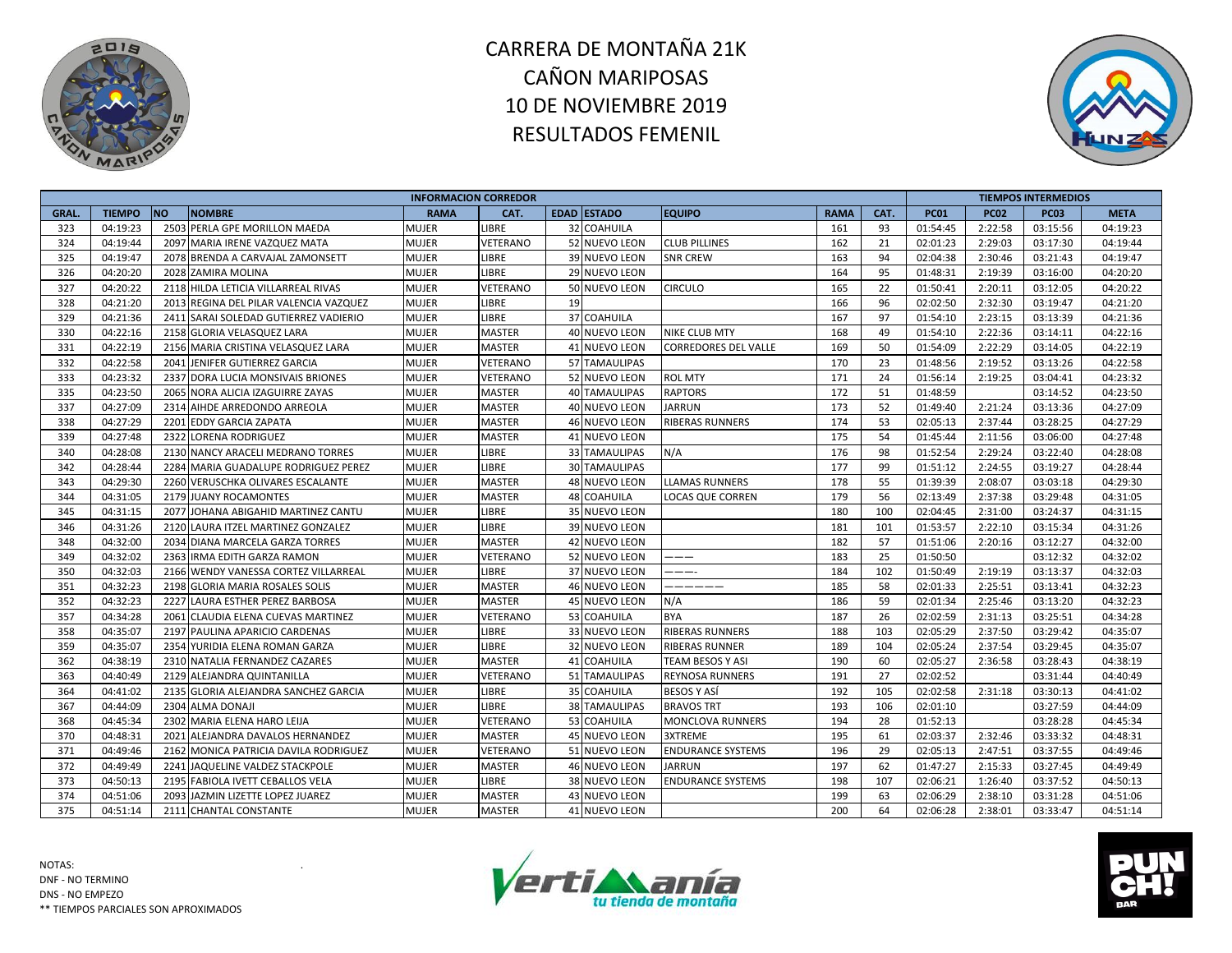# CARRERA DE MONTAÑA 21K
# CAÑON MARIPOSAS
# 10 DE NOVIEMBRE 2019
# RESULTADOS FEMENIL

| INFORMACION CORREDOR | | | | | | | | | | | TIEMPOS INTERMEDIOS | | | |
|---|---|---|---|---|---|---|---|---|---|---|---|---|---|---|
| GRAL. | TIEMPO | NO | NOMBRE | RAMA | CAT. | EDAD | ESTADO | EQUIPO | RAMA | CAT. | PC01 | PC02 | PC03 | META |
| 323 | 04:19:23 | 2503 | PERLA GPE MORILLON MAEDA | MUJER | LIBRE | 32 | COAHUILA | | 161 | 93 | 01:54:45 | 2:22:58 | 03:15:56 | 04:19:23 |
| 324 | 04:19:44 | 2097 | MARIA IRENE VAZQUEZ MATA | MUJER | VETERANO | 52 | NUEVO LEON | CLUB PILLINES | 162 | 21 | 02:01:23 | 2:29:03 | 03:17:30 | 04:19:44 |
| 325 | 04:19:47 | 2078 | BRENDA A CARVAJAL ZAMONSETT | MUJER | LIBRE | 39 | NUEVO LEON | SNR CREW | 163 | 94 | 02:04:38 | 2:30:46 | 03:21:43 | 04:19:47 |
| 326 | 04:20:20 | 2028 | ZAMIRA MOLINA | MUJER | LIBRE | 29 | NUEVO LEON | | 164 | 95 | 01:48:31 | 2:19:39 | 03:16:00 | 04:20:20 |
| 327 | 04:20:22 | 2118 | HILDA LETICIA VILLARREAL RIVAS | MUJER | VETERANO | 50 | NUEVO LEON | CIRCULO | 165 | 22 | 01:50:41 | 2:20:11 | 03:12:05 | 04:20:22 |
| 328 | 04:21:20 | 2013 | REGINA DEL PILAR VALENCIA VAZQUEZ | MUJER | LIBRE | 19 | | | 166 | 96 | 02:02:50 | 2:32:30 | 03:19:47 | 04:21:20 |
| 329 | 04:21:36 | 2411 | SARAI SOLEDAD GUTIERREZ VADIERIO | MUJER | LIBRE | 37 | COAHUILA | | 167 | 97 | 01:54:10 | 2:23:15 | 03:13:39 | 04:21:36 |
| 330 | 04:22:16 | 2158 | GLORIA VELASQUEZ LARA | MUJER | MASTER | 40 | NUEVO LEON | NIKE CLUB MTY | 168 | 49 | 01:54:10 | 2:22:36 | 03:14:11 | 04:22:16 |
| 331 | 04:22:19 | 2156 | MARIA CRISTINA VELASQUEZ LARA | MUJER | MASTER | 41 | NUEVO LEON | CORREDORES DEL VALLE | 169 | 50 | 01:54:09 | 2:22:29 | 03:14:05 | 04:22:19 |
| 332 | 04:22:58 | 2041 | JENIFER GUTIERREZ GARCIA | MUJER | VETERANO | 57 | TAMAULIPAS | | 170 | 23 | 01:48:56 | 2:19:52 | 03:13:26 | 04:22:58 |
| 333 | 04:23:32 | 2337 | DORA LUCIA MONSIVAIS BRIONES | MUJER | VETERANO | 52 | NUEVO LEON | ROL MTY | 171 | 24 | 01:56:14 | 2:19:25 | 03:04:41 | 04:23:32 |
| 335 | 04:23:50 | 2065 | NORA ALICIA IZAGUIRRE ZAYAS | MUJER | MASTER | 40 | TAMAULIPAS | RAPTORS | 172 | 51 | 01:48:59 | | 03:14:52 | 04:23:50 |
| 337 | 04:27:09 | 2314 | AIHDE ARREDONDO ARREOLA | MUJER | MASTER | 40 | NUEVO LEON | JARRUN | 173 | 52 | 01:49:40 | 2:21:24 | 03:13:36 | 04:27:09 |
| 338 | 04:27:29 | 2201 | EDDY GARCIA ZAPATA | MUJER | MASTER | 46 | NUEVO LEON | RIBERAS RUNNERS | 174 | 53 | 02:05:13 | 2:37:44 | 03:28:25 | 04:27:29 |
| 339 | 04:27:48 | 2322 | LORENA RODRIGUEZ | MUJER | MASTER | 41 | NUEVO LEON | | 175 | 54 | 01:45:44 | 2:11:56 | 03:06:00 | 04:27:48 |
| 340 | 04:28:08 | 2130 | NANCY ARACELI MEDRANO TORRES | MUJER | LIBRE | 33 | TAMAULIPAS | N/A | 176 | 98 | 01:52:54 | 2:29:24 | 03:22:40 | 04:28:08 |
| 342 | 04:28:44 | 2284 | MARIA GUADALUPE RODRIGUEZ PEREZ | MUJER | LIBRE | 30 | TAMAULIPAS | | 177 | 99 | 01:51:12 | 2:24:55 | 03:19:27 | 04:28:44 |
| 343 | 04:29:30 | 2260 | VERUSCHKA OLIVARES ESCALANTE | MUJER | MASTER | 48 | NUEVO LEON | LLAMAS RUNNERS | 178 | 55 | 01:39:39 | 2:08:07 | 03:03:18 | 04:29:30 |
| 344 | 04:31:05 | 2179 | JUANY ROCAMONTES | MUJER | MASTER | 48 | COAHUILA | LOCAS QUE CORREN | 179 | 56 | 02:13:49 | 2:37:38 | 03:29:48 | 04:31:05 |
| 345 | 04:31:15 | 2077 | JOHANA ABIGAHID MARTINEZ CANTU | MUJER | LIBRE | 35 | NUEVO LEON | | 180 | 100 | 02:04:45 | 2:31:00 | 03:24:37 | 04:31:15 |
| 346 | 04:31:26 | 2120 | LAURA ITZEL MARTINEZ GONZALEZ | MUJER | LIBRE | 39 | NUEVO LEON | | 181 | 101 | 01:53:57 | 2:22:10 | 03:15:34 | 04:31:26 |
| 348 | 04:32:00 | 2034 | DIANA MARCELA GARZA TORRES | MUJER | MASTER | 42 | NUEVO LEON | | 182 | 57 | 01:51:06 | 2:20:16 | 03:12:27 | 04:32:00 |
| 349 | 04:32:02 | 2363 | IRMA EDITH GARZA RAMON | MUJER | VETERANO | 52 | NUEVO LEON | ——— | 183 | 25 | 01:50:50 | | 03:12:32 | 04:32:02 |
| 350 | 04:32:03 | 2166 | WENDY VANESSA CORTEZ VILLARREAL | MUJER | LIBRE | 37 | NUEVO LEON | ———- | 184 | 102 | 01:50:49 | 2:19:19 | 03:13:37 | 04:32:03 |
| 351 | 04:32:23 | 2198 | GLORIA MARIA ROSALES SOLIS | MUJER | MASTER | 46 | NUEVO LEON | —————— | 185 | 58 | 02:01:33 | 2:25:51 | 03:13:41 | 04:32:23 |
| 352 | 04:32:23 | 2227 | LAURA ESTHER PEREZ BARBOSA | MUJER | MASTER | 45 | NUEVO LEON | N/A | 186 | 59 | 02:01:34 | 2:25:46 | 03:13:20 | 04:32:23 |
| 357 | 04:34:28 | 2061 | CLAUDIA ELENA CUEVAS MARTINEZ | MUJER | VETERANO | 53 | COAHUILA | BYA | 187 | 26 | 02:02:59 | 2:31:13 | 03:25:51 | 04:34:28 |
| 358 | 04:35:07 | 2197 | PAULINA APARICIO CARDENAS | MUJER | LIBRE | 33 | NUEVO LEON | RIBERAS RUNNERS | 188 | 103 | 02:05:29 | 2:37:50 | 03:29:42 | 04:35:07 |
| 359 | 04:35:07 | 2354 | YURIDIA ELENA ROMAN GARZA | MUJER | LIBRE | 32 | NUEVO LEON | RIBERAS RUNNER | 189 | 104 | 02:05:24 | 2:37:54 | 03:29:45 | 04:35:07 |
| 362 | 04:38:19 | 2310 | NATALIA FERNANDEZ CAZARES | MUJER | MASTER | 41 | COAHUILA | TEAM BESOS Y ASI | 190 | 60 | 02:05:27 | 2:36:58 | 03:28:43 | 04:38:19 |
| 363 | 04:40:49 | 2129 | ALEJANDRA QUINTANILLA | MUJER | VETERANO | 51 | TAMAULIPAS | REYNOSA RUNNERS | 191 | 27 | 02:02:52 | | 03:31:44 | 04:40:49 |
| 364 | 04:41:02 | 2135 | GLORIA ALEJANDRA SANCHEZ GARCIA | MUJER | LIBRE | 35 | COAHUILA | BESOS Y ASÍ | 192 | 105 | 02:02:58 | 2:31:18 | 03:30:13 | 04:41:02 |
| 367 | 04:44:09 | 2304 | ALMA DONAJI | MUJER | LIBRE | 38 | TAMAULIPAS | BRAVOS TRT | 193 | 106 | 02:01:10 | | 03:27:59 | 04:44:09 |
| 368 | 04:45:34 | 2302 | MARIA ELENA HARO LEIJA | MUJER | VETERANO | 53 | COAHUILA | MONCLOVA RUNNERS | 194 | 28 | 01:52:13 | | 03:28:28 | 04:45:34 |
| 370 | 04:48:31 | 2021 | ALEJANDRA DAVALOS HERNANDEZ | MUJER | MASTER | 45 | NUEVO LEON | 3XTREME | 195 | 61 | 02:03:37 | 2:32:46 | 03:33:32 | 04:48:31 |
| 371 | 04:49:46 | 2162 | MONICA PATRICIA DAVILA RODRIGUEZ | MUJER | VETERANO | 51 | NUEVO LEON | ENDURANCE SYSTEMS | 196 | 29 | 02:05:13 | 2:47:51 | 03:37:55 | 04:49:46 |
| 372 | 04:49:49 | 2241 | JAQUELINE VALDEZ STACKPOLE | MUJER | MASTER | 46 | NUEVO LEON | JARRUN | 197 | 62 | 01:47:27 | 2:15:33 | 03:27:45 | 04:49:49 |
| 373 | 04:50:13 | 2195 | FABIOLA IVETT CEBALLOS VELA | MUJER | LIBRE | 38 | NUEVO LEON | ENDURANCE SYSTEMS | 198 | 107 | 02:06:21 | 1:26:40 | 03:37:52 | 04:50:13 |
| 374 | 04:51:06 | 2093 | JAZMIN LIZETTE LOPEZ JUAREZ | MUJER | MASTER | 43 | NUEVO LEON | | 199 | 63 | 02:06:29 | 2:38:10 | 03:31:28 | 04:51:06 |
| 375 | 04:51:14 | 2111 | CHANTAL CONSTANTE | MUJER | MASTER | 41 | NUEVO LEON | | 200 | 64 | 02:06:28 | 2:38:01 | 03:33:47 | 04:51:14 |

NOTAS:
DNF - NO TERMINO
DNS - NO EMPEZO
** TIEMPOS PARCIALES SON APROXIMADOS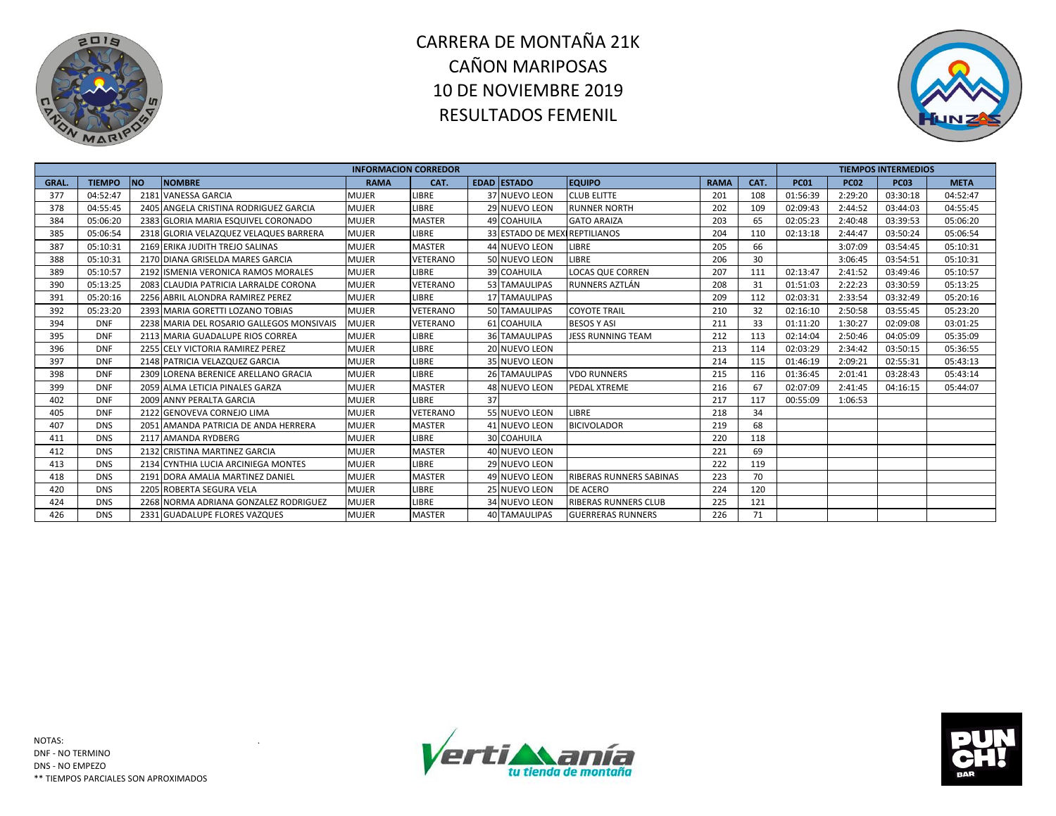# CARRERA DE MONTAÑA 21K
# CAÑON MARIPOSAS
# 10 DE NOVIEMBRE 2019
# RESULTADOS FEMENIL

| INFORMACION CORREDOR | | | | | | | | | | | TIEMPOS INTERMEDIOS | | | |
|---|---|---|---|---|---|---|---|---|---|---|---|---|---|---|
| GRAL. | TIEMPO | NO | NOMBRE | RAMA | CAT. | EDAD | ESTADO | EQUIPO | RAMA | CAT. | PC01 | PC02 | PC03 | META |
| 377 | 04:52:47 | 2181 | VANESSA GARCIA | MUJER | LIBRE | 37 | NUEVO LEON | CLUB ELITTE | 201 | 108 | 01:56:39 | 2:29:20 | 03:30:18 | 04:52:47 |
| 378 | 04:55:45 | 2405 | ANGELA CRISTINA RODRIGUEZ GARCIA | MUJER | LIBRE | 29 | NUEVO LEON | RUNNER NORTH | 202 | 109 | 02:09:43 | 2:44:52 | 03:44:03 | 04:55:45 |
| 384 | 05:06:20 | 2383 | GLORIA MARIA ESQUIVEL CORONADO | MUJER | MASTER | 49 | COAHUILA | GATO ARAIZA | 203 | 65 | 02:05:23 | 2:40:48 | 03:39:53 | 05:06:20 |
| 385 | 05:06:54 | 2318 | GLORIA VELAZQUEZ VELAQUES BARRERA | MUJER | LIBRE | 33 | ESTADO DE MEXI | REPTILIANOS | 204 | 110 | 02:13:18 | 2:44:47 | 03:50:24 | 05:06:54 |
| 387 | 05:10:31 | 2169 | ERIKA JUDITH TREJO SALINAS | MUJER | MASTER | 44 | NUEVO LEON | LIBRE | 205 | 66 | | 3:07:09 | 03:54:45 | 05:10:31 |
| 388 | 05:10:31 | 2170 | DIANA GRISELDA MARES GARCIA | MUJER | VETERANO | 50 | NUEVO LEON | LIBRE | 206 | 30 | | 3:06:45 | 03:54:51 | 05:10:31 |
| 389 | 05:10:57 | 2192 | ISMENIA VERONICA RAMOS MORALES | MUJER | LIBRE | 39 | COAHUILA | LOCAS QUE CORREN | 207 | 111 | 02:13:47 | 2:41:52 | 03:49:46 | 05:10:57 |
| 390 | 05:13:25 | 2083 | CLAUDIA PATRICIA LARRALDE CORONA | MUJER | VETERANO | 53 | TAMAULIPAS | RUNNERS AZTLÁN | 208 | 31 | 01:51:03 | 2:22:23 | 03:30:59 | 05:13:25 |
| 391 | 05:20:16 | 2256 | ABRIL ALONDRA RAMIREZ PEREZ | MUJER | LIBRE | 17 | TAMAULIPAS | | 209 | 112 | 02:03:31 | 2:33:54 | 03:32:49 | 05:20:16 |
| 392 | 05:23:20 | 2393 | MARIA GORETTI LOZANO TOBIAS | MUJER | VETERANO | 50 | TAMAULIPAS | COYOTE TRAIL | 210 | 32 | 02:16:10 | 2:50:58 | 03:55:45 | 05:23:20 |
| 394 | DNF | 2238 | MARIA DEL ROSARIO GALLEGOS MONSIVAIS | MUJER | VETERANO | 61 | COAHUILA | BESOS Y ASI | 211 | 33 | 01:11:20 | 1:30:27 | 02:09:08 | 03:01:25 |
| 395 | DNF | 2113 | MARIA GUADALUPE RIOS CORREA | MUJER | LIBRE | 36 | TAMAULIPAS | JESS RUNNING TEAM | 212 | 113 | 02:14:04 | 2:50:46 | 04:05:09 | 05:35:09 |
| 396 | DNF | 2255 | CELY VICTORIA RAMIREZ PEREZ | MUJER | LIBRE | 20 | NUEVO LEON | | 213 | 114 | 02:03:29 | 2:34:42 | 03:50:15 | 05:36:55 |
| 397 | DNF | 2148 | PATRICIA VELAZQUEZ GARCIA | MUJER | LIBRE | 35 | NUEVO LEON | | 214 | 115 | 01:46:19 | 2:09:21 | 02:55:31 | 05:43:13 |
| 398 | DNF | 2309 | LORENA BERENICE ARELLANO GRACIA | MUJER | LIBRE | 26 | TAMAULIPAS | VDO RUNNERS | 215 | 116 | 01:36:45 | 2:01:41 | 03:28:43 | 05:43:14 |
| 399 | DNF | 2059 | ALMA LETICIA PINALES GARZA | MUJER | MASTER | 48 | NUEVO LEON | PEDAL XTREME | 216 | 67 | 02:07:09 | 2:41:45 | 04:16:15 | 05:44:07 |
| 402 | DNF | 2009 | ANNY PERALTA GARCIA | MUJER | LIBRE | 37 | | | 217 | 117 | 00:55:09 | 1:06:53 | | |
| 405 | DNF | 2122 | GENOVEVA CORNEJO LIMA | MUJER | VETERANO | 55 | NUEVO LEON | LIBRE | 218 | 34 | | | | |
| 407 | DNS | 2051 | AMANDA PATRICIA DE ANDA HERRERA | MUJER | MASTER | 41 | NUEVO LEON | BICIVOLADOR | 219 | 68 | | | | |
| 411 | DNS | 2117 | AMANDA RYDBERG | MUJER | LIBRE | 30 | COAHUILA | | 220 | 118 | | | | |
| 412 | DNS | 2132 | CRISTINA MARTINEZ GARCIA | MUJER | MASTER | 40 | NUEVO LEON | | 221 | 69 | | | | |
| 413 | DNS | 2134 | CYNTHIA LUCIA ARCINIEGA MONTES | MUJER | LIBRE | 29 | NUEVO LEON | | 222 | 119 | | | | |
| 418 | DNS | 2191 | DORA AMALIA MARTINEZ DANIEL | MUJER | MASTER | 49 | NUEVO LEON | RIBERAS RUNNERS SABINAS | 223 | 70 | | | | |
| 420 | DNS | 2205 | ROBERTA SEGURA VELA | MUJER | LIBRE | 25 | NUEVO LEON | DE ACERO | 224 | 120 | | | | |
| 424 | DNS | 2268 | NORMA ADRIANA GONZALEZ RODRIGUEZ | MUJER | LIBRE | 34 | NUEVO LEON | RIBERAS RUNNERS CLUB | 225 | 121 | | | | |
| 426 | DNS | 2331 | GUADALUPE FLORES VAZQUES | MUJER | MASTER | 40 | TAMAULIPAS | GUERRERAS RUNNERS | 226 | 71 | | | | |

NOTAS:
DNF - NO TERMINO
DNS - NO EMPEZO
** TIEMPOS PARCIALES SON APROXIMADOS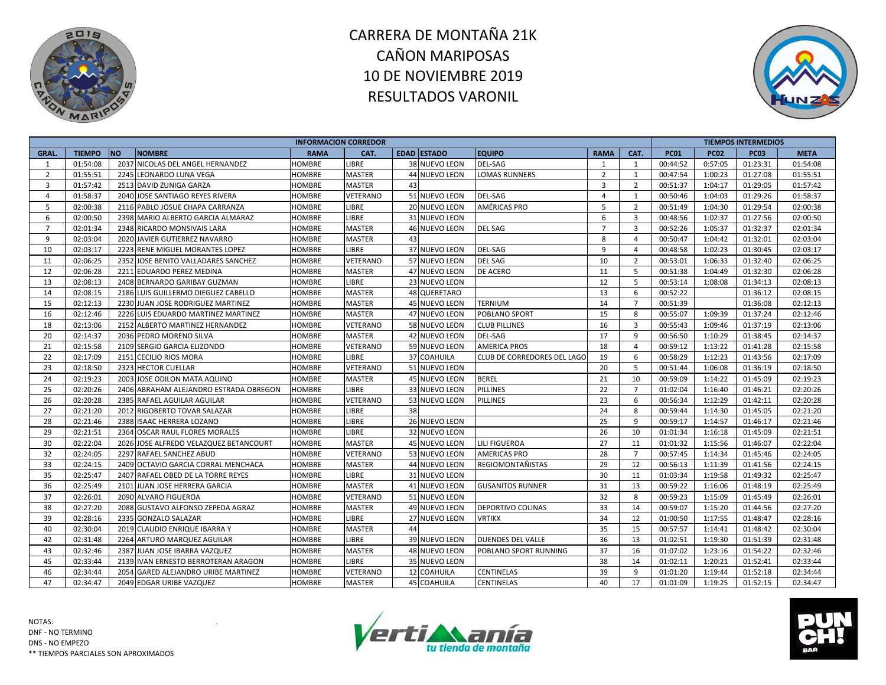# CARRERA DE MONTAÑA 21K
# CAÑON MARIPOSAS
# 10 DE NOVIEMBRE 2019
# RESULTADOS VARONIL

| INFORMACION CORREDOR | | | | | | | | | | | TIEMPOS INTERMEDIOS | | | |
|---|---|---|---|---|---|---|---|---|---|---|---|---|---|---|
| GRAL. | TIEMPO | NO | NOMBRE | RAMA | CAT. | EDAD | ESTADO | EQUIPO | RAMA | CAT. | PC01 | PC02 | PC03 | META |
| 1 | 01:54:08 | 2037 | NICOLAS DEL ANGEL HERNANDEZ | HOMBRE | LIBRE | 38 | NUEVO LEON | DEL-SAG | 1 | 1 | 00:44:52 | 0:57:05 | 01:23:31 | 01:54:08 |
| 2 | 01:55:51 | 2245 | LEONARDO LUNA VEGA | HOMBRE | MASTER | 44 | NUEVO LEON | LOMAS RUNNERS | 2 | 1 | 00:47:54 | 1:00:23 | 01:27:08 | 01:55:51 |
| 3 | 01:57:42 | 2513 | DAVID ZUNIGA GARZA | HOMBRE | MASTER | 43 | | | 3 | 2 | 00:51:37 | 1:04:17 | 01:29:05 | 01:57:42 |
| 4 | 01:58:37 | 2040 | JOSE SANTIAGO REYES RIVERA | HOMBRE | VETERANO | 51 | NUEVO LEON | DEL-SAG | 4 | 1 | 00:50:46 | 1:04:03 | 01:29:26 | 01:58:37 |
| 5 | 02:00:38 | 2116 | PABLO JOSUE CHAPA CARRANZA | HOMBRE | LIBRE | 20 | NUEVO LEON | AMÉRICAS PRO | 5 | 2 | 00:51:49 | 1:04:30 | 01:29:54 | 02:00:38 |
| 6 | 02:00:50 | 2398 | MARIO ALBERTO GARCIA ALMARAZ | HOMBRE | LIBRE | 31 | NUEVO LEON | | 6 | 3 | 00:48:56 | 1:02:37 | 01:27:56 | 02:00:50 |
| 7 | 02:01:34 | 2348 | RICARDO MONSIVAIS LARA | HOMBRE | MASTER | 46 | NUEVO LEON | DEL SAG | 7 | 3 | 00:52:26 | 1:05:37 | 01:32:37 | 02:01:34 |
| 9 | 02:03:04 | 2020 | JAVIER GUTIERREZ NAVARRO | HOMBRE | MASTER | 43 | | | 8 | 4 | 00:50:47 | 1:04:42 | 01:32:01 | 02:03:04 |
| 10 | 02:03:17 | 2223 | RENE MIGUEL MORANTES LOPEZ | HOMBRE | LIBRE | 37 | NUEVO LEON | DEL-SAG | 9 | 4 | 00:48:58 | 1:02:23 | 01:30:45 | 02:03:17 |
| 11 | 02:06:25 | 2352 | JOSE BENITO VALLADARES SANCHEZ | HOMBRE | VETERANO | 57 | NUEVO LEON | DEL SAG | 10 | 2 | 00:53:01 | 1:06:33 | 01:32:40 | 02:06:25 |
| 12 | 02:06:28 | 2211 | EDUARDO PEREZ MEDINA | HOMBRE | MASTER | 47 | NUEVO LEON | DE ACERO | 11 | 5 | 00:51:38 | 1:04:49 | 01:32:30 | 02:06:28 |
| 13 | 02:08:13 | 2408 | BERNARDO GARIBAY GUZMAN | HOMBRE | LIBRE | 23 | NUEVO LEON | | 12 | 5 | 00:53:14 | 1:08:08 | 01:34:13 | 02:08:13 |
| 14 | 02:08:15 | 2186 | LUIS GUILLERMO DIEGUEZ CABELLO | HOMBRE | MASTER | 48 | QUERETARO | | 13 | 6 | 00:52:22 | | 01:36:12 | 02:08:15 |
| 15 | 02:12:13 | 2230 | JUAN JOSE RODRIGUEZ MARTINEZ | HOMBRE | MASTER | 45 | NUEVO LEON | TERNIUM | 14 | 7 | 00:51:39 | | 01:36:08 | 02:12:13 |
| 16 | 02:12:46 | 2226 | LUIS EDUARDO MARTINEZ MARTINEZ | HOMBRE | MASTER | 47 | NUEVO LEON | POBLANO SPORT | 15 | 8 | 00:55:07 | 1:09:39 | 01:37:24 | 02:12:46 |
| 18 | 02:13:06 | 2152 | ALBERTO MARTINEZ HERNANDEZ | HOMBRE | VETERANO | 58 | NUEVO LEON | CLUB PILLINES | 16 | 3 | 00:55:43 | 1:09:46 | 01:37:19 | 02:13:06 |
| 20 | 02:14:37 | 2036 | PEDRO MORENO SILVA | HOMBRE | MASTER | 42 | NUEVO LEON | DEL-SAG | 17 | 9 | 00:56:50 | 1:10:29 | 01:38:45 | 02:14:37 |
| 21 | 02:15:58 | 2109 | SERGIO GARCIA ELIZONDO | HOMBRE | VETERANO | 59 | NUEVO LEON | AMERICA PROS | 18 | 4 | 00:59:12 | 1:13:22 | 01:41:28 | 02:15:58 |
| 22 | 02:17:09 | 2151 | CECILIO RIOS MORA | HOMBRE | LIBRE | 37 | COAHUILA | CLUB DE CORREDORES DEL LAGO | 19 | 6 | 00:58:29 | 1:12:23 | 01:43:56 | 02:17:09 |
| 23 | 02:18:50 | 2323 | HECTOR CUELLAR | HOMBRE | VETERANO | 51 | NUEVO LEON | | 20 | 5 | 00:51:44 | 1:06:08 | 01:36:19 | 02:18:50 |
| 24 | 02:19:23 | 2003 | JOSE ODILON MATA AQUINO | HOMBRE | MASTER | 45 | NUEVO LEON | BEREL | 21 | 10 | 00:59:09 | 1:14:22 | 01:45:09 | 02:19:23 |
| 25 | 02:20:26 | 2406 | ABRAHAM ALEJANDRO ESTRADA OBREGON | HOMBRE | LIBRE | 33 | NUEVO LEON | PILLINES | 22 | 7 | 01:02:04 | 1:16:40 | 01:46:21 | 02:20:26 |
| 26 | 02:20:28 | 2385 | RAFAEL AGUILAR AGUILAR | HOMBRE | VETERANO | 53 | NUEVO LEON | PILLINES | 23 | 6 | 00:56:34 | 1:12:29 | 01:42:11 | 02:20:28 |
| 27 | 02:21:20 | 2012 | RIGOBERTO TOVAR SALAZAR | HOMBRE | LIBRE | 38 | | | 24 | 8 | 00:59:44 | 1:14:30 | 01:45:05 | 02:21:20 |
| 28 | 02:21:46 | 2388 | ISAAC HERRERA LOZANO | HOMBRE | LIBRE | 26 | NUEVO LEON | | 25 | 9 | 00:59:17 | 1:14:57 | 01:46:17 | 02:21:46 |
| 29 | 02:21:51 | 2364 | OSCAR RAUL FLORES MORALES | HOMBRE | LIBRE | 32 | NUEVO LEON | | 26 | 10 | 01:01:34 | 1:16:18 | 01:45:09 | 02:21:51 |
| 30 | 02:22:04 | 2026 | JOSE ALFREDO VELAZQUEZ BETANCOURT | HOMBRE | MASTER | 45 | NUEVO LEON | LILI FIGUEROA | 27 | 11 | 01:01:32 | 1:15:56 | 01:46:07 | 02:22:04 |
| 32 | 02:24:05 | 2297 | RAFAEL SANCHEZ ABUD | HOMBRE | VETERANO | 53 | NUEVO LEON | AMERICAS PRO | 28 | 7 | 00:57:45 | 1:14:34 | 01:45:46 | 02:24:05 |
| 33 | 02:24:15 | 2409 | OCTAVIO GARCIA CORRAL MENCHACA | HOMBRE | MASTER | 44 | NUEVO LEON | REGIOMONTAÑISTAS | 29 | 12 | 00:56:13 | 1:11:39 | 01:41:56 | 02:24:15 |
| 35 | 02:25:47 | 2407 | RAFAEL OBED DE LA TORRE REYES | HOMBRE | LIBRE | 31 | NUEVO LEON | | 30 | 11 | 01:03:34 | 1:19:58 | 01:49:32 | 02:25:47 |
| 36 | 02:25:49 | 2101 | JUAN JOSE HERRERA GARCIA | HOMBRE | MASTER | 41 | NUEVO LEON | GUSANITOS RUNNER | 31 | 13 | 00:59:22 | 1:16:06 | 01:48:19 | 02:25:49 |
| 37 | 02:26:01 | 2090 | ALVARO FIGUEROA | HOMBRE | VETERANO | 51 | NUEVO LEON | | 32 | 8 | 00:59:23 | 1:15:09 | 01:45:49 | 02:26:01 |
| 38 | 02:27:20 | 2088 | GUSTAVO ALFONSO ZEPEDA AGRAZ | HOMBRE | MASTER | 49 | NUEVO LEON | DEPORTIVO COLINAS | 33 | 14 | 00:59:07 | 1:15:20 | 01:44:56 | 02:27:20 |
| 39 | 02:28:16 | 2335 | GONZALO SALAZAR | HOMBRE | LIBRE | 27 | NUEVO LEON | VRTIKX | 34 | 12 | 01:00:50 | 1:17:55 | 01:48:47 | 02:28:16 |
| 40 | 02:30:04 | 2019 | CLAUDIO ENRIQUE IBARRA Y | HOMBRE | MASTER | 44 | | | 35 | 15 | 00:57:57 | 1:14:41 | 01:48:42 | 02:30:04 |
| 42 | 02:31:48 | 2264 | ARTURO MARQUEZ AGUILAR | HOMBRE | LIBRE | 39 | NUEVO LEON | DUENDES DEL VALLE | 36 | 13 | 01:02:51 | 1:19:30 | 01:51:39 | 02:31:48 |
| 43 | 02:32:46 | 2387 | JUAN JOSE IBARRA VAZQUEZ | HOMBRE | MASTER | 48 | NUEVO LEON | POBLANO SPORT RUNNING | 37 | 16 | 01:07:02 | 1:23:16 | 01:54:22 | 02:32:46 |
| 45 | 02:33:44 | 2139 | IVAN ERNESTO BERROTERAN ARAGON | HOMBRE | LIBRE | 35 | NUEVO LEON | | 38 | 14 | 01:02:11 | 1:20:21 | 01:52:41 | 02:33:44 |
| 46 | 02:34:44 | 2054 | GARED ALEJANDRO URIBE MARTINEZ | HOMBRE | VETERANO | 12 | COAHUILA | CENTINELAS | 39 | 9 | 01:01:20 | 1:19:44 | 01:52:18 | 02:34:44 |
| 47 | 02:34:47 | 2049 | EDGAR URIBE VAZQUEZ | HOMBRE | MASTER | 45 | COAHUILA | CENTINELAS | 40 | 17 | 01:01:09 | 1:19:25 | 01:52:15 | 02:34:47 |

NOTAS:
DNF - NO TERMINO
DNS - NO EMPEZO
** TIEMPOS PARCIALES SON APROXIMADOS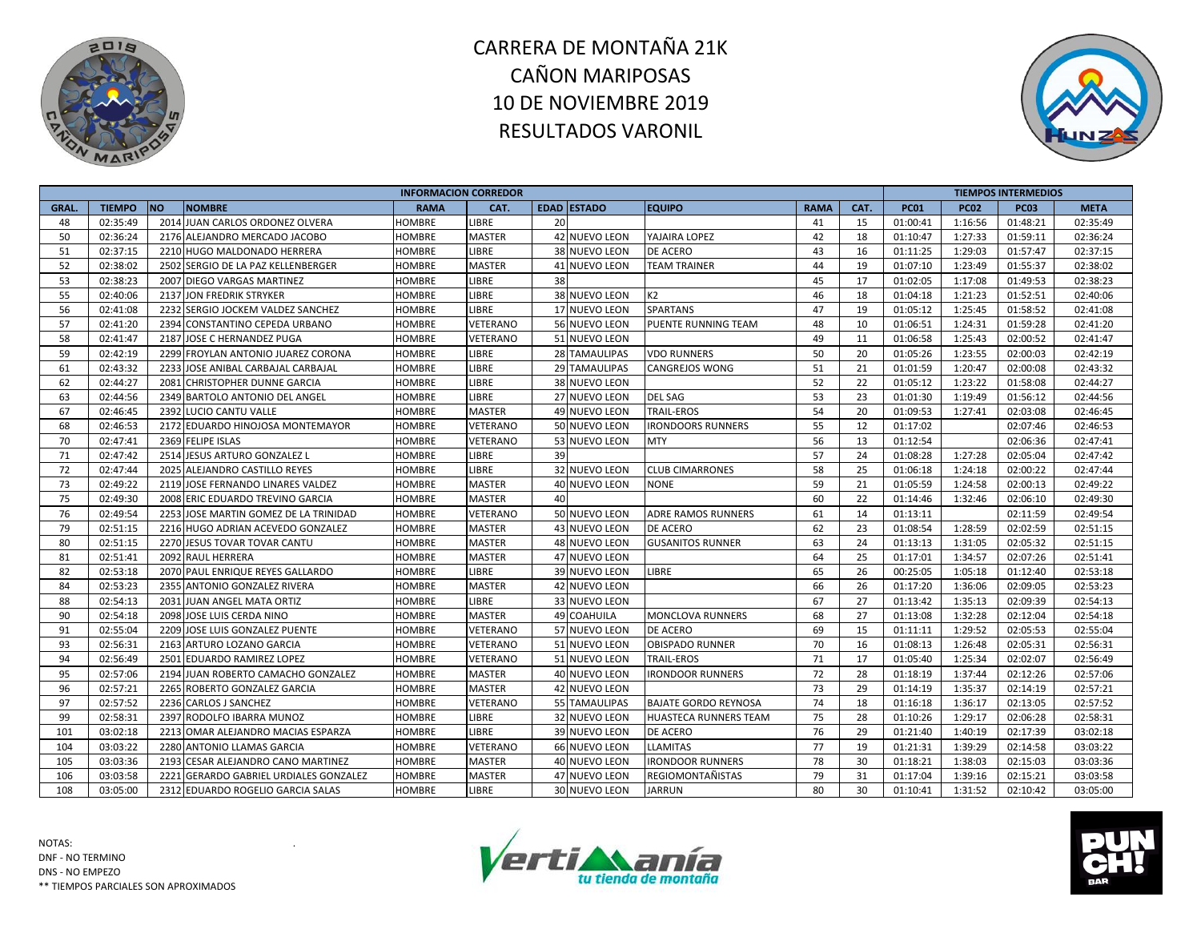# CARRERA DE MONTAÑA 21K
# CAÑON MARIPOSAS
# 10 DE NOVIEMBRE 2019
# RESULTADOS VARONIL

| INFORMACION CORREDOR | | | | | | | | | | | TIEMPOS INTERMEDIOS | | | |
|---|---|---|---|---|---|---|---|---|---|---|---|---|---|---|
| GRAL. | TIEMPO | NO | NOMBRE | RAMA | CAT. | EDAD | ESTADO | EQUIPO | RAMA | CAT. | PC01 | PC02 | PC03 | META |
| 48 | 02:35:49 | 2014 | JUAN CARLOS ORDONEZ OLVERA | HOMBRE | LIBRE | 20 | | | 41 | 15 | 01:00:41 | 1:16:56 | 01:48:21 | 02:35:49 |
| 50 | 02:36:24 | 2176 | ALEJANDRO MERCADO JACOBO | HOMBRE | MASTER | 42 | NUEVO LEON | YAJAIRA LOPEZ | 42 | 18 | 01:10:47 | 1:27:33 | 01:59:11 | 02:36:24 |
| 51 | 02:37:15 | 2210 | HUGO MALDONADO HERRERA | HOMBRE | LIBRE | 38 | NUEVO LEON | DE ACERO | 43 | 16 | 01:11:25 | 1:29:03 | 01:57:47 | 02:37:15 |
| 52 | 02:38:02 | 2502 | SERGIO DE LA PAZ KELLENBERGER | HOMBRE | MASTER | 41 | NUEVO LEON | TEAM TRAINER | 44 | 19 | 01:07:10 | 1:23:49 | 01:55:37 | 02:38:02 |
| 53 | 02:38:23 | 2007 | DIEGO VARGAS MARTINEZ | HOMBRE | LIBRE | 38 | | | 45 | 17 | 01:02:05 | 1:17:08 | 01:49:53 | 02:38:23 |
| 55 | 02:40:06 | 2137 | JON FREDRIK STRYKER | HOMBRE | LIBRE | 38 | NUEVO LEON | K2 | 46 | 18 | 01:04:18 | 1:21:23 | 01:52:51 | 02:40:06 |
| 56 | 02:41:08 | 2232 | SERGIO JOCKEM VALDEZ SANCHEZ | HOMBRE | LIBRE | 17 | NUEVO LEON | SPARTANS | 47 | 19 | 01:05:12 | 1:25:45 | 01:58:52 | 02:41:08 |
| 57 | 02:41:20 | 2394 | CONSTANTINO CEPEDA URBANO | HOMBRE | VETERANO | 56 | NUEVO LEON | PUENTE RUNNING TEAM | 48 | 10 | 01:06:51 | 1:24:31 | 01:59:28 | 02:41:20 |
| 58 | 02:41:47 | 2187 | JOSE C HERNANDEZ PUGA | HOMBRE | VETERANO | 51 | NUEVO LEON | | 49 | 11 | 01:06:58 | 1:25:43 | 02:00:52 | 02:41:47 |
| 59 | 02:42:19 | 2299 | FROYLAN ANTONIO JUAREZ CORONA | HOMBRE | LIBRE | 28 | TAMAULIPAS | VDO RUNNERS | 50 | 20 | 01:05:26 | 1:23:55 | 02:00:03 | 02:42:19 |
| 61 | 02:43:32 | 2233 | JOSE ANIBAL CARBAJAL CARBAJAL | HOMBRE | LIBRE | 29 | TAMAULIPAS | CANGREJOS WONG | 51 | 21 | 01:01:59 | 1:20:47 | 02:00:08 | 02:43:32 |
| 62 | 02:44:27 | 2081 | CHRISTOPHER DUNNE GARCIA | HOMBRE | LIBRE | 38 | NUEVO LEON | | 52 | 22 | 01:05:12 | 1:23:22 | 01:58:08 | 02:44:27 |
| 63 | 02:44:56 | 2349 | BARTOLO ANTONIO DEL ANGEL | HOMBRE | LIBRE | 27 | NUEVO LEON | DEL SAG | 53 | 23 | 01:01:30 | 1:19:49 | 01:56:12 | 02:44:56 |
| 67 | 02:46:45 | 2392 | LUCIO CANTU VALLE | HOMBRE | MASTER | 49 | NUEVO LEON | TRAIL-EROS | 54 | 20 | 01:09:53 | 1:27:41 | 02:03:08 | 02:46:45 |
| 68 | 02:46:53 | 2172 | EDUARDO HINOJOSA MONTEMAYOR | HOMBRE | VETERANO | 50 | NUEVO LEON | IRONDOORS RUNNERS | 55 | 12 | 01:17:02 | | 02:07:46 | 02:46:53 |
| 70 | 02:47:41 | 2369 | FELIPE ISLAS | HOMBRE | VETERANO | 53 | NUEVO LEON | MTY | 56 | 13 | 01:12:54 | | 02:06:36 | 02:47:41 |
| 71 | 02:47:42 | 2514 | JESUS ARTURO GONZALEZ L | HOMBRE | LIBRE | 39 | | | 57 | 24 | 01:08:28 | 1:27:28 | 02:05:04 | 02:47:42 |
| 72 | 02:47:44 | 2025 | ALEJANDRO CASTILLO REYES | HOMBRE | LIBRE | 32 | NUEVO LEON | CLUB CIMARRONES | 58 | 25 | 01:06:18 | 1:24:18 | 02:00:22 | 02:47:44 |
| 73 | 02:49:22 | 2119 | JOSE FERNANDO LINARES VALDEZ | HOMBRE | MASTER | 40 | NUEVO LEON | NONE | 59 | 21 | 01:05:59 | 1:24:58 | 02:00:13 | 02:49:22 |
| 75 | 02:49:30 | 2008 | ERIC EDUARDO TREVINO GARCIA | HOMBRE | MASTER | 40 | | | 60 | 22 | 01:14:46 | 1:32:46 | 02:06:10 | 02:49:30 |
| 76 | 02:49:54 | 2253 | JOSE MARTIN GOMEZ DE LA TRINIDAD | HOMBRE | VETERANO | 50 | NUEVO LEON | ADRE RAMOS RUNNERS | 61 | 14 | 01:13:11 | | 02:11:59 | 02:49:54 |
| 79 | 02:51:15 | 2216 | HUGO ADRIAN ACEVEDO GONZALEZ | HOMBRE | MASTER | 43 | NUEVO LEON | DE ACERO | 62 | 23 | 01:08:54 | 1:28:59 | 02:02:59 | 02:51:15 |
| 80 | 02:51:15 | 2270 | JESUS TOVAR TOVAR CANTU | HOMBRE | MASTER | 48 | NUEVO LEON | GUSANITOS RUNNER | 63 | 24 | 01:13:13 | 1:31:05 | 02:05:32 | 02:51:15 |
| 81 | 02:51:41 | 2092 | RAUL HERRERA | HOMBRE | MASTER | 47 | NUEVO LEON | | 64 | 25 | 01:17:01 | 1:34:57 | 02:07:26 | 02:51:41 |
| 82 | 02:53:18 | 2070 | PAUL ENRIQUE REYES GALLARDO | HOMBRE | LIBRE | 39 | NUEVO LEON | LIBRE | 65 | 26 | 00:25:05 | 1:05:18 | 01:12:40 | 02:53:18 |
| 84 | 02:53:23 | 2355 | ANTONIO GONZALEZ RIVERA | HOMBRE | MASTER | 42 | NUEVO LEON | | 66 | 26 | 01:17:20 | 1:36:06 | 02:09:05 | 02:53:23 |
| 88 | 02:54:13 | 2031 | JUAN ANGEL MATA ORTIZ | HOMBRE | LIBRE | 33 | NUEVO LEON | | 67 | 27 | 01:13:42 | 1:35:13 | 02:09:39 | 02:54:13 |
| 90 | 02:54:18 | 2098 | JOSE LUIS CERDA NINO | HOMBRE | MASTER | 49 | COAHUILA | MONCLOVA RUNNERS | 68 | 27 | 01:13:08 | 1:32:28 | 02:12:04 | 02:54:18 |
| 91 | 02:55:04 | 2209 | JOSE LUIS GONZALEZ PUENTE | HOMBRE | VETERANO | 57 | NUEVO LEON | DE ACERO | 69 | 15 | 01:11:11 | 1:29:52 | 02:05:53 | 02:55:04 |
| 93 | 02:56:31 | 2163 | ARTURO LOZANO GARCIA | HOMBRE | VETERANO | 51 | NUEVO LEON | OBISPADO RUNNER | 70 | 16 | 01:08:13 | 1:26:48 | 02:05:31 | 02:56:31 |
| 94 | 02:56:49 | 2501 | EDUARDO RAMIREZ LOPEZ | HOMBRE | VETERANO | 51 | NUEVO LEON | TRAIL-EROS | 71 | 17 | 01:05:40 | 1:25:34 | 02:02:07 | 02:56:49 |
| 95 | 02:57:06 | 2194 | JUAN ROBERTO CAMACHO GONZALEZ | HOMBRE | MASTER | 40 | NUEVO LEON | IRONDOOR RUNNERS | 72 | 28 | 01:18:19 | 1:37:44 | 02:12:26 | 02:57:06 |
| 96 | 02:57:21 | 2265 | ROBERTO GONZALEZ GARCIA | HOMBRE | MASTER | 42 | NUEVO LEON | | 73 | 29 | 01:14:19 | 1:35:37 | 02:14:19 | 02:57:21 |
| 97 | 02:57:52 | 2236 | CARLOS J SANCHEZ | HOMBRE | VETERANO | 55 | TAMAULIPAS | BAJATE GORDO REYNOSA | 74 | 18 | 01:16:18 | 1:36:17 | 02:13:05 | 02:57:52 |
| 99 | 02:58:31 | 2397 | RODOLFO IBARRA MUNOZ | HOMBRE | LIBRE | 32 | NUEVO LEON | HUASTECA RUNNERS TEAM | 75 | 28 | 01:10:26 | 1:29:17 | 02:06:28 | 02:58:31 |
| 101 | 03:02:18 | 2213 | OMAR ALEJANDRO MACIAS ESPARZA | HOMBRE | LIBRE | 39 | NUEVO LEON | DE ACERO | 76 | 29 | 01:21:40 | 1:40:19 | 02:17:39 | 03:02:18 |
| 104 | 03:03:22 | 2280 | ANTONIO LLAMAS GARCIA | HOMBRE | VETERANO | 66 | NUEVO LEON | LLAMITAS | 77 | 19 | 01:21:31 | 1:39:29 | 02:14:58 | 03:03:22 |
| 105 | 03:03:36 | 2193 | CESAR ALEJANDRO CANO MARTINEZ | HOMBRE | MASTER | 40 | NUEVO LEON | IRONDOOR RUNNERS | 78 | 30 | 01:18:21 | 1:38:03 | 02:15:03 | 03:03:36 |
| 106 | 03:03:58 | 2221 | GERARDO GABRIEL URDIALES GONZALEZ | HOMBRE | MASTER | 47 | NUEVO LEON | REGIOMONTAÑISTAS | 79 | 31 | 01:17:04 | 1:39:16 | 02:15:21 | 03:03:58 |
| 108 | 03:05:00 | 2312 | EDUARDO ROGELIO GARCIA SALAS | HOMBRE | LIBRE | 30 | NUEVO LEON | JARRUN | 80 | 30 | 01:10:41 | 1:31:52 | 02:10:42 | 03:05:00 |

NOTAS:
DNF - NO TERMINO
DNS - NO EMPEZO
** TIEMPOS PARCIALES SON APROXIMADOS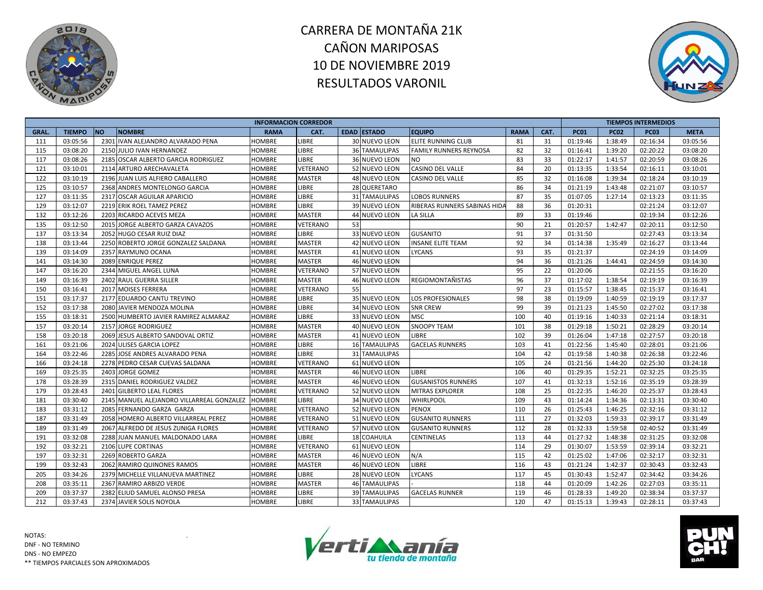# CARRERA DE MONTAÑA 21K
# CAÑON MARIPOSAS
# 10 DE NOVIEMBRE 2019
# RESULTADOS VARONIL

| INFORMACION CORREDOR | | | | | | | | | | | TIEMPOS INTERMEDIOS | | | |
|---|---|---|---|---|---|---|---|---|---|---|---|---|---|---|
| GRAL. | TIEMPO | NO | NOMBRE | RAMA | CAT. | EDAD | ESTADO | EQUIPO | RAMA | CAT. | PC01 | PC02 | PC03 | META |
| 111 | 03:05:56 | 2301 | IVAN ALEJANDRO ALVARADO PENA | HOMBRE | LIBRE | 30 | NUEVO LEON | ELITE RUNNING CLUB | 81 | 31 | 01:19:46 | 1:38:49 | 02:16:34 | 03:05:56 |
| 115 | 03:08:20 | 2150 | JULIO IVAN HERNANDEZ | HOMBRE | LIBRE | 36 | TAMAULIPAS | FAMILY RUNNERS REYNOSA | 82 | 32 | 01:16:41 | 1:39:20 | 02:20:22 | 03:08:20 |
| 117 | 03:08:26 | 2185 | OSCAR ALBERTO GARCIA RODRIGUEZ | HOMBRE | LIBRE | 36 | NUEVO LEON | NO | 83 | 33 | 01:22:17 | 1:41:57 | 02:20:59 | 03:08:26 |
| 121 | 03:10:01 | 2114 | ARTURO ARECHAVALETA | HOMBRE | VETERANO | 52 | NUEVO LEON | CASINO DEL VALLE | 84 | 20 | 01:13:35 | 1:33:54 | 02:16:11 | 03:10:01 |
| 122 | 03:10:19 | 2196 | JUAN LUIS ALFIERO CABALLERO | HOMBRE | MASTER | 48 | NUEVO LEON | CASINO DEL VALLE | 85 | 32 | 01:16:08 | 1:39:34 | 02:18:24 | 03:10:19 |
| 125 | 03:10:57 | 2368 | ANDRES MONTELONGO GARCIA | HOMBRE | LIBRE | 28 | QUERETARO | | 86 | 34 | 01:21:19 | 1:43:48 | 02:21:07 | 03:10:57 |
| 127 | 03:11:35 | 2317 | OSCAR AGUILAR APARICIO | HOMBRE | LIBRE | 31 | TAMAULIPAS | LOBOS RUNNERS | 87 | 35 | 01:07:05 | 1:27:14 | 02:13:23 | 03:11:35 |
| 129 | 03:12:07 | 2219 | ERIK ROEL TAMEZ PEREZ | HOMBRE | LIBRE | 39 | NUEVO LEON | RIBERAS RUNNERS SABINAS HIDA | 88 | 36 | 01:20:31 | | 02:21:24 | 03:12:07 |
| 132 | 03:12:26 | 2203 | RICARDO ACEVES MEZA | HOMBRE | MASTER | 44 | NUEVO LEON | LA SILLA | 89 | 33 | 01:19:46 | | 02:19:34 | 03:12:26 |
| 135 | 03:12:50 | 2015 | JORGE ALBERTO GARZA CAVAZOS | HOMBRE | VETERANO | 53 | | | 90 | 21 | 01:20:57 | 1:42:47 | 02:20:11 | 03:12:50 |
| 137 | 03:13:34 | 2052 | HUGO CESAR RUIZ DIAZ | HOMBRE | LIBRE | 33 | NUEVO LEON | GUSANITO | 91 | 37 | 01:31:50 | | 02:27:43 | 03:13:34 |
| 138 | 03:13:44 | 2250 | ROBERTO JORGE GONZALEZ SALDANA | HOMBRE | MASTER | 42 | NUEVO LEON | INSANE ELITE TEAM | 92 | 34 | 01:14:38 | 1:35:49 | 02:16:27 | 03:13:44 |
| 139 | 03:14:09 | 2357 | RAYMUNO OCANA | HOMBRE | MASTER | 41 | NUEVO LEON | LYCANS | 93 | 35 | 01:21:37 | | 02:24:19 | 03:14:09 |
| 141 | 03:14:30 | 2089 | ENRIQUE PEREZ | HOMBRE | MASTER | 46 | NUEVO LEON | | 94 | 36 | 01:21:26 | 1:44:41 | 02:24:59 | 03:14:30 |
| 147 | 03:16:20 | 2344 | MIGUEL ANGEL LUNA | HOMBRE | VETERANO | 57 | NUEVO LEON | | 95 | 22 | 01:20:06 | | 02:21:55 | 03:16:20 |
| 149 | 03:16:39 | 2402 | RAUL GUERRA SILLER | HOMBRE | MASTER | 46 | NUEVO LEON | REGIOMONTAÑISTAS | 96 | 37 | 01:17:02 | 1:38:54 | 02:19:19 | 03:16:39 |
| 150 | 03:16:41 | 2017 | MOISES FERRERA | HOMBRE | VETERANO | 55 | | | 97 | 23 | 01:15:57 | 1:38:45 | 02:15:37 | 03:16:41 |
| 151 | 03:17:37 | 2177 | EDUARDO CANTU TREVINO | HOMBRE | LIBRE | 35 | NUEVO LEON | LOS PROFESIONALES | 98 | 38 | 01:19:09 | 1:40:59 | 02:19:19 | 03:17:37 |
| 152 | 03:17:38 | 2080 | JAVIER MENDOZA MOLINA | HOMBRE | LIBRE | 34 | NUEVO LEON | SNR CREW | 99 | 39 | 01:21:23 | 1:45:50 | 02:27:02 | 03:17:38 |
| 155 | 03:18:31 | 2500 | HUMBERTO JAVIER RAMIREZ ALMARAZ | HOMBRE | LIBRE | 33 | NUEVO LEON | MSC | 100 | 40 | 01:19:16 | 1:40:33 | 02:21:14 | 03:18:31 |
| 157 | 03:20:14 | 2157 | JORGE RODRIGUEZ | HOMBRE | MASTER | 40 | NUEVO LEON | SNOOPY TEAM | 101 | 38 | 01:29:18 | 1:50:21 | 02:28:29 | 03:20:14 |
| 158 | 03:20:18 | 2069 | JESUS ALBERTO SANDOVAL ORTIZ | HOMBRE | MASTER | 41 | NUEVO LEON | LIBRE | 102 | 39 | 01:26:04 | 1:47:18 | 02:27:57 | 03:20:18 |
| 161 | 03:21:06 | 2024 | ULISES GARCIA LOPEZ | HOMBRE | LIBRE | 16 | TAMAULIPAS | GACELAS RUNNERS | 103 | 41 | 01:22:56 | 1:45:40 | 02:28:01 | 03:21:06 |
| 164 | 03:22:46 | 2285 | JOSE ANDRES ALVARADO PENA | HOMBRE | LIBRE | 31 | TAMAULIPAS | | 104 | 42 | 01:19:58 | 1:40:38 | 02:26:38 | 03:22:46 |
| 166 | 03:24:18 | 2278 | PEDRO CESAR CUEVAS SALDANA | HOMBRE | VETERANO | 61 | NUEVO LEON | | 105 | 24 | 01:21:56 | 1:44:20 | 02:25:30 | 03:24:18 |
| 169 | 03:25:35 | 2403 | JORGE GOMEZ | HOMBRE | MASTER | 46 | NUEVO LEON | LIBRE | 106 | 40 | 01:29:35 | 1:52:21 | 02:32:25 | 03:25:35 |
| 178 | 03:28:39 | 2315 | DANIEL RODRIGUEZ VALDEZ | HOMBRE | MASTER | 46 | NUEVO LEON | GUSANISTOS RUNNERS | 107 | 41 | 01:32:13 | 1:52:16 | 02:35:19 | 03:28:39 |
| 179 | 03:28:43 | 2401 | GILBERTO LEAL FLORES | HOMBRE | VETERANO | 52 | NUEVO LEON | MITRAS EXPLORER | 108 | 25 | 01:22:35 | 1:46:20 | 02:25:37 | 03:28:43 |
| 181 | 03:30:40 | 2145 | MANUEL ALEJANDRO VILLARREAL GONZALEZ | HOMBRE | LIBRE | 34 | NUEVO LEON | WHIRLPOOL | 109 | 43 | 01:14:24 | 1:34:36 | 02:13:31 | 03:30:40 |
| 183 | 03:31:12 | 2085 | FERNANDO GARZA GARZA | HOMBRE | VETERANO | 52 | NUEVO LEON | PENOX | 110 | 26 | 01:25:43 | 1:46:25 | 02:32:16 | 03:31:12 |
| 187 | 03:31:49 | 2058 | HOMERO ALBERTO VILLARREAL PEREZ | HOMBRE | VETERANO | 51 | NUEVO LEON | GUSANITO RUNNERS | 111 | 27 | 01:32:03 | 1:59:33 | 02:39:17 | 03:31:49 |
| 189 | 03:31:49 | 2067 | ALFREDO DE JESUS ZUNIGA FLORES | HOMBRE | VETERANO | 57 | NUEVO LEON | GUSANITO RUNNERS | 112 | 28 | 01:32:33 | 1:59:58 | 02:40:52 | 03:31:49 |
| 191 | 03:32:08 | 2288 | JUAN MANUEL MALDONADO LARA | HOMBRE | LIBRE | 18 | COAHUILA | CENTINELAS | 113 | 44 | 01:27:32 | 1:48:38 | 02:31:25 | 03:32:08 |
| 192 | 03:32:21 | 2106 | LUPE CORTINAS | HOMBRE | VETERANO | 61 | NUEVO LEON | | 114 | 29 | 01:30:07 | 1:53:59 | 02:39:14 | 03:32:21 |
| 197 | 03:32:31 | 2269 | ROBERTO GARZA | HOMBRE | MASTER | 46 | NUEVO LEON | N/A | 115 | 42 | 01:25:02 | 1:47:06 | 02:32:17 | 03:32:31 |
| 199 | 03:32:43 | 2062 | RAMIRO QUINONES RAMOS | HOMBRE | MASTER | 46 | NUEVO LEON | LIBRE | 116 | 43 | 01:21:24 | 1:42:37 | 02:30:43 | 03:32:43 |
| 205 | 03:34:26 | 2379 | MICHELLE VILLANUEVA MARTINEZ | HOMBRE | LIBRE | 28 | NUEVO LEON | LYCANS | 117 | 45 | 01:30:43 | 1:52:47 | 02:34:42 | 03:34:26 |
| 208 | 03:35:11 | 2367 | RAMIRO ARBIZO VERDE | HOMBRE | MASTER | 46 | TAMAULIPAS | - | 118 | 44 | 01:20:09 | 1:42:26 | 02:27:03 | 03:35:11 |
| 209 | 03:37:37 | 2382 | ELIUD SAMUEL ALONSO PRESA | HOMBRE | LIBRE | 39 | TAMAULIPAS | GACELAS RUNNER | 119 | 46 | 01:28:33 | 1:49:20 | 02:38:34 | 03:37:37 |
| 212 | 03:37:43 | 2374 | JAVIER SOLIS NOYOLA | HOMBRE | LIBRE | 33 | TAMAULIPAS | | 120 | 47 | 01:15:13 | 1:39:43 | 02:28:11 | 03:37:43 |

NOTAS:
DNF - NO TERMINO
DNS - NO EMPEZO
** TIEMPOS PARCIALES SON APROXIMADOS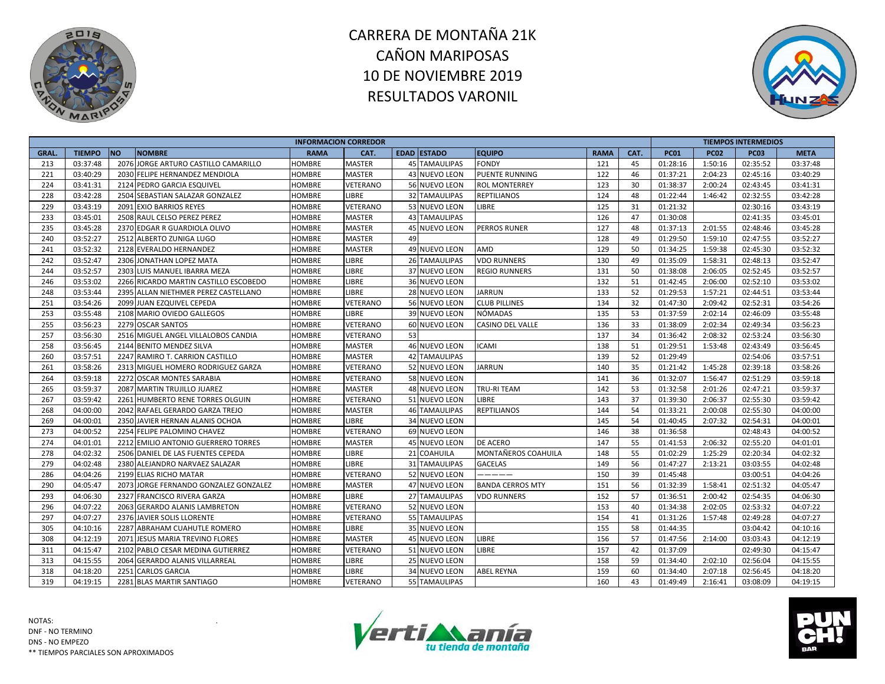# CARRERA DE MONTAÑA 21K
# CAÑON MARIPOSAS
# 10 DE NOVIEMBRE 2019
# RESULTADOS VARONIL

| INFORMACION CORREDOR | | | | | | | | | | | | TIEMPOS INTERMEDIOS | | | |
|---|---|---|---|---|---|---|---|---|---|---|---|---|---|---|---|
| GRAL. | TIEMPO | NO | NOMBRE | RAMA | CAT. | EDAD | ESTADO | EQUIPO | RAMA | CAT. | PC01 | PC02 | PC03 | META |
| 213 | 03:37:48 | 2076 | JORGE ARTURO CASTILLO CAMARILLO | HOMBRE | MASTER | 45 | TAMAULIPAS | FONDY | 121 | 45 | 01:28:16 | 1:50:16 | 02:35:52 | 03:37:48 |
| 221 | 03:40:29 | 2030 | FELIPE HERNANDEZ MENDIOLA | HOMBRE | MASTER | 43 | NUEVO LEON | PUENTE RUNNING | 122 | 46 | 01:37:21 | 2:04:23 | 02:45:16 | 03:40:29 |
| 224 | 03:41:31 | 2124 | PEDRO GARCIA ESQUIVEL | HOMBRE | VETERANO | 56 | NUEVO LEON | ROL MONTERREY | 123 | 30 | 01:38:37 | 2:00:24 | 02:43:45 | 03:41:31 |
| 228 | 03:42:28 | 2504 | SEBASTIAN SALAZAR GONZALEZ | HOMBRE | LIBRE | 32 | TAMAULIPAS | REPTILIANOS | 124 | 48 | 01:22:44 | 1:46:42 | 02:32:55 | 03:42:28 |
| 229 | 03:43:19 | 2091 | EXIO BARRIOS REYES | HOMBRE | VETERANO | 53 | NUEVO LEON | LIBRE | 125 | 31 | 01:21:32 | | 02:30:16 | 03:43:19 |
| 233 | 03:45:01 | 2508 | RAUL CELSO PEREZ PEREZ | HOMBRE | MASTER | 43 | TAMAULIPAS | | 126 | 47 | 01:30:08 | | 02:41:35 | 03:45:01 |
| 235 | 03:45:28 | 2370 | EDGAR R GUARDIOLA OLIVO | HOMBRE | MASTER | 45 | NUEVO LEON | PERROS RUNER | 127 | 48 | 01:37:13 | 2:01:55 | 02:48:46 | 03:45:28 |
| 240 | 03:52:27 | 2512 | ALBERTO ZUNIGA LUGO | HOMBRE | MASTER | 49 | | | 128 | 49 | 01:29:50 | 1:59:10 | 02:47:55 | 03:52:27 |
| 241 | 03:52:32 | 2128 | EVERALDO HERNANDEZ | HOMBRE | MASTER | 49 | NUEVO LEON | AMD | 129 | 50 | 01:34:25 | 1:59:38 | 02:45:30 | 03:52:32 |
| 242 | 03:52:47 | 2306 | JONATHAN LOPEZ MATA | HOMBRE | LIBRE | 26 | TAMAULIPAS | VDO RUNNERS | 130 | 49 | 01:35:09 | 1:58:31 | 02:48:13 | 03:52:47 |
| 244 | 03:52:57 | 2303 | LUIS MANUEL IBARRA MEZA | HOMBRE | LIBRE | 37 | NUEVO LEON | REGIO RUNNERS | 131 | 50 | 01:38:08 | 2:06:05 | 02:52:45 | 03:52:57 |
| 246 | 03:53:02 | 2266 | RICARDO MARTIN CASTILLO ESCOBEDO | HOMBRE | LIBRE | 36 | NUEVO LEON | | 132 | 51 | 01:42:45 | 2:06:00 | 02:52:10 | 03:53:02 |
| 248 | 03:53:44 | 2395 | ALLAN NIETHMER PEREZ CASTELLANO | HOMBRE | LIBRE | 28 | NUEVO LEON | JARRUN | 133 | 52 | 01:29:53 | 1:57:21 | 02:44:51 | 03:53:44 |
| 251 | 03:54:26 | 2099 | JUAN EZQUIVEL CEPEDA | HOMBRE | VETERANO | 56 | NUEVO LEON | CLUB PILLINES | 134 | 32 | 01:47:30 | 2:09:42 | 02:52:31 | 03:54:26 |
| 253 | 03:55:48 | 2108 | MARIO OVIEDO GALLEGOS | HOMBRE | LIBRE | 39 | NUEVO LEON | NÓMADAS | 135 | 53 | 01:37:59 | 2:02:14 | 02:46:09 | 03:55:48 |
| 255 | 03:56:23 | 2279 | OSCAR SANTOS | HOMBRE | VETERANO | 60 | NUEVO LEON | CASINO DEL VALLE | 136 | 33 | 01:38:09 | 2:02:34 | 02:49:34 | 03:56:23 |
| 257 | 03:56:30 | 2516 | MIGUEL ANGEL VILLALOBOS CANDIA | HOMBRE | VETERANO | 53 | | | 137 | 34 | 01:36:42 | 2:08:32 | 02:53:24 | 03:56:30 |
| 258 | 03:56:45 | 2144 | BENITO MENDEZ SILVA | HOMBRE | MASTER | 46 | NUEVO LEON | ICAMI | 138 | 51 | 01:29:51 | 1:53:48 | 02:43:49 | 03:56:45 |
| 260 | 03:57:51 | 2247 | RAMIRO T. CARRION CASTILLO | HOMBRE | MASTER | 42 | TAMAULIPAS | | 139 | 52 | 01:29:49 | | 02:54:06 | 03:57:51 |
| 261 | 03:58:26 | 2313 | MIGUEL HOMERO RODRIGUEZ GARZA | HOMBRE | VETERANO | 52 | NUEVO LEON | JARRUN | 140 | 35 | 01:21:42 | 1:45:28 | 02:39:18 | 03:58:26 |
| 264 | 03:59:18 | 2272 | OSCAR MONTES SARABIA | HOMBRE | VETERANO | 58 | NUEVO LEON | | 141 | 36 | 01:32:07 | 1:56:47 | 02:51:29 | 03:59:18 |
| 265 | 03:59:37 | 2087 | MARTIN TRUJILLO JUAREZ | HOMBRE | MASTER | 48 | NUEVO LEON | TRU-RI TEAM | 142 | 53 | 01:32:58 | 2:01:26 | 02:47:21 | 03:59:37 |
| 267 | 03:59:42 | 2261 | HUMBERTO RENE TORRES OLGUIN | HOMBRE | VETERANO | 51 | NUEVO LEON | LIBRE | 143 | 37 | 01:39:30 | 2:06:37 | 02:55:30 | 03:59:42 |
| 268 | 04:00:00 | 2042 | RAFAEL GERARDO GARZA TREJO | HOMBRE | MASTER | 46 | TAMAULIPAS | REPTILIANOS | 144 | 54 | 01:33:21 | 2:00:08 | 02:55:30 | 04:00:00 |
| 269 | 04:00:01 | 2350 | JAVIER HERNAN ALANIS OCHOA | HOMBRE | LIBRE | 34 | NUEVO LEON | | 145 | 54 | 01:40:45 | 2:07:32 | 02:54:31 | 04:00:01 |
| 273 | 04:00:52 | 2254 | FELIPE PALOMINO CHAVEZ | HOMBRE | VETERANO | 69 | NUEVO LEON | | 146 | 38 | 01:36:58 | | 02:48:43 | 04:00:52 |
| 274 | 04:01:01 | 2212 | EMILIO ANTONIO GUERRERO TORRES | HOMBRE | MASTER | 45 | NUEVO LEON | DE ACERO | 147 | 55 | 01:41:53 | 2:06:32 | 02:55:20 | 04:01:01 |
| 278 | 04:02:32 | 2506 | DANIEL DE LAS FUENTES CEPEDA | HOMBRE | LIBRE | 21 | COAHUILA | MONTAÑEROS COAHUILA | 148 | 55 | 01:02:29 | 1:25:29 | 02:20:34 | 04:02:32 |
| 279 | 04:02:48 | 2380 | ALEJANDRO NARVAEZ SALAZAR | HOMBRE | LIBRE | 31 | TAMAULIPAS | GACELAS | 149 | 56 | 01:47:27 | 2:13:21 | 03:03:55 | 04:02:48 |
| 286 | 04:04:26 | 2199 | ELIAS RICHO MATAR | HOMBRE | VETERANO | 52 | NUEVO LEON | ———— | 150 | 39 | 01:45:48 | | 03:00:51 | 04:04:26 |
| 290 | 04:05:47 | 2073 | JORGE FERNANDO GONZALEZ GONZALEZ | HOMBRE | MASTER | 47 | NUEVO LEON | BANDA CERROS MTY | 151 | 56 | 01:32:39 | 1:58:41 | 02:51:32 | 04:05:47 |
| 293 | 04:06:30 | 2327 | FRANCISCO RIVERA GARZA | HOMBRE | LIBRE | 27 | TAMAULIPAS | VDO RUNNERS | 152 | 57 | 01:36:51 | 2:00:42 | 02:54:35 | 04:06:30 |
| 296 | 04:07:22 | 2063 | GERARDO ALANIS LAMBRETON | HOMBRE | VETERANO | 52 | NUEVO LEON | | 153 | 40 | 01:34:38 | 2:02:05 | 02:53:32 | 04:07:22 |
| 297 | 04:07:27 | 2376 | JAVIER SOLIS LLORENTE | HOMBRE | VETERANO | 55 | TAMAULIPAS | | 154 | 41 | 01:31:26 | 1:57:48 | 02:49:28 | 04:07:27 |
| 305 | 04:10:16 | 2287 | ABRAHAM CUAHUTLE ROMERO | HOMBRE | LIBRE | 35 | NUEVO LEON | | 155 | 58 | 01:44:35 | | 03:04:42 | 04:10:16 |
| 308 | 04:12:19 | 2071 | JESUS MARIA TREVINO FLORES | HOMBRE | MASTER | 45 | NUEVO LEON | LIBRE | 156 | 57 | 01:47:56 | 2:14:00 | 03:03:43 | 04:12:19 |
| 311 | 04:15:47 | 2102 | PABLO CESAR MEDINA GUTIERREZ | HOMBRE | VETERANO | 51 | NUEVO LEON | LIBRE | 157 | 42 | 01:37:09 | | 02:49:30 | 04:15:47 |
| 313 | 04:15:55 | 2064 | GERARDO ALANIS VILLARREAL | HOMBRE | LIBRE | 25 | NUEVO LEON | | 158 | 59 | 01:34:40 | 2:02:10 | 02:56:04 | 04:15:55 |
| 318 | 04:18:20 | 2251 | CARLOS GARCIA | HOMBRE | LIBRE | 34 | NUEVO LEON | ABEL REYNA | 159 | 60 | 01:34:40 | 2:07:18 | 02:56:45 | 04:18:20 |
| 319 | 04:19:15 | 2281 | BLAS MARTIR SANTIAGO | HOMBRE | VETERANO | 55 | TAMAULIPAS | | 160 | 43 | 01:49:49 | 2:16:41 | 03:08:09 | 04:19:15 |

NOTAS:
DNF - NO TERMINO
DNS - NO EMPEZO
** TIEMPOS PARCIALES SON APROXIMADOS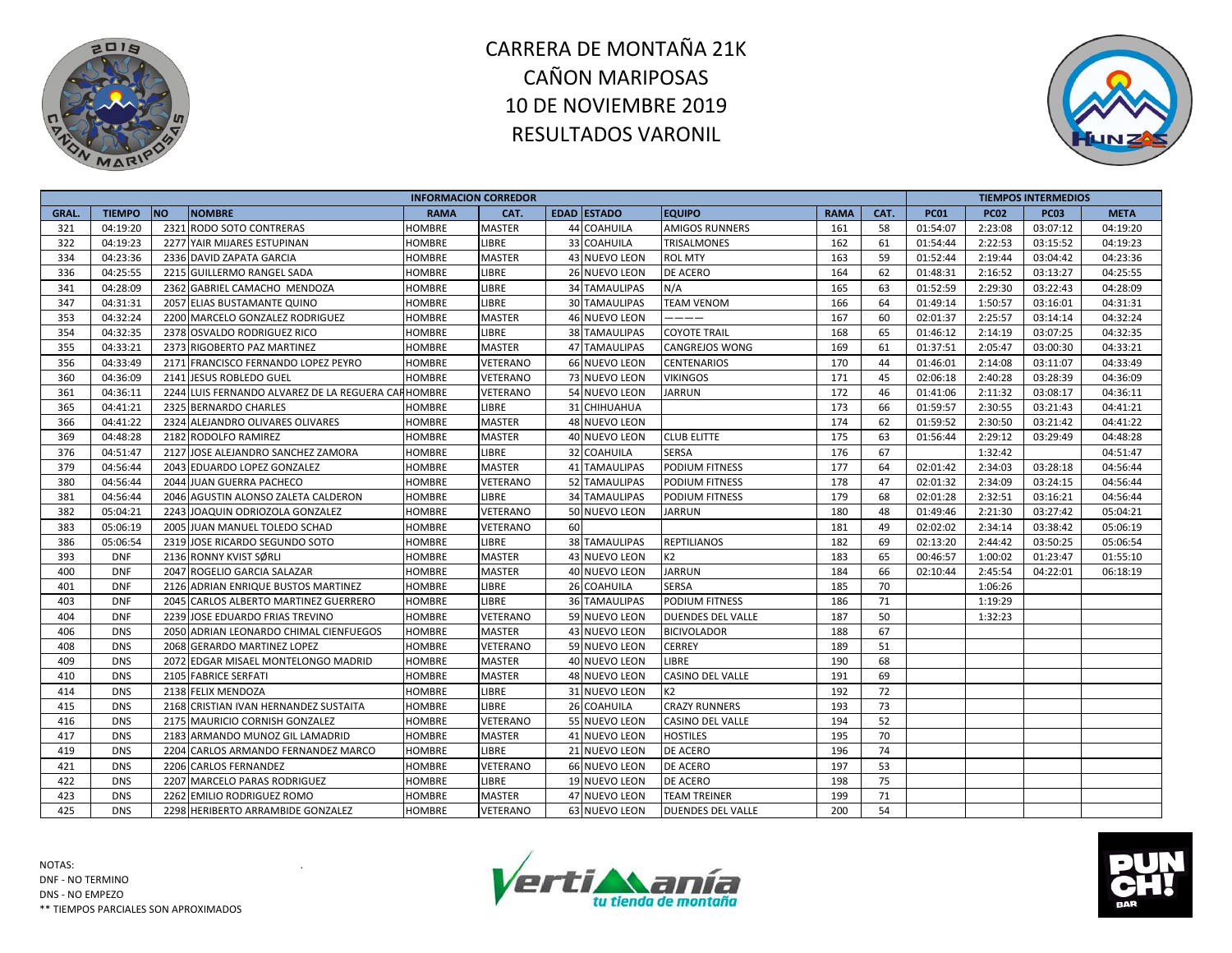# CARRERA DE MONTAÑA 21K
# CAÑON MARIPOSAS
# 10 DE NOVIEMBRE 2019
# RESULTADOS VARONIL

| INFORMACION CORREDOR | | | | | | | | | | | TIEMPOS INTERMEDIOS | | | |
|---|---|---|---|---|---|---|---|---|---|---|---|---|---|---|
| GRAL. | TIEMPO | NO | NOMBRE | RAMA | CAT. | EDAD | ESTADO | EQUIPO | RAMA | CAT. | PC01 | PC02 | PC03 | META |
| 321 | 04:19:20 | 2321 | RODO SOTO CONTRERAS | HOMBRE | MASTER | 44 | COAHUILA | AMIGOS RUNNERS | 161 | 58 | 01:54:07 | 2:23:08 | 03:07:12 | 04:19:20 |
| 322 | 04:19:23 | 2277 | YAIR MIJARES ESTUPINAN | HOMBRE | LIBRE | 33 | COAHUILA | TRISALMONES | 162 | 61 | 01:54:44 | 2:22:53 | 03:15:52 | 04:19:23 |
| 334 | 04:23:36 | 2336 | DAVID ZAPATA GARCIA | HOMBRE | MASTER | 43 | NUEVO LEON | ROL MTY | 163 | 59 | 01:52:44 | 2:19:44 | 03:04:42 | 04:23:36 |
| 336 | 04:25:55 | 2215 | GUILLERMO RANGEL SADA | HOMBRE | LIBRE | 26 | NUEVO LEON | DE ACERO | 164 | 62 | 01:48:31 | 2:16:52 | 03:13:27 | 04:25:55 |
| 341 | 04:28:09 | 2362 | GABRIEL CAMACHO MENDOZA | HOMBRE | LIBRE | 34 | TAMAULIPAS | N/A | 165 | 63 | 01:52:59 | 2:29:30 | 03:22:43 | 04:28:09 |
| 347 | 04:31:31 | 2057 | ELIAS BUSTAMANTE QUINO | HOMBRE | LIBRE | 30 | TAMAULIPAS | TEAM VENOM | 166 | 64 | 01:49:14 | 1:50:57 | 03:16:01 | 04:31:31 |
| 353 | 04:32:24 | 2200 | MARCELO GONZALEZ RODRIGUEZ | HOMBRE | MASTER | 46 | NUEVO LEON | ———— | 167 | 60 | 02:01:37 | 2:25:57 | 03:14:14 | 04:32:24 |
| 354 | 04:32:35 | 2378 | OSVALDO RODRIGUEZ RICO | HOMBRE | LIBRE | 38 | TAMAULIPAS | COYOTE TRAIL | 168 | 65 | 01:46:12 | 2:14:19 | 03:07:25 | 04:32:35 |
| 355 | 04:33:21 | 2373 | RIGOBERTO PAZ MARTINEZ | HOMBRE | MASTER | 47 | TAMAULIPAS | CANGREJOS WONG | 169 | 61 | 01:37:51 | 2:05:47 | 03:00:30 | 04:33:21 |
| 356 | 04:33:49 | 2171 | FRANCISCO FERNANDO LOPEZ PEYRO | HOMBRE | VETERANO | 66 | NUEVO LEON | CENTENARIOS | 170 | 44 | 01:46:01 | 2:14:08 | 03:11:07 | 04:33:49 |
| 360 | 04:36:09 | 2141 | JESUS ROBLEDO GUEL | HOMBRE | VETERANO | 73 | NUEVO LEON | VIKINGOS | 171 | 45 | 02:06:18 | 2:40:28 | 03:28:39 | 04:36:09 |
| 361 | 04:36:11 | 2244 | LUIS FERNANDO ALVAREZ DE LA REGUERA CAI | HOMBRE | VETERANO | 54 | NUEVO LEON | JARRUN | 172 | 46 | 01:41:06 | 2:11:32 | 03:08:17 | 04:36:11 |
| 365 | 04:41:21 | 2325 | BERNARDO CHARLES | HOMBRE | LIBRE | 31 | CHIHUAHUA | | 173 | 66 | 01:59:57 | 2:30:55 | 03:21:43 | 04:41:21 |
| 366 | 04:41:22 | 2324 | ALEJANDRO OLIVARES OLIVARES | HOMBRE | MASTER | 48 | NUEVO LEON | | 174 | 62 | 01:59:52 | 2:30:50 | 03:21:42 | 04:41:22 |
| 369 | 04:48:28 | 2182 | RODOLFO RAMIREZ | HOMBRE | MASTER | 40 | NUEVO LEON | CLUB ELITTE | 175 | 63 | 01:56:44 | 2:29:12 | 03:29:49 | 04:48:28 |
| 376 | 04:51:47 | 2127 | JOSE ALEJANDRO SANCHEZ ZAMORA | HOMBRE | LIBRE | 32 | COAHUILA | SERSA | 176 | 67 | | 1:32:42 | | 04:51:47 |
| 379 | 04:56:44 | 2043 | EDUARDO LOPEZ GONZALEZ | HOMBRE | MASTER | 41 | TAMAULIPAS | PODIUM FITNESS | 177 | 64 | 02:01:42 | 2:34:03 | 03:28:18 | 04:56:44 |
| 380 | 04:56:44 | 2044 | JUAN GUERRA PACHECO | HOMBRE | VETERANO | 52 | TAMAULIPAS | PODIUM FITNESS | 178 | 47 | 02:01:32 | 2:34:09 | 03:24:15 | 04:56:44 |
| 381 | 04:56:44 | 2046 | AGUSTIN ALONSO ZALETA CALDERON | HOMBRE | LIBRE | 34 | TAMAULIPAS | PODIUM FITNESS | 179 | 68 | 02:01:28 | 2:32:51 | 03:16:21 | 04:56:44 |
| 382 | 05:04:21 | 2243 | JOAQUIN ODRIOZOLA GONZALEZ | HOMBRE | VETERANO | 50 | NUEVO LEON | JARRUN | 180 | 48 | 01:49:46 | 2:21:30 | 03:27:42 | 05:04:21 |
| 383 | 05:06:19 | 2005 | JUAN MANUEL TOLEDO SCHAD | HOMBRE | VETERANO | 60 | | | 181 | 49 | 02:02:02 | 2:34:14 | 03:38:42 | 05:06:19 |
| 386 | 05:06:54 | 2319 | JOSE RICARDO SEGUNDO SOTO | HOMBRE | LIBRE | 38 | TAMAULIPAS | REPTILIANOS | 182 | 69 | 02:13:20 | 2:44:42 | 03:50:25 | 05:06:54 |
| 393 | DNF | 2136 | RONNY KVIST SØRLI | HOMBRE | MASTER | 43 | NUEVO LEON | K2 | 183 | 65 | 00:46:57 | 1:00:02 | 01:23:47 | 01:55:10 |
| 400 | DNF | 2047 | ROGELIO GARCIA SALAZAR | HOMBRE | MASTER | 40 | NUEVO LEON | JARRUN | 184 | 66 | 02:10:44 | 2:45:54 | 04:22:01 | 06:18:19 |
| 401 | DNF | 2126 | ADRIAN ENRIQUE BUSTOS MARTINEZ | HOMBRE | LIBRE | 26 | COAHUILA | SERSA | 185 | 70 | | 1:06:26 | | |
| 403 | DNF | 2045 | CARLOS ALBERTO MARTINEZ GUERRERO | HOMBRE | LIBRE | 36 | TAMAULIPAS | PODIUM FITNESS | 186 | 71 | | 1:19:29 | | |
| 404 | DNF | 2239 | JOSE EDUARDO FRIAS TREVINO | HOMBRE | VETERANO | 59 | NUEVO LEON | DUENDES DEL VALLE | 187 | 50 | | 1:32:23 | | |
| 406 | DNS | 2050 | ADRIAN LEONARDO CHIMAL CIENFUEGOS | HOMBRE | MASTER | 43 | NUEVO LEON | BICIVOLADOR | 188 | 67 | | | | |
| 408 | DNS | 2068 | GERARDO MARTINEZ LOPEZ | HOMBRE | VETERANO | 59 | NUEVO LEON | CERREY | 189 | 51 | | | | |
| 409 | DNS | 2072 | EDGAR MISAEL MONTELONGO MADRID | HOMBRE | MASTER | 40 | NUEVO LEON | LIBRE | 190 | 68 | | | | |
| 410 | DNS | 2105 | FABRICE SERFATI | HOMBRE | MASTER | 48 | NUEVO LEON | CASINO DEL VALLE | 191 | 69 | | | | |
| 414 | DNS | 2138 | FELIX MENDOZA | HOMBRE | LIBRE | 31 | NUEVO LEON | K2 | 192 | 72 | | | | |
| 415 | DNS | 2168 | CRISTIAN IVAN HERNANDEZ SUSTAITA | HOMBRE | LIBRE | 26 | COAHUILA | CRAZY RUNNERS | 193 | 73 | | | | |
| 416 | DNS | 2175 | MAURICIO CORNISH GONZALEZ | HOMBRE | VETERANO | 55 | NUEVO LEON | CASINO DEL VALLE | 194 | 52 | | | | |
| 417 | DNS | 2183 | ARMANDO MUNOZ GIL LAMADRID | HOMBRE | MASTER | 41 | NUEVO LEON | HOSTILES | 195 | 70 | | | | |
| 419 | DNS | 2204 | CARLOS ARMANDO FERNANDEZ MARCO | HOMBRE | LIBRE | 21 | NUEVO LEON | DE ACERO | 196 | 74 | | | | |
| 421 | DNS | 2206 | CARLOS FERNANDEZ | HOMBRE | VETERANO | 66 | NUEVO LEON | DE ACERO | 197 | 53 | | | | |
| 422 | DNS | 2207 | MARCELO PARAS RODRIGUEZ | HOMBRE | LIBRE | 19 | NUEVO LEON | DE ACERO | 198 | 75 | | | | |
| 423 | DNS | 2262 | EMILIO RODRIGUEZ ROMO | HOMBRE | MASTER | 47 | NUEVO LEON | TEAM TREINER | 199 | 71 | | | | |
| 425 | DNS | 2298 | HERIBERTO ARRAMBIDE GONZALEZ | HOMBRE | VETERANO | 63 | NUEVO LEON | DUENDES DEL VALLE | 200 | 54 | | | | |

NOTAS:
DNF - NO TERMINO
DNS - NO EMPEZO
** TIEMPOS PARCIALES SON APROXIMADOS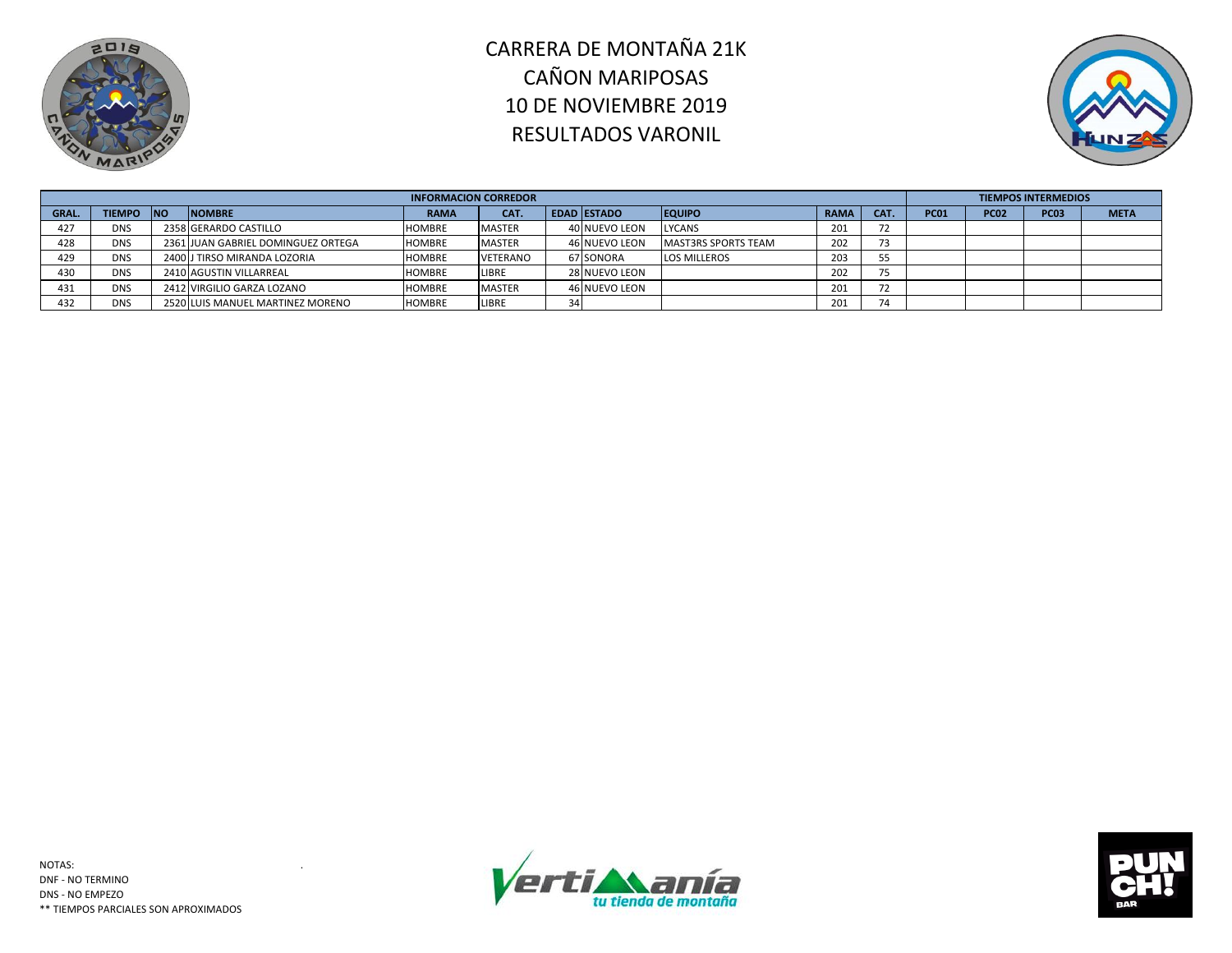# CARRERA DE MONTAÑA 21K
## CAÑON MARIPOSAS
## 10 DE NOVIEMBRE 2019
## RESULTADOS VARONIL

| INFORMACION CORREDOR | | | | | | | | | | | TIEMPOS INTERMEDIOS | | | |
|---|---|---|---|---|---|---|---|---|---|---|---|---|---|---|
| GRAL. | TIEMPO | NO | NOMBRE | RAMA | CAT. | EDAD | ESTADO | EQUIPO | RAMA | CAT. | PC01 | PC02 | PC03 | META |
| 427 | DNS | 2358 | GERARDO CASTILLO | HOMBRE | MASTER | 40 | NUEVO LEON | LYCANS | 201 | 72 | | | | |
| 428 | DNS | 2361 | JUAN GABRIEL DOMINGUEZ ORTEGA | HOMBRE | MASTER | 46 | NUEVO LEON | MAST3RS SPORTS TEAM | 202 | 73 | | | | |
| 429 | DNS | 2400 | J TIRSO MIRANDA LOZORIA | HOMBRE | VETERANO | 67 | SONORA | LOS MILLEROS | 203 | 55 | | | | |
| 430 | DNS | 2410 | AGUSTIN VILLARREAL | HOMBRE | LIBRE | 28 | NUEVO LEON | | 202 | 75 | | | | |
| 431 | DNS | 2412 | VIRGILIO GARZA LOZANO | HOMBRE | MASTER | 46 | NUEVO LEON | | 201 | 72 | | | | |
| 432 | DNS | 2520 | LUIS MANUEL MARTINEZ MORENO | HOMBRE | LIBRE | 34 | | | 201 | 74 | | | | |

NOTAS:
DNF - NO TERMINO
DNS - NO EMPEZO
** TIEMPOS PARCIALES SON APROXIMADOS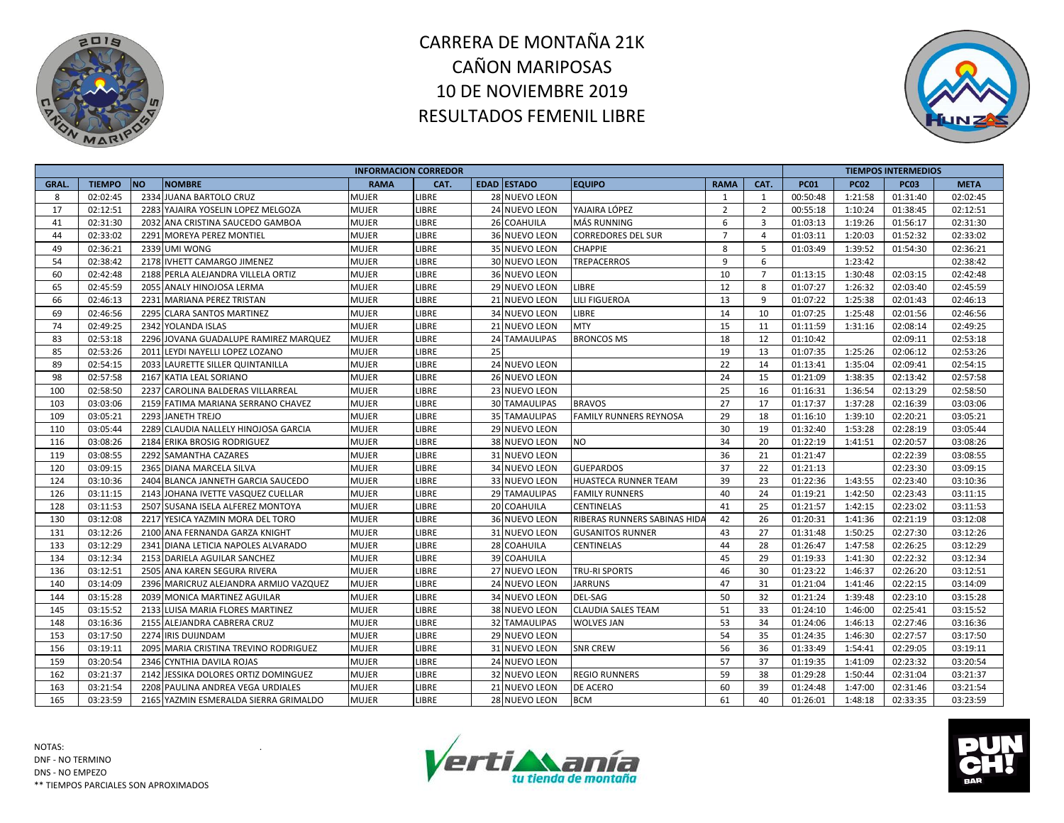# CARRERA DE MONTAÑA 21K
# CAÑON MARIPOSAS
# 10 DE NOVIEMBRE 2019
# RESULTADOS FEMENIL LIBRE

| INFORMACION CORREDOR | | | | | | | | | | | TIEMPOS INTERMEDIOS | | | |
|---|---|---|---|---|---|---|---|---|---|---|---|---|---|---|
| GRAL. | TIEMPO | NO | NOMBRE | RAMA | CAT. | EDAD | ESTADO | EQUIPO | RAMA | CAT. | PC01 | PC02 | PC03 | META |
| 8 | 02:02:45 | 2334 | JUANA BARTOLO CRUZ | MUJER | LIBRE | 28 | NUEVO LEON | | 1 | 1 | 00:50:48 | 1:21:58 | 01:31:40 | 02:02:45 |
| 17 | 02:12:51 | 2283 | YAJAIRA YOSELIN LOPEZ MELGOZA | MUJER | LIBRE | 24 | NUEVO LEON | YAJAIRA LÓPEZ | 2 | 2 | 00:55:18 | 1:10:24 | 01:38:45 | 02:12:51 |
| 41 | 02:31:30 | 2032 | ANA CRISTINA SAUCEDO GAMBOA | MUJER | LIBRE | 26 | COAHUILA | MÁS RUNNING | 6 | 3 | 01:03:13 | 1:19:26 | 01:56:17 | 02:31:30 |
| 44 | 02:33:02 | 2291 | MOREYA PEREZ MONTIEL | MUJER | LIBRE | 36 | NUEVO LEON | CORREDORES DEL SUR | 7 | 4 | 01:03:11 | 1:20:03 | 01:52:32 | 02:33:02 |
| 49 | 02:36:21 | 2339 | UMI WONG | MUJER | LIBRE | 35 | NUEVO LEON | CHAPPIE | 8 | 5 | 01:03:49 | 1:39:52 | 01:54:30 | 02:36:21 |
| 54 | 02:38:42 | 2178 | IVHETT CAMARGO JIMENEZ | MUJER | LIBRE | 30 | NUEVO LEON | TREPACERROS | 9 | 6 | | 1:23:42 | | 02:38:42 |
| 60 | 02:42:48 | 2188 | PERLA ALEJANDRA VILLELA ORTIZ | MUJER | LIBRE | 36 | NUEVO LEON | | 10 | 7 | 01:13:15 | 1:30:48 | 02:03:15 | 02:42:48 |
| 65 | 02:45:59 | 2055 | ANALY HINOJOSA LERMA | MUJER | LIBRE | 29 | NUEVO LEON | LIBRE | 12 | 8 | 01:07:27 | 1:26:32 | 02:03:40 | 02:45:59 |
| 66 | 02:46:13 | 2231 | MARIANA PEREZ TRISTAN | MUJER | LIBRE | 21 | NUEVO LEON | LILI FIGUEROA | 13 | 9 | 01:07:22 | 1:25:38 | 02:01:43 | 02:46:13 |
| 69 | 02:46:56 | 2295 | CLARA SANTOS MARTINEZ | MUJER | LIBRE | 34 | NUEVO LEON | LIBRE | 14 | 10 | 01:07:25 | 1:25:48 | 02:01:56 | 02:46:56 |
| 74 | 02:49:25 | 2342 | YOLANDA ISLAS | MUJER | LIBRE | 21 | NUEVO LEON | MTY | 15 | 11 | 01:11:59 | 1:31:16 | 02:08:14 | 02:49:25 |
| 83 | 02:53:18 | 2296 | JOVANA GUADALUPE RAMIREZ MARQUEZ | MUJER | LIBRE | 24 | TAMAULIPAS | BRONCOS MS | 18 | 12 | 01:10:42 | | 02:09:11 | 02:53:18 |
| 85 | 02:53:26 | 2011 | LEYDI NAYELLI LOPEZ LOZANO | MUJER | LIBRE | 25 | | | 19 | 13 | 01:07:35 | 1:25:26 | 02:06:12 | 02:53:26 |
| 89 | 02:54:15 | 2033 | LAURETTE SILLER QUINTANILLA | MUJER | LIBRE | 24 | NUEVO LEON | | 22 | 14 | 01:13:41 | 1:35:04 | 02:09:41 | 02:54:15 |
| 98 | 02:57:58 | 2167 | KATIA LEAL SORIANO | MUJER | LIBRE | 26 | NUEVO LEON | | 24 | 15 | 01:21:09 | 1:38:35 | 02:13:42 | 02:57:58 |
| 100 | 02:58:50 | 2237 | CAROLINA BALDERAS VILLARREAL | MUJER | LIBRE | 23 | NUEVO LEON | | 25 | 16 | 01:16:31 | 1:36:54 | 02:13:29 | 02:58:50 |
| 103 | 03:03:06 | 2159 | FATIMA MARIANA SERRANO CHAVEZ | MUJER | LIBRE | 30 | TAMAULIPAS | BRAVOS | 27 | 17 | 01:17:37 | 1:37:28 | 02:16:39 | 03:03:06 |
| 109 | 03:05:21 | 2293 | JANETH TREJO | MUJER | LIBRE | 35 | TAMAULIPAS | FAMILY RUNNERS REYNOSA | 29 | 18 | 01:16:10 | 1:39:10 | 02:20:21 | 03:05:21 |
| 110 | 03:05:44 | 2289 | CLAUDIA NALLELY HINOJOSA GARCIA | MUJER | LIBRE | 29 | NUEVO LEON | | 30 | 19 | 01:32:40 | 1:53:28 | 02:28:19 | 03:05:44 |
| 116 | 03:08:26 | 2184 | ERIKA BROSIG RODRIGUEZ | MUJER | LIBRE | 38 | NUEVO LEON | NO | 34 | 20 | 01:22:19 | 1:41:51 | 02:20:57 | 03:08:26 |
| 119 | 03:08:55 | 2292 | SAMANTHA CAZARES | MUJER | LIBRE | 31 | NUEVO LEON | | 36 | 21 | 01:21:47 | | 02:22:39 | 03:08:55 |
| 120 | 03:09:15 | 2365 | DIANA MARCELA SILVA | MUJER | LIBRE | 34 | NUEVO LEON | GUEPARDOS | 37 | 22 | 01:21:13 | | 02:23:30 | 03:09:15 |
| 124 | 03:10:36 | 2404 | BLANCA JANNETH GARCIA SAUCEDO | MUJER | LIBRE | 33 | NUEVO LEON | HUASTECA RUNNER TEAM | 39 | 23 | 01:22:36 | 1:43:55 | 02:23:40 | 03:10:36 |
| 126 | 03:11:15 | 2143 | JOHANA IVETTE VASQUEZ CUELLAR | MUJER | LIBRE | 29 | TAMAULIPAS | FAMILY RUNNERS | 40 | 24 | 01:19:21 | 1:42:50 | 02:23:43 | 03:11:15 |
| 128 | 03:11:53 | 2507 | SUSANA ISELA ALFEREZ MONTOYA | MUJER | LIBRE | 20 | COAHUILA | CENTINELAS | 41 | 25 | 01:21:57 | 1:42:15 | 02:23:02 | 03:11:53 |
| 130 | 03:12:08 | 2217 | YESICA YAZMIN MORA DEL TORO | MUJER | LIBRE | 36 | NUEVO LEON | RIBERAS RUNNERS SABINAS HIDA | 42 | 26 | 01:20:31 | 1:41:36 | 02:21:19 | 03:12:08 |
| 131 | 03:12:26 | 2100 | ANA FERNANDA GARZA KNIGHT | MUJER | LIBRE | 31 | NUEVO LEON | GUSANITOS RUNNER | 43 | 27 | 01:31:48 | 1:50:25 | 02:27:30 | 03:12:26 |
| 133 | 03:12:29 | 2341 | DIANA LETICIA NAPOLES ALVARADO | MUJER | LIBRE | 28 | COAHUILA | CENTINELAS | 44 | 28 | 01:26:47 | 1:47:58 | 02:26:25 | 03:12:29 |
| 134 | 03:12:34 | 2153 | DARIELA AGUILAR SANCHEZ | MUJER | LIBRE | 39 | COAHUILA | | 45 | 29 | 01:19:33 | 1:41:30 | 02:22:32 | 03:12:34 |
| 136 | 03:12:51 | 2505 | ANA KAREN SEGURA RIVERA | MUJER | LIBRE | 27 | NUEVO LEON | TRU-RI SPORTS | 46 | 30 | 01:23:22 | 1:46:37 | 02:26:20 | 03:12:51 |
| 140 | 03:14:09 | 2396 | MARICRUZ ALEJANDRA ARMIJO VAZQUEZ | MUJER | LIBRE | 24 | NUEVO LEON | JARRUNS | 47 | 31 | 01:21:04 | 1:41:46 | 02:22:15 | 03:14:09 |
| 144 | 03:15:28 | 2039 | MONICA MARTINEZ AGUILAR | MUJER | LIBRE | 34 | NUEVO LEON | DEL-SAG | 50 | 32 | 01:21:24 | 1:39:48 | 02:23:10 | 03:15:28 |
| 145 | 03:15:52 | 2133 | LUISA MARIA FLORES MARTINEZ | MUJER | LIBRE | 38 | NUEVO LEON | CLAUDIA SALES TEAM | 51 | 33 | 01:24:10 | 1:46:00 | 02:25:41 | 03:15:52 |
| 148 | 03:16:36 | 2155 | ALEJANDRA CABRERA CRUZ | MUJER | LIBRE | 32 | TAMAULIPAS | WOLVES JAN | 53 | 34 | 01:24:06 | 1:46:13 | 02:27:46 | 03:16:36 |
| 153 | 03:17:50 | 2274 | IRIS DUIJNDAM | MUJER | LIBRE | 29 | NUEVO LEON | | 54 | 35 | 01:24:35 | 1:46:30 | 02:27:57 | 03:17:50 |
| 156 | 03:19:11 | 2095 | MARIA CRISTINA TREVINO RODRIGUEZ | MUJER | LIBRE | 31 | NUEVO LEON | SNR CREW | 56 | 36 | 01:33:49 | 1:54:41 | 02:29:05 | 03:19:11 |
| 159 | 03:20:54 | 2346 | CYNTHIA DAVILA ROJAS | MUJER | LIBRE | 24 | NUEVO LEON | | 57 | 37 | 01:19:35 | 1:41:09 | 02:23:32 | 03:20:54 |
| 162 | 03:21:37 | 2142 | JESSIKA DOLORES ORTIZ DOMINGUEZ | MUJER | LIBRE | 32 | NUEVO LEON | REGIO RUNNERS | 59 | 38 | 01:29:28 | 1:50:44 | 02:31:04 | 03:21:37 |
| 163 | 03:21:54 | 2208 | PAULINA ANDREA VEGA URDIALES | MUJER | LIBRE | 21 | NUEVO LEON | DE ACERO | 60 | 39 | 01:24:48 | 1:47:00 | 02:31:46 | 03:21:54 |
| 165 | 03:23:59 | 2165 | YAZMIN ESMERALDA SIERRA GRIMALDO | MUJER | LIBRE | 28 | NUEVO LEON | BCM | 61 | 40 | 01:26:01 | 1:48:18 | 02:33:35 | 03:23:59 |

NOTAS:
DNF - NO TERMINO
DNS - NO EMPEZO
** TIEMPOS PARCIALES SON APROXIMADOS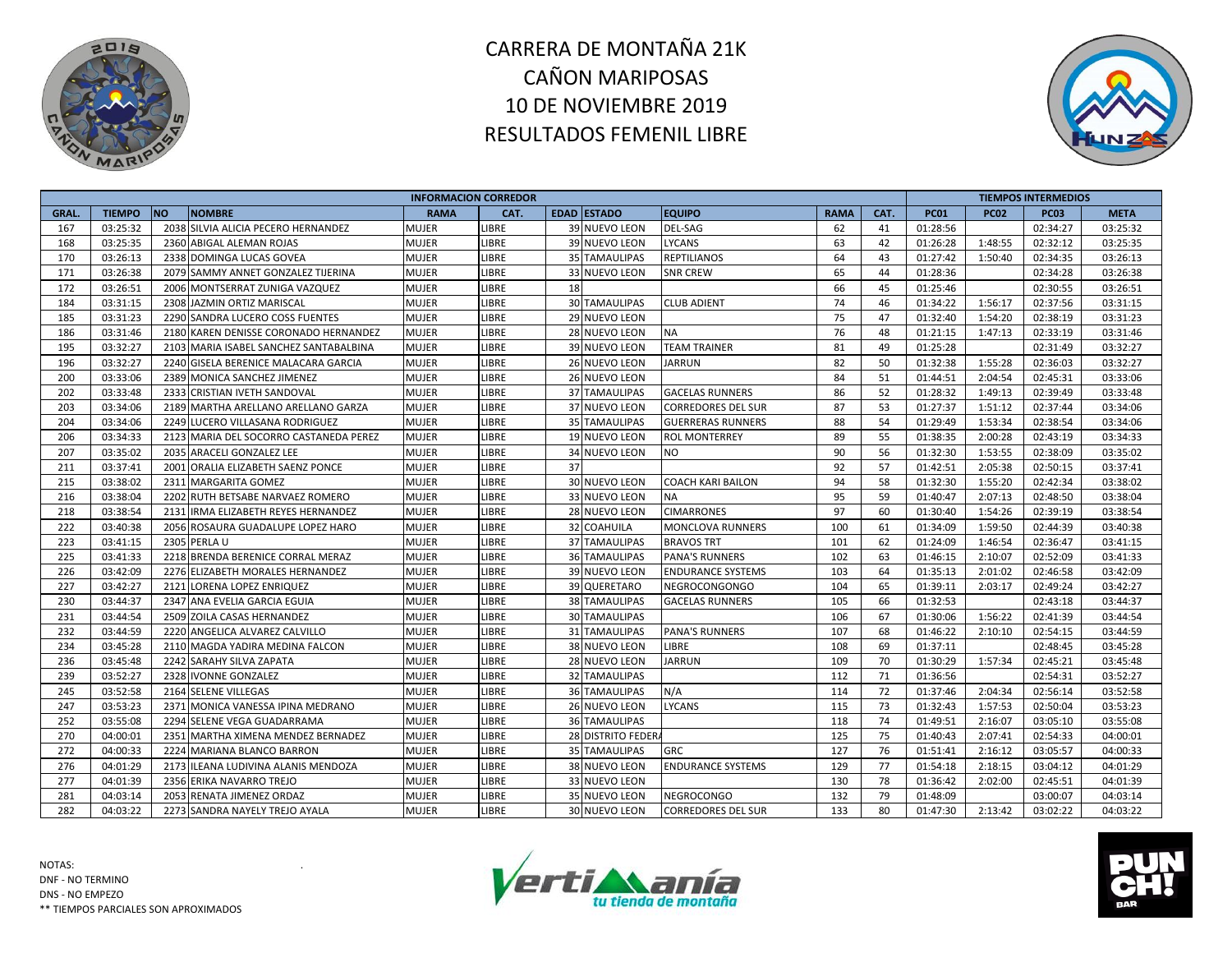# CARRERA DE MONTAÑA 21K
# CAÑON MARIPOSAS
# 10 DE NOVIEMBRE 2019
# RESULTADOS FEMENIL LIBRE

| INFORMACION CORREDOR | | | | | | | | | | | TIEMPOS INTERMEDIOS | | | |
|---|---|---|---|---|---|---|---|---|---|---|---|---|---|---|
| GRAL. | TIEMPO | NO | NOMBRE | RAMA | CAT. | EDAD | ESTADO | EQUIPO | RAMA | CAT. | PC01 | PC02 | PC03 | META |
| 167 | 03:25:32 | 2038 | SILVIA ALICIA PECERO HERNANDEZ | MUJER | LIBRE | 39 | NUEVO LEON | DEL-SAG | 62 | 41 | 01:28:56 | | 02:34:27 | 03:25:32 |
| 168 | 03:25:35 | 2360 | ABIGAL ALEMAN ROJAS | MUJER | LIBRE | 39 | NUEVO LEON | LYCANS | 63 | 42 | 01:26:28 | 1:48:55 | 02:32:12 | 03:25:35 |
| 170 | 03:26:13 | 2338 | DOMINGA LUCAS GOVEA | MUJER | LIBRE | 35 | TAMAULIPAS | REPTILIANOS | 64 | 43 | 01:27:42 | 1:50:40 | 02:34:35 | 03:26:13 |
| 171 | 03:26:38 | 2079 | SAMMY ANNET GONZALEZ TIJERINA | MUJER | LIBRE | 33 | NUEVO LEON | SNR CREW | 65 | 44 | 01:28:36 | | 02:34:28 | 03:26:38 |
| 172 | 03:26:51 | 2006 | MONTSERRAT ZUNIGA VAZQUEZ | MUJER | LIBRE | 18 | | | 66 | 45 | 01:25:46 | | 02:30:55 | 03:26:51 |
| 184 | 03:31:15 | 2308 | JAZMIN ORTIZ MARISCAL | MUJER | LIBRE | 30 | TAMAULIPAS | CLUB ADIENT | 74 | 46 | 01:34:22 | 1:56:17 | 02:37:56 | 03:31:15 |
| 185 | 03:31:23 | 2290 | SANDRA LUCERO COSS FUENTES | MUJER | LIBRE | 29 | NUEVO LEON | | 75 | 47 | 01:32:40 | 1:54:20 | 02:38:19 | 03:31:23 |
| 186 | 03:31:46 | 2180 | KAREN DENISSE CORONADO HERNANDEZ | MUJER | LIBRE | 28 | NUEVO LEON | NA | 76 | 48 | 01:21:15 | 1:47:13 | 02:33:19 | 03:31:46 |
| 195 | 03:32:27 | 2103 | MARIA ISABEL SANCHEZ SANTABALBINA | MUJER | LIBRE | 39 | NUEVO LEON | TEAM TRAINER | 81 | 49 | 01:25:28 | | 02:31:49 | 03:32:27 |
| 196 | 03:32:27 | 2240 | GISELA BERENICE MALACARA GARCIA | MUJER | LIBRE | 26 | NUEVO LEON | JARRUN | 82 | 50 | 01:32:38 | 1:55:28 | 02:36:03 | 03:32:27 |
| 200 | 03:33:06 | 2389 | MONICA SANCHEZ JIMENEZ | MUJER | LIBRE | 26 | NUEVO LEON | | 84 | 51 | 01:44:51 | 2:04:54 | 02:45:31 | 03:33:06 |
| 202 | 03:33:48 | 2333 | CRISTIAN IVETH SANDOVAL | MUJER | LIBRE | 37 | TAMAULIPAS | GACELAS RUNNERS | 86 | 52 | 01:28:32 | 1:49:13 | 02:39:49 | 03:33:48 |
| 203 | 03:34:06 | 2189 | MARTHA ARELLANO ARELLANO GARZA | MUJER | LIBRE | 37 | NUEVO LEON | CORREDORES DEL SUR | 87 | 53 | 01:27:37 | 1:51:12 | 02:37:44 | 03:34:06 |
| 204 | 03:34:06 | 2249 | LUCERO VILLASANA RODRIGUEZ | MUJER | LIBRE | 35 | TAMAULIPAS | GUERRERAS RUNNERS | 88 | 54 | 01:29:49 | 1:53:34 | 02:38:54 | 03:34:06 |
| 206 | 03:34:33 | 2123 | MARIA DEL SOCORRO CASTANEDA PEREZ | MUJER | LIBRE | 19 | NUEVO LEON | ROL MONTERREY | 89 | 55 | 01:38:35 | 2:00:28 | 02:43:19 | 03:34:33 |
| 207 | 03:35:02 | 2035 | ARACELI GONZALEZ LEE | MUJER | LIBRE | 34 | NUEVO LEON | NO | 90 | 56 | 01:32:30 | 1:53:55 | 02:38:09 | 03:35:02 |
| 211 | 03:37:41 | 2001 | ORALIA ELIZABETH SAENZ PONCE | MUJER | LIBRE | 37 | | | 92 | 57 | 01:42:51 | 2:05:38 | 02:50:15 | 03:37:41 |
| 215 | 03:38:02 | 2311 | MARGARITA GOMEZ | MUJER | LIBRE | 30 | NUEVO LEON | COACH KARI BAILON | 94 | 58 | 01:32:30 | 1:55:20 | 02:42:34 | 03:38:02 |
| 216 | 03:38:04 | 2202 | RUTH BETSABE NARVAEZ ROMERO | MUJER | LIBRE | 33 | NUEVO LEON | NA | 95 | 59 | 01:40:47 | 2:07:13 | 02:48:50 | 03:38:04 |
| 218 | 03:38:54 | 2131 | IRMA ELIZABETH REYES HERNANDEZ | MUJER | LIBRE | 28 | NUEVO LEON | CIMARRONES | 97 | 60 | 01:30:40 | 1:54:26 | 02:39:19 | 03:38:54 |
| 222 | 03:40:38 | 2056 | ROSAURA GUADALUPE LOPEZ HARO | MUJER | LIBRE | 32 | COAHUILA | MONCLOVA RUNNERS | 100 | 61 | 01:34:09 | 1:59:50 | 02:44:39 | 03:40:38 |
| 223 | 03:41:15 | 2305 | PERLA U | MUJER | LIBRE | 37 | TAMAULIPAS | BRAVOS TRT | 101 | 62 | 01:24:09 | 1:46:54 | 02:36:47 | 03:41:15 |
| 225 | 03:41:33 | 2218 | BRENDA BERENICE CORRAL MERAZ | MUJER | LIBRE | 36 | TAMAULIPAS | PANA'S RUNNERS | 102 | 63 | 01:46:15 | 2:10:07 | 02:52:09 | 03:41:33 |
| 226 | 03:42:09 | 2276 | ELIZABETH MORALES HERNANDEZ | MUJER | LIBRE | 39 | NUEVO LEON | ENDURANCE SYSTEMS | 103 | 64 | 01:35:13 | 2:01:02 | 02:46:58 | 03:42:09 |
| 227 | 03:42:27 | 2121 | LORENA LOPEZ ENRIQUEZ | MUJER | LIBRE | 39 | QUERETARO | NEGROCONGONGO | 104 | 65 | 01:39:11 | 2:03:17 | 02:49:24 | 03:42:27 |
| 230 | 03:44:37 | 2347 | ANA EVELIA GARCIA EGUIA | MUJER | LIBRE | 38 | TAMAULIPAS | GACELAS RUNNERS | 105 | 66 | 01:32:53 | | 02:43:18 | 03:44:37 |
| 231 | 03:44:54 | 2509 | ZOILA CASAS HERNANDEZ | MUJER | LIBRE | 30 | TAMAULIPAS | | 106 | 67 | 01:30:06 | 1:56:22 | 02:41:39 | 03:44:54 |
| 232 | 03:44:59 | 2220 | ANGELICA ALVAREZ CALVILLO | MUJER | LIBRE | 31 | TAMAULIPAS | PANA'S RUNNERS | 107 | 68 | 01:46:22 | 2:10:10 | 02:54:15 | 03:44:59 |
| 234 | 03:45:28 | 2110 | MAGDA YADIRA MEDINA FALCON | MUJER | LIBRE | 38 | NUEVO LEON | LIBRE | 108 | 69 | 01:37:11 | | 02:48:45 | 03:45:28 |
| 236 | 03:45:48 | 2242 | SARAHY SILVA ZAPATA | MUJER | LIBRE | 28 | NUEVO LEON | JARRUN | 109 | 70 | 01:30:29 | 1:57:34 | 02:45:21 | 03:45:48 |
| 239 | 03:52:27 | 2328 | IVONNE GONZALEZ | MUJER | LIBRE | 32 | TAMAULIPAS | | 112 | 71 | 01:36:56 | | 02:54:31 | 03:52:27 |
| 245 | 03:52:58 | 2164 | SELENE VILLEGAS | MUJER | LIBRE | 36 | TAMAULIPAS | N/A | 114 | 72 | 01:37:46 | 2:04:34 | 02:56:14 | 03:52:58 |
| 247 | 03:53:23 | 2371 | MONICA VANESSA IPINA MEDRANO | MUJER | LIBRE | 26 | NUEVO LEON | LYCANS | 115 | 73 | 01:32:43 | 1:57:53 | 02:50:04 | 03:53:23 |
| 252 | 03:55:08 | 2294 | SELENE VEGA GUADARRAMA | MUJER | LIBRE | 36 | TAMAULIPAS | | 118 | 74 | 01:49:51 | 2:16:07 | 03:05:10 | 03:55:08 |
| 270 | 04:00:01 | 2351 | MARTHA XIMENA MENDEZ BERNADEZ | MUJER | LIBRE | 28 | DISTRITO FEDERA | | 125 | 75 | 01:40:43 | 2:07:41 | 02:54:33 | 04:00:01 |
| 272 | 04:00:33 | 2224 | MARIANA BLANCO BARRON | MUJER | LIBRE | 35 | TAMAULIPAS | GRC | 127 | 76 | 01:51:41 | 2:16:12 | 03:05:57 | 04:00:33 |
| 276 | 04:01:29 | 2173 | ILEANA LUDIVINA ALANIS MENDOZA | MUJER | LIBRE | 38 | NUEVO LEON | ENDURANCE SYSTEMS | 129 | 77 | 01:54:18 | 2:18:15 | 03:04:12 | 04:01:29 |
| 277 | 04:01:39 | 2356 | ERIKA NAVARRO TREJO | MUJER | LIBRE | 33 | NUEVO LEON | | 130 | 78 | 01:36:42 | 2:02:00 | 02:45:51 | 04:01:39 |
| 281 | 04:03:14 | 2053 | RENATA JIMENEZ ORDAZ | MUJER | LIBRE | 35 | NUEVO LEON | NEGROCONGO | 132 | 79 | 01:48:09 | | 03:00:07 | 04:03:14 |
| 282 | 04:03:22 | 2273 | SANDRA NAYELY TREJO AYALA | MUJER | LIBRE | 30 | NUEVO LEON | CORREDORES DEL SUR | 133 | 80 | 01:47:30 | 2:13:42 | 03:02:22 | 04:03:22 |

NOTAS:
DNF - NO TERMINO
DNS - NO EMPEZO
** TIEMPOS PARCIALES SON APROXIMADOS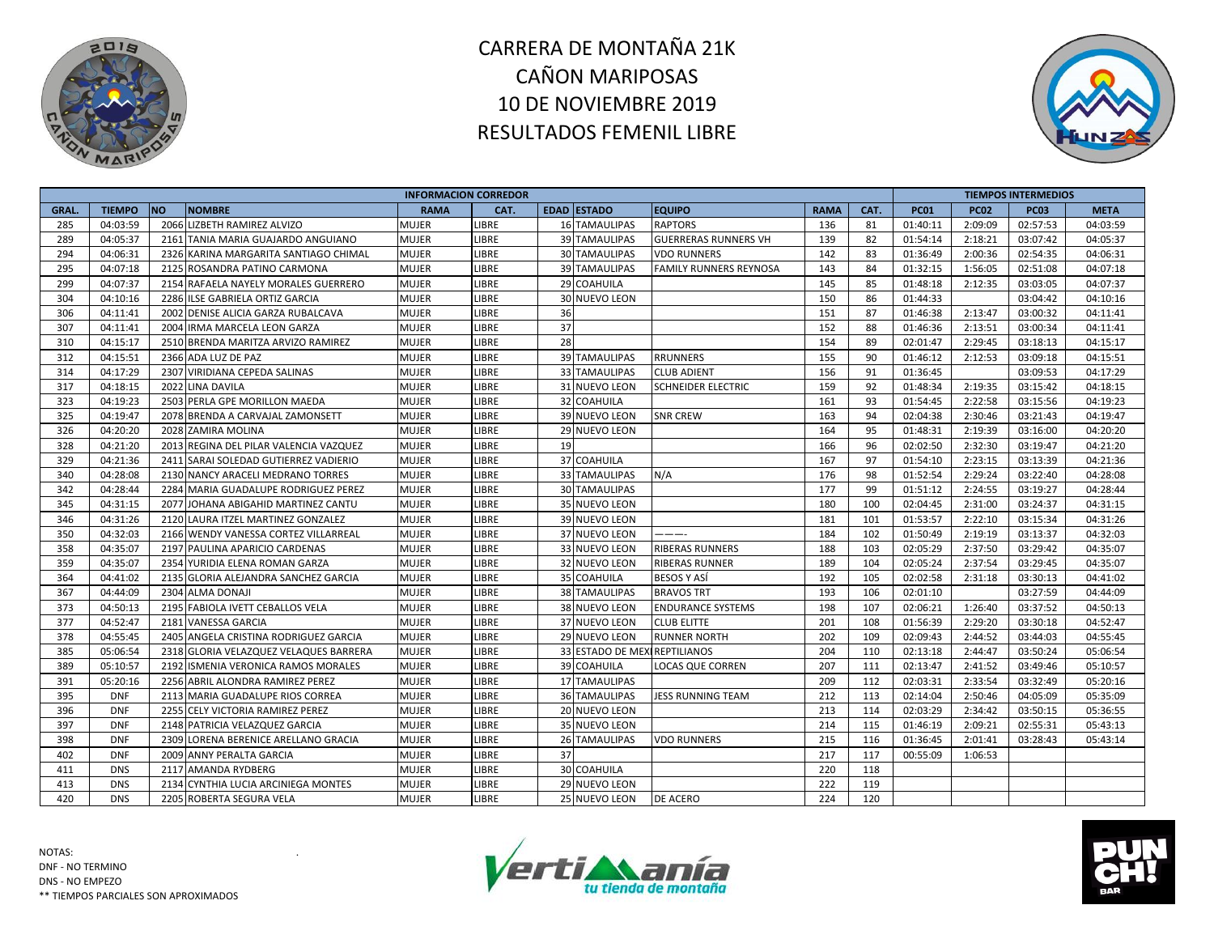# CARRERA DE MONTAÑA 21K
# CAÑON MARIPOSAS
# 10 DE NOVIEMBRE 2019
# RESULTADOS FEMENIL LIBRE

| INFORMACION CORREDOR | | | | | | | | | | | TIEMPOS INTERMEDIOS | | | |
|---|---|---|---|---|---|---|---|---|---|---|---|---|---|---|
| GRAL. | TIEMPO | NO | NOMBRE | RAMA | CAT. | EDAD | ESTADO | EQUIPO | RAMA | CAT. | PC01 | PC02 | PC03 | META |
| 285 | 04:03:59 | 2066 | LIZBETH RAMIREZ ALVIZO | MUJER | LIBRE | 16 | TAMAULIPAS | RAPTORS | 136 | 81 | 01:40:11 | 2:09:09 | 02:57:53 | 04:03:59 |
| 289 | 04:05:37 | 2161 | TANIA MARIA GUAJARDO ANGUIANO | MUJER | LIBRE | 39 | TAMAULIPAS | GUERRERAS RUNNERS VH | 139 | 82 | 01:54:14 | 2:18:21 | 03:07:42 | 04:05:37 |
| 294 | 04:06:31 | 2326 | KARINA MARGARITA SANTIAGO CHIMAL | MUJER | LIBRE | 30 | TAMAULIPAS | VDO RUNNERS | 142 | 83 | 01:36:49 | 2:00:36 | 02:54:35 | 04:06:31 |
| 295 | 04:07:18 | 2125 | ROSANDRA PATINO CARMONA | MUJER | LIBRE | 39 | TAMAULIPAS | FAMILY RUNNERS REYNOSA | 143 | 84 | 01:32:15 | 1:56:05 | 02:51:08 | 04:07:18 |
| 299 | 04:07:37 | 2154 | RAFAELA NAYELY MORALES GUERRERO | MUJER | LIBRE | 29 | COAHUILA | | 145 | 85 | 01:48:18 | 2:12:35 | 03:03:05 | 04:07:37 |
| 304 | 04:10:16 | 2286 | ILSE GABRIELA ORTIZ GARCIA | MUJER | LIBRE | 30 | NUEVO LEON | | 150 | 86 | 01:44:33 | | 03:04:42 | 04:10:16 |
| 306 | 04:11:41 | 2002 | DENISE ALICIA GARZA RUBALCAVA | MUJER | LIBRE | 36 | | | 151 | 87 | 01:46:38 | 2:13:47 | 03:00:32 | 04:11:41 |
| 307 | 04:11:41 | 2004 | IRMA MARCELA LEON GARZA | MUJER | LIBRE | 37 | | | 152 | 88 | 01:46:36 | 2:13:51 | 03:00:34 | 04:11:41 |
| 310 | 04:15:17 | 2510 | BRENDA MARITZA ARVIZO RAMIREZ | MUJER | LIBRE | 28 | | | 154 | 89 | 02:01:47 | 2:29:45 | 03:18:13 | 04:15:17 |
| 312 | 04:15:51 | 2366 | ADA LUZ DE PAZ | MUJER | LIBRE | 39 | TAMAULIPAS | RRUNNERS | 155 | 90 | 01:46:12 | 2:12:53 | 03:09:18 | 04:15:51 |
| 314 | 04:17:29 | 2307 | VIRIDIANA CEPEDA SALINAS | MUJER | LIBRE | 33 | TAMAULIPAS | CLUB ADIENT | 156 | 91 | 01:36:45 | | 03:09:53 | 04:17:29 |
| 317 | 04:18:15 | 2022 | LINA DAVILA | MUJER | LIBRE | 31 | NUEVO LEON | SCHNEIDER ELECTRIC | 159 | 92 | 01:48:34 | 2:19:35 | 03:15:42 | 04:18:15 |
| 323 | 04:19:23 | 2503 | PERLA GPE MORILLON MAEDA | MUJER | LIBRE | 32 | COAHUILA | | 161 | 93 | 01:54:45 | 2:22:58 | 03:15:56 | 04:19:23 |
| 325 | 04:19:47 | 2078 | BRENDA A CARVAJAL ZAMONSETT | MUJER | LIBRE | 39 | NUEVO LEON | SNR CREW | 163 | 94 | 02:04:38 | 2:30:46 | 03:21:43 | 04:19:47 |
| 326 | 04:20:20 | 2028 | ZAMIRA MOLINA | MUJER | LIBRE | 29 | NUEVO LEON | | 164 | 95 | 01:48:31 | 2:19:39 | 03:16:00 | 04:20:20 |
| 328 | 04:21:20 | 2013 | REGINA DEL PILAR VALENCIA VAZQUEZ | MUJER | LIBRE | 19 | | | 166 | 96 | 02:02:50 | 2:32:30 | 03:19:47 | 04:21:20 |
| 329 | 04:21:36 | 2411 | SARAI SOLEDAD GUTIERREZ VADIERIO | MUJER | LIBRE | 37 | COAHUILA | | 167 | 97 | 01:54:10 | 2:23:15 | 03:13:39 | 04:21:36 |
| 340 | 04:28:08 | 2130 | NANCY ARACELI MEDRANO TORRES | MUJER | LIBRE | 33 | TAMAULIPAS | N/A | 176 | 98 | 01:52:54 | 2:29:24 | 03:22:40 | 04:28:08 |
| 342 | 04:28:44 | 2284 | MARIA GUADALUPE RODRIGUEZ PEREZ | MUJER | LIBRE | 30 | TAMAULIPAS | | 177 | 99 | 01:51:12 | 2:24:55 | 03:19:27 | 04:28:44 |
| 345 | 04:31:15 | 2077 | JOHANA ABIGAHID MARTINEZ CANTU | MUJER | LIBRE | 35 | NUEVO LEON | | 180 | 100 | 02:04:45 | 2:31:00 | 03:24:37 | 04:31:15 |
| 346 | 04:31:26 | 2120 | LAURA ITZEL MARTINEZ GONZALEZ | MUJER | LIBRE | 39 | NUEVO LEON | | 181 | 101 | 01:53:57 | 2:22:10 | 03:15:34 | 04:31:26 |
| 350 | 04:32:03 | 2166 | WENDY VANESSA CORTEZ VILLARREAL | MUJER | LIBRE | 37 | NUEVO LEON | ———- | 184 | 102 | 01:50:49 | 2:19:19 | 03:13:37 | 04:32:03 |
| 358 | 04:35:07 | 2197 | PAULINA APARICIO CARDENAS | MUJER | LIBRE | 33 | NUEVO LEON | RIBERAS RUNNERS | 188 | 103 | 02:05:29 | 2:37:50 | 03:29:42 | 04:35:07 |
| 359 | 04:35:07 | 2354 | YURIDIA ELENA ROMAN GARZA | MUJER | LIBRE | 32 | NUEVO LEON | RIBERAS RUNNER | 189 | 104 | 02:05:24 | 2:37:54 | 03:29:45 | 04:35:07 |
| 364 | 04:41:02 | 2135 | GLORIA ALEJANDRA SANCHEZ GARCIA | MUJER | LIBRE | 35 | COAHUILA | BESOS Y ASÍ | 192 | 105 | 02:02:58 | 2:31:18 | 03:30:13 | 04:41:02 |
| 367 | 04:44:09 | 2304 | ALMA DONAJI | MUJER | LIBRE | 38 | TAMAULIPAS | BRAVOS TRT | 193 | 106 | 02:01:10 | | 03:27:59 | 04:44:09 |
| 373 | 04:50:13 | 2195 | FABIOLA IVETT CEBALLOS VELA | MUJER | LIBRE | 38 | NUEVO LEON | ENDURANCE SYSTEMS | 198 | 107 | 02:06:21 | 1:26:40 | 03:37:52 | 04:50:13 |
| 377 | 04:52:47 | 2181 | VANESSA GARCIA | MUJER | LIBRE | 37 | NUEVO LEON | CLUB ELITTE | 201 | 108 | 01:56:39 | 2:29:20 | 03:30:18 | 04:52:47 |
| 378 | 04:55:45 | 2405 | ANGELA CRISTINA RODRIGUEZ GARCIA | MUJER | LIBRE | 29 | NUEVO LEON | RUNNER NORTH | 202 | 109 | 02:09:43 | 2:44:52 | 03:44:03 | 04:55:45 |
| 385 | 05:06:54 | 2318 | GLORIA VELAZQUEZ VELAQUES BARRERA | MUJER | LIBRE | 33 | ESTADO DE MEXI | REPTILIANOS | 204 | 110 | 02:13:18 | 2:44:47 | 03:50:24 | 05:06:54 |
| 389 | 05:10:57 | 2192 | ISMENIA VERONICA RAMOS MORALES | MUJER | LIBRE | 39 | COAHUILA | LOCAS QUE CORREN | 207 | 111 | 02:13:47 | 2:41:52 | 03:49:46 | 05:10:57 |
| 391 | 05:20:16 | 2256 | ABRIL ALONDRA RAMIREZ PEREZ | MUJER | LIBRE | 17 | TAMAULIPAS | | 209 | 112 | 02:03:31 | 2:33:54 | 03:32:49 | 05:20:16 |
| 395 | DNF | 2113 | MARIA GUADALUPE RIOS CORREA | MUJER | LIBRE | 36 | TAMAULIPAS | JESS RUNNING TEAM | 212 | 113 | 02:14:04 | 2:50:46 | 04:05:09 | 05:35:09 |
| 396 | DNF | 2255 | CELY VICTORIA RAMIREZ PEREZ | MUJER | LIBRE | 20 | NUEVO LEON | | 213 | 114 | 02:03:29 | 2:34:42 | 03:50:15 | 05:36:55 |
| 397 | DNF | 2148 | PATRICIA VELAZQUEZ GARCIA | MUJER | LIBRE | 35 | NUEVO LEON | | 214 | 115 | 01:46:19 | 2:09:21 | 02:55:31 | 05:43:13 |
| 398 | DNF | 2309 | LORENA BERENICE ARELLANO GRACIA | MUJER | LIBRE | 26 | TAMAULIPAS | VDO RUNNERS | 215 | 116 | 01:36:45 | 2:01:41 | 03:28:43 | 05:43:14 |
| 402 | DNF | 2009 | ANNY PERALTA GARCIA | MUJER | LIBRE | 37 | | | 217 | 117 | 00:55:09 | 1:06:53 | | |
| 411 | DNS | 2117 | AMANDA RYDBERG | MUJER | LIBRE | 30 | COAHUILA | | 220 | 118 | | | | |
| 413 | DNS | 2134 | CYNTHIA LUCIA ARCINIEGA MONTES | MUJER | LIBRE | 29 | NUEVO LEON | | 222 | 119 | | | | |
| 420 | DNS | 2205 | ROBERTA SEGURA VELA | MUJER | LIBRE | 25 | NUEVO LEON | DE ACERO | 224 | 120 | | | | |

NOTAS:
DNF - NO TERMINO
DNS - NO EMPEZO
** TIEMPOS PARCIALES SON APROXIMADOS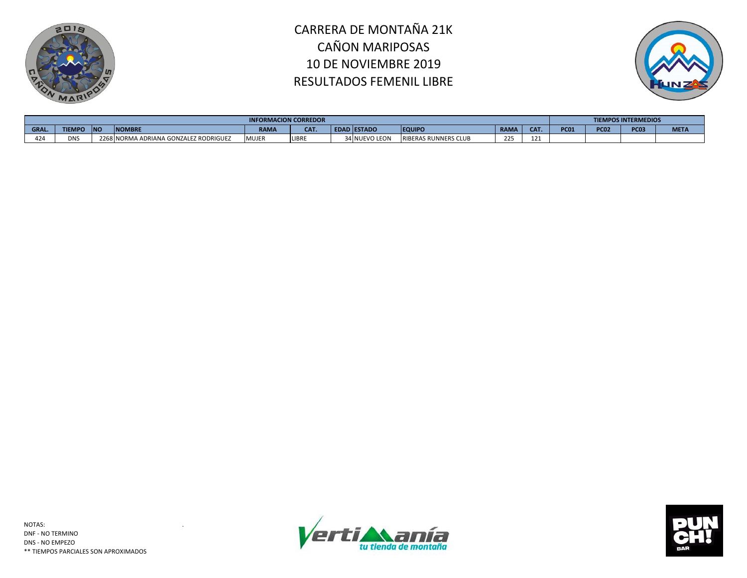# CARRERA DE MONTAÑA 21K
# CAÑON MARIPOSAS
# 10 DE NOVIEMBRE 2019
# RESULTADOS FEMENIL LIBRE

| INFORMACION CORREDOR | | | | | | | | | | | TIEMPOS INTERMEDIOS | | | |
|---|---|---|---|---|---|---|---|---|---|---|---|---|---|---|
| GRAL. | TIEMPO | NO | NOMBRE | RAMA | CAT. | EDAD | ESTADO | EQUIPO | RAMA | CAT. | PC01 | PC02 | PC03 | META |
| 424 | DNS | 2268 | NORMA ADRIANA GONZALEZ RODRIGUEZ | MUJER | LIBRE | 34 | NUEVO LEON | RIBERAS RUNNERS CLUB | 225 | 121 | | | | |

NOTAS:

DNF - NO TERMINO

DNS - NO EMPEZO

** TIEMPOS PARCIALES SON APROXIMADOS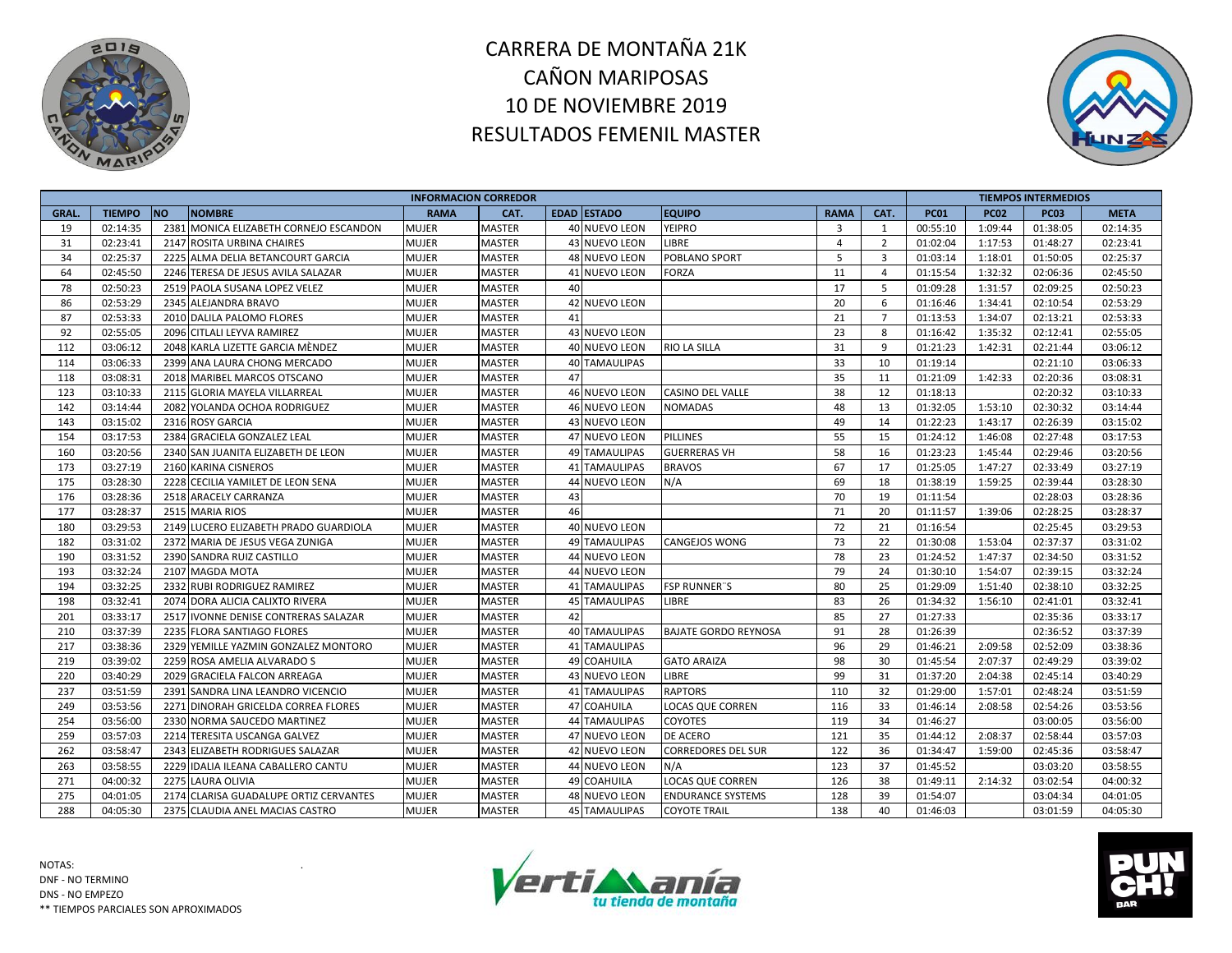# CARRERA DE MONTAÑA 21K
# CAÑON MARIPOSAS
# 10 DE NOVIEMBRE 2019
# RESULTADOS FEMENIL MASTER

| INFORMACION CORREDOR | | | | | | | | | | | TIEMPOS INTERMEDIOS | | | |
|---|---|---|---|---|---|---|---|---|---|---|---|---|---|---|
| GRAL. | TIEMPO | NO | NOMBRE | RAMA | CAT. | EDAD | ESTADO | EQUIPO | RAMA | CAT. | PC01 | PC02 | PC03 | META |
| 19 | 02:14:35 | 2381 | MONICA ELIZABETH CORNEJO ESCANDON | MUJER | MASTER | 40 | NUEVO LEON | YEIPRO | 3 | 1 | 00:55:10 | 1:09:44 | 01:38:05 | 02:14:35 |
| 31 | 02:23:41 | 2147 | ROSITA URBINA CHAIRES | MUJER | MASTER | 43 | NUEVO LEON | LIBRE | 4 | 2 | 01:02:04 | 1:17:53 | 01:48:27 | 02:23:41 |
| 34 | 02:25:37 | 2225 | ALMA DELIA BETANCOURT GARCIA | MUJER | MASTER | 48 | NUEVO LEON | POBLANO SPORT | 5 | 3 | 01:03:14 | 1:18:01 | 01:50:05 | 02:25:37 |
| 64 | 02:45:50 | 2246 | TERESA DE JESUS AVILA SALAZAR | MUJER | MASTER | 41 | NUEVO LEON | FORZA | 11 | 4 | 01:15:54 | 1:32:32 | 02:06:36 | 02:45:50 |
| 78 | 02:50:23 | 2519 | PAOLA SUSANA LOPEZ VELEZ | MUJER | MASTER | 40 | | | 17 | 5 | 01:09:28 | 1:31:57 | 02:09:25 | 02:50:23 |
| 86 | 02:53:29 | 2345 | ALEJANDRA BRAVO | MUJER | MASTER | 42 | NUEVO LEON | | 20 | 6 | 01:16:46 | 1:34:41 | 02:10:54 | 02:53:29 |
| 87 | 02:53:33 | 2010 | DALILA PALOMO FLORES | MUJER | MASTER | 41 | | | 21 | 7 | 01:13:53 | 1:34:07 | 02:13:21 | 02:53:33 |
| 92 | 02:55:05 | 2096 | CITLALI LEYVA RAMIREZ | MUJER | MASTER | 43 | NUEVO LEON | | 23 | 8 | 01:16:42 | 1:35:32 | 02:12:41 | 02:55:05 |
| 112 | 03:06:12 | 2048 | KARLA LIZETTE GARCIA MÈNDEZ | MUJER | MASTER | 40 | NUEVO LEON | RIO LA SILLA | 31 | 9 | 01:21:23 | 1:42:31 | 02:21:44 | 03:06:12 |
| 114 | 03:06:33 | 2399 | ANA LAURA CHONG MERCADO | MUJER | MASTER | 40 | TAMAULIPAS | | 33 | 10 | 01:19:14 | | 02:21:10 | 03:06:33 |
| 118 | 03:08:31 | 2018 | MARIBEL MARCOS OTSCANO | MUJER | MASTER | 47 | | | 35 | 11 | 01:21:09 | 1:42:33 | 02:20:36 | 03:08:31 |
| 123 | 03:10:33 | 2115 | GLORIA MAYELA VILLARREAL | MUJER | MASTER | 46 | NUEVO LEON | CASINO DEL VALLE | 38 | 12 | 01:18:13 | | 02:20:32 | 03:10:33 |
| 142 | 03:14:44 | 2082 | YOLANDA OCHOA RODRIGUEZ | MUJER | MASTER | 46 | NUEVO LEON | NOMADAS | 48 | 13 | 01:32:05 | 1:53:10 | 02:30:32 | 03:14:44 |
| 143 | 03:15:02 | 2316 | ROSY GARCIA | MUJER | MASTER | 43 | NUEVO LEON | | 49 | 14 | 01:22:23 | 1:43:17 | 02:26:39 | 03:15:02 |
| 154 | 03:17:53 | 2384 | GRACIELA GONZALEZ LEAL | MUJER | MASTER | 47 | NUEVO LEON | PILLINES | 55 | 15 | 01:24:12 | 1:46:08 | 02:27:48 | 03:17:53 |
| 160 | 03:20:56 | 2340 | SAN JUANITA ELIZABETH DE LEON | MUJER | MASTER | 49 | TAMAULIPAS | GUERRERAS VH | 58 | 16 | 01:23:23 | 1:45:44 | 02:29:46 | 03:20:56 |
| 173 | 03:27:19 | 2160 | KARINA CISNEROS | MUJER | MASTER | 41 | TAMAULIPAS | BRAVOS | 67 | 17 | 01:25:05 | 1:47:27 | 02:33:49 | 03:27:19 |
| 175 | 03:28:30 | 2228 | CECILIA YAMILET DE LEON SENA | MUJER | MASTER | 44 | NUEVO LEON | N/A | 69 | 18 | 01:38:19 | 1:59:25 | 02:39:44 | 03:28:30 |
| 176 | 03:28:36 | 2518 | ARACELY CARRANZA | MUJER | MASTER | 43 | | | 70 | 19 | 01:11:54 | | 02:28:03 | 03:28:36 |
| 177 | 03:28:37 | 2515 | MARIA RIOS | MUJER | MASTER | 46 | | | 71 | 20 | 01:11:57 | 1:39:06 | 02:28:25 | 03:28:37 |
| 180 | 03:29:53 | 2149 | LUCERO ELIZABETH PRADO GUARDIOLA | MUJER | MASTER | 40 | NUEVO LEON | | 72 | 21 | 01:16:54 | | 02:25:45 | 03:29:53 |
| 182 | 03:31:02 | 2372 | MARIA DE JESUS VEGA ZUNIGA | MUJER | MASTER | 49 | TAMAULIPAS | CANGEJOS WONG | 73 | 22 | 01:30:08 | 1:53:04 | 02:37:37 | 03:31:02 |
| 190 | 03:31:52 | 2390 | SANDRA RUIZ CASTILLO | MUJER | MASTER | 44 | NUEVO LEON | | 78 | 23 | 01:24:52 | 1:47:37 | 02:34:50 | 03:31:52 |
| 193 | 03:32:24 | 2107 | MAGDA MOTA | MUJER | MASTER | 44 | NUEVO LEON | | 79 | 24 | 01:30:10 | 1:54:07 | 02:39:15 | 03:32:24 |
| 194 | 03:32:25 | 2332 | RUBI RODRIGUEZ RAMIREZ | MUJER | MASTER | 41 | TAMAULIPAS | FSP RUNNER¨S | 80 | 25 | 01:29:09 | 1:51:40 | 02:38:10 | 03:32:25 |
| 198 | 03:32:41 | 2074 | DORA ALICIA CALIXTO RIVERA | MUJER | MASTER | 45 | TAMAULIPAS | LIBRE | 83 | 26 | 01:34:32 | 1:56:10 | 02:41:01 | 03:32:41 |
| 201 | 03:33:17 | 2517 | IVONNE DENISE CONTRERAS SALAZAR | MUJER | MASTER | 42 | | | 85 | 27 | 01:27:33 | | 02:35:36 | 03:33:17 |
| 210 | 03:37:39 | 2235 | FLORA SANTIAGO FLORES | MUJER | MASTER | 40 | TAMAULIPAS | BAJATE GORDO REYNOSA | 91 | 28 | 01:26:39 | | 02:36:52 | 03:37:39 |
| 217 | 03:38:36 | 2329 | YEMILLE YAZMIN GONZALEZ MONTORO | MUJER | MASTER | 41 | TAMAULIPAS | | 96 | 29 | 01:46:21 | 2:09:58 | 02:52:09 | 03:38:36 |
| 219 | 03:39:02 | 2259 | ROSA AMELIA ALVARADO S | MUJER | MASTER | 49 | COAHUILA | GATO ARAIZA | 98 | 30 | 01:45:54 | 2:07:37 | 02:49:29 | 03:39:02 |
| 220 | 03:40:29 | 2029 | GRACIELA FALCON ARREAGA | MUJER | MASTER | 43 | NUEVO LEON | LIBRE | 99 | 31 | 01:37:20 | 2:04:38 | 02:45:14 | 03:40:29 |
| 237 | 03:51:59 | 2391 | SANDRA LINA LEANDRO VICENCIO | MUJER | MASTER | 41 | TAMAULIPAS | RAPTORS | 110 | 32 | 01:29:00 | 1:57:01 | 02:48:24 | 03:51:59 |
| 249 | 03:53:56 | 2271 | DINORAH GRICELDA CORREA FLORES | MUJER | MASTER | 47 | COAHUILA | LOCAS QUE CORREN | 116 | 33 | 01:46:14 | 2:08:58 | 02:54:26 | 03:53:56 |
| 254 | 03:56:00 | 2330 | NORMA SAUCEDO MARTINEZ | MUJER | MASTER | 44 | TAMAULIPAS | COYOTES | 119 | 34 | 01:46:27 | | 03:00:05 | 03:56:00 |
| 259 | 03:57:03 | 2214 | TERESITA USCANGA GALVEZ | MUJER | MASTER | 47 | NUEVO LEON | DE ACERO | 121 | 35 | 01:44:12 | 2:08:37 | 02:58:44 | 03:57:03 |
| 262 | 03:58:47 | 2343 | ELIZABETH RODRIGUES SALAZAR | MUJER | MASTER | 42 | NUEVO LEON | CORREDORES DEL SUR | 122 | 36 | 01:34:47 | 1:59:00 | 02:45:36 | 03:58:47 |
| 263 | 03:58:55 | 2229 | IDALIA ILEANA CABALLERO CANTU | MUJER | MASTER | 44 | NUEVO LEON | N/A | 123 | 37 | 01:45:52 | | 03:03:20 | 03:58:55 |
| 271 | 04:00:32 | 2275 | LAURA OLIVIA | MUJER | MASTER | 49 | COAHUILA | LOCAS QUE CORREN | 126 | 38 | 01:49:11 | 2:14:32 | 03:02:54 | 04:00:32 |
| 275 | 04:01:05 | 2174 | CLARISA GUADALUPE ORTIZ CERVANTES | MUJER | MASTER | 48 | NUEVO LEON | ENDURANCE SYSTEMS | 128 | 39 | 01:54:07 | | 03:04:34 | 04:01:05 |
| 288 | 04:05:30 | 2375 | CLAUDIA ANEL MACIAS CASTRO | MUJER | MASTER | 45 | TAMAULIPAS | COYOTE TRAIL | 138 | 40 | 01:46:03 | | 03:01:59 | 04:05:30 |

NOTAS:
DNF - NO TERMINO
DNS - NO EMPEZO
** TIEMPOS PARCIALES SON APROXIMADOS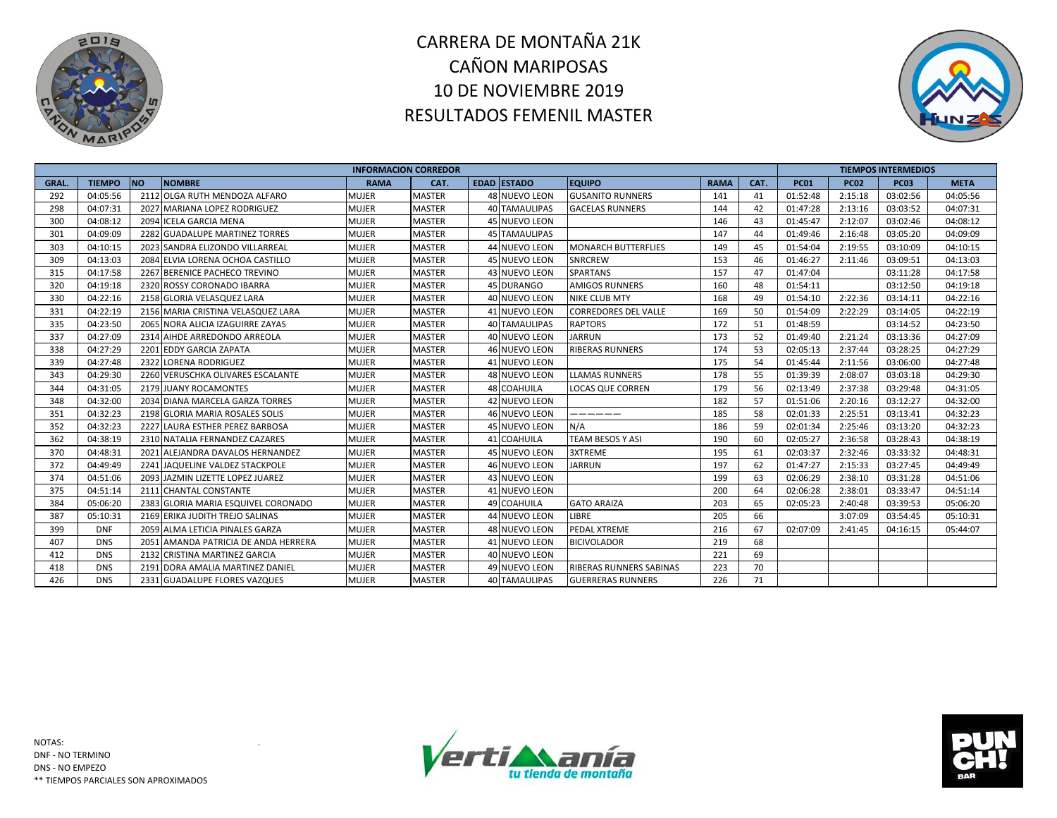# CARRERA DE MONTAÑA 21K
# CAÑON MARIPOSAS
# 10 DE NOVIEMBRE 2019
# RESULTADOS FEMENIL MASTER

| INFORMACION CORREDOR | | | | | | | | | | | TIEMPOS INTERMEDIOS | | | |
|---|---|---|---|---|---|---|---|---|---|---|---|---|---|---|
| GRAL. | TIEMPO | NO | NOMBRE | RAMA | CAT. | EDAD | ESTADO | EQUIPO | RAMA | CAT. | PC01 | PC02 | PC03 | META |
| 292 | 04:05:56 | 2112 | OLGA RUTH MENDOZA ALFARO | MUJER | MASTER | 48 | NUEVO LEON | GUSANITO RUNNERS | 141 | 41 | 01:52:48 | 2:15:18 | 03:02:56 | 04:05:56 |
| 298 | 04:07:31 | 2027 | MARIANA LOPEZ RODRIGUEZ | MUJER | MASTER | 40 | TAMAULIPAS | GACELAS RUNNERS | 144 | 42 | 01:47:28 | 2:13:16 | 03:03:52 | 04:07:31 |
| 300 | 04:08:12 | 2094 | ICELA GARCIA MENA | MUJER | MASTER | 45 | NUEVO LEON | | 146 | 43 | 01:45:47 | 2:12:07 | 03:02:46 | 04:08:12 |
| 301 | 04:09:09 | 2282 | GUADALUPE MARTINEZ TORRES | MUJER | MASTER | 45 | TAMAULIPAS | | 147 | 44 | 01:49:46 | 2:16:48 | 03:05:20 | 04:09:09 |
| 303 | 04:10:15 | 2023 | SANDRA ELIZONDO VILLARREAL | MUJER | MASTER | 44 | NUEVO LEON | MONARCH BUTTERFLIES | 149 | 45 | 01:54:04 | 2:19:55 | 03:10:09 | 04:10:15 |
| 309 | 04:13:03 | 2084 | ELVIA LORENA OCHOA CASTILLO | MUJER | MASTER | 45 | NUEVO LEON | SNRCREW | 153 | 46 | 01:46:27 | 2:11:46 | 03:09:51 | 04:13:03 |
| 315 | 04:17:58 | 2267 | BERENICE PACHECO TREVINO | MUJER | MASTER | 43 | NUEVO LEON | SPARTANS | 157 | 47 | 01:47:04 | | 03:11:28 | 04:17:58 |
| 320 | 04:19:18 | 2320 | ROSSY CORONADO IBARRA | MUJER | MASTER | 45 | DURANGO | AMIGOS RUNNERS | 160 | 48 | 01:54:11 | | 03:12:50 | 04:19:18 |
| 330 | 04:22:16 | 2158 | GLORIA VELASQUEZ LARA | MUJER | MASTER | 40 | NUEVO LEON | NIKE CLUB MTY | 168 | 49 | 01:54:10 | 2:22:36 | 03:14:11 | 04:22:16 |
| 331 | 04:22:19 | 2156 | MARIA CRISTINA VELASQUEZ LARA | MUJER | MASTER | 41 | NUEVO LEON | CORREDORES DEL VALLE | 169 | 50 | 01:54:09 | 2:22:29 | 03:14:05 | 04:22:19 |
| 335 | 04:23:50 | 2065 | NORA ALICIA IZAGUIRRE ZAYAS | MUJER | MASTER | 40 | TAMAULIPAS | RAPTORS | 172 | 51 | 01:48:59 | | 03:14:52 | 04:23:50 |
| 337 | 04:27:09 | 2314 | AIHDE ARREDONDO ARREOLA | MUJER | MASTER | 40 | NUEVO LEON | JARRUN | 173 | 52 | 01:49:40 | 2:21:24 | 03:13:36 | 04:27:09 |
| 338 | 04:27:29 | 2201 | EDDY GARCIA ZAPATA | MUJER | MASTER | 46 | NUEVO LEON | RIBERAS RUNNERS | 174 | 53 | 02:05:13 | 2:37:44 | 03:28:25 | 04:27:29 |
| 339 | 04:27:48 | 2322 | LORENA RODRIGUEZ | MUJER | MASTER | 41 | NUEVO LEON | | 175 | 54 | 01:45:44 | 2:11:56 | 03:06:00 | 04:27:48 |
| 343 | 04:29:30 | 2260 | VERUSCHKA OLIVARES ESCALANTE | MUJER | MASTER | 48 | NUEVO LEON | LLAMAS RUNNERS | 178 | 55 | 01:39:39 | 2:08:07 | 03:03:18 | 04:29:30 |
| 344 | 04:31:05 | 2179 | JUANY ROCAMONTES | MUJER | MASTER | 48 | COAHUILA | LOCAS QUE CORREN | 179 | 56 | 02:13:49 | 2:37:38 | 03:29:48 | 04:31:05 |
| 348 | 04:32:00 | 2034 | DIANA MARCELA GARZA TORRES | MUJER | MASTER | 42 | NUEVO LEON | | 182 | 57 | 01:51:06 | 2:20:16 | 03:12:27 | 04:32:00 |
| 351 | 04:32:23 | 2198 | GLORIA MARIA ROSALES SOLIS | MUJER | MASTER | 46 | NUEVO LEON | —————— | 185 | 58 | 02:01:33 | 2:25:51 | 03:13:41 | 04:32:23 |
| 352 | 04:32:23 | 2227 | LAURA ESTHER PEREZ BARBOSA | MUJER | MASTER | 45 | NUEVO LEON | N/A | 186 | 59 | 02:01:34 | 2:25:46 | 03:13:20 | 04:32:23 |
| 362 | 04:38:19 | 2310 | NATALIA FERNANDEZ CAZARES | MUJER | MASTER | 41 | COAHUILA | TEAM BESOS Y ASI | 190 | 60 | 02:05:27 | 2:36:58 | 03:28:43 | 04:38:19 |
| 370 | 04:48:31 | 2021 | ALEJANDRA DAVALOS HERNANDEZ | MUJER | MASTER | 45 | NUEVO LEON | 3XTREME | 195 | 61 | 02:03:37 | 2:32:46 | 03:33:32 | 04:48:31 |
| 372 | 04:49:49 | 2241 | JAQUELINE VALDEZ STACKPOLE | MUJER | MASTER | 46 | NUEVO LEON | JARRUN | 197 | 62 | 01:47:27 | 2:15:33 | 03:27:45 | 04:49:49 |
| 374 | 04:51:06 | 2093 | JAZMIN LIZETTE LOPEZ JUAREZ | MUJER | MASTER | 43 | NUEVO LEON | | 199 | 63 | 02:06:29 | 2:38:10 | 03:31:28 | 04:51:06 |
| 375 | 04:51:14 | 2111 | CHANTAL CONSTANTE | MUJER | MASTER | 41 | NUEVO LEON | | 200 | 64 | 02:06:28 | 2:38:01 | 03:33:47 | 04:51:14 |
| 384 | 05:06:20 | 2383 | GLORIA MARIA ESQUIVEL CORONADO | MUJER | MASTER | 49 | COAHUILA | GATO ARAIZA | 203 | 65 | 02:05:23 | 2:40:48 | 03:39:53 | 05:06:20 |
| 387 | 05:10:31 | 2169 | ERIKA JUDITH TREJO SALINAS | MUJER | MASTER | 44 | NUEVO LEON | LIBRE | 205 | 66 | | 3:07:09 | 03:54:45 | 05:10:31 |
| 399 | DNF | 2059 | ALMA LETICIA PINALES GARZA | MUJER | MASTER | 48 | NUEVO LEON | PEDAL XTREME | 216 | 67 | 02:07:09 | 2:41:45 | 04:16:15 | 05:44:07 |
| 407 | DNS | 2051 | AMANDA PATRICIA DE ANDA HERRERA | MUJER | MASTER | 41 | NUEVO LEON | BICIVOLADOR | 219 | 68 | | | | |
| 412 | DNS | 2132 | CRISTINA MARTINEZ GARCIA | MUJER | MASTER | 40 | NUEVO LEON | | 221 | 69 | | | | |
| 418 | DNS | 2191 | DORA AMALIA MARTINEZ DANIEL | MUJER | MASTER | 49 | NUEVO LEON | RIBERAS RUNNERS SABINAS | 223 | 70 | | | | |
| 426 | DNS | 2331 | GUADALUPE FLORES VAZQUES | MUJER | MASTER | 40 | TAMAULIPAS | GUERRERAS RUNNERS | 226 | 71 | | | | |

NOTAS:
DNF - NO TERMINO
DNS - NO EMPEZO
** TIEMPOS PARCIALES SON APROXIMADOS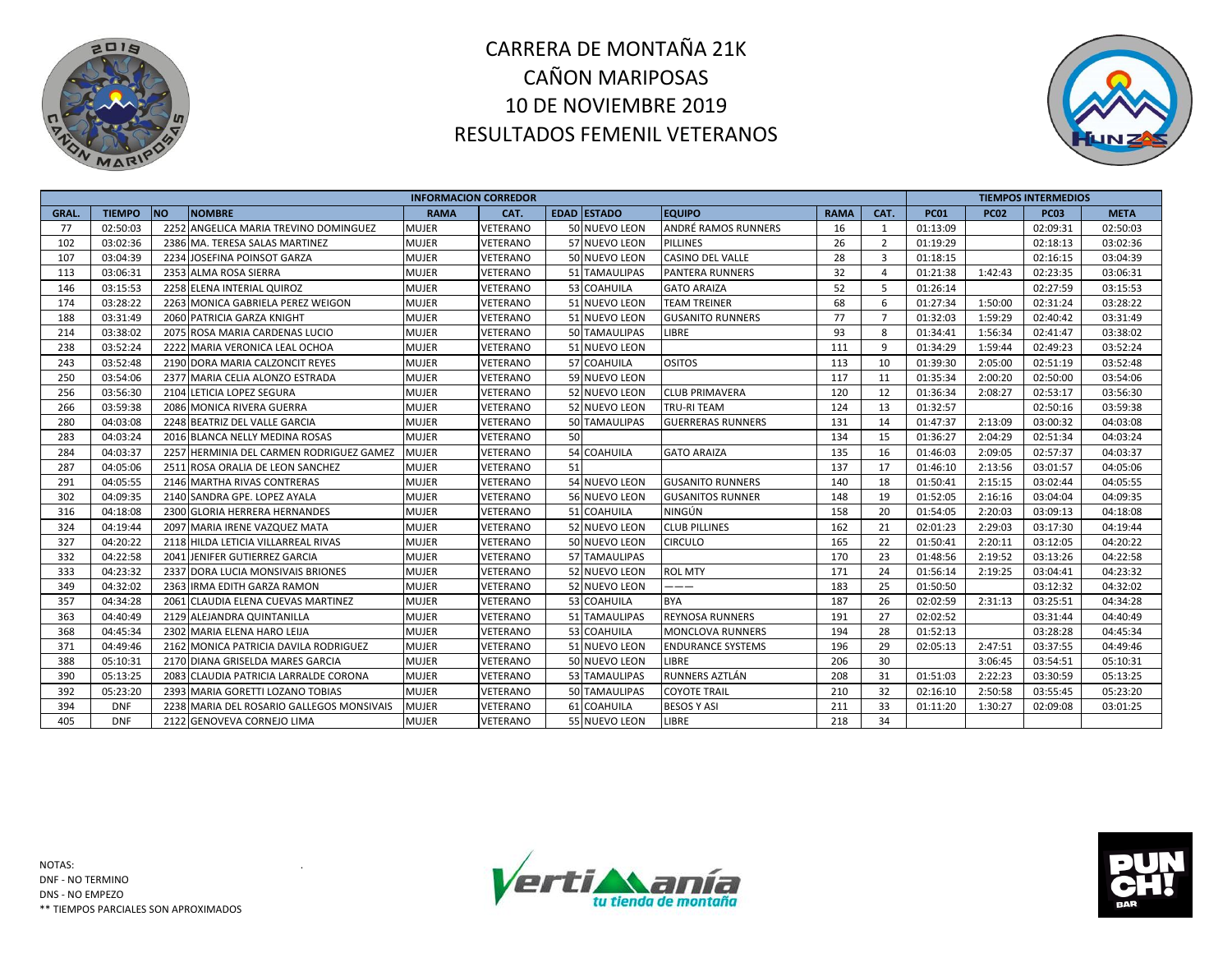# CARRERA DE MONTAÑA 21K
# CAÑON MARIPOSAS
# 10 DE NOVIEMBRE 2019
# RESULTADOS FEMENIL VETERANOS

| INFORMACION CORREDOR | | | | | | | | | | | TIEMPOS INTERMEDIOS | | | |
|---|---|---|---|---|---|---|---|---|---|---|---|---|---|---|
| GRAL. | TIEMPO | NO | NOMBRE | RAMA | CAT. | EDAD | ESTADO | EQUIPO | RAMA | CAT. | PC01 | PC02 | PC03 | META |
| 77 | 02:50:03 | 2252 | ANGELICA MARIA TREVINO DOMINGUEZ | MUJER | VETERANO | 50 | NUEVO LEON | ANDRÉ RAMOS RUNNERS | 16 | 1 | 01:13:09 | | 02:09:31 | 02:50:03 |
| 102 | 03:02:36 | 2386 | MA. TERESA SALAS MARTINEZ | MUJER | VETERANO | 57 | NUEVO LEON | PILLINES | 26 | 2 | 01:19:29 | | 02:18:13 | 03:02:36 |
| 107 | 03:04:39 | 2234 | JOSEFINA POINSOT GARZA | MUJER | VETERANO | 50 | NUEVO LEON | CASINO DEL VALLE | 28 | 3 | 01:18:15 | | 02:16:15 | 03:04:39 |
| 113 | 03:06:31 | 2353 | ALMA ROSA SIERRA | MUJER | VETERANO | 51 | TAMAULIPAS | PANTERA RUNNERS | 32 | 4 | 01:21:38 | 1:42:43 | 02:23:35 | 03:06:31 |
| 146 | 03:15:53 | 2258 | ELENA INTERIAL QUIROZ | MUJER | VETERANO | 53 | COAHUILA | GATO ARAIZA | 52 | 5 | 01:26:14 | | 02:27:59 | 03:15:53 |
| 174 | 03:28:22 | 2263 | MONICA GABRIELA PEREZ WEIGON | MUJER | VETERANO | 51 | NUEVO LEON | TEAM TREINER | 68 | 6 | 01:27:34 | 1:50:00 | 02:31:24 | 03:28:22 |
| 188 | 03:31:49 | 2060 | PATRICIA GARZA KNIGHT | MUJER | VETERANO | 51 | NUEVO LEON | GUSANITO RUNNERS | 77 | 7 | 01:32:03 | 1:59:29 | 02:40:42 | 03:31:49 |
| 214 | 03:38:02 | 2075 | ROSA MARIA CARDENAS LUCIO | MUJER | VETERANO | 50 | TAMAULIPAS | LIBRE | 93 | 8 | 01:34:41 | 1:56:34 | 02:41:47 | 03:38:02 |
| 238 | 03:52:24 | 2222 | MARIA VERONICA LEAL OCHOA | MUJER | VETERANO | 51 | NUEVO LEON | | 111 | 9 | 01:34:29 | 1:59:44 | 02:49:23 | 03:52:24 |
| 243 | 03:52:48 | 2190 | DORA MARIA CALZONCIT REYES | MUJER | VETERANO | 57 | COAHUILA | OSITOS | 113 | 10 | 01:39:30 | 2:05:00 | 02:51:19 | 03:52:48 |
| 250 | 03:54:06 | 2377 | MARIA CELIA ALONZO ESTRADA | MUJER | VETERANO | 59 | NUEVO LEON | | 117 | 11 | 01:35:34 | 2:00:20 | 02:50:00 | 03:54:06 |
| 256 | 03:56:30 | 2104 | LETICIA LOPEZ SEGURA | MUJER | VETERANO | 52 | NUEVO LEON | CLUB PRIMAVERA | 120 | 12 | 01:36:34 | 2:08:27 | 02:53:17 | 03:56:30 |
| 266 | 03:59:38 | 2086 | MONICA RIVERA GUERRA | MUJER | VETERANO | 52 | NUEVO LEON | TRU-RI TEAM | 124 | 13 | 01:32:57 | | 02:50:16 | 03:59:38 |
| 280 | 04:03:08 | 2248 | BEATRIZ DEL VALLE GARCIA | MUJER | VETERANO | 50 | TAMAULIPAS | GUERRERAS RUNNERS | 131 | 14 | 01:47:37 | 2:13:09 | 03:00:32 | 04:03:08 |
| 283 | 04:03:24 | 2016 | BLANCA NELLY MEDINA ROSAS | MUJER | VETERANO | 50 | | | 134 | 15 | 01:36:27 | 2:04:29 | 02:51:34 | 04:03:24 |
| 284 | 04:03:37 | 2257 | HERMINIA DEL CARMEN RODRIGUEZ GAMEZ | MUJER | VETERANO | 54 | COAHUILA | GATO ARAIZA | 135 | 16 | 01:46:03 | 2:09:05 | 02:57:37 | 04:03:37 |
| 287 | 04:05:06 | 2511 | ROSA ORALIA DE LEON SANCHEZ | MUJER | VETERANO | 51 | | | 137 | 17 | 01:46:10 | 2:13:56 | 03:01:57 | 04:05:06 |
| 291 | 04:05:55 | 2146 | MARTHA RIVAS CONTRERAS | MUJER | VETERANO | 54 | NUEVO LEON | GUSANITO RUNNERS | 140 | 18 | 01:50:41 | 2:15:15 | 03:02:44 | 04:05:55 |
| 302 | 04:09:35 | 2140 | SANDRA GPE. LOPEZ AYALA | MUJER | VETERANO | 56 | NUEVO LEON | GUSANITOS RUNNER | 148 | 19 | 01:52:05 | 2:16:16 | 03:04:04 | 04:09:35 |
| 316 | 04:18:08 | 2300 | GLORIA HERRERA HERNANDES | MUJER | VETERANO | 51 | COAHUILA | NINGÚN | 158 | 20 | 01:54:05 | 2:20:03 | 03:09:13 | 04:18:08 |
| 324 | 04:19:44 | 2097 | MARIA IRENE VAZQUEZ MATA | MUJER | VETERANO | 52 | NUEVO LEON | CLUB PILLINES | 162 | 21 | 02:01:23 | 2:29:03 | 03:17:30 | 04:19:44 |
| 327 | 04:20:22 | 2118 | HILDA LETICIA VILLARREAL RIVAS | MUJER | VETERANO | 50 | NUEVO LEON | CIRCULO | 165 | 22 | 01:50:41 | 2:20:11 | 03:12:05 | 04:20:22 |
| 332 | 04:22:58 | 2041 | JENIFER GUTIERREZ GARCIA | MUJER | VETERANO | 57 | TAMAULIPAS | | 170 | 23 | 01:48:56 | 2:19:52 | 03:13:26 | 04:22:58 |
| 333 | 04:23:32 | 2337 | DORA LUCIA MONSIVAIS BRIONES | MUJER | VETERANO | 52 | NUEVO LEON | ROL MTY | 171 | 24 | 01:56:14 | 2:19:25 | 03:04:41 | 04:23:32 |
| 349 | 04:32:02 | 2363 | IRMA EDITH GARZA RAMON | MUJER | VETERANO | 52 | NUEVO LEON | ——— | 183 | 25 | 01:50:50 | | 03:12:32 | 04:32:02 |
| 357 | 04:34:28 | 2061 | CLAUDIA ELENA CUEVAS MARTINEZ | MUJER | VETERANO | 53 | COAHUILA | BYA | 187 | 26 | 02:02:59 | 2:31:13 | 03:25:51 | 04:34:28 |
| 363 | 04:40:49 | 2129 | ALEJANDRA QUINTANILLA | MUJER | VETERANO | 51 | TAMAULIPAS | REYNOSA RUNNERS | 191 | 27 | 02:02:52 | | 03:31:44 | 04:40:49 |
| 368 | 04:45:34 | 2302 | MARIA ELENA HARO LEIJA | MUJER | VETERANO | 53 | COAHUILA | MONCLOVA RUNNERS | 194 | 28 | 01:52:13 | | 03:28:28 | 04:45:34 |
| 371 | 04:49:46 | 2162 | MONICA PATRICIA DAVILA RODRIGUEZ | MUJER | VETERANO | 51 | NUEVO LEON | ENDURANCE SYSTEMS | 196 | 29 | 02:05:13 | 2:47:51 | 03:37:55 | 04:49:46 |
| 388 | 05:10:31 | 2170 | DIANA GRISELDA MARES GARCIA | MUJER | VETERANO | 50 | NUEVO LEON | LIBRE | 206 | 30 | | 3:06:45 | 03:54:51 | 05:10:31 |
| 390 | 05:13:25 | 2083 | CLAUDIA PATRICIA LARRALDE CORONA | MUJER | VETERANO | 53 | TAMAULIPAS | RUNNERS AZTLÁN | 208 | 31 | 01:51:03 | 2:22:23 | 03:30:59 | 05:13:25 |
| 392 | 05:23:20 | 2393 | MARIA GORETTI LOZANO TOBIAS | MUJER | VETERANO | 50 | TAMAULIPAS | COYOTE TRAIL | 210 | 32 | 02:16:10 | 2:50:58 | 03:55:45 | 05:23:20 |
| 394 | DNF | 2238 | MARIA DEL ROSARIO GALLEGOS MONSIVAIS | MUJER | VETERANO | 61 | COAHUILA | BESOS Y ASI | 211 | 33 | 01:11:20 | 1:30:27 | 02:09:08 | 03:01:25 |
| 405 | DNF | 2122 | GENOVEVA CORNEJO LIMA | MUJER | VETERANO | 55 | NUEVO LEON | LIBRE | 218 | 34 | | | | |

NOTAS:
DNF - NO TERMINO
DNS - NO EMPEZO
** TIEMPOS PARCIALES SON APROXIMADOS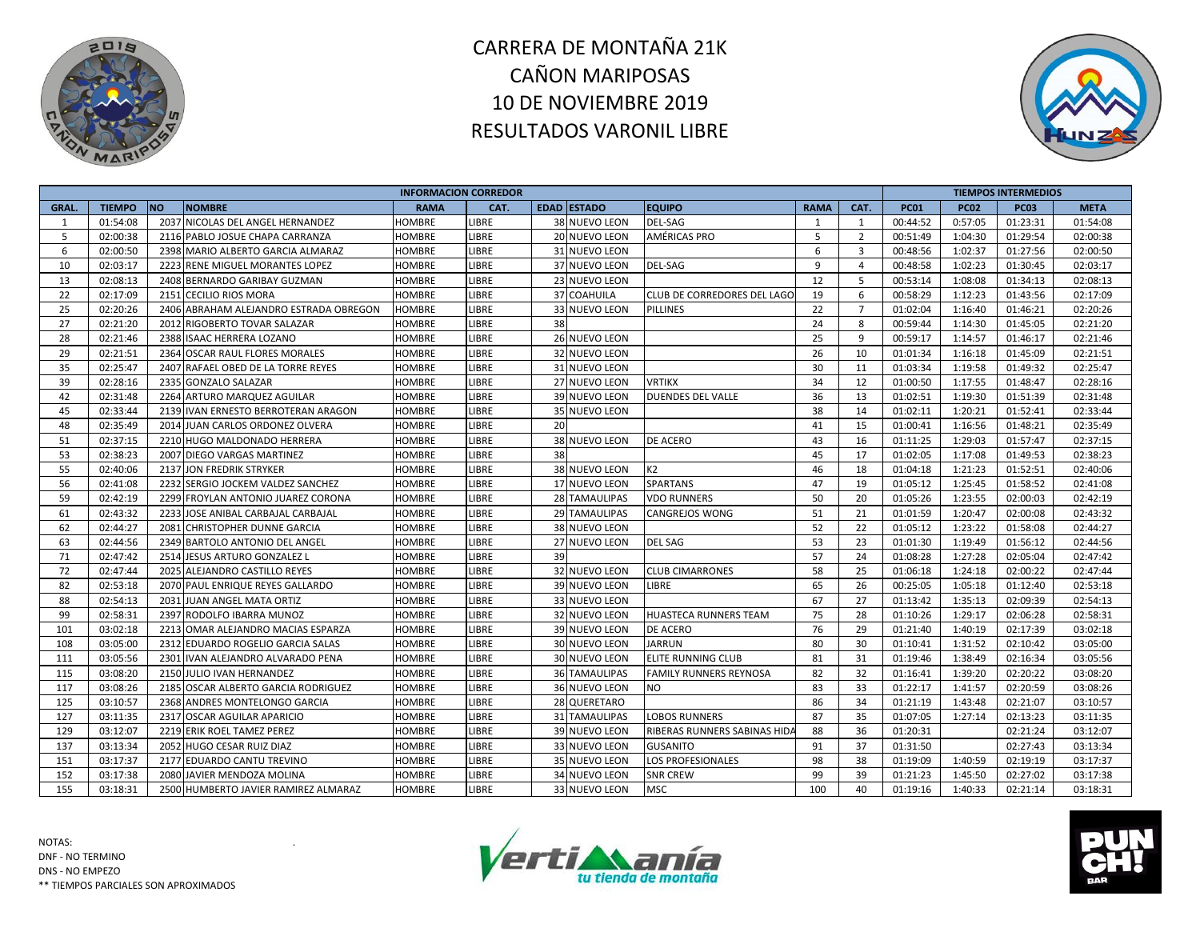# CARRERA DE MONTAÑA 21K
# CAÑON MARIPOSAS
# 10 DE NOVIEMBRE 2019
# RESULTADOS VARONIL LIBRE

| INFORMACION CORREDOR | | | | | | | | | | | | TIEMPOS INTERMEDIOS | | | |
|---|---|---|---|---|---|---|---|---|---|---|---|---|---|---|---|
| GRAL. | TIEMPO | NO | NOMBRE | RAMA | CAT. | EDAD | ESTADO | EQUIPO | RAMA | CAT. | PC01 | PC02 | PC03 | META |
| 1 | 01:54:08 | 2037 | NICOLAS DEL ANGEL HERNANDEZ | HOMBRE | LIBRE | 38 | NUEVO LEON | DEL-SAG | 1 | 1 | 00:44:52 | 0:57:05 | 01:23:31 | 01:54:08 |
| 5 | 02:00:38 | 2116 | PABLO JOSUE CHAPA CARRANZA | HOMBRE | LIBRE | 20 | NUEVO LEON | AMÉRICAS PRO | 5 | 2 | 00:51:49 | 1:04:30 | 01:29:54 | 02:00:38 |
| 6 | 02:00:50 | 2398 | MARIO ALBERTO GARCIA ALMARAZ | HOMBRE | LIBRE | 31 | NUEVO LEON | | 6 | 3 | 00:48:56 | 1:02:37 | 01:27:56 | 02:00:50 |
| 10 | 02:03:17 | 2223 | RENE MIGUEL MORANTES LOPEZ | HOMBRE | LIBRE | 37 | NUEVO LEON | DEL-SAG | 9 | 4 | 00:48:58 | 1:02:23 | 01:30:45 | 02:03:17 |
| 13 | 02:08:13 | 2408 | BERNARDO GARIBAY GUZMAN | HOMBRE | LIBRE | 23 | NUEVO LEON | | 12 | 5 | 00:53:14 | 1:08:08 | 01:34:13 | 02:08:13 |
| 22 | 02:17:09 | 2151 | CECILIO RIOS MORA | HOMBRE | LIBRE | 37 | COAHUILA | CLUB DE CORREDORES DEL LAGO | 19 | 6 | 00:58:29 | 1:12:23 | 01:43:56 | 02:17:09 |
| 25 | 02:20:26 | 2406 | ABRAHAM ALEJANDRO ESTRADA OBREGON | HOMBRE | LIBRE | 33 | NUEVO LEON | PILLINES | 22 | 7 | 01:02:04 | 1:16:40 | 01:46:21 | 02:20:26 |
| 27 | 02:21:20 | 2012 | RIGOBERTO TOVAR SALAZAR | HOMBRE | LIBRE | 38 | | | 24 | 8 | 00:59:44 | 1:14:30 | 01:45:05 | 02:21:20 |
| 28 | 02:21:46 | 2388 | ISAAC HERRERA LOZANO | HOMBRE | LIBRE | 26 | NUEVO LEON | | 25 | 9 | 00:59:17 | 1:14:57 | 01:46:17 | 02:21:46 |
| 29 | 02:21:51 | 2364 | OSCAR RAUL FLORES MORALES | HOMBRE | LIBRE | 32 | NUEVO LEON | | 26 | 10 | 01:01:34 | 1:16:18 | 01:45:09 | 02:21:51 |
| 35 | 02:25:47 | 2407 | RAFAEL OBED DE LA TORRE REYES | HOMBRE | LIBRE | 31 | NUEVO LEON | | 30 | 11 | 01:03:34 | 1:19:58 | 01:49:32 | 02:25:47 |
| 39 | 02:28:16 | 2335 | GONZALO SALAZAR | HOMBRE | LIBRE | 27 | NUEVO LEON | VRTIKX | 34 | 12 | 01:00:50 | 1:17:55 | 01:48:47 | 02:28:16 |
| 42 | 02:31:48 | 2264 | ARTURO MARQUEZ AGUILAR | HOMBRE | LIBRE | 39 | NUEVO LEON | DUENDES DEL VALLE | 36 | 13 | 01:02:51 | 1:19:30 | 01:51:39 | 02:31:48 |
| 45 | 02:33:44 | 2139 | IVAN ERNESTO BERROTERAN ARAGON | HOMBRE | LIBRE | 35 | NUEVO LEON | | 38 | 14 | 01:02:11 | 1:20:21 | 01:52:41 | 02:33:44 |
| 48 | 02:35:49 | 2014 | JUAN CARLOS ORDONEZ OLVERA | HOMBRE | LIBRE | 20 | | | 41 | 15 | 01:00:41 | 1:16:56 | 01:48:21 | 02:35:49 |
| 51 | 02:37:15 | 2210 | HUGO MALDONADO HERRERA | HOMBRE | LIBRE | 38 | NUEVO LEON | DE ACERO | 43 | 16 | 01:11:25 | 1:29:03 | 01:57:47 | 02:37:15 |
| 53 | 02:38:23 | 2007 | DIEGO VARGAS MARTINEZ | HOMBRE | LIBRE | 38 | | | 45 | 17 | 01:02:05 | 1:17:08 | 01:49:53 | 02:38:23 |
| 55 | 02:40:06 | 2137 | JON FREDRIK STRYKER | HOMBRE | LIBRE | 38 | NUEVO LEON | K2 | 46 | 18 | 01:04:18 | 1:21:23 | 01:52:51 | 02:40:06 |
| 56 | 02:41:08 | 2232 | SERGIO JOCKEM VALDEZ SANCHEZ | HOMBRE | LIBRE | 17 | NUEVO LEON | SPARTANS | 47 | 19 | 01:05:12 | 1:25:45 | 01:58:52 | 02:41:08 |
| 59 | 02:42:19 | 2299 | FROYLAN ANTONIO JUAREZ CORONA | HOMBRE | LIBRE | 28 | TAMAULIPAS | VDO RUNNERS | 50 | 20 | 01:05:26 | 1:23:55 | 02:00:03 | 02:42:19 |
| 61 | 02:43:32 | 2233 | JOSE ANIBAL CARBAJAL CARBAJAL | HOMBRE | LIBRE | 29 | TAMAULIPAS | CANGREJOS WONG | 51 | 21 | 01:01:59 | 1:20:47 | 02:00:08 | 02:43:32 |
| 62 | 02:44:27 | 2081 | CHRISTOPHER DUNNE GARCIA | HOMBRE | LIBRE | 38 | NUEVO LEON | | 52 | 22 | 01:05:12 | 1:23:22 | 01:58:08 | 02:44:27 |
| 63 | 02:44:56 | 2349 | BARTOLO ANTONIO DEL ANGEL | HOMBRE | LIBRE | 27 | NUEVO LEON | DEL SAG | 53 | 23 | 01:01:30 | 1:19:49 | 01:56:12 | 02:44:56 |
| 71 | 02:47:42 | 2514 | JESUS ARTURO GONZALEZ L | HOMBRE | LIBRE | 39 | | | 57 | 24 | 01:08:28 | 1:27:28 | 02:05:04 | 02:47:42 |
| 72 | 02:47:44 | 2025 | ALEJANDRO CASTILLO REYES | HOMBRE | LIBRE | 32 | NUEVO LEON | CLUB CIMARRONES | 58 | 25 | 01:06:18 | 1:24:18 | 02:00:22 | 02:47:44 |
| 82 | 02:53:18 | 2070 | PAUL ENRIQUE REYES GALLARDO | HOMBRE | LIBRE | 39 | NUEVO LEON | LIBRE | 65 | 26 | 00:25:05 | 1:05:18 | 01:12:40 | 02:53:18 |
| 88 | 02:54:13 | 2031 | JUAN ANGEL MATA ORTIZ | HOMBRE | LIBRE | 33 | NUEVO LEON | | 67 | 27 | 01:13:42 | 1:35:13 | 02:09:39 | 02:54:13 |
| 99 | 02:58:31 | 2397 | RODOLFO IBARRA MUNOZ | HOMBRE | LIBRE | 32 | NUEVO LEON | HUASTECA RUNNERS TEAM | 75 | 28 | 01:10:26 | 1:29:17 | 02:06:28 | 02:58:31 |
| 101 | 03:02:18 | 2213 | OMAR ALEJANDRO MACIAS ESPARZA | HOMBRE | LIBRE | 39 | NUEVO LEON | DE ACERO | 76 | 29 | 01:21:40 | 1:40:19 | 02:17:39 | 03:02:18 |
| 108 | 03:05:00 | 2312 | EDUARDO ROGELIO GARCIA SALAS | HOMBRE | LIBRE | 30 | NUEVO LEON | JARRUN | 80 | 30 | 01:10:41 | 1:31:52 | 02:10:42 | 03:05:00 |
| 111 | 03:05:56 | 2301 | IVAN ALEJANDRO ALVARADO PENA | HOMBRE | LIBRE | 30 | NUEVO LEON | ELITE RUNNING CLUB | 81 | 31 | 01:19:46 | 1:38:49 | 02:16:34 | 03:05:56 |
| 115 | 03:08:20 | 2150 | JULIO IVAN HERNANDEZ | HOMBRE | LIBRE | 36 | TAMAULIPAS | FAMILY RUNNERS REYNOSA | 82 | 32 | 01:16:41 | 1:39:20 | 02:20:22 | 03:08:20 |
| 117 | 03:08:26 | 2185 | OSCAR ALBERTO GARCIA RODRIGUEZ | HOMBRE | LIBRE | 36 | NUEVO LEON | NO | 83 | 33 | 01:22:17 | 1:41:57 | 02:20:59 | 03:08:26 |
| 125 | 03:10:57 | 2368 | ANDRES MONTELONGO GARCIA | HOMBRE | LIBRE | 28 | QUERETARO | | 86 | 34 | 01:21:19 | 1:43:48 | 02:21:07 | 03:10:57 |
| 127 | 03:11:35 | 2317 | OSCAR AGUILAR APARICIO | HOMBRE | LIBRE | 31 | TAMAULIPAS | LOBOS RUNNERS | 87 | 35 | 01:07:05 | 1:27:14 | 02:13:23 | 03:11:35 |
| 129 | 03:12:07 | 2219 | ERIK ROEL TAMEZ PEREZ | HOMBRE | LIBRE | 39 | NUEVO LEON | RIBERAS RUNNERS SABINAS HIDA | 88 | 36 | 01:20:31 | | 02:21:24 | 03:12:07 |
| 137 | 03:13:34 | 2052 | HUGO CESAR RUIZ DIAZ | HOMBRE | LIBRE | 33 | NUEVO LEON | GUSANITO | 91 | 37 | 01:31:50 | | 02:27:43 | 03:13:34 |
| 151 | 03:17:37 | 2177 | EDUARDO CANTU TREVINO | HOMBRE | LIBRE | 35 | NUEVO LEON | LOS PROFESIONALES | 98 | 38 | 01:19:09 | 1:40:59 | 02:19:19 | 03:17:37 |
| 152 | 03:17:38 | 2080 | JAVIER MENDOZA MOLINA | HOMBRE | LIBRE | 34 | NUEVO LEON | SNR CREW | 99 | 39 | 01:21:23 | 1:45:50 | 02:27:02 | 03:17:38 |
| 155 | 03:18:31 | 2500 | HUMBERTO JAVIER RAMIREZ ALMARAZ | HOMBRE | LIBRE | 33 | NUEVO LEON | MSC | 100 | 40 | 01:19:16 | 1:40:33 | 02:21:14 | 03:18:31 |

NOTAS:
DNF - NO TERMINO
DNS - NO EMPEZO
** TIEMPOS PARCIALES SON APROXIMADOS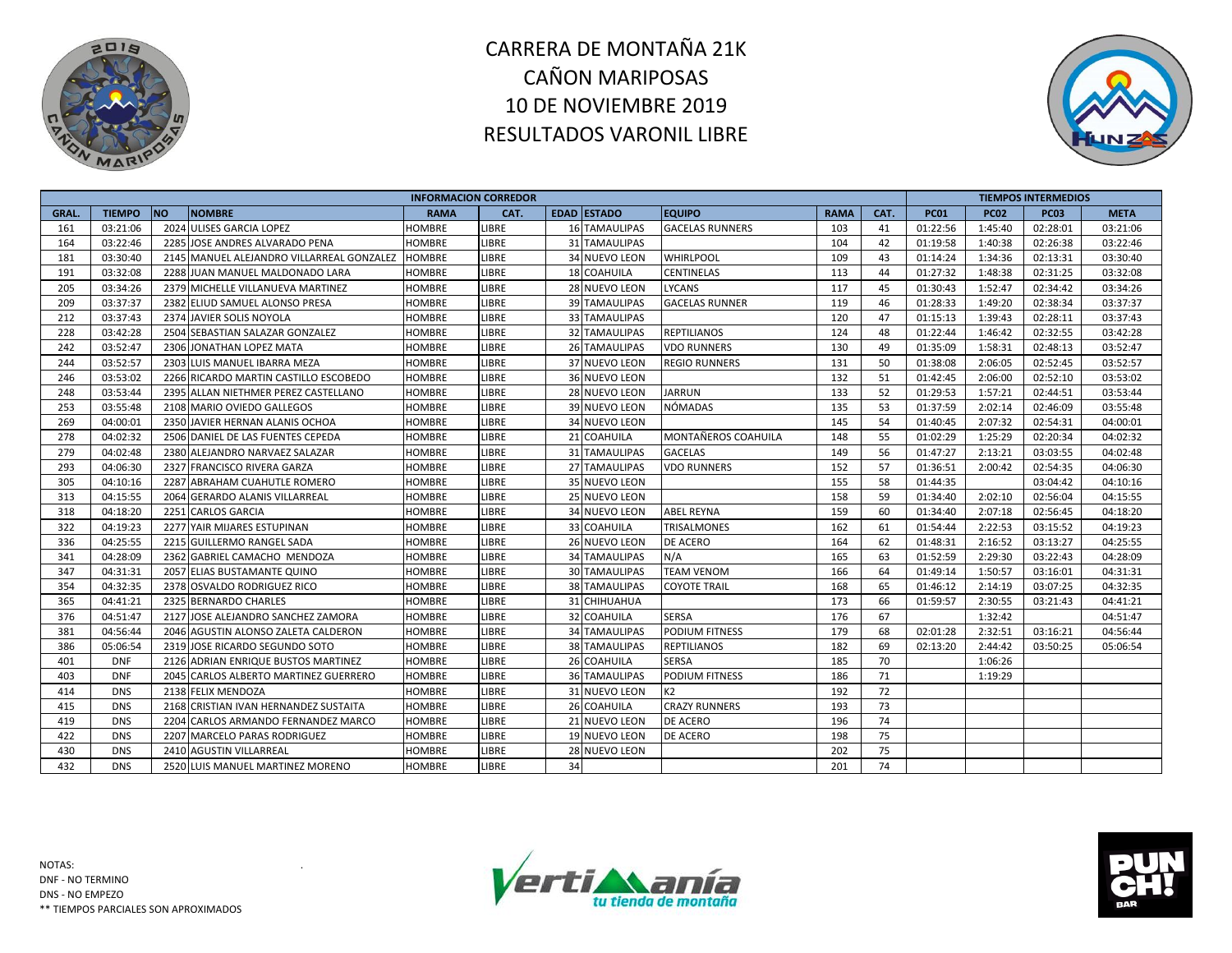# CARRERA DE MONTAÑA 21K
# CAÑON MARIPOSAS
# 10 DE NOVIEMBRE 2019
# RESULTADOS VARONIL LIBRE

| INFORMACION CORREDOR | | | | | | | | | | | | TIEMPOS INTERMEDIOS | | | |
|---|---|---|---|---|---|---|---|---|---|---|---|---|---|---|---|
| GRAL. | TIEMPO | NO | NOMBRE | RAMA | CAT. | EDAD | ESTADO | EQUIPO | RAMA | CAT. | PC01 | PC02 | PC03 | META |
| 161 | 03:21:06 | 2024 | ULISES GARCIA LOPEZ | HOMBRE | LIBRE | 16 | TAMAULIPAS | GACELAS RUNNERS | 103 | 41 | 01:22:56 | 1:45:40 | 02:28:01 | 03:21:06 |
| 164 | 03:22:46 | 2285 | JOSE ANDRES ALVARADO PENA | HOMBRE | LIBRE | 31 | TAMAULIPAS | | 104 | 42 | 01:19:58 | 1:40:38 | 02:26:38 | 03:22:46 |
| 181 | 03:30:40 | 2145 | MANUEL ALEJANDRO VILLARREAL GONZALEZ | HOMBRE | LIBRE | 34 | NUEVO LEON | WHIRLPOOL | 109 | 43 | 01:14:24 | 1:34:36 | 02:13:31 | 03:30:40 |
| 191 | 03:32:08 | 2288 | JUAN MANUEL MALDONADO LARA | HOMBRE | LIBRE | 18 | COAHUILA | CENTINELAS | 113 | 44 | 01:27:32 | 1:48:38 | 02:31:25 | 03:32:08 |
| 205 | 03:34:26 | 2379 | MICHELLE VILLANUEVA MARTINEZ | HOMBRE | LIBRE | 28 | NUEVO LEON | LYCANS | 117 | 45 | 01:30:43 | 1:52:47 | 02:34:42 | 03:34:26 |
| 209 | 03:37:37 | 2382 | ELIUD SAMUEL ALONSO PRESA | HOMBRE | LIBRE | 39 | TAMAULIPAS | GACELAS RUNNER | 119 | 46 | 01:28:33 | 1:49:20 | 02:38:34 | 03:37:37 |
| 212 | 03:37:43 | 2374 | JAVIER SOLIS NOYOLA | HOMBRE | LIBRE | 33 | TAMAULIPAS | | 120 | 47 | 01:15:13 | 1:39:43 | 02:28:11 | 03:37:43 |
| 228 | 03:42:28 | 2504 | SEBASTIAN SALAZAR GONZALEZ | HOMBRE | LIBRE | 32 | TAMAULIPAS | REPTILIANOS | 124 | 48 | 01:22:44 | 1:46:42 | 02:32:55 | 03:42:28 |
| 242 | 03:52:47 | 2306 | JONATHAN LOPEZ MATA | HOMBRE | LIBRE | 26 | TAMAULIPAS | VDO RUNNERS | 130 | 49 | 01:35:09 | 1:58:31 | 02:48:13 | 03:52:47 |
| 244 | 03:52:57 | 2303 | LUIS MANUEL IBARRA MEZA | HOMBRE | LIBRE | 37 | NUEVO LEON | REGIO RUNNERS | 131 | 50 | 01:38:08 | 2:06:05 | 02:52:45 | 03:52:57 |
| 246 | 03:53:02 | 2266 | RICARDO MARTIN CASTILLO ESCOBEDO | HOMBRE | LIBRE | 36 | NUEVO LEON | | 132 | 51 | 01:42:45 | 2:06:00 | 02:52:10 | 03:53:02 |
| 248 | 03:53:44 | 2395 | ALLAN NIETHMER PEREZ CASTELLANO | HOMBRE | LIBRE | 28 | NUEVO LEON | JARRUN | 133 | 52 | 01:29:53 | 1:57:21 | 02:44:51 | 03:53:44 |
| 253 | 03:55:48 | 2108 | MARIO OVIEDO GALLEGOS | HOMBRE | LIBRE | 39 | NUEVO LEON | NÓMADAS | 135 | 53 | 01:37:59 | 2:02:14 | 02:46:09 | 03:55:48 |
| 269 | 04:00:01 | 2350 | JAVIER HERNAN ALANIS OCHOA | HOMBRE | LIBRE | 34 | NUEVO LEON | | 145 | 54 | 01:40:45 | 2:07:32 | 02:54:31 | 04:00:01 |
| 278 | 04:02:32 | 2506 | DANIEL DE LAS FUENTES CEPEDA | HOMBRE | LIBRE | 21 | COAHUILA | MONTAÑEROS COAHUILA | 148 | 55 | 01:02:29 | 1:25:29 | 02:20:34 | 04:02:32 |
| 279 | 04:02:48 | 2380 | ALEJANDRO NARVAEZ SALAZAR | HOMBRE | LIBRE | 31 | TAMAULIPAS | GACELAS | 149 | 56 | 01:47:27 | 2:13:21 | 03:03:55 | 04:02:48 |
| 293 | 04:06:30 | 2327 | FRANCISCO RIVERA GARZA | HOMBRE | LIBRE | 27 | TAMAULIPAS | VDO RUNNERS | 152 | 57 | 01:36:51 | 2:00:42 | 02:54:35 | 04:06:30 |
| 305 | 04:10:16 | 2287 | ABRAHAM CUAHUTLE ROMERO | HOMBRE | LIBRE | 35 | NUEVO LEON | | 155 | 58 | 01:44:35 | | 03:04:42 | 04:10:16 |
| 313 | 04:15:55 | 2064 | GERARDO ALANIS VILLARREAL | HOMBRE | LIBRE | 25 | NUEVO LEON | | 158 | 59 | 01:34:40 | 2:02:10 | 02:56:04 | 04:15:55 |
| 318 | 04:18:20 | 2251 | CARLOS GARCIA | HOMBRE | LIBRE | 34 | NUEVO LEON | ABEL REYNA | 159 | 60 | 01:34:40 | 2:07:18 | 02:56:45 | 04:18:20 |
| 322 | 04:19:23 | 2277 | YAIR MIJARES ESTUPINAN | HOMBRE | LIBRE | 33 | COAHUILA | TRISALMONES | 162 | 61 | 01:54:44 | 2:22:53 | 03:15:52 | 04:19:23 |
| 336 | 04:25:55 | 2215 | GUILLERMO RANGEL SADA | HOMBRE | LIBRE | 26 | NUEVO LEON | DE ACERO | 164 | 62 | 01:48:31 | 2:16:52 | 03:13:27 | 04:25:55 |
| 341 | 04:28:09 | 2362 | GABRIEL CAMACHO MENDOZA | HOMBRE | LIBRE | 34 | TAMAULIPAS | N/A | 165 | 63 | 01:52:59 | 2:29:30 | 03:22:43 | 04:28:09 |
| 347 | 04:31:31 | 2057 | ELIAS BUSTAMANTE QUINO | HOMBRE | LIBRE | 30 | TAMAULIPAS | TEAM VENOM | 166 | 64 | 01:49:14 | 1:50:57 | 03:16:01 | 04:31:31 |
| 354 | 04:32:35 | 2378 | OSVALDO RODRIGUEZ RICO | HOMBRE | LIBRE | 38 | TAMAULIPAS | COYOTE TRAIL | 168 | 65 | 01:46:12 | 2:14:19 | 03:07:25 | 04:32:35 |
| 365 | 04:41:21 | 2325 | BERNARDO CHARLES | HOMBRE | LIBRE | 31 | CHIHUAHUA | | 173 | 66 | 01:59:57 | 2:30:55 | 03:21:43 | 04:41:21 |
| 376 | 04:51:47 | 2127 | JOSE ALEJANDRO SANCHEZ ZAMORA | HOMBRE | LIBRE | 32 | COAHUILA | SERSA | 176 | 67 | | 1:32:42 | | 04:51:47 |
| 381 | 04:56:44 | 2046 | AGUSTIN ALONSO ZALETA CALDERON | HOMBRE | LIBRE | 34 | TAMAULIPAS | PODIUM FITNESS | 179 | 68 | 02:01:28 | 2:32:51 | 03:16:21 | 04:56:44 |
| 386 | 05:06:54 | 2319 | JOSE RICARDO SEGUNDO SOTO | HOMBRE | LIBRE | 38 | TAMAULIPAS | REPTILIANOS | 182 | 69 | 02:13:20 | 2:44:42 | 03:50:25 | 05:06:54 |
| 401 | DNF | 2126 | ADRIAN ENRIQUE BUSTOS MARTINEZ | HOMBRE | LIBRE | 26 | COAHUILA | SERSA | 185 | 70 | | 1:06:26 | | |
| 403 | DNF | 2045 | CARLOS ALBERTO MARTINEZ GUERRERO | HOMBRE | LIBRE | 36 | TAMAULIPAS | PODIUM FITNESS | 186 | 71 | | 1:19:29 | | |
| 414 | DNS | 2138 | FELIX MENDOZA | HOMBRE | LIBRE | 31 | NUEVO LEON | K2 | 192 | 72 | | | | |
| 415 | DNS | 2168 | CRISTIAN IVAN HERNANDEZ SUSTAITA | HOMBRE | LIBRE | 26 | COAHUILA | CRAZY RUNNERS | 193 | 73 | | | | |
| 419 | DNS | 2204 | CARLOS ARMANDO FERNANDEZ MARCO | HOMBRE | LIBRE | 21 | NUEVO LEON | DE ACERO | 196 | 74 | | | | |
| 422 | DNS | 2207 | MARCELO PARAS RODRIGUEZ | HOMBRE | LIBRE | 19 | NUEVO LEON | DE ACERO | 198 | 75 | | | | |
| 430 | DNS | 2410 | AGUSTIN VILLARREAL | HOMBRE | LIBRE | 28 | NUEVO LEON | | 202 | 75 | | | | |
| 432 | DNS | 2520 | LUIS MANUEL MARTINEZ MORENO | HOMBRE | LIBRE | 34 | | | 201 | 74 | | | | |

NOTAS:
DNF - NO TERMINO
DNS - NO EMPEZO
** TIEMPOS PARCIALES SON APROXIMADOS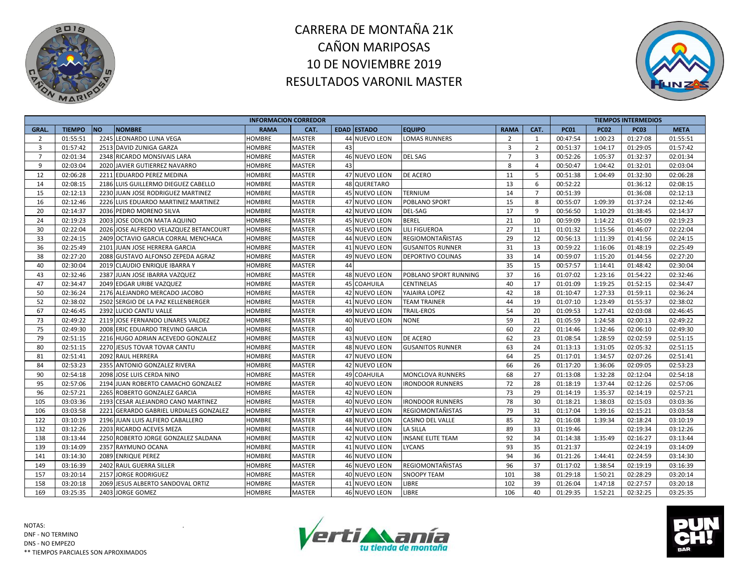# CARRERA DE MONTAÑA 21K
# CAÑON MARIPOSAS
# 10 DE NOVIEMBRE 2019
# RESULTADOS VARONIL MASTER

| INFORMACION CORREDOR | | | | | | | | | | | TIEMPOS INTERMEDIOS | | | |
|---|---|---|---|---|---|---|---|---|---|---|---|---|---|---|
| GRAL. | TIEMPO | NO | NOMBRE | RAMA | CAT. | EDAD | ESTADO | EQUIPO | RAMA | CAT. | PC01 | PC02 | PC03 | META |
| 2 | 01:55:51 | 2245 | LEONARDO LUNA VEGA | HOMBRE | MASTER | 44 | NUEVO LEON | LOMAS RUNNERS | 2 | 1 | 00:47:54 | 1:00:23 | 01:27:08 | 01:55:51 |
| 3 | 01:57:42 | 2513 | DAVID ZUNIGA GARZA | HOMBRE | MASTER | 43 | | | 3 | 2 | 00:51:37 | 1:04:17 | 01:29:05 | 01:57:42 |
| 7 | 02:01:34 | 2348 | RICARDO MONSIVAIS LARA | HOMBRE | MASTER | 46 | NUEVO LEON | DEL SAG | 7 | 3 | 00:52:26 | 1:05:37 | 01:32:37 | 02:01:34 |
| 9 | 02:03:04 | 2020 | JAVIER GUTIERREZ NAVARRO | HOMBRE | MASTER | 43 | | | 8 | 4 | 00:50:47 | 1:04:42 | 01:32:01 | 02:03:04 |
| 12 | 02:06:28 | 2211 | EDUARDO PEREZ MEDINA | HOMBRE | MASTER | 47 | NUEVO LEON | DE ACERO | 11 | 5 | 00:51:38 | 1:04:49 | 01:32:30 | 02:06:28 |
| 14 | 02:08:15 | 2186 | LUIS GUILLERMO DIEGUEZ CABELLO | HOMBRE | MASTER | 48 | QUERETARO | | 13 | 6 | 00:52:22 | | 01:36:12 | 02:08:15 |
| 15 | 02:12:13 | 2230 | JUAN JOSE RODRIGUEZ MARTINEZ | HOMBRE | MASTER | 45 | NUEVO LEON | TERNIUM | 14 | 7 | 00:51:39 | | 01:36:08 | 02:12:13 |
| 16 | 02:12:46 | 2226 | LUIS EDUARDO MARTINEZ MARTINEZ | HOMBRE | MASTER | 47 | NUEVO LEON | POBLANO SPORT | 15 | 8 | 00:55:07 | 1:09:39 | 01:37:24 | 02:12:46 |
| 20 | 02:14:37 | 2036 | PEDRO MORENO SILVA | HOMBRE | MASTER | 42 | NUEVO LEON | DEL-SAG | 17 | 9 | 00:56:50 | 1:10:29 | 01:38:45 | 02:14:37 |
| 24 | 02:19:23 | 2003 | JOSE ODILON MATA AQUINO | HOMBRE | MASTER | 45 | NUEVO LEON | BEREL | 21 | 10 | 00:59:09 | 1:14:22 | 01:45:09 | 02:19:23 |
| 30 | 02:22:04 | 2026 | JOSE ALFREDO VELAZQUEZ BETANCOURT | HOMBRE | MASTER | 45 | NUEVO LEON | LILI FIGUEROA | 27 | 11 | 01:01:32 | 1:15:56 | 01:46:07 | 02:22:04 |
| 33 | 02:24:15 | 2409 | OCTAVIO GARCIA CORRAL MENCHACA | HOMBRE | MASTER | 44 | NUEVO LEON | REGIOMONTAÑISTAS | 29 | 12 | 00:56:13 | 1:11:39 | 01:41:56 | 02:24:15 |
| 36 | 02:25:49 | 2101 | JUAN JOSE HERRERA GARCIA | HOMBRE | MASTER | 41 | NUEVO LEON | GUSANITOS RUNNER | 31 | 13 | 00:59:22 | 1:16:06 | 01:48:19 | 02:25:49 |
| 38 | 02:27:20 | 2088 | GUSTAVO ALFONSO ZEPEDA AGRAZ | HOMBRE | MASTER | 49 | NUEVO LEON | DEPORTIVO COLINAS | 33 | 14 | 00:59:07 | 1:15:20 | 01:44:56 | 02:27:20 |
| 40 | 02:30:04 | 2019 | CLAUDIO ENRIQUE IBARRA Y | HOMBRE | MASTER | 44 | | | 35 | 15 | 00:57:57 | 1:14:41 | 01:48:42 | 02:30:04 |
| 43 | 02:32:46 | 2387 | JUAN JOSE IBARRA VAZQUEZ | HOMBRE | MASTER | 48 | NUEVO LEON | POBLANO SPORT RUNNING | 37 | 16 | 01:07:02 | 1:23:16 | 01:54:22 | 02:32:46 |
| 47 | 02:34:47 | 2049 | EDGAR URIBE VAZQUEZ | HOMBRE | MASTER | 45 | COAHUILA | CENTINELAS | 40 | 17 | 01:01:09 | 1:19:25 | 01:52:15 | 02:34:47 |
| 50 | 02:36:24 | 2176 | ALEJANDRO MERCADO JACOBO | HOMBRE | MASTER | 42 | NUEVO LEON | YAJAIRA LOPEZ | 42 | 18 | 01:10:47 | 1:27:33 | 01:59:11 | 02:36:24 |
| 52 | 02:38:02 | 2502 | SERGIO DE LA PAZ KELLENBERGER | HOMBRE | MASTER | 41 | NUEVO LEON | TEAM TRAINER | 44 | 19 | 01:07:10 | 1:23:49 | 01:55:37 | 02:38:02 |
| 67 | 02:46:45 | 2392 | LUCIO CANTU VALLE | HOMBRE | MASTER | 49 | NUEVO LEON | TRAIL-EROS | 54 | 20 | 01:09:53 | 1:27:41 | 02:03:08 | 02:46:45 |
| 73 | 02:49:22 | 2119 | JOSE FERNANDO LINARES VALDEZ | HOMBRE | MASTER | 40 | NUEVO LEON | NONE | 59 | 21 | 01:05:59 | 1:24:58 | 02:00:13 | 02:49:22 |
| 75 | 02:49:30 | 2008 | ERIC EDUARDO TREVINO GARCIA | HOMBRE | MASTER | 40 | | | 60 | 22 | 01:14:46 | 1:32:46 | 02:06:10 | 02:49:30 |
| 79 | 02:51:15 | 2216 | HUGO ADRIAN ACEVEDO GONZALEZ | HOMBRE | MASTER | 43 | NUEVO LEON | DE ACERO | 62 | 23 | 01:08:54 | 1:28:59 | 02:02:59 | 02:51:15 |
| 80 | 02:51:15 | 2270 | JESUS TOVAR TOVAR CANTU | HOMBRE | MASTER | 48 | NUEVO LEON | GUSANITOS RUNNER | 63 | 24 | 01:13:13 | 1:31:05 | 02:05:32 | 02:51:15 |
| 81 | 02:51:41 | 2092 | RAUL HERRERA | HOMBRE | MASTER | 47 | NUEVO LEON | | 64 | 25 | 01:17:01 | 1:34:57 | 02:07:26 | 02:51:41 |
| 84 | 02:53:23 | 2355 | ANTONIO GONZALEZ RIVERA | HOMBRE | MASTER | 42 | NUEVO LEON | | 66 | 26 | 01:17:20 | 1:36:06 | 02:09:05 | 02:53:23 |
| 90 | 02:54:18 | 2098 | JOSE LUIS CERDA NINO | HOMBRE | MASTER | 49 | COAHUILA | MONCLOVA RUNNERS | 68 | 27 | 01:13:08 | 1:32:28 | 02:12:04 | 02:54:18 |
| 95 | 02:57:06 | 2194 | JUAN ROBERTO CAMACHO GONZALEZ | HOMBRE | MASTER | 40 | NUEVO LEON | IRONDOOR RUNNERS | 72 | 28 | 01:18:19 | 1:37:44 | 02:12:26 | 02:57:06 |
| 96 | 02:57:21 | 2265 | ROBERTO GONZALEZ GARCIA | HOMBRE | MASTER | 42 | NUEVO LEON | | 73 | 29 | 01:14:19 | 1:35:37 | 02:14:19 | 02:57:21 |
| 105 | 03:03:36 | 2193 | CESAR ALEJANDRO CANO MARTINEZ | HOMBRE | MASTER | 40 | NUEVO LEON | IRONDOOR RUNNERS | 78 | 30 | 01:18:21 | 1:38:03 | 02:15:03 | 03:03:36 |
| 106 | 03:03:58 | 2221 | GERARDO GABRIEL URDIALES GONZALEZ | HOMBRE | MASTER | 47 | NUEVO LEON | REGIOMONTAÑISTAS | 79 | 31 | 01:17:04 | 1:39:16 | 02:15:21 | 03:03:58 |
| 122 | 03:10:19 | 2196 | JUAN LUIS ALFIERO CABALLERO | HOMBRE | MASTER | 48 | NUEVO LEON | CASINO DEL VALLE | 85 | 32 | 01:16:08 | 1:39:34 | 02:18:24 | 03:10:19 |
| 132 | 03:12:26 | 2203 | RICARDO ACEVES MEZA | HOMBRE | MASTER | 44 | NUEVO LEON | LA SILLA | 89 | 33 | 01:19:46 | | 02:19:34 | 03:12:26 |
| 138 | 03:13:44 | 2250 | ROBERTO JORGE GONZALEZ SALDANA | HOMBRE | MASTER | 42 | NUEVO LEON | INSANE ELITE TEAM | 92 | 34 | 01:14:38 | 1:35:49 | 02:16:27 | 03:13:44 |
| 139 | 03:14:09 | 2357 | RAYMUNO OCANA | HOMBRE | MASTER | 41 | NUEVO LEON | LYCANS | 93 | 35 | 01:21:37 | | 02:24:19 | 03:14:09 |
| 141 | 03:14:30 | 2089 | ENRIQUE PEREZ | HOMBRE | MASTER | 46 | NUEVO LEON | | 94 | 36 | 01:21:26 | 1:44:41 | 02:24:59 | 03:14:30 |
| 149 | 03:16:39 | 2402 | RAUL GUERRA SILLER | HOMBRE | MASTER | 46 | NUEVO LEON | REGIOMONTAÑISTAS | 96 | 37 | 01:17:02 | 1:38:54 | 02:19:19 | 03:16:39 |
| 157 | 03:20:14 | 2157 | JORGE RODRIGUEZ | HOMBRE | MASTER | 40 | NUEVO LEON | SNOOPY TEAM | 101 | 38 | 01:29:18 | 1:50:21 | 02:28:29 | 03:20:14 |
| 158 | 03:20:18 | 2069 | JESUS ALBERTO SANDOVAL ORTIZ | HOMBRE | MASTER | 41 | NUEVO LEON | LIBRE | 102 | 39 | 01:26:04 | 1:47:18 | 02:27:57 | 03:20:18 |
| 169 | 03:25:35 | 2403 | JORGE GOMEZ | HOMBRE | MASTER | 46 | NUEVO LEON | LIBRE | 106 | 40 | 01:29:35 | 1:52:21 | 02:32:25 | 03:25:35 |

NOTAS:
DNF - NO TERMINO
DNS - NO EMPEZO
** TIEMPOS PARCIALES SON APROXIMADOS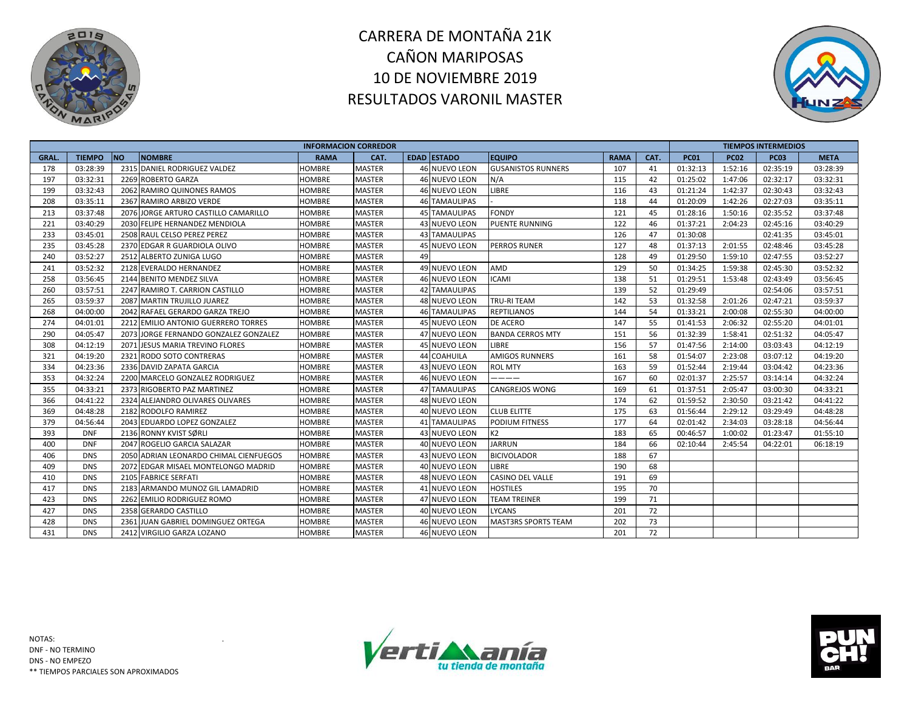# CARRERA DE MONTAÑA 21K
# CAÑON MARIPOSAS
# 10 DE NOVIEMBRE 2019
# RESULTADOS VARONIL MASTER

| INFORMACION CORREDOR | | | | | | | | | | | TIEMPOS INTERMEDIOS | | | |
|---|---|---|---|---|---|---|---|---|---|---|---|---|---|---|
| GRAL. | TIEMPO | NO | NOMBRE | RAMA | CAT. | EDAD | ESTADO | EQUIPO | RAMA | CAT. | PC01 | PC02 | PC03 | META |
| 178 | 03:28:39 | 2315 | DANIEL RODRIGUEZ VALDEZ | HOMBRE | MASTER | 46 | NUEVO LEON | GUSANISTOS RUNNERS | 107 | 41 | 01:32:13 | 1:52:16 | 02:35:19 | 03:28:39 |
| 197 | 03:32:31 | 2269 | ROBERTO GARZA | HOMBRE | MASTER | 46 | NUEVO LEON | N/A | 115 | 42 | 01:25:02 | 1:47:06 | 02:32:17 | 03:32:31 |
| 199 | 03:32:43 | 2062 | RAMIRO QUINONES RAMOS | HOMBRE | MASTER | 46 | NUEVO LEON | LIBRE | 116 | 43 | 01:21:24 | 1:42:37 | 02:30:43 | 03:32:43 |
| 208 | 03:35:11 | 2367 | RAMIRO ARBIZO VERDE | HOMBRE | MASTER | 46 | TAMAULIPAS | - | 118 | 44 | 01:20:09 | 1:42:26 | 02:27:03 | 03:35:11 |
| 213 | 03:37:48 | 2076 | JORGE ARTURO CASTILLO CAMARILLO | HOMBRE | MASTER | 45 | TAMAULIPAS | FONDY | 121 | 45 | 01:28:16 | 1:50:16 | 02:35:52 | 03:37:48 |
| 221 | 03:40:29 | 2030 | FELIPE HERNANDEZ MENDIOLA | HOMBRE | MASTER | 43 | NUEVO LEON | PUENTE RUNNING | 122 | 46 | 01:37:21 | 2:04:23 | 02:45:16 | 03:40:29 |
| 233 | 03:45:01 | 2508 | RAUL CELSO PEREZ PEREZ | HOMBRE | MASTER | 43 | TAMAULIPAS | | 126 | 47 | 01:30:08 | | 02:41:35 | 03:45:01 |
| 235 | 03:45:28 | 2370 | EDGAR R GUARDIOLA OLIVO | HOMBRE | MASTER | 45 | NUEVO LEON | PERROS RUNER | 127 | 48 | 01:37:13 | 2:01:55 | 02:48:46 | 03:45:28 |
| 240 | 03:52:27 | 2512 | ALBERTO ZUNIGA LUGO | HOMBRE | MASTER | 49 | | | 128 | 49 | 01:29:50 | 1:59:10 | 02:47:55 | 03:52:27 |
| 241 | 03:52:32 | 2128 | EVERALDO HERNANDEZ | HOMBRE | MASTER | 49 | NUEVO LEON | AMD | 129 | 50 | 01:34:25 | 1:59:38 | 02:45:30 | 03:52:32 |
| 258 | 03:56:45 | 2144 | BENITO MENDEZ SILVA | HOMBRE | MASTER | 46 | NUEVO LEON | ICAMI | 138 | 51 | 01:29:51 | 1:53:48 | 02:43:49 | 03:56:45 |
| 260 | 03:57:51 | 2247 | RAMIRO T. CARRION CASTILLO | HOMBRE | MASTER | 42 | TAMAULIPAS | | 139 | 52 | 01:29:49 | | 02:54:06 | 03:57:51 |
| 265 | 03:59:37 | 2087 | MARTIN TRUJILLO JUAREZ | HOMBRE | MASTER | 48 | NUEVO LEON | TRU-RI TEAM | 142 | 53 | 01:32:58 | 2:01:26 | 02:47:21 | 03:59:37 |
| 268 | 04:00:00 | 2042 | RAFAEL GERARDO GARZA TREJO | HOMBRE | MASTER | 46 | TAMAULIPAS | REPTILIANOS | 144 | 54 | 01:33:21 | 2:00:08 | 02:55:30 | 04:00:00 |
| 274 | 04:01:01 | 2212 | EMILIO ANTONIO GUERRERO TORRES | HOMBRE | MASTER | 45 | NUEVO LEON | DE ACERO | 147 | 55 | 01:41:53 | 2:06:32 | 02:55:20 | 04:01:01 |
| 290 | 04:05:47 | 2073 | JORGE FERNANDO GONZALEZ GONZALEZ | HOMBRE | MASTER | 47 | NUEVO LEON | BANDA CERROS MTY | 151 | 56 | 01:32:39 | 1:58:41 | 02:51:32 | 04:05:47 |
| 308 | 04:12:19 | 2071 | JESUS MARIA TREVINO FLORES | HOMBRE | MASTER | 45 | NUEVO LEON | LIBRE | 156 | 57 | 01:47:56 | 2:14:00 | 03:03:43 | 04:12:19 |
| 321 | 04:19:20 | 2321 | RODO SOTO CONTRERAS | HOMBRE | MASTER | 44 | COAHUILA | AMIGOS RUNNERS | 161 | 58 | 01:54:07 | 2:23:08 | 03:07:12 | 04:19:20 |
| 334 | 04:23:36 | 2336 | DAVID ZAPATA GARCIA | HOMBRE | MASTER | 43 | NUEVO LEON | ROL MTY | 163 | 59 | 01:52:44 | 2:19:44 | 03:04:42 | 04:23:36 |
| 353 | 04:32:24 | 2200 | MARCELO GONZALEZ RODRIGUEZ | HOMBRE | MASTER | 46 | NUEVO LEON | ———— | 167 | 60 | 02:01:37 | 2:25:57 | 03:14:14 | 04:32:24 |
| 355 | 04:33:21 | 2373 | RIGOBERTO PAZ MARTINEZ | HOMBRE | MASTER | 47 | TAMAULIPAS | CANGREJOS WONG | 169 | 61 | 01:37:51 | 2:05:47 | 03:00:30 | 04:33:21 |
| 366 | 04:41:22 | 2324 | ALEJANDRO OLIVARES OLIVARES | HOMBRE | MASTER | 48 | NUEVO LEON | | 174 | 62 | 01:59:52 | 2:30:50 | 03:21:42 | 04:41:22 |
| 369 | 04:48:28 | 2182 | RODOLFO RAMIREZ | HOMBRE | MASTER | 40 | NUEVO LEON | CLUB ELITTE | 175 | 63 | 01:56:44 | 2:29:12 | 03:29:49 | 04:48:28 |
| 379 | 04:56:44 | 2043 | EDUARDO LOPEZ GONZALEZ | HOMBRE | MASTER | 41 | TAMAULIPAS | PODIUM FITNESS | 177 | 64 | 02:01:42 | 2:34:03 | 03:28:18 | 04:56:44 |
| 393 | DNF | 2136 | RONNY KVIST SØRLI | HOMBRE | MASTER | 43 | NUEVO LEON | K2 | 183 | 65 | 00:46:57 | 1:00:02 | 01:23:47 | 01:55:10 |
| 400 | DNF | 2047 | ROGELIO GARCIA SALAZAR | HOMBRE | MASTER | 40 | NUEVO LEON | JARRUN | 184 | 66 | 02:10:44 | 2:45:54 | 04:22:01 | 06:18:19 |
| 406 | DNS | 2050 | ADRIAN LEONARDO CHIMAL CIENFUEGOS | HOMBRE | MASTER | 43 | NUEVO LEON | BICIVOLADOR | 188 | 67 | | | | |
| 409 | DNS | 2072 | EDGAR MISAEL MONTELONGO MADRID | HOMBRE | MASTER | 40 | NUEVO LEON | LIBRE | 190 | 68 | | | | |
| 410 | DNS | 2105 | FABRICE SERFATI | HOMBRE | MASTER | 48 | NUEVO LEON | CASINO DEL VALLE | 191 | 69 | | | | |
| 417 | DNS | 2183 | ARMANDO MUNOZ GIL LAMADRID | HOMBRE | MASTER | 41 | NUEVO LEON | HOSTILES | 195 | 70 | | | | |
| 423 | DNS | 2262 | EMILIO RODRIGUEZ ROMO | HOMBRE | MASTER | 47 | NUEVO LEON | TEAM TREINER | 199 | 71 | | | | |
| 427 | DNS | 2358 | GERARDO CASTILLO | HOMBRE | MASTER | 40 | NUEVO LEON | LYCANS | 201 | 72 | | | | |
| 428 | DNS | 2361 | JUAN GABRIEL DOMINGUEZ ORTEGA | HOMBRE | MASTER | 46 | NUEVO LEON | MAST3RS SPORTS TEAM | 202 | 73 | | | | |
| 431 | DNS | 2412 | VIRGILIO GARZA LOZANO | HOMBRE | MASTER | 46 | NUEVO LEON | | 201 | 72 | | | | |

NOTAS:
DNF - NO TERMINO
DNS - NO EMPEZO
** TIEMPOS PARCIALES SON APROXIMADOS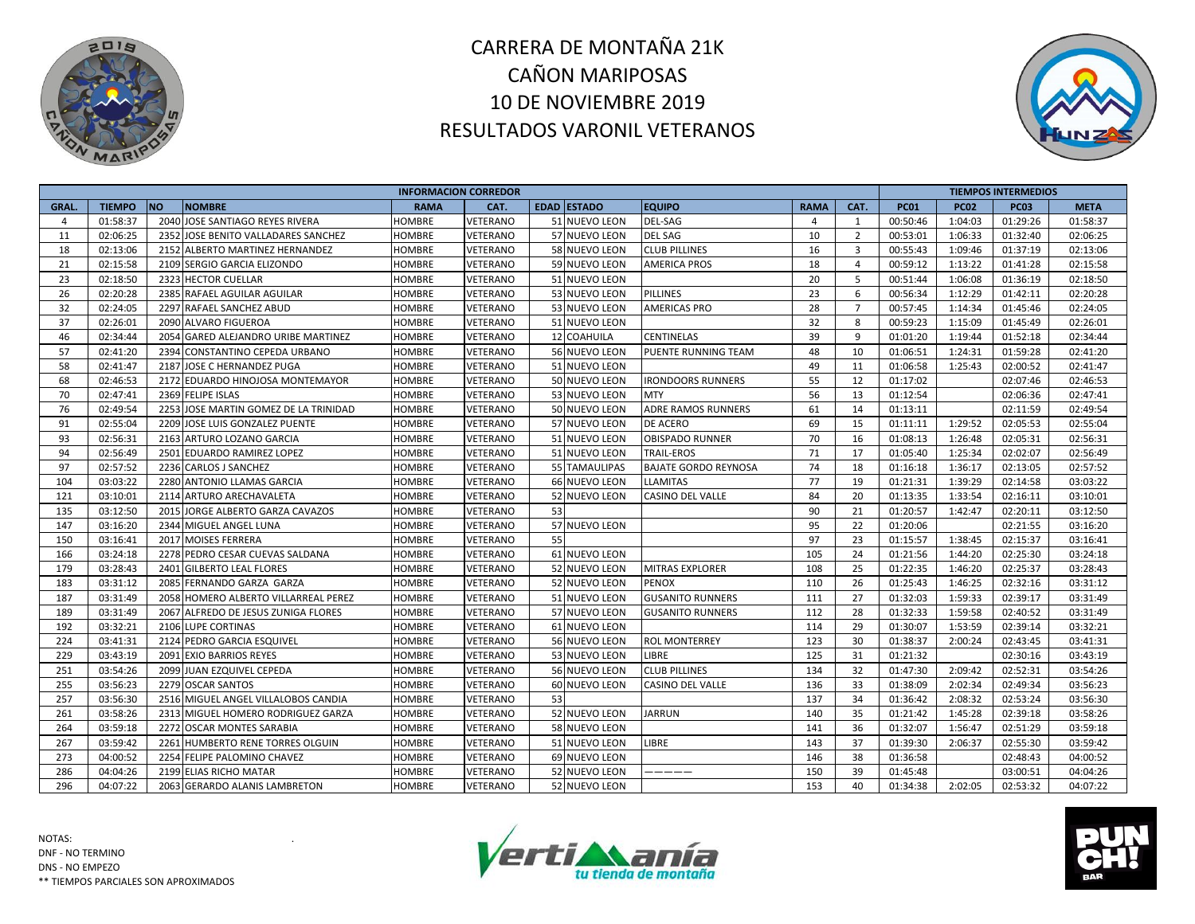# CARRERA DE MONTAÑA 21K
# CAÑON MARIPOSAS
# 10 DE NOVIEMBRE 2019
# RESULTADOS VARONIL VETERANOS

| INFORMACION CORREDOR | | | | | | | | | | | TIEMPOS INTERMEDIOS | | | |
|---|---|---|---|---|---|---|---|---|---|---|---|---|---|---|
| GRAL. | TIEMPO | NO | NOMBRE | RAMA | CAT. | EDAD | ESTADO | EQUIPO | RAMA | CAT. | PC01 | PC02 | PC03 | META |
| 4 | 01:58:37 | 2040 | JOSE SANTIAGO REYES RIVERA | HOMBRE | VETERANO | 51 | NUEVO LEON | DEL-SAG | 4 | 1 | 00:50:46 | 1:04:03 | 01:29:26 | 01:58:37 |
| 11 | 02:06:25 | 2352 | JOSE BENITO VALLADARES SANCHEZ | HOMBRE | VETERANO | 57 | NUEVO LEON | DEL SAG | 10 | 2 | 00:53:01 | 1:06:33 | 01:32:40 | 02:06:25 |
| 18 | 02:13:06 | 2152 | ALBERTO MARTINEZ HERNANDEZ | HOMBRE | VETERANO | 58 | NUEVO LEON | CLUB PILLINES | 16 | 3 | 00:55:43 | 1:09:46 | 01:37:19 | 02:13:06 |
| 21 | 02:15:58 | 2109 | SERGIO GARCIA ELIZONDO | HOMBRE | VETERANO | 59 | NUEVO LEON | AMERICA PROS | 18 | 4 | 00:59:12 | 1:13:22 | 01:41:28 | 02:15:58 |
| 23 | 02:18:50 | 2323 | HECTOR CUELLAR | HOMBRE | VETERANO | 51 | NUEVO LEON | | 20 | 5 | 00:51:44 | 1:06:08 | 01:36:19 | 02:18:50 |
| 26 | 02:20:28 | 2385 | RAFAEL AGUILAR AGUILAR | HOMBRE | VETERANO | 53 | NUEVO LEON | PILLINES | 23 | 6 | 00:56:34 | 1:12:29 | 01:42:11 | 02:20:28 |
| 32 | 02:24:05 | 2297 | RAFAEL SANCHEZ ABUD | HOMBRE | VETERANO | 53 | NUEVO LEON | AMERICAS PRO | 28 | 7 | 00:57:45 | 1:14:34 | 01:45:46 | 02:24:05 |
| 37 | 02:26:01 | 2090 | ALVARO FIGUEROA | HOMBRE | VETERANO | 51 | NUEVO LEON | | 32 | 8 | 00:59:23 | 1:15:09 | 01:45:49 | 02:26:01 |
| 46 | 02:34:44 | 2054 | GARED ALEJANDRO URIBE MARTINEZ | HOMBRE | VETERANO | 12 | COAHUILA | CENTINELAS | 39 | 9 | 01:01:20 | 1:19:44 | 01:52:18 | 02:34:44 |
| 57 | 02:41:20 | 2394 | CONSTANTINO CEPEDA URBANO | HOMBRE | VETERANO | 56 | NUEVO LEON | PUENTE RUNNING TEAM | 48 | 10 | 01:06:51 | 1:24:31 | 01:59:28 | 02:41:20 |
| 58 | 02:41:47 | 2187 | JOSE C HERNANDEZ PUGA | HOMBRE | VETERANO | 51 | NUEVO LEON | | 49 | 11 | 01:06:58 | 1:25:43 | 02:00:52 | 02:41:47 |
| 68 | 02:46:53 | 2172 | EDUARDO HINOJOSA MONTEMAYOR | HOMBRE | VETERANO | 50 | NUEVO LEON | IRONDOORS RUNNERS | 55 | 12 | 01:17:02 | | 02:07:46 | 02:46:53 |
| 70 | 02:47:41 | 2369 | FELIPE ISLAS | HOMBRE | VETERANO | 53 | NUEVO LEON | MTY | 56 | 13 | 01:12:54 | | 02:06:36 | 02:47:41 |
| 76 | 02:49:54 | 2253 | JOSE MARTIN GOMEZ DE LA TRINIDAD | HOMBRE | VETERANO | 50 | NUEVO LEON | ADRE RAMOS RUNNERS | 61 | 14 | 01:13:11 | | 02:11:59 | 02:49:54 |
| 91 | 02:55:04 | 2209 | JOSE LUIS GONZALEZ PUENTE | HOMBRE | VETERANO | 57 | NUEVO LEON | DE ACERO | 69 | 15 | 01:11:11 | 1:29:52 | 02:05:53 | 02:55:04 |
| 93 | 02:56:31 | 2163 | ARTURO LOZANO GARCIA | HOMBRE | VETERANO | 51 | NUEVO LEON | OBISPADO RUNNER | 70 | 16 | 01:08:13 | 1:26:48 | 02:05:31 | 02:56:31 |
| 94 | 02:56:49 | 2501 | EDUARDO RAMIREZ LOPEZ | HOMBRE | VETERANO | 51 | NUEVO LEON | TRAIL-EROS | 71 | 17 | 01:05:40 | 1:25:34 | 02:02:07 | 02:56:49 |
| 97 | 02:57:52 | 2236 | CARLOS J SANCHEZ | HOMBRE | VETERANO | 55 | TAMAULIPAS | BAJATE GORDO REYNOSA | 74 | 18 | 01:16:18 | 1:36:17 | 02:13:05 | 02:57:52 |
| 104 | 03:03:22 | 2280 | ANTONIO LLAMAS GARCIA | HOMBRE | VETERANO | 66 | NUEVO LEON | LLAMITAS | 77 | 19 | 01:21:31 | 1:39:29 | 02:14:58 | 03:03:22 |
| 121 | 03:10:01 | 2114 | ARTURO ARECHAVALETA | HOMBRE | VETERANO | 52 | NUEVO LEON | CASINO DEL VALLE | 84 | 20 | 01:13:35 | 1:33:54 | 02:16:11 | 03:10:01 |
| 135 | 03:12:50 | 2015 | JORGE ALBERTO GARZA CAVAZOS | HOMBRE | VETERANO | 53 | | | 90 | 21 | 01:20:57 | 1:42:47 | 02:20:11 | 03:12:50 |
| 147 | 03:16:20 | 2344 | MIGUEL ANGEL LUNA | HOMBRE | VETERANO | 57 | NUEVO LEON | | 95 | 22 | 01:20:06 | | 02:21:55 | 03:16:20 |
| 150 | 03:16:41 | 2017 | MOISES FERRERA | HOMBRE | VETERANO | 55 | | | 97 | 23 | 01:15:57 | 1:38:45 | 02:15:37 | 03:16:41 |
| 166 | 03:24:18 | 2278 | PEDRO CESAR CUEVAS SALDANA | HOMBRE | VETERANO | 61 | NUEVO LEON | | 105 | 24 | 01:21:56 | 1:44:20 | 02:25:30 | 03:24:18 |
| 179 | 03:28:43 | 2401 | GILBERTO LEAL FLORES | HOMBRE | VETERANO | 52 | NUEVO LEON | MITRAS EXPLORER | 108 | 25 | 01:22:35 | 1:46:20 | 02:25:37 | 03:28:43 |
| 183 | 03:31:12 | 2085 | FERNANDO GARZA GARZA | HOMBRE | VETERANO | 52 | NUEVO LEON | PENOX | 110 | 26 | 01:25:43 | 1:46:25 | 02:32:16 | 03:31:12 |
| 187 | 03:31:49 | 2058 | HOMERO ALBERTO VILLARREAL PEREZ | HOMBRE | VETERANO | 51 | NUEVO LEON | GUSANITO RUNNERS | 111 | 27 | 01:32:03 | 1:59:33 | 02:39:17 | 03:31:49 |
| 189 | 03:31:49 | 2067 | ALFREDO DE JESUS ZUNIGA FLORES | HOMBRE | VETERANO | 57 | NUEVO LEON | GUSANITO RUNNERS | 112 | 28 | 01:32:33 | 1:59:58 | 02:40:52 | 03:31:49 |
| 192 | 03:32:21 | 2106 | LUPE CORTINAS | HOMBRE | VETERANO | 61 | NUEVO LEON | | 114 | 29 | 01:30:07 | 1:53:59 | 02:39:14 | 03:32:21 |
| 224 | 03:41:31 | 2124 | PEDRO GARCIA ESQUIVEL | HOMBRE | VETERANO | 56 | NUEVO LEON | ROL MONTERREY | 123 | 30 | 01:38:37 | 2:00:24 | 02:43:45 | 03:41:31 |
| 229 | 03:43:19 | 2091 | EXIO BARRIOS REYES | HOMBRE | VETERANO | 53 | NUEVO LEON | LIBRE | 125 | 31 | 01:21:32 | | 02:30:16 | 03:43:19 |
| 251 | 03:54:26 | 2099 | JUAN EZQUIVEL CEPEDA | HOMBRE | VETERANO | 56 | NUEVO LEON | CLUB PILLINES | 134 | 32 | 01:47:30 | 2:09:42 | 02:52:31 | 03:54:26 |
| 255 | 03:56:23 | 2279 | OSCAR SANTOS | HOMBRE | VETERANO | 60 | NUEVO LEON | CASINO DEL VALLE | 136 | 33 | 01:38:09 | 2:02:34 | 02:49:34 | 03:56:23 |
| 257 | 03:56:30 | 2516 | MIGUEL ANGEL VILLALOBOS CANDIA | HOMBRE | VETERANO | 53 | | | 137 | 34 | 01:36:42 | 2:08:32 | 02:53:24 | 03:56:30 |
| 261 | 03:58:26 | 2313 | MIGUEL HOMERO RODRIGUEZ GARZA | HOMBRE | VETERANO | 52 | NUEVO LEON | JARRUN | 140 | 35 | 01:21:42 | 1:45:28 | 02:39:18 | 03:58:26 |
| 264 | 03:59:18 | 2272 | OSCAR MONTES SARABIA | HOMBRE | VETERANO | 58 | NUEVO LEON | | 141 | 36 | 01:32:07 | 1:56:47 | 02:51:29 | 03:59:18 |
| 267 | 03:59:42 | 2261 | HUMBERTO RENE TORRES OLGUIN | HOMBRE | VETERANO | 51 | NUEVO LEON | LIBRE | 143 | 37 | 01:39:30 | 2:06:37 | 02:55:30 | 03:59:42 |
| 273 | 04:00:52 | 2254 | FELIPE PALOMINO CHAVEZ | HOMBRE | VETERANO | 69 | NUEVO LEON | | 146 | 38 | 01:36:58 | | 02:48:43 | 04:00:52 |
| 286 | 04:04:26 | 2199 | ELIAS RICHO MATAR | HOMBRE | VETERANO | 52 | NUEVO LEON | ————— | 150 | 39 | 01:45:48 | | 03:00:51 | 04:04:26 |
| 296 | 04:07:22 | 2063 | GERARDO ALANIS LAMBRETON | HOMBRE | VETERANO | 52 | NUEVO LEON | | 153 | 40 | 01:34:38 | 2:02:05 | 02:53:32 | 04:07:22 |

NOTAS:
DNF - NO TERMINO
DNS - NO EMPEZO
** TIEMPOS PARCIALES SON APROXIMADOS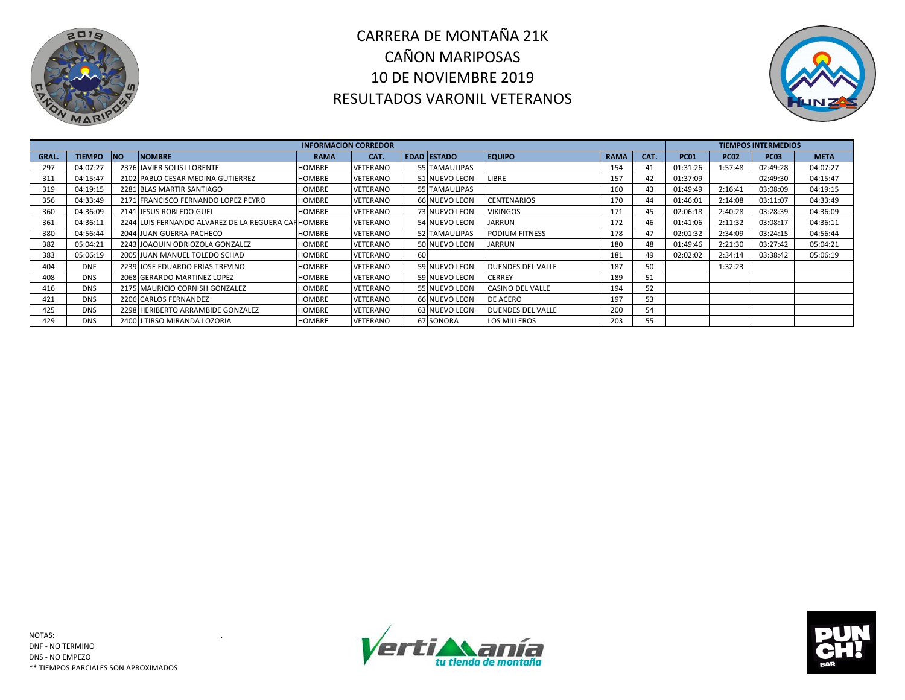# CARRERA DE MONTAÑA 21K
# CAÑON MARIPOSAS
# 10 DE NOVIEMBRE 2019
# RESULTADOS VARONIL VETERANOS

| INFORMACION CORREDOR | | | | | | | | | | | TIEMPOS INTERMEDIOS | | | |
|---|---|---|---|---|---|---|---|---|---|---|---|---|---|---|
| GRAL. | TIEMPO | NO | NOMBRE | RAMA | CAT. | EDAD | ESTADO | EQUIPO | RAMA | CAT. | PC01 | PC02 | PC03 | META |
| 297 | 04:07:27 | 2376 | JAVIER SOLIS LLORENTE | HOMBRE | VETERANO | 55 | TAMAULIPAS | | 154 | 41 | 01:31:26 | 1:57:48 | 02:49:28 | 04:07:27 |
| 311 | 04:15:47 | 2102 | PABLO CESAR MEDINA GUTIERREZ | HOMBRE | VETERANO | 51 | NUEVO LEON | LIBRE | 157 | 42 | 01:37:09 | | 02:49:30 | 04:15:47 |
| 319 | 04:19:15 | 2281 | BLAS MARTIR SANTIAGO | HOMBRE | VETERANO | 55 | TAMAULIPAS | | 160 | 43 | 01:49:49 | 2:16:41 | 03:08:09 | 04:19:15 |
| 356 | 04:33:49 | 2171 | FRANCISCO FERNANDO LOPEZ PEYRO | HOMBRE | VETERANO | 66 | NUEVO LEON | CENTENARIOS | 170 | 44 | 01:46:01 | 2:14:08 | 03:11:07 | 04:33:49 |
| 360 | 04:36:09 | 2141 | JESUS ROBLEDO GUEL | HOMBRE | VETERANO | 73 | NUEVO LEON | VIKINGOS | 171 | 45 | 02:06:18 | 2:40:28 | 03:28:39 | 04:36:09 |
| 361 | 04:36:11 | 2244 | LUIS FERNANDO ALVAREZ DE LA REGUERA CAR | HOMBRE | VETERANO | 54 | NUEVO LEON | JARRUN | 172 | 46 | 01:41:06 | 2:11:32 | 03:08:17 | 04:36:11 |
| 380 | 04:56:44 | 2044 | JUAN GUERRA PACHECO | HOMBRE | VETERANO | 52 | TAMAULIPAS | PODIUM FITNESS | 178 | 47 | 02:01:32 | 2:34:09 | 03:24:15 | 04:56:44 |
| 382 | 05:04:21 | 2243 | JOAQUIN ODRIOZOLA GONZALEZ | HOMBRE | VETERANO | 50 | NUEVO LEON | JARRUN | 180 | 48 | 01:49:46 | 2:21:30 | 03:27:42 | 05:04:21 |
| 383 | 05:06:19 | 2005 | JUAN MANUEL TOLEDO SCHAD | HOMBRE | VETERANO | 60 | | | 181 | 49 | 02:02:02 | 2:34:14 | 03:38:42 | 05:06:19 |
| 404 | DNF | 2239 | JOSE EDUARDO FRIAS TREVINO | HOMBRE | VETERANO | 59 | NUEVO LEON | DUENDES DEL VALLE | 187 | 50 | | 1:32:23 | | |
| 408 | DNS | 2068 | GERARDO MARTINEZ LOPEZ | HOMBRE | VETERANO | 59 | NUEVO LEON | CERREY | 189 | 51 | | | | |
| 416 | DNS | 2175 | MAURICIO CORNISH GONZALEZ | HOMBRE | VETERANO | 55 | NUEVO LEON | CASINO DEL VALLE | 194 | 52 | | | | |
| 421 | DNS | 2206 | CARLOS FERNANDEZ | HOMBRE | VETERANO | 66 | NUEVO LEON | DE ACERO | 197 | 53 | | | | |
| 425 | DNS | 2298 | HERIBERTO ARRAMBIDE GONZALEZ | HOMBRE | VETERANO | 63 | NUEVO LEON | DUENDES DEL VALLE | 200 | 54 | | | | |
| 429 | DNS | 2400 | J TIRSO MIRANDA LOZORIA | HOMBRE | VETERANO | 67 | SONORA | LOS MILLEROS | 203 | 55 | | | | |

NOTAS:
DNF - NO TERMINO
DNS - NO EMPEZO
** TIEMPOS PARCIALES SON APROXIMADOS